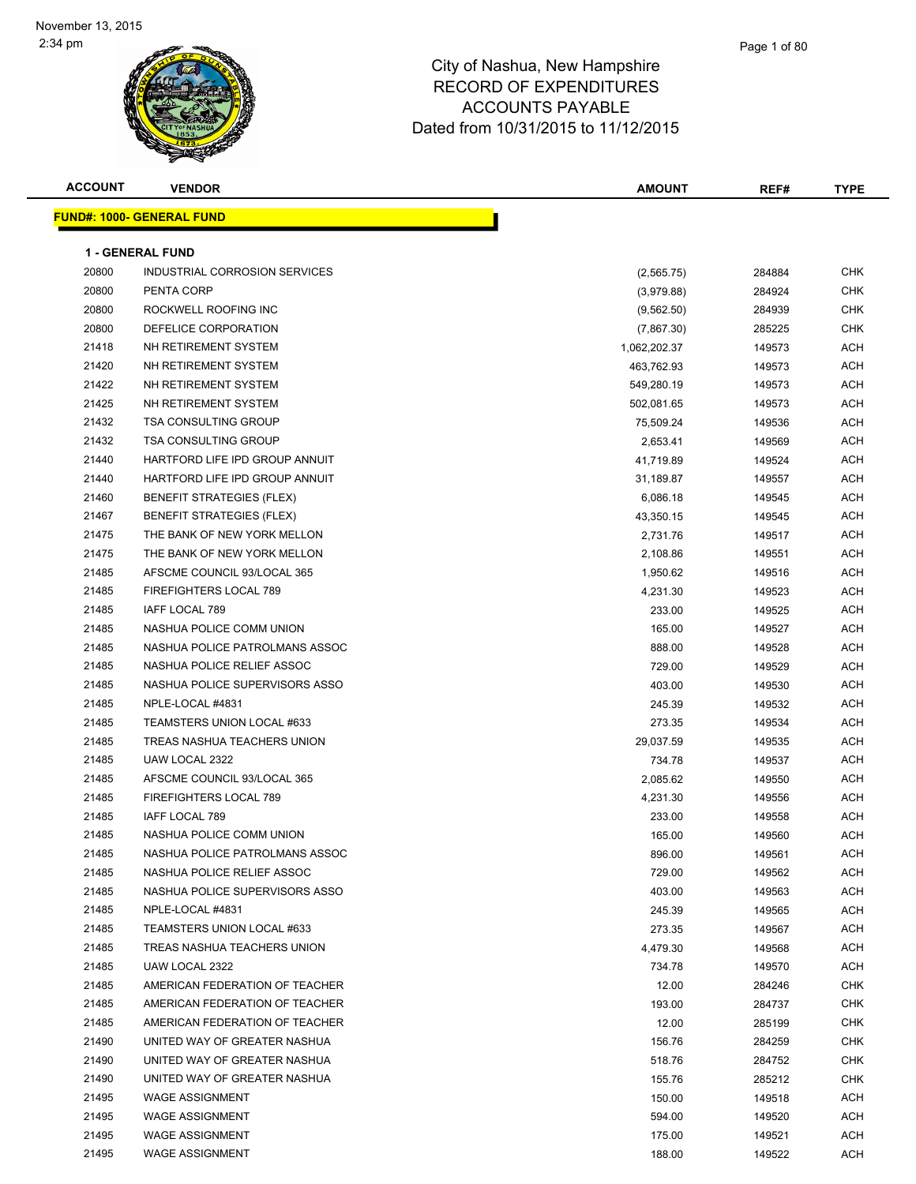November 13, 2015
2:34 pm

# City of Nashua, New Hampshire
## RECORD OF EXPENDITURES
## ACCOUNTS PAYABLE
## Dated from 10/31/2015 to 11/12/2015

**FUND#: 1000- GENERAL FUND**

**1 - GENERAL FUND**

| ACCOUNT | VENDOR | AMOUNT | REF# | TYPE |
|---|---|---|---|---|
| 20800 | INDUSTRIAL CORROSION SERVICES | (2,565.75) | 284884 | CHK |
| 20800 | PENTA CORP | (3,979.88) | 284924 | CHK |
| 20800 | ROCKWELL ROOFING INC | (9,562.50) | 284939 | CHK |
| 20800 | DEFELICE CORPORATION | (7,867.30) | 285225 | CHK |
| 21418 | NH RETIREMENT SYSTEM | 1,062,202.37 | 149573 | ACH |
| 21420 | NH RETIREMENT SYSTEM | 463,762.93 | 149573 | ACH |
| 21422 | NH RETIREMENT SYSTEM | 549,280.19 | 149573 | ACH |
| 21425 | NH RETIREMENT SYSTEM | 502,081.65 | 149573 | ACH |
| 21432 | TSA CONSULTING GROUP | 75,509.24 | 149536 | ACH |
| 21432 | TSA CONSULTING GROUP | 2,653.41 | 149569 | ACH |
| 21440 | HARTFORD LIFE IPD GROUP ANNUIT | 41,719.89 | 149524 | ACH |
| 21440 | HARTFORD LIFE IPD GROUP ANNUIT | 31,189.87 | 149557 | ACH |
| 21460 | BENEFIT STRATEGIES (FLEX) | 6,086.18 | 149545 | ACH |
| 21467 | BENEFIT STRATEGIES (FLEX) | 43,350.15 | 149545 | ACH |
| 21475 | THE BANK OF NEW YORK MELLON | 2,731.76 | 149517 | ACH |
| 21475 | THE BANK OF NEW YORK MELLON | 2,108.86 | 149551 | ACH |
| 21485 | AFSCME COUNCIL 93/LOCAL 365 | 1,950.62 | 149516 | ACH |
| 21485 | FIREFIGHTERS LOCAL 789 | 4,231.30 | 149523 | ACH |
| 21485 | IAFF LOCAL 789 | 233.00 | 149525 | ACH |
| 21485 | NASHUA POLICE COMM UNION | 165.00 | 149527 | ACH |
| 21485 | NASHUA POLICE PATROLMANS ASSOC | 888.00 | 149528 | ACH |
| 21485 | NASHUA POLICE RELIEF ASSOC | 729.00 | 149529 | ACH |
| 21485 | NASHUA POLICE SUPERVISORS ASSO | 403.00 | 149530 | ACH |
| 21485 | NPLE-LOCAL #4831 | 245.39 | 149532 | ACH |
| 21485 | TEAMSTERS UNION LOCAL #633 | 273.35 | 149534 | ACH |
| 21485 | TREAS NASHUA TEACHERS UNION | 29,037.59 | 149535 | ACH |
| 21485 | UAW LOCAL 2322 | 734.78 | 149537 | ACH |
| 21485 | AFSCME COUNCIL 93/LOCAL 365 | 2,085.62 | 149550 | ACH |
| 21485 | FIREFIGHTERS LOCAL 789 | 4,231.30 | 149556 | ACH |
| 21485 | IAFF LOCAL 789 | 233.00 | 149558 | ACH |
| 21485 | NASHUA POLICE COMM UNION | 165.00 | 149560 | ACH |
| 21485 | NASHUA POLICE PATROLMANS ASSOC | 896.00 | 149561 | ACH |
| 21485 | NASHUA POLICE RELIEF ASSOC | 729.00 | 149562 | ACH |
| 21485 | NASHUA POLICE SUPERVISORS ASSO | 403.00 | 149563 | ACH |
| 21485 | NPLE-LOCAL #4831 | 245.39 | 149565 | ACH |
| 21485 | TEAMSTERS UNION LOCAL #633 | 273.35 | 149567 | ACH |
| 21485 | TREAS NASHUA TEACHERS UNION | 4,479.30 | 149568 | ACH |
| 21485 | UAW LOCAL 2322 | 734.78 | 149570 | ACH |
| 21485 | AMERICAN FEDERATION OF TEACHER | 12.00 | 284246 | CHK |
| 21485 | AMERICAN FEDERATION OF TEACHER | 193.00 | 284737 | CHK |
| 21485 | AMERICAN FEDERATION OF TEACHER | 12.00 | 285199 | CHK |
| 21490 | UNITED WAY OF GREATER NASHUA | 156.76 | 284259 | CHK |
| 21490 | UNITED WAY OF GREATER NASHUA | 518.76 | 284752 | CHK |
| 21490 | UNITED WAY OF GREATER NASHUA | 155.76 | 285212 | CHK |
| 21495 | WAGE ASSIGNMENT | 150.00 | 149518 | ACH |
| 21495 | WAGE ASSIGNMENT | 594.00 | 149520 | ACH |
| 21495 | WAGE ASSIGNMENT | 175.00 | 149521 | ACH |
| 21495 | WAGE ASSIGNMENT | 188.00 | 149522 | ACH |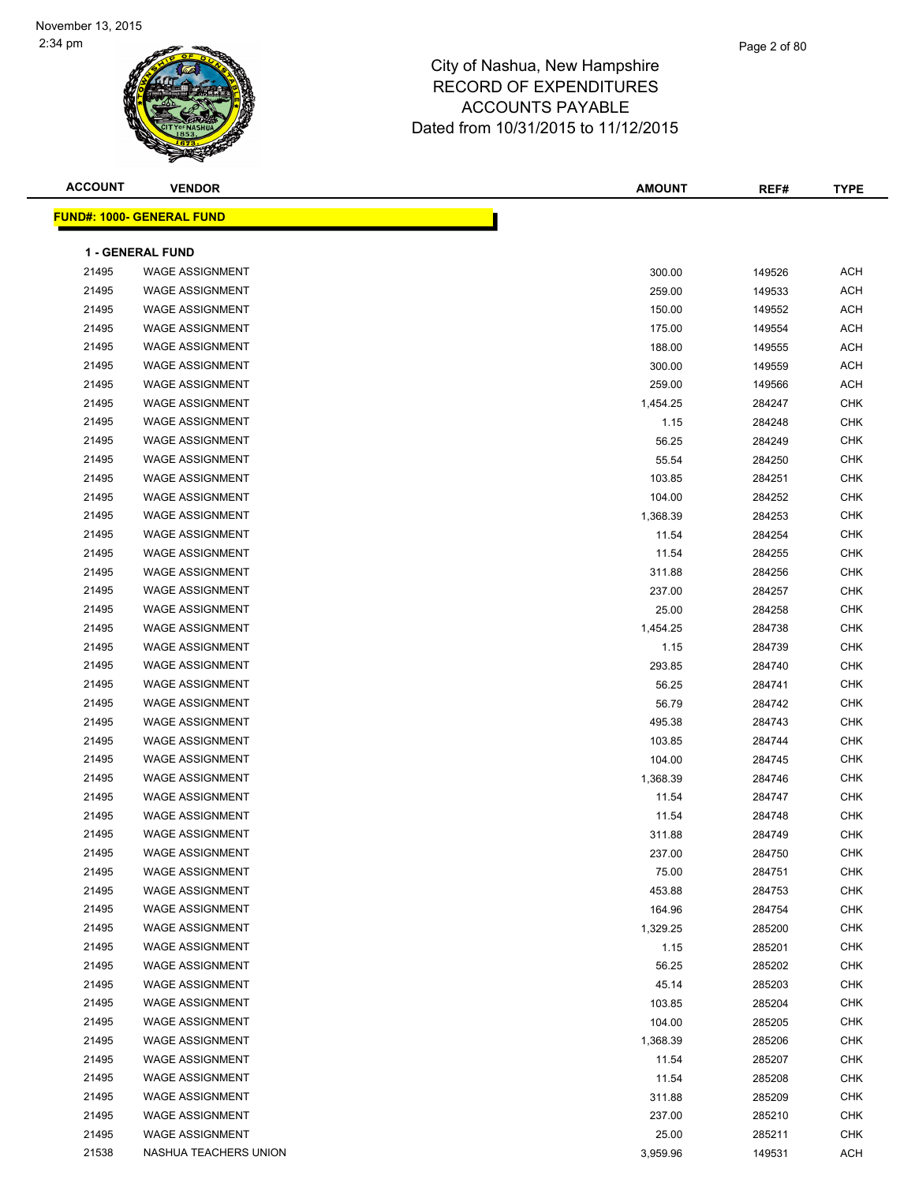City of Nashua, New Hampshire
RECORD OF EXPENDITURES
ACCOUNTS PAYABLE
Dated from 10/31/2015 to 11/12/2015

| ACCOUNT | VENDOR | AMOUNT | REF# | TYPE |
|---|---|---|---|---|
| **FUND#: 1000- GENERAL FUND** | | | | |
| **1 - GENERAL FUND** | | | | |
| 21495 | WAGE ASSIGNMENT | 300.00 | 149526 | ACH |
| 21495 | WAGE ASSIGNMENT | 259.00 | 149533 | ACH |
| 21495 | WAGE ASSIGNMENT | 150.00 | 149552 | ACH |
| 21495 | WAGE ASSIGNMENT | 175.00 | 149554 | ACH |
| 21495 | WAGE ASSIGNMENT | 188.00 | 149555 | ACH |
| 21495 | WAGE ASSIGNMENT | 300.00 | 149559 | ACH |
| 21495 | WAGE ASSIGNMENT | 259.00 | 149566 | ACH |
| 21495 | WAGE ASSIGNMENT | 1,454.25 | 284247 | CHK |
| 21495 | WAGE ASSIGNMENT | 1.15 | 284248 | CHK |
| 21495 | WAGE ASSIGNMENT | 56.25 | 284249 | CHK |
| 21495 | WAGE ASSIGNMENT | 55.54 | 284250 | CHK |
| 21495 | WAGE ASSIGNMENT | 103.85 | 284251 | CHK |
| 21495 | WAGE ASSIGNMENT | 104.00 | 284252 | CHK |
| 21495 | WAGE ASSIGNMENT | 1,368.39 | 284253 | CHK |
| 21495 | WAGE ASSIGNMENT | 11.54 | 284254 | CHK |
| 21495 | WAGE ASSIGNMENT | 11.54 | 284255 | CHK |
| 21495 | WAGE ASSIGNMENT | 311.88 | 284256 | CHK |
| 21495 | WAGE ASSIGNMENT | 237.00 | 284257 | CHK |
| 21495 | WAGE ASSIGNMENT | 25.00 | 284258 | CHK |
| 21495 | WAGE ASSIGNMENT | 1,454.25 | 284738 | CHK |
| 21495 | WAGE ASSIGNMENT | 1.15 | 284739 | CHK |
| 21495 | WAGE ASSIGNMENT | 293.85 | 284740 | CHK |
| 21495 | WAGE ASSIGNMENT | 56.25 | 284741 | CHK |
| 21495 | WAGE ASSIGNMENT | 56.79 | 284742 | CHK |
| 21495 | WAGE ASSIGNMENT | 495.38 | 284743 | CHK |
| 21495 | WAGE ASSIGNMENT | 103.85 | 284744 | CHK |
| 21495 | WAGE ASSIGNMENT | 104.00 | 284745 | CHK |
| 21495 | WAGE ASSIGNMENT | 1,368.39 | 284746 | CHK |
| 21495 | WAGE ASSIGNMENT | 11.54 | 284747 | CHK |
| 21495 | WAGE ASSIGNMENT | 11.54 | 284748 | CHK |
| 21495 | WAGE ASSIGNMENT | 311.88 | 284749 | CHK |
| 21495 | WAGE ASSIGNMENT | 237.00 | 284750 | CHK |
| 21495 | WAGE ASSIGNMENT | 75.00 | 284751 | CHK |
| 21495 | WAGE ASSIGNMENT | 453.88 | 284753 | CHK |
| 21495 | WAGE ASSIGNMENT | 164.96 | 284754 | CHK |
| 21495 | WAGE ASSIGNMENT | 1,329.25 | 285200 | CHK |
| 21495 | WAGE ASSIGNMENT | 1.15 | 285201 | CHK |
| 21495 | WAGE ASSIGNMENT | 56.25 | 285202 | CHK |
| 21495 | WAGE ASSIGNMENT | 45.14 | 285203 | CHK |
| 21495 | WAGE ASSIGNMENT | 103.85 | 285204 | CHK |
| 21495 | WAGE ASSIGNMENT | 104.00 | 285205 | CHK |
| 21495 | WAGE ASSIGNMENT | 1,368.39 | 285206 | CHK |
| 21495 | WAGE ASSIGNMENT | 11.54 | 285207 | CHK |
| 21495 | WAGE ASSIGNMENT | 11.54 | 285208 | CHK |
| 21495 | WAGE ASSIGNMENT | 311.88 | 285209 | CHK |
| 21495 | WAGE ASSIGNMENT | 237.00 | 285210 | CHK |
| 21495 | WAGE ASSIGNMENT | 25.00 | 285211 | CHK |
| 21538 | NASHUA TEACHERS UNION | 3,959.96 | 149531 | ACH |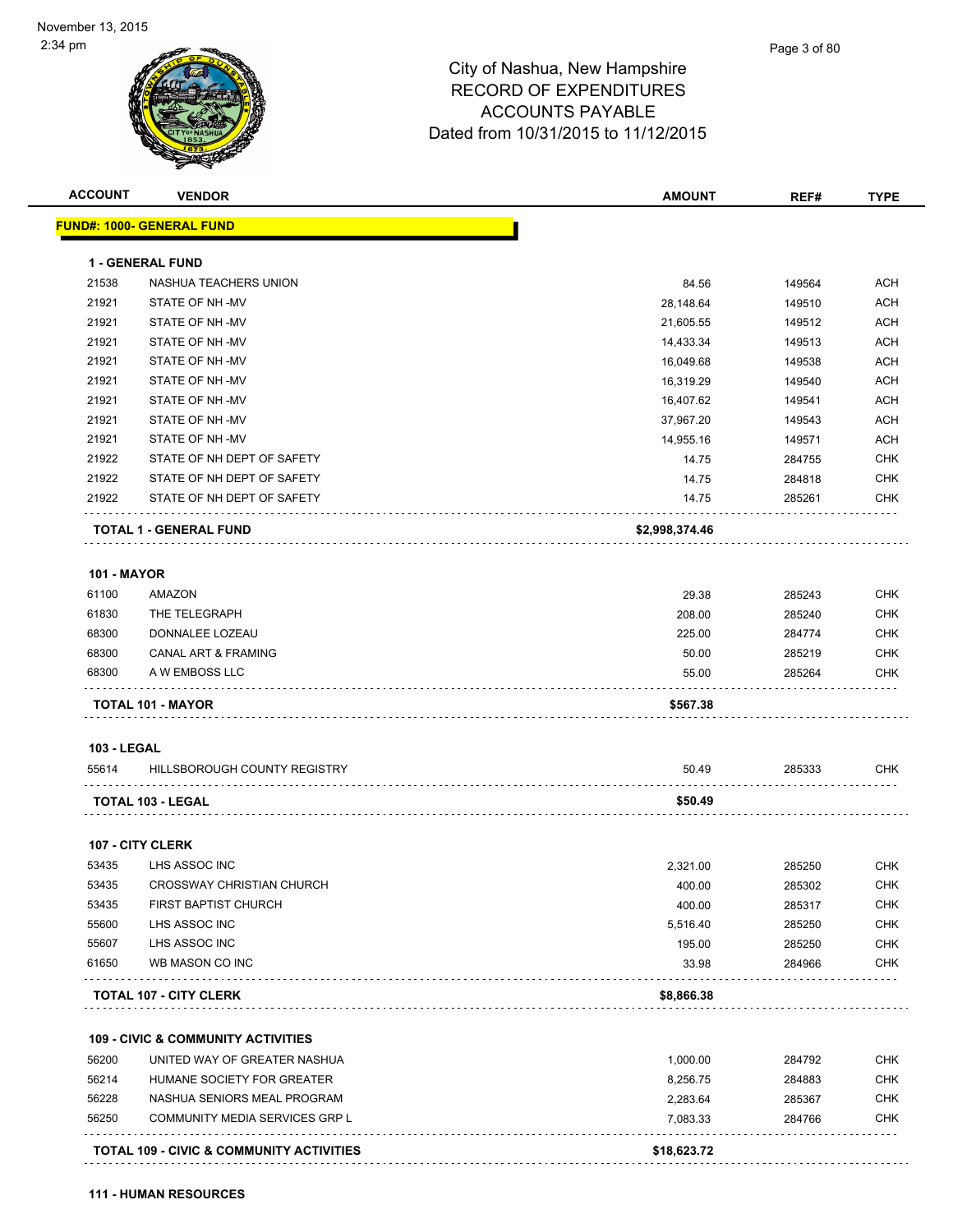City of Nashua, New Hampshire
RECORD OF EXPENDITURES
ACCOUNTS PAYABLE
Dated from 10/31/2015 to 11/12/2015

| ACCOUNT | VENDOR | AMOUNT | REF# | TYPE |
|---|---|---|---|---|
| **FUND#: 1000- GENERAL FUND** | | | | |
| **1 - GENERAL FUND** | | | | |
| 21538 | NASHUA TEACHERS UNION | 84.56 | 149564 | ACH |
| 21921 | STATE OF NH -MV | 28,148.64 | 149510 | ACH |
| 21921 | STATE OF NH -MV | 21,605.55 | 149512 | ACH |
| 21921 | STATE OF NH -MV | 14,433.34 | 149513 | ACH |
| 21921 | STATE OF NH -MV | 16,049.68 | 149538 | ACH |
| 21921 | STATE OF NH -MV | 16,319.29 | 149540 | ACH |
| 21921 | STATE OF NH -MV | 16,407.62 | 149541 | ACH |
| 21921 | STATE OF NH -MV | 37,967.20 | 149543 | ACH |
| 21921 | STATE OF NH -MV | 14,955.16 | 149571 | ACH |
| 21922 | STATE OF NH DEPT OF SAFETY | 14.75 | 284755 | CHK |
| 21922 | STATE OF NH DEPT OF SAFETY | 14.75 | 284818 | CHK |
| 21922 | STATE OF NH DEPT OF SAFETY | 14.75 | 285261 | CHK |
| **TOTAL 1 - GENERAL FUND** | | **$2,998,374.46** | | |
| **101 - MAYOR** | | | | |
| 61100 | AMAZON | 29.38 | 285243 | CHK |
| 61830 | THE TELEGRAPH | 208.00 | 285240 | CHK |
| 68300 | DONNALEE LOZEAU | 225.00 | 284774 | CHK |
| 68300 | CANAL ART & FRAMING | 50.00 | 285219 | CHK |
| 68300 | A W EMBOSS LLC | 55.00 | 285264 | CHK |
| **TOTAL 101 - MAYOR** | | **$567.38** | | |
| **103 - LEGAL** | | | | |
| 55614 | HILLSBOROUGH COUNTY REGISTRY | 50.49 | 285333 | CHK |
| **TOTAL 103 - LEGAL** | | **$50.49** | | |
| **107 - CITY CLERK** | | | | |
| 53435 | LHS ASSOC INC | 2,321.00 | 285250 | CHK |
| 53435 | CROSSWAY CHRISTIAN CHURCH | 400.00 | 285302 | CHK |
| 53435 | FIRST BAPTIST CHURCH | 400.00 | 285317 | CHK |
| 55600 | LHS ASSOC INC | 5,516.40 | 285250 | CHK |
| 55607 | LHS ASSOC INC | 195.00 | 285250 | CHK |
| 61650 | WB MASON CO INC | 33.98 | 284966 | CHK |
| **TOTAL 107 - CITY CLERK** | | **$8,866.38** | | |
| **109 - CIVIC & COMMUNITY ACTIVITIES** | | | | |
| 56200 | UNITED WAY OF GREATER NASHUA | 1,000.00 | 284792 | CHK |
| 56214 | HUMANE SOCIETY FOR GREATER | 8,256.75 | 284883 | CHK |
| 56228 | NASHUA SENIORS MEAL PROGRAM | 2,283.64 | 285367 | CHK |
| 56250 | COMMUNITY MEDIA SERVICES GRP L | 7,083.33 | 284766 | CHK |
| **TOTAL 109 - CIVIC & COMMUNITY ACTIVITIES** | | **$18,623.72** | | |
| **111 - HUMAN RESOURCES** | | | | |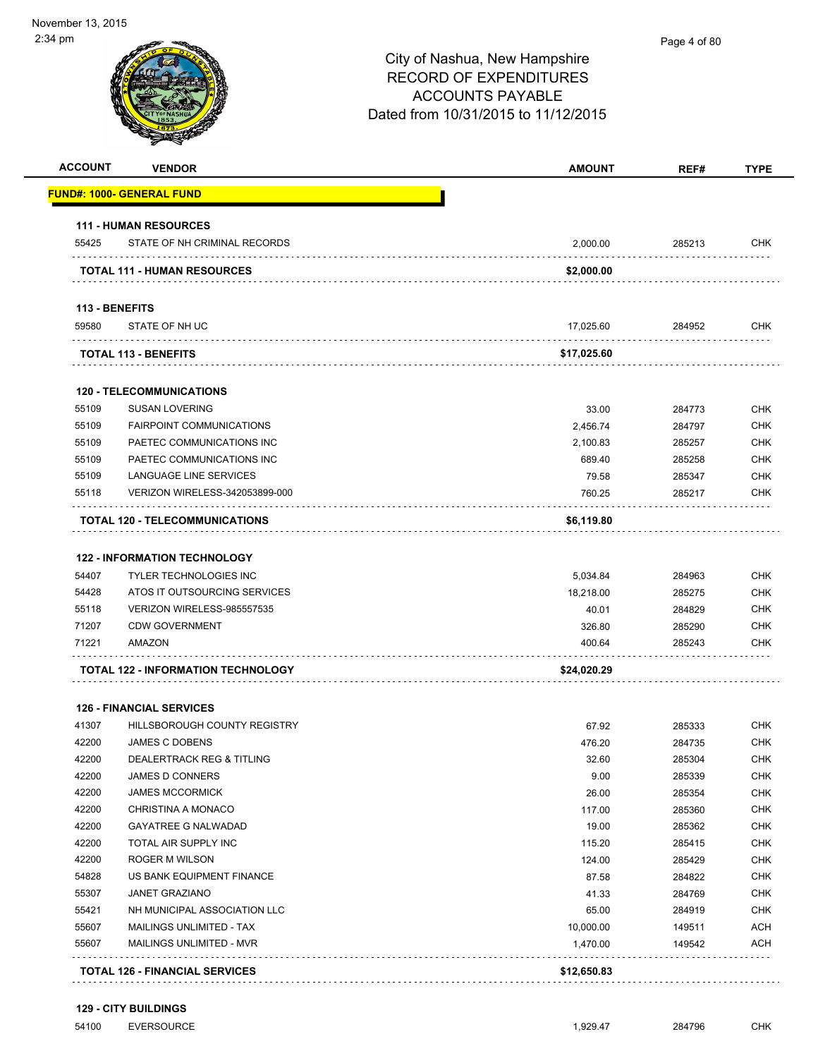# City of Nashua, New Hampshire
## RECORD OF EXPENDITURES
## ACCOUNTS PAYABLE
## Dated from 10/31/2015 to 11/12/2015

| ACCOUNT | VENDOR | AMOUNT | REF# | TYPE |
|---|---|---|---|---|
| **FUND#: 1000- GENERAL FUND** | | | | |
| **111 - HUMAN RESOURCES** | | | | |
| 55425 | STATE OF NH CRIMINAL RECORDS | 2,000.00 | 285213 | CHK |
| | **TOTAL 111 - HUMAN RESOURCES** | **$2,000.00** | | |
| **113 - BENEFITS** | | | | |
| 59580 | STATE OF NH UC | 17,025.60 | 284952 | CHK |
| | **TOTAL 113 - BENEFITS** | **$17,025.60** | | |
| **120 - TELECOMMUNICATIONS** | | | | |
| 55109 | SUSAN LOVERING | 33.00 | 284773 | CHK |
| 55109 | FAIRPOINT COMMUNICATIONS | 2,456.74 | 284797 | CHK |
| 55109 | PAETEC COMMUNICATIONS INC | 2,100.83 | 285257 | CHK |
| 55109 | PAETEC COMMUNICATIONS INC | 689.40 | 285258 | CHK |
| 55109 | LANGUAGE LINE SERVICES | 79.58 | 285347 | CHK |
| 55118 | VERIZON WIRELESS-342053899-000 | 760.25 | 285217 | CHK |
| | **TOTAL 120 - TELECOMMUNICATIONS** | **$6,119.80** | | |
| **122 - INFORMATION TECHNOLOGY** | | | | |
| 54407 | TYLER TECHNOLOGIES INC | 5,034.84 | 284963 | CHK |
| 54428 | ATOS IT OUTSOURCING SERVICES | 18,218.00 | 285275 | CHK |
| 55118 | VERIZON WIRELESS-985557535 | 40.01 | 284829 | CHK |
| 71207 | CDW GOVERNMENT | 326.80 | 285290 | CHK |
| 71221 | AMAZON | 400.64 | 285243 | CHK |
| | **TOTAL 122 - INFORMATION TECHNOLOGY** | **$24,020.29** | | |
| **126 - FINANCIAL SERVICES** | | | | |
| 41307 | HILLSBOROUGH COUNTY REGISTRY | 67.92 | 285333 | CHK |
| 42200 | JAMES C DOBENS | 476.20 | 284735 | CHK |
| 42200 | DEALERTRACK REG & TITLING | 32.60 | 285304 | CHK |
| 42200 | JAMES D CONNERS | 9.00 | 285339 | CHK |
| 42200 | JAMES MCCORMICK | 26.00 | 285354 | CHK |
| 42200 | CHRISTINA A MONACO | 117.00 | 285360 | CHK |
| 42200 | GAYATREE G NALWADAD | 19.00 | 285362 | CHK |
| 42200 | TOTAL AIR SUPPLY INC | 115.20 | 285415 | CHK |
| 42200 | ROGER M WILSON | 124.00 | 285429 | CHK |
| 54828 | US BANK EQUIPMENT FINANCE | 87.58 | 284822 | CHK |
| 55307 | JANET GRAZIANO | 41.33 | 284769 | CHK |
| 55421 | NH MUNICIPAL ASSOCIATION LLC | 65.00 | 284919 | CHK |
| 55607 | MAILINGS UNLIMITED - TAX | 10,000.00 | 149511 | ACH |
| 55607 | MAILINGS UNLIMITED - MVR | 1,470.00 | 149542 | ACH |
| | **TOTAL 126 - FINANCIAL SERVICES** | **$12,650.83** | | |
| **129 - CITY BUILDINGS** | | | | |
| 54100 | EVERSOURCE | 1,929.47 | 284796 | CHK |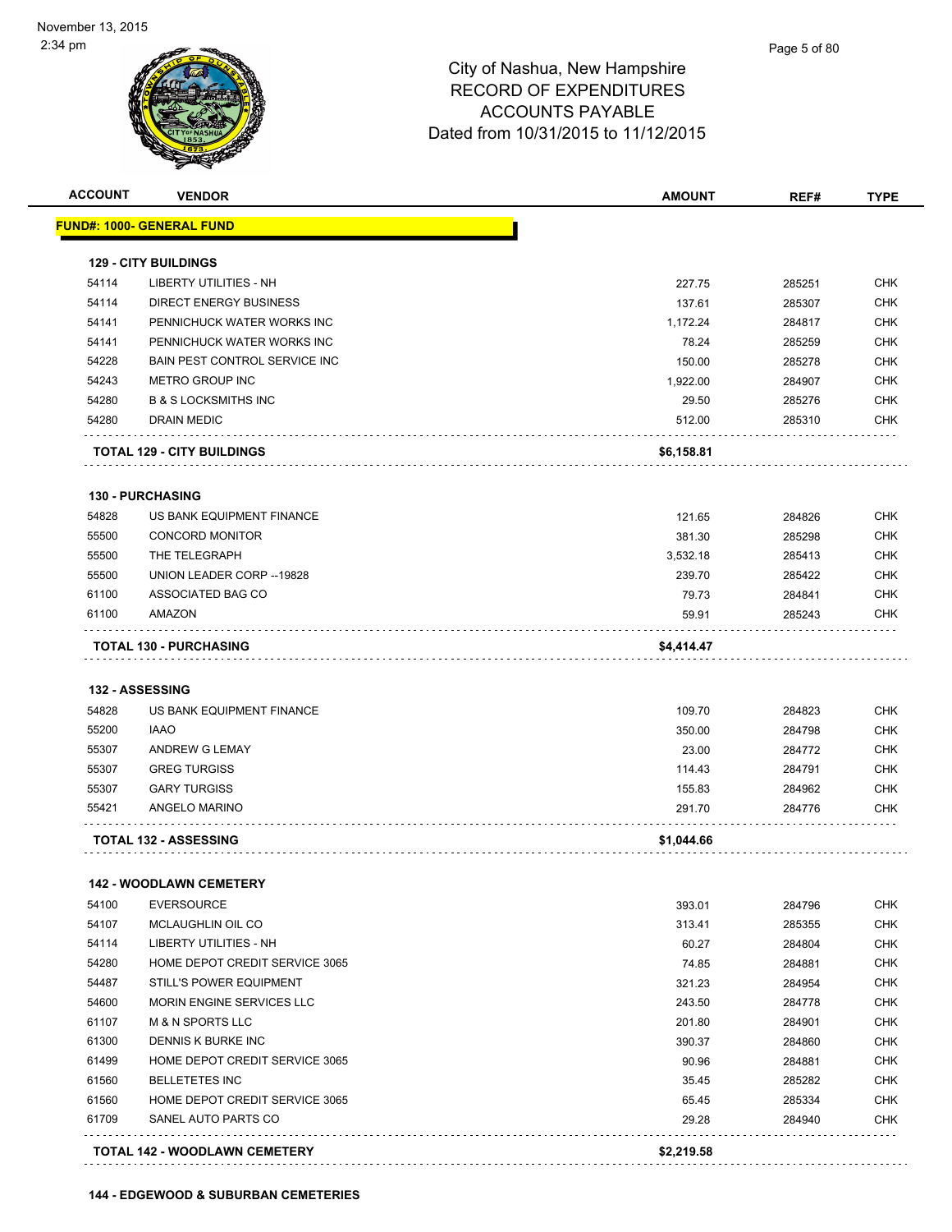November 13, 2015
2:34 pm

# City of Nashua, New Hampshire
## RECORD OF EXPENDITURES
## ACCOUNTS PAYABLE
## Dated from 10/31/2015 to 11/12/2015

| ACCOUNT | VENDOR | AMOUNT | REF# | TYPE |
|---|---|---|---|---|
| **FUND#: 1000- GENERAL FUND** | | | | |
| **129 - CITY BUILDINGS** | | | | |
| 54114 | LIBERTY UTILITIES - NH | 227.75 | 285251 | CHK |
| 54114 | DIRECT ENERGY BUSINESS | 137.61 | 285307 | CHK |
| 54141 | PENNICHUCK WATER WORKS INC | 1,172.24 | 284817 | CHK |
| 54141 | PENNICHUCK WATER WORKS INC | 78.24 | 285259 | CHK |
| 54228 | BAIN PEST CONTROL SERVICE INC | 150.00 | 285278 | CHK |
| 54243 | METRO GROUP INC | 1,922.00 | 284907 | CHK |
| 54280 | B & S LOCKSMITHS INC | 29.50 | 285276 | CHK |
| 54280 | DRAIN MEDIC | 512.00 | 285310 | CHK |
| | **TOTAL 129 - CITY BUILDINGS** | **$6,158.81** | | |
| **130 - PURCHASING** | | | | |
| 54828 | US BANK EQUIPMENT FINANCE | 121.65 | 284826 | CHK |
| 55500 | CONCORD MONITOR | 381.30 | 285298 | CHK |
| 55500 | THE TELEGRAPH | 3,532.18 | 285413 | CHK |
| 55500 | UNION LEADER CORP --19828 | 239.70 | 285422 | CHK |
| 61100 | ASSOCIATED BAG CO | 79.73 | 284841 | CHK |
| 61100 | AMAZON | 59.91 | 285243 | CHK |
| | **TOTAL 130 - PURCHASING** | **$4,414.47** | | |
| **132 - ASSESSING** | | | | |
| 54828 | US BANK EQUIPMENT FINANCE | 109.70 | 284823 | CHK |
| 55200 | IAAO | 350.00 | 284798 | CHK |
| 55307 | ANDREW G LEMAY | 23.00 | 284772 | CHK |
| 55307 | GREG TURGISS | 114.43 | 284791 | CHK |
| 55307 | GARY TURGISS | 155.83 | 284962 | CHK |
| 55421 | ANGELO MARINO | 291.70 | 284776 | CHK |
| | **TOTAL 132 - ASSESSING** | **$1,044.66** | | |
| **142 - WOODLAWN CEMETERY** | | | | |
| 54100 | EVERSOURCE | 393.01 | 284796 | CHK |
| 54107 | MCLAUGHLIN OIL CO | 313.41 | 285355 | CHK |
| 54114 | LIBERTY UTILITIES - NH | 60.27 | 284804 | CHK |
| 54280 | HOME DEPOT CREDIT SERVICE 3065 | 74.85 | 284881 | CHK |
| 54487 | STILL'S POWER EQUIPMENT | 321.23 | 284954 | CHK |
| 54600 | MORIN ENGINE SERVICES LLC | 243.50 | 284778 | CHK |
| 61107 | M & N SPORTS LLC | 201.80 | 284901 | CHK |
| 61300 | DENNIS K BURKE INC | 390.37 | 284860 | CHK |
| 61499 | HOME DEPOT CREDIT SERVICE 3065 | 90.96 | 284881 | CHK |
| 61560 | BELLETETES INC | 35.45 | 285282 | CHK |
| 61560 | HOME DEPOT CREDIT SERVICE 3065 | 65.45 | 285334 | CHK |
| 61709 | SANEL AUTO PARTS CO | 29.28 | 284940 | CHK |
| | **TOTAL 142 - WOODLAWN CEMETERY** | **$2,219.58** | | |

**144 - EDGEWOOD & SUBURBAN CEMETERIES**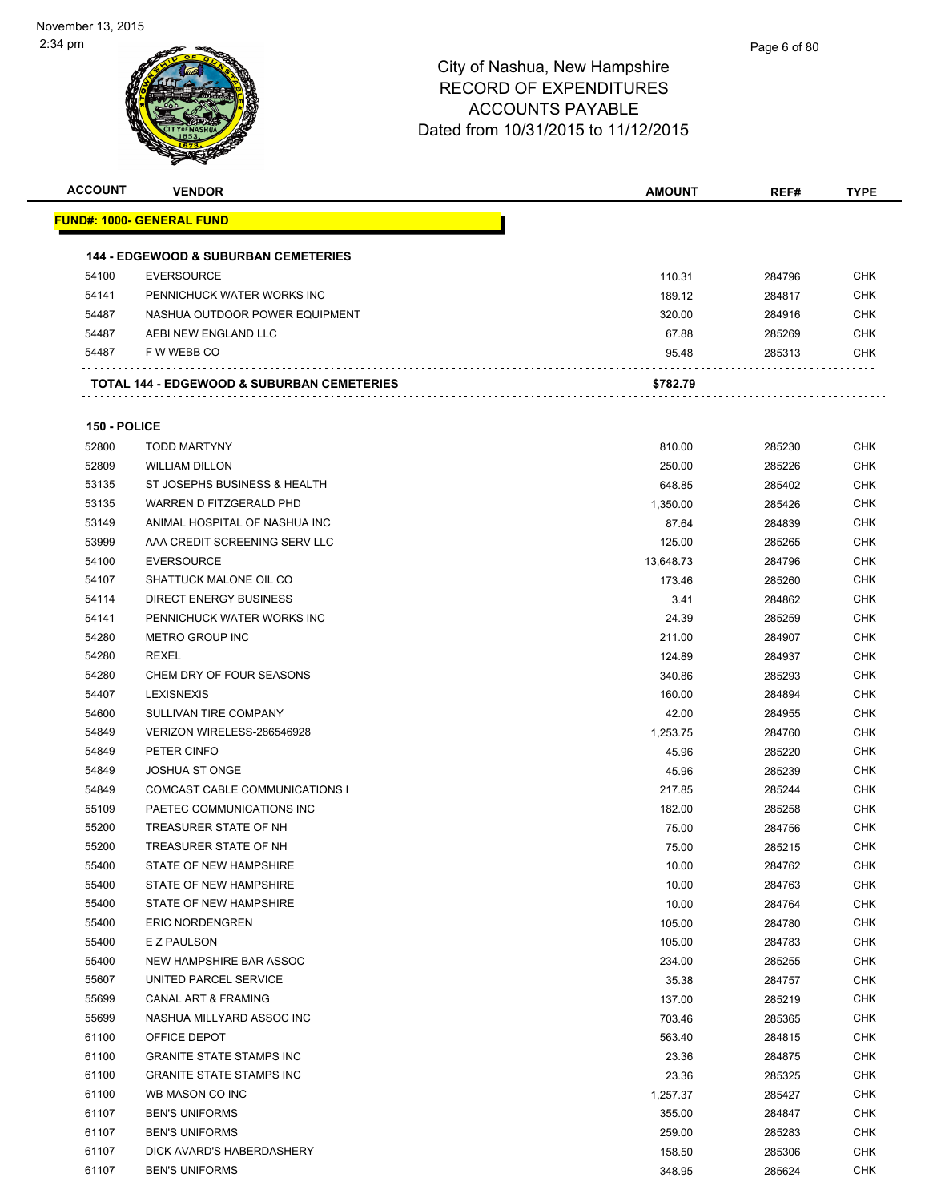# City of Nashua, New Hampshire
## RECORD OF EXPENDITURES
## ACCOUNTS PAYABLE
## Dated from 10/31/2015 to 11/12/2015

| ACCOUNT | VENDOR | AMOUNT | REF# | TYPE |
|---|---|---|---|---|
| **FUND#: 1000- GENERAL FUND** | | | | |
| **144 - EDGEWOOD & SUBURBAN CEMETERIES** | | | | |
| 54100 | EVERSOURCE | 110.31 | 284796 | CHK |
| 54141 | PENNICHUCK WATER WORKS INC | 189.12 | 284817 | CHK |
| 54487 | NASHUA OUTDOOR POWER EQUIPMENT | 320.00 | 284916 | CHK |
| 54487 | AEBI NEW ENGLAND LLC | 67.88 | 285269 | CHK |
| 54487 | F W WEBB CO | 95.48 | 285313 | CHK |
| **TOTAL 144 - EDGEWOOD & SUBURBAN CEMETERIES** | | **$782.79** | | |
| **150 - POLICE** | | | | |
| 52800 | TODD MARTYNY | 810.00 | 285230 | CHK |
| 52809 | WILLIAM DILLON | 250.00 | 285226 | CHK |
| 53135 | ST JOSEPHS BUSINESS & HEALTH | 648.85 | 285402 | CHK |
| 53135 | WARREN D FITZGERALD PHD | 1,350.00 | 285426 | CHK |
| 53149 | ANIMAL HOSPITAL OF NASHUA INC | 87.64 | 284839 | CHK |
| 53999 | AAA CREDIT SCREENING SERV LLC | 125.00 | 285265 | CHK |
| 54100 | EVERSOURCE | 13,648.73 | 284796 | CHK |
| 54107 | SHATTUCK MALONE OIL CO | 173.46 | 285260 | CHK |
| 54114 | DIRECT ENERGY BUSINESS | 3.41 | 284862 | CHK |
| 54141 | PENNICHUCK WATER WORKS INC | 24.39 | 285259 | CHK |
| 54280 | METRO GROUP INC | 211.00 | 284907 | CHK |
| 54280 | REXEL | 124.89 | 284937 | CHK |
| 54280 | CHEM DRY OF FOUR SEASONS | 340.86 | 285293 | CHK |
| 54407 | LEXISNEXIS | 160.00 | 284894 | CHK |
| 54600 | SULLIVAN TIRE COMPANY | 42.00 | 284955 | CHK |
| 54849 | VERIZON WIRELESS-286546928 | 1,253.75 | 284760 | CHK |
| 54849 | PETER CINFO | 45.96 | 285220 | CHK |
| 54849 | JOSHUA ST ONGE | 45.96 | 285239 | CHK |
| 54849 | COMCAST CABLE COMMUNICATIONS I | 217.85 | 285244 | CHK |
| 55109 | PAETEC COMMUNICATIONS INC | 182.00 | 285258 | CHK |
| 55200 | TREASURER STATE OF NH | 75.00 | 284756 | CHK |
| 55200 | TREASURER STATE OF NH | 75.00 | 285215 | CHK |
| 55400 | STATE OF NEW HAMPSHIRE | 10.00 | 284762 | CHK |
| 55400 | STATE OF NEW HAMPSHIRE | 10.00 | 284763 | CHK |
| 55400 | STATE OF NEW HAMPSHIRE | 10.00 | 284764 | CHK |
| 55400 | ERIC NORDENGREN | 105.00 | 284780 | CHK |
| 55400 | E Z PAULSON | 105.00 | 284783 | CHK |
| 55400 | NEW HAMPSHIRE BAR ASSOC | 234.00 | 285255 | CHK |
| 55607 | UNITED PARCEL SERVICE | 35.38 | 284757 | CHK |
| 55699 | CANAL ART & FRAMING | 137.00 | 285219 | CHK |
| 55699 | NASHUA MILLYARD ASSOC INC | 703.46 | 285365 | CHK |
| 61100 | OFFICE DEPOT | 563.40 | 284815 | CHK |
| 61100 | GRANITE STATE STAMPS INC | 23.36 | 284875 | CHK |
| 61100 | GRANITE STATE STAMPS INC | 23.36 | 285325 | CHK |
| 61100 | WB MASON CO INC | 1,257.37 | 285427 | CHK |
| 61107 | BEN'S UNIFORMS | 355.00 | 284847 | CHK |
| 61107 | BEN'S UNIFORMS | 259.00 | 285283 | CHK |
| 61107 | DICK AVARD'S HABERDASHERY | 158.50 | 285306 | CHK |
| 61107 | BEN'S UNIFORMS | 348.95 | 285624 | CHK |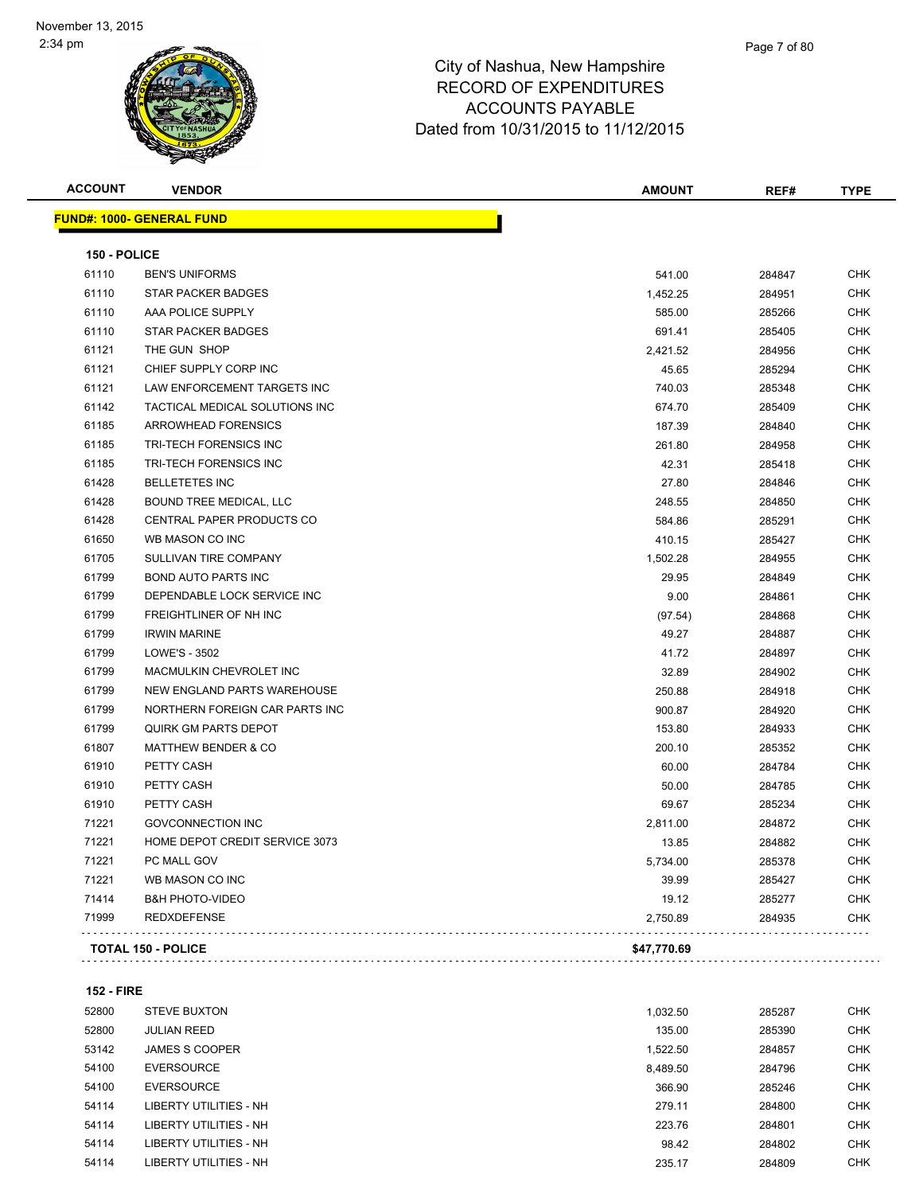November 13, 2015
2:34 pm

# City of Nashua, New Hampshire
## RECORD OF EXPENDITURES
## ACCOUNTS PAYABLE
## Dated from 10/31/2015 to 11/12/2015

| ACCOUNT | VENDOR | AMOUNT | REF# | TYPE |
|---|---|---|---|---|
| **FUND#: 1000- GENERAL FUND** | | | | |
| **150 - POLICE** | | | | |
| 61110 | BEN'S UNIFORMS | 541.00 | 284847 | CHK |
| 61110 | STAR PACKER BADGES | 1,452.25 | 284951 | CHK |
| 61110 | AAA POLICE SUPPLY | 585.00 | 285266 | CHK |
| 61110 | STAR PACKER BADGES | 691.41 | 285405 | CHK |
| 61121 | THE GUN SHOP | 2,421.52 | 284956 | CHK |
| 61121 | CHIEF SUPPLY CORP INC | 45.65 | 285294 | CHK |
| 61121 | LAW ENFORCEMENT TARGETS INC | 740.03 | 285348 | CHK |
| 61142 | TACTICAL MEDICAL SOLUTIONS INC | 674.70 | 285409 | CHK |
| 61185 | ARROWHEAD FORENSICS | 187.39 | 284840 | CHK |
| 61185 | TRI-TECH FORENSICS INC | 261.80 | 284958 | CHK |
| 61185 | TRI-TECH FORENSICS INC | 42.31 | 285418 | CHK |
| 61428 | BELLETETES INC | 27.80 | 284846 | CHK |
| 61428 | BOUND TREE MEDICAL, LLC | 248.55 | 284850 | CHK |
| 61428 | CENTRAL PAPER PRODUCTS CO | 584.86 | 285291 | CHK |
| 61650 | WB MASON CO INC | 410.15 | 285427 | CHK |
| 61705 | SULLIVAN TIRE COMPANY | 1,502.28 | 284955 | CHK |
| 61799 | BOND AUTO PARTS INC | 29.95 | 284849 | CHK |
| 61799 | DEPENDABLE LOCK SERVICE INC | 9.00 | 284861 | CHK |
| 61799 | FREIGHTLINER OF NH INC | (97.54) | 284868 | CHK |
| 61799 | IRWIN MARINE | 49.27 | 284887 | CHK |
| 61799 | LOWE'S - 3502 | 41.72 | 284897 | CHK |
| 61799 | MACMULKIN CHEVROLET INC | 32.89 | 284902 | CHK |
| 61799 | NEW ENGLAND PARTS WAREHOUSE | 250.88 | 284918 | CHK |
| 61799 | NORTHERN FOREIGN CAR PARTS INC | 900.87 | 284920 | CHK |
| 61799 | QUIRK GM PARTS DEPOT | 153.80 | 284933 | CHK |
| 61807 | MATTHEW BENDER & CO | 200.10 | 285352 | CHK |
| 61910 | PETTY CASH | 60.00 | 284784 | CHK |
| 61910 | PETTY CASH | 50.00 | 284785 | CHK |
| 61910 | PETTY CASH | 69.67 | 285234 | CHK |
| 71221 | GOVCONNECTION INC | 2,811.00 | 284872 | CHK |
| 71221 | HOME DEPOT CREDIT SERVICE 3073 | 13.85 | 284882 | CHK |
| 71221 | PC MALL GOV | 5,734.00 | 285378 | CHK |
| 71221 | WB MASON CO INC | 39.99 | 285427 | CHK |
| 71414 | B&H PHOTO-VIDEO | 19.12 | 285277 | CHK |
| 71999 | REDXDEFENSE | 2,750.89 | 284935 | CHK |
| **TOTAL 150 - POLICE** | | **$47,770.69** | | |
| **152 - FIRE** | | | | |
| 52800 | STEVE BUXTON | 1,032.50 | 285287 | CHK |
| 52800 | JULIAN REED | 135.00 | 285390 | CHK |
| 53142 | JAMES S COOPER | 1,522.50 | 284857 | CHK |
| 54100 | EVERSOURCE | 8,489.50 | 284796 | CHK |
| 54100 | EVERSOURCE | 366.90 | 285246 | CHK |
| 54114 | LIBERTY UTILITIES - NH | 279.11 | 284800 | CHK |
| 54114 | LIBERTY UTILITIES - NH | 223.76 | 284801 | CHK |
| 54114 | LIBERTY UTILITIES - NH | 98.42 | 284802 | CHK |
| 54114 | LIBERTY UTILITIES - NH | 235.17 | 284809 | CHK |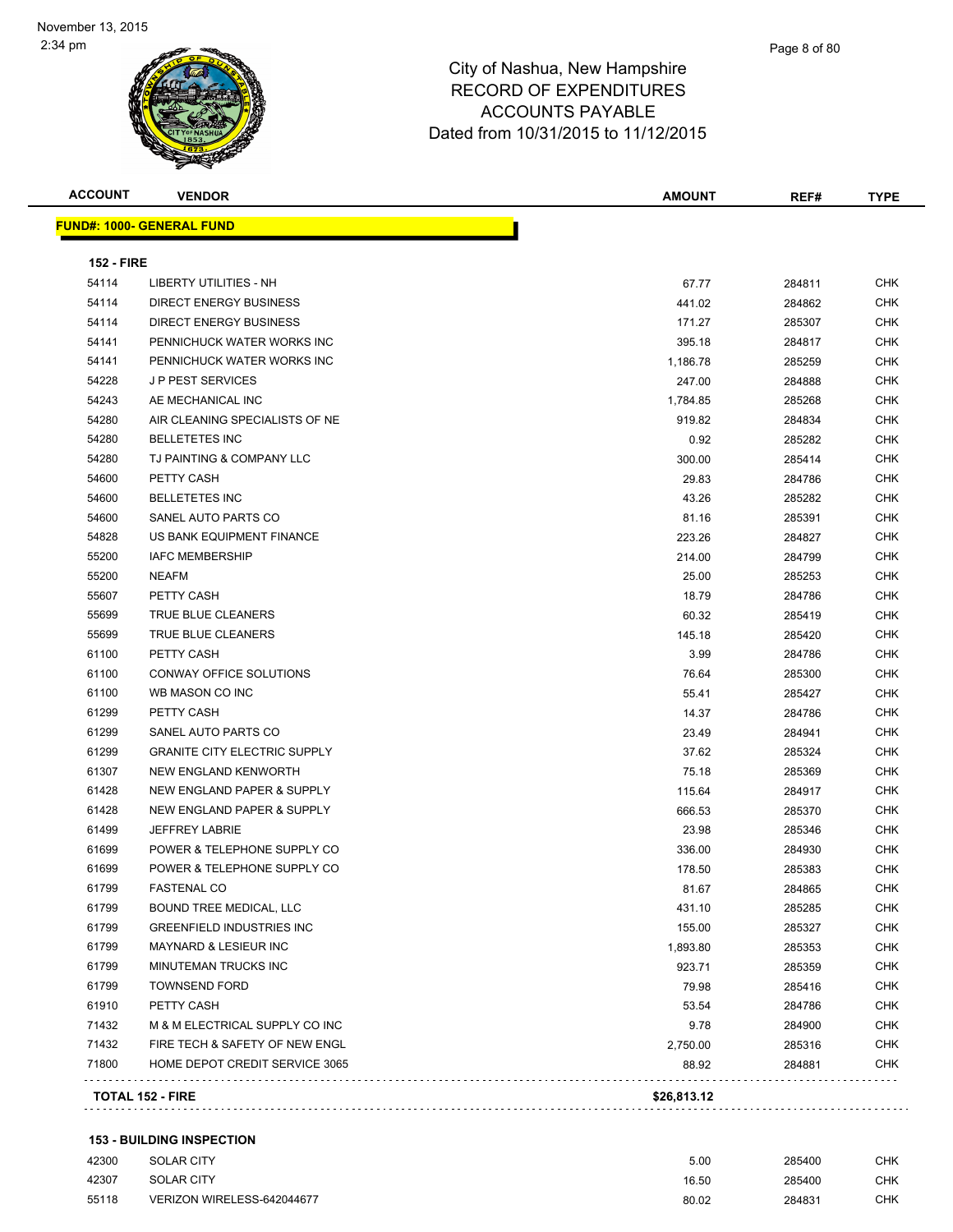City of Nashua, New Hampshire
RECORD OF EXPENDITURES
ACCOUNTS PAYABLE
Dated from 10/31/2015 to 11/12/2015

**FUND#: 1000- GENERAL FUND**

**152 - FIRE**

| ACCOUNT | VENDOR | AMOUNT | REF# | TYPE |
|---|---|---|---|---|
| 54114 | LIBERTY UTILITIES - NH | 67.77 | 284811 | CHK |
| 54114 | DIRECT ENERGY BUSINESS | 441.02 | 284862 | CHK |
| 54114 | DIRECT ENERGY BUSINESS | 171.27 | 285307 | CHK |
| 54141 | PENNICHUCK WATER WORKS INC | 395.18 | 284817 | CHK |
| 54141 | PENNICHUCK WATER WORKS INC | 1,186.78 | 285259 | CHK |
| 54228 | J P PEST SERVICES | 247.00 | 284888 | CHK |
| 54243 | AE MECHANICAL INC | 1,784.85 | 285268 | CHK |
| 54280 | AIR CLEANING SPECIALISTS OF NE | 919.82 | 284834 | CHK |
| 54280 | BELLETETES INC | 0.92 | 285282 | CHK |
| 54280 | TJ PAINTING & COMPANY LLC | 300.00 | 285414 | CHK |
| 54600 | PETTY CASH | 29.83 | 284786 | CHK |
| 54600 | BELLETETES INC | 43.26 | 285282 | CHK |
| 54600 | SANEL AUTO PARTS CO | 81.16 | 285391 | CHK |
| 54828 | US BANK EQUIPMENT FINANCE | 223.26 | 284827 | CHK |
| 55200 | IAFC MEMBERSHIP | 214.00 | 284799 | CHK |
| 55200 | NEAFM | 25.00 | 285253 | CHK |
| 55607 | PETTY CASH | 18.79 | 284786 | CHK |
| 55699 | TRUE BLUE CLEANERS | 60.32 | 285419 | CHK |
| 55699 | TRUE BLUE CLEANERS | 145.18 | 285420 | CHK |
| 61100 | PETTY CASH | 3.99 | 284786 | CHK |
| 61100 | CONWAY OFFICE SOLUTIONS | 76.64 | 285300 | CHK |
| 61100 | WB MASON CO INC | 55.41 | 285427 | CHK |
| 61299 | PETTY CASH | 14.37 | 284786 | CHK |
| 61299 | SANEL AUTO PARTS CO | 23.49 | 284941 | CHK |
| 61299 | GRANITE CITY ELECTRIC SUPPLY | 37.62 | 285324 | CHK |
| 61307 | NEW ENGLAND KENWORTH | 75.18 | 285369 | CHK |
| 61428 | NEW ENGLAND PAPER & SUPPLY | 115.64 | 284917 | CHK |
| 61428 | NEW ENGLAND PAPER & SUPPLY | 666.53 | 285370 | CHK |
| 61499 | JEFFREY LABRIE | 23.98 | 285346 | CHK |
| 61699 | POWER & TELEPHONE SUPPLY CO | 336.00 | 284930 | CHK |
| 61699 | POWER & TELEPHONE SUPPLY CO | 178.50 | 285383 | CHK |
| 61799 | FASTENAL CO | 81.67 | 284865 | CHK |
| 61799 | BOUND TREE MEDICAL, LLC | 431.10 | 285285 | CHK |
| 61799 | GREENFIELD INDUSTRIES INC | 155.00 | 285327 | CHK |
| 61799 | MAYNARD & LESIEUR INC | 1,893.80 | 285353 | CHK |
| 61799 | MINUTEMAN TRUCKS INC | 923.71 | 285359 | CHK |
| 61799 | TOWNSEND FORD | 79.98 | 285416 | CHK |
| 61910 | PETTY CASH | 53.54 | 284786 | CHK |
| 71432 | M & M ELECTRICAL SUPPLY CO INC | 9.78 | 284900 | CHK |
| 71432 | FIRE TECH & SAFETY OF NEW ENGL | 2,750.00 | 285316 | CHK |
| 71800 | HOME DEPOT CREDIT SERVICE 3065 | 88.92 | 284881 | CHK |
| **TOTAL 152 - FIRE** | | **$26,813.12** | | |

**153 - BUILDING INSPECTION**

| ACCOUNT | VENDOR | AMOUNT | REF# | TYPE |
|---|---|---|---|---|
| 42300 | SOLAR CITY | 5.00 | 285400 | CHK |
| 42307 | SOLAR CITY | 16.50 | 285400 | CHK |
| 55118 | VERIZON WIRELESS-642044677 | 80.02 | 284831 | CHK |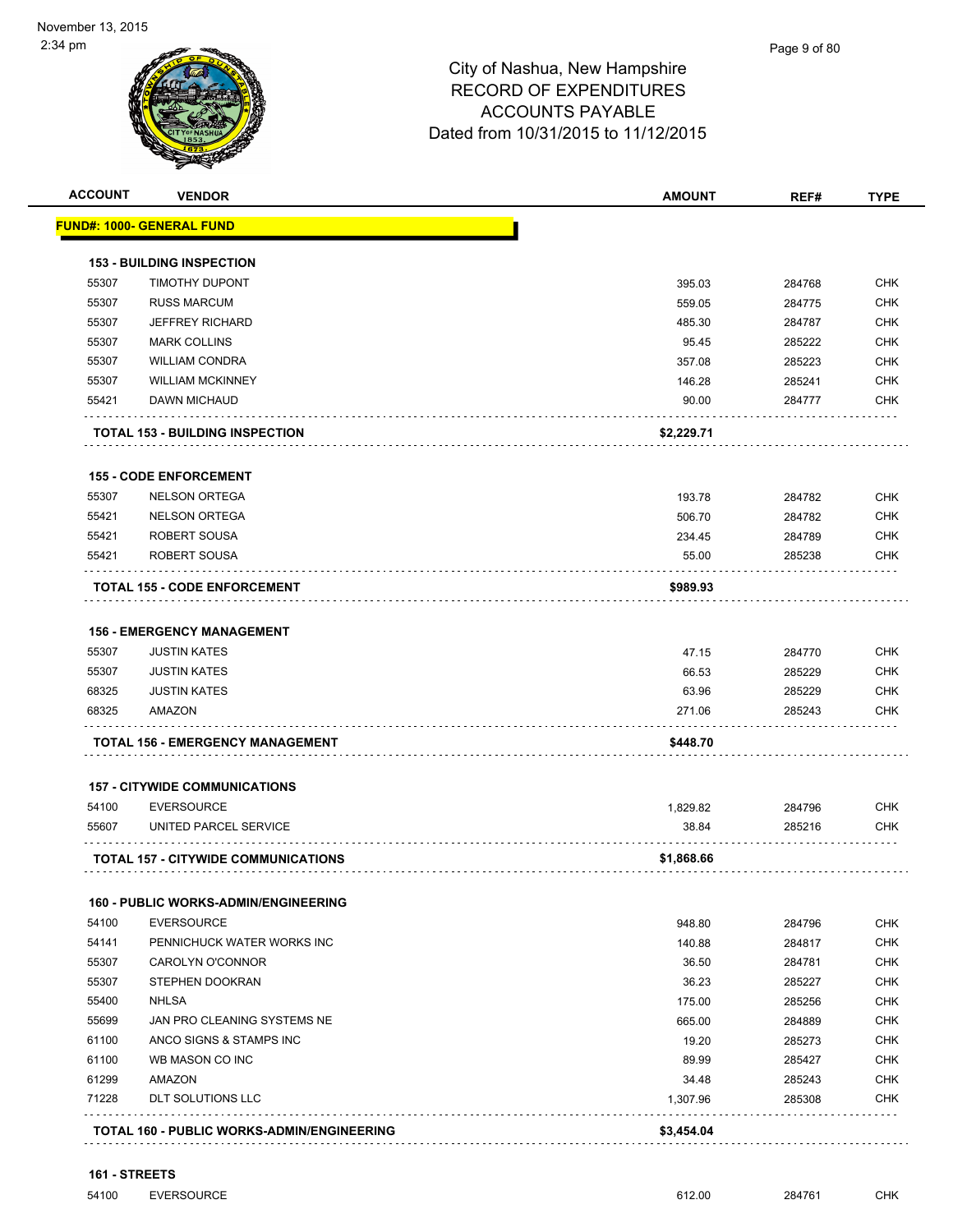City of Nashua, New Hampshire
RECORD OF EXPENDITURES
ACCOUNTS PAYABLE
Dated from 10/31/2015 to 11/12/2015

November 13, 2015
2:34 pm

| ACCOUNT | VENDOR | AMOUNT | REF# | TYPE |
|---|---|---|---|---|
| **FUND#: 1000- GENERAL FUND** | | | | |
| **153 - BUILDING INSPECTION** | | | | |
| 55307 | TIMOTHY DUPONT | 395.03 | 284768 | CHK |
| 55307 | RUSS MARCUM | 559.05 | 284775 | CHK |
| 55307 | JEFFREY RICHARD | 485.30 | 284787 | CHK |
| 55307 | MARK COLLINS | 95.45 | 285222 | CHK |
| 55307 | WILLIAM CONDRA | 357.08 | 285223 | CHK |
| 55307 | WILLIAM MCKINNEY | 146.28 | 285241 | CHK |
| 55421 | DAWN MICHAUD | 90.00 | 284777 | CHK |
| **TOTAL 153 - BUILDING INSPECTION** | | **$2,229.71** | | |
| **155 - CODE ENFORCEMENT** | | | | |
| 55307 | NELSON ORTEGA | 193.78 | 284782 | CHK |
| 55421 | NELSON ORTEGA | 506.70 | 284782 | CHK |
| 55421 | ROBERT SOUSA | 234.45 | 284789 | CHK |
| 55421 | ROBERT SOUSA | 55.00 | 285238 | CHK |
| **TOTAL 155 - CODE ENFORCEMENT** | | **$989.93** | | |
| **156 - EMERGENCY MANAGEMENT** | | | | |
| 55307 | JUSTIN KATES | 47.15 | 284770 | CHK |
| 55307 | JUSTIN KATES | 66.53 | 285229 | CHK |
| 68325 | JUSTIN KATES | 63.96 | 285229 | CHK |
| 68325 | AMAZON | 271.06 | 285243 | CHK |
| **TOTAL 156 - EMERGENCY MANAGEMENT** | | **$448.70** | | |
| **157 - CITYWIDE COMMUNICATIONS** | | | | |
| 54100 | EVERSOURCE | 1,829.82 | 284796 | CHK |
| 55607 | UNITED PARCEL SERVICE | 38.84 | 285216 | CHK |
| **TOTAL 157 - CITYWIDE COMMUNICATIONS** | | **$1,868.66** | | |
| **160 - PUBLIC WORKS-ADMIN/ENGINEERING** | | | | |
| 54100 | EVERSOURCE | 948.80 | 284796 | CHK |
| 54141 | PENNICHUCK WATER WORKS INC | 140.88 | 284817 | CHK |
| 55307 | CAROLYN O'CONNOR | 36.50 | 284781 | CHK |
| 55307 | STEPHEN DOOKRAN | 36.23 | 285227 | CHK |
| 55400 | NHLSA | 175.00 | 285256 | CHK |
| 55699 | JAN PRO CLEANING SYSTEMS NE | 665.00 | 284889 | CHK |
| 61100 | ANCO SIGNS & STAMPS INC | 19.20 | 285273 | CHK |
| 61100 | WB MASON CO INC | 89.99 | 285427 | CHK |
| 61299 | AMAZON | 34.48 | 285243 | CHK |
| 71228 | DLT SOLUTIONS LLC | 1,307.96 | 285308 | CHK |
| **TOTAL 160 - PUBLIC WORKS-ADMIN/ENGINEERING** | | **$3,454.04** | | |
| **161 - STREETS** | | | | |
| 54100 | EVERSOURCE | 612.00 | 284761 | CHK |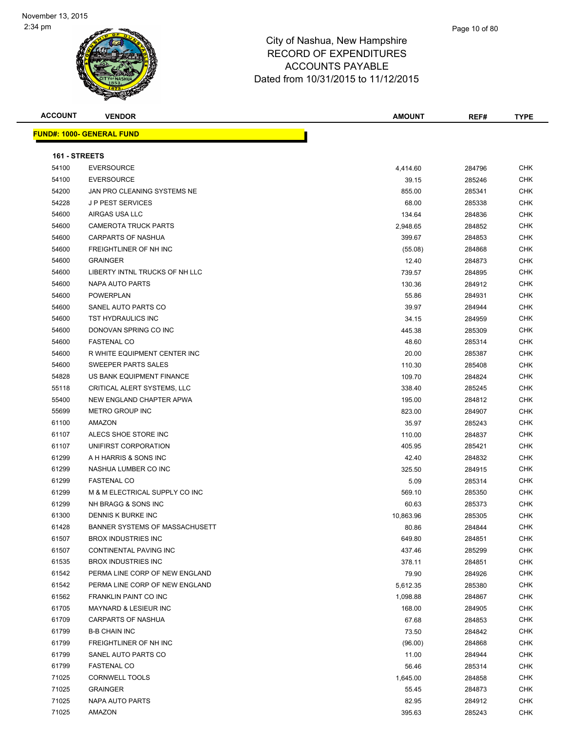# City of Nashua, New Hampshire
# RECORD OF EXPENDITURES
# ACCOUNTS PAYABLE
# Dated from 10/31/2015 to 11/12/2015

November 13, 2015
2:34 pm

**FUND#: 1000- GENERAL FUND**

**161 - STREETS**

| ACCOUNT | VENDOR | AMOUNT | REF# | TYPE |
|---|---|---|---|---|
| 54100 | EVERSOURCE | 4,414.60 | 284796 | CHK |
| 54100 | EVERSOURCE | 39.15 | 285246 | CHK |
| 54200 | JAN PRO CLEANING SYSTEMS NE | 855.00 | 285341 | CHK |
| 54228 | J P PEST SERVICES | 68.00 | 285338 | CHK |
| 54600 | AIRGAS USA LLC | 134.64 | 284836 | CHK |
| 54600 | CAMEROTA TRUCK PARTS | 2,948.65 | 284852 | CHK |
| 54600 | CARPARTS OF NASHUA | 399.67 | 284853 | CHK |
| 54600 | FREIGHTLINER OF NH INC | (55.08) | 284868 | CHK |
| 54600 | GRAINGER | 12.40 | 284873 | CHK |
| 54600 | LIBERTY INTNL TRUCKS OF NH LLC | 739.57 | 284895 | CHK |
| 54600 | NAPA AUTO PARTS | 130.36 | 284912 | CHK |
| 54600 | POWERPLAN | 55.86 | 284931 | CHK |
| 54600 | SANEL AUTO PARTS CO | 39.97 | 284944 | CHK |
| 54600 | TST HYDRAULICS INC | 34.15 | 284959 | CHK |
| 54600 | DONOVAN SPRING CO INC | 445.38 | 285309 | CHK |
| 54600 | FASTENAL CO | 48.60 | 285314 | CHK |
| 54600 | R WHITE EQUIPMENT CENTER INC | 20.00 | 285387 | CHK |
| 54600 | SWEEPER PARTS SALES | 110.30 | 285408 | CHK |
| 54828 | US BANK EQUIPMENT FINANCE | 109.70 | 284824 | CHK |
| 55118 | CRITICAL ALERT SYSTEMS, LLC | 338.40 | 285245 | CHK |
| 55400 | NEW ENGLAND CHAPTER APWA | 195.00 | 284812 | CHK |
| 55699 | METRO GROUP INC | 823.00 | 284907 | CHK |
| 61100 | AMAZON | 35.97 | 285243 | CHK |
| 61107 | ALECS SHOE STORE INC | 110.00 | 284837 | CHK |
| 61107 | UNIFIRST CORPORATION | 405.95 | 285421 | CHK |
| 61299 | A H HARRIS & SONS INC | 42.40 | 284832 | CHK |
| 61299 | NASHUA LUMBER CO INC | 325.50 | 284915 | CHK |
| 61299 | FASTENAL CO | 5.09 | 285314 | CHK |
| 61299 | M & M ELECTRICAL SUPPLY CO INC | 569.10 | 285350 | CHK |
| 61299 | NH BRAGG & SONS INC | 60.63 | 285373 | CHK |
| 61300 | DENNIS K BURKE INC | 10,863.96 | 285305 | CHK |
| 61428 | BANNER SYSTEMS OF MASSACHUSETT | 80.86 | 284844 | CHK |
| 61507 | BROX INDUSTRIES INC | 649.80 | 284851 | CHK |
| 61507 | CONTINENTAL PAVING INC | 437.46 | 285299 | CHK |
| 61535 | BROX INDUSTRIES INC | 378.11 | 284851 | CHK |
| 61542 | PERMA LINE CORP OF NEW ENGLAND | 79.90 | 284926 | CHK |
| 61542 | PERMA LINE CORP OF NEW ENGLAND | 5,612.35 | 285380 | CHK |
| 61562 | FRANKLIN PAINT CO INC | 1,098.88 | 284867 | CHK |
| 61705 | MAYNARD & LESIEUR INC | 168.00 | 284905 | CHK |
| 61709 | CARPARTS OF NASHUA | 67.68 | 284853 | CHK |
| 61799 | B-B CHAIN INC | 73.50 | 284842 | CHK |
| 61799 | FREIGHTLINER OF NH INC | (96.00) | 284868 | CHK |
| 61799 | SANEL AUTO PARTS CO | 11.00 | 284944 | CHK |
| 61799 | FASTENAL CO | 56.46 | 285314 | CHK |
| 71025 | CORNWELL TOOLS | 1,645.00 | 284858 | CHK |
| 71025 | GRAINGER | 55.45 | 284873 | CHK |
| 71025 | NAPA AUTO PARTS | 82.95 | 284912 | CHK |
| 71025 | AMAZON | 395.63 | 285243 | CHK |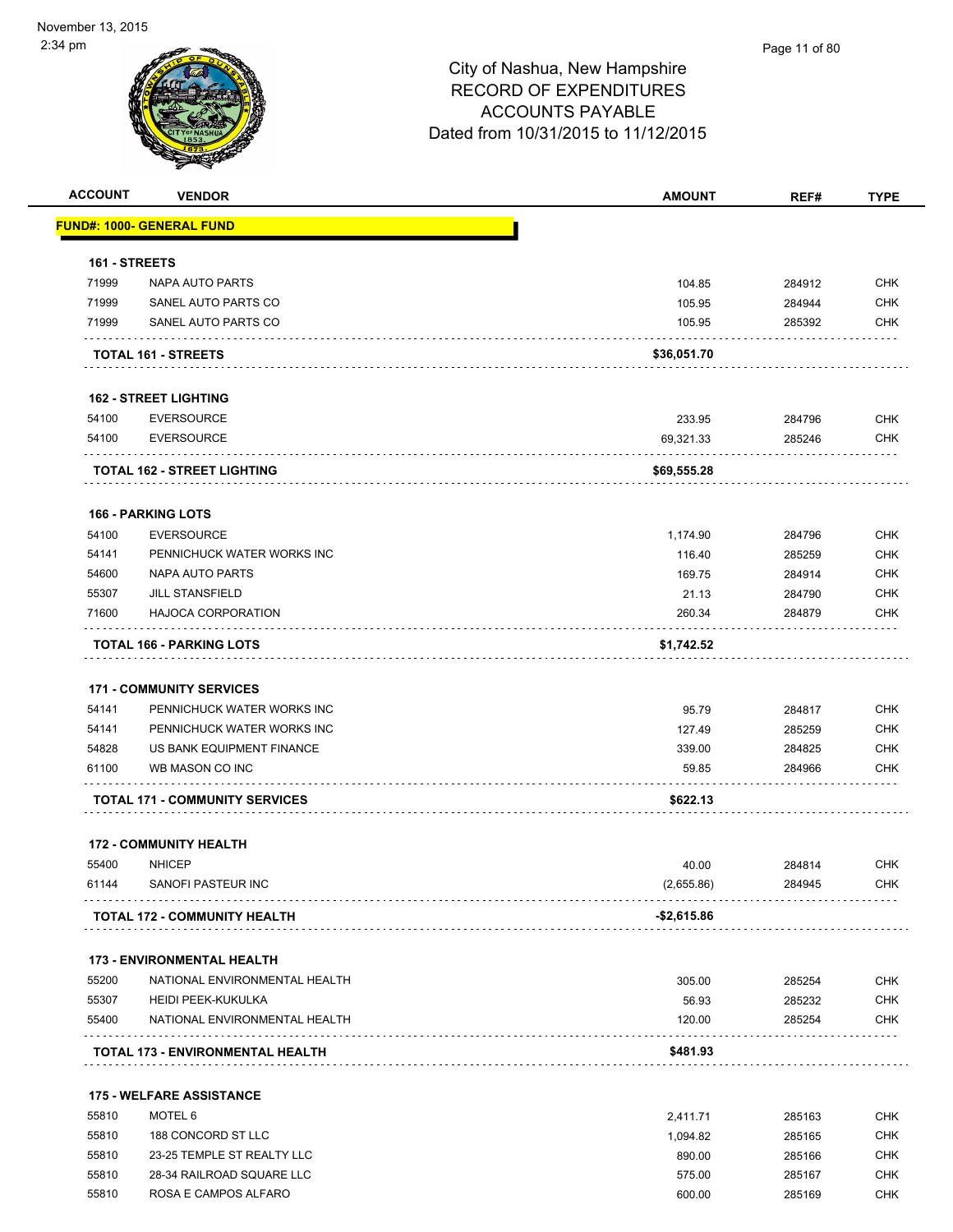# City of Nashua, New Hampshire
## RECORD OF EXPENDITURES
## ACCOUNTS PAYABLE
## Dated from 10/31/2015 to 11/12/2015

| ACCOUNT | VENDOR | AMOUNT | REF# | TYPE |
|---|---|---|---|---|
| **FUND#: 1000- GENERAL FUND** | | | | |
| **161 - STREETS** | | | | |
| 71999 | NAPA AUTO PARTS | 104.85 | 284912 | CHK |
| 71999 | SANEL AUTO PARTS CO | 105.95 | 284944 | CHK |
| 71999 | SANEL AUTO PARTS CO | 105.95 | 285392 | CHK |
| | **TOTAL 161 - STREETS** | **$36,051.70** | | |
| **162 - STREET LIGHTING** | | | | |
| 54100 | EVERSOURCE | 233.95 | 284796 | CHK |
| 54100 | EVERSOURCE | 69,321.33 | 285246 | CHK |
| | **TOTAL 162 - STREET LIGHTING** | **$69,555.28** | | |
| **166 - PARKING LOTS** | | | | |
| 54100 | EVERSOURCE | 1,174.90 | 284796 | CHK |
| 54141 | PENNICHUCK WATER WORKS INC | 116.40 | 285259 | CHK |
| 54600 | NAPA AUTO PARTS | 169.75 | 284914 | CHK |
| 55307 | JILL STANSFIELD | 21.13 | 284790 | CHK |
| 71600 | HAJOCA CORPORATION | 260.34 | 284879 | CHK |
| | **TOTAL 166 - PARKING LOTS** | **$1,742.52** | | |
| **171 - COMMUNITY SERVICES** | | | | |
| 54141 | PENNICHUCK WATER WORKS INC | 95.79 | 284817 | CHK |
| 54141 | PENNICHUCK WATER WORKS INC | 127.49 | 285259 | CHK |
| 54828 | US BANK EQUIPMENT FINANCE | 339.00 | 284825 | CHK |
| 61100 | WB MASON CO INC | 59.85 | 284966 | CHK |
| | **TOTAL 171 - COMMUNITY SERVICES** | **$622.13** | | |
| **172 - COMMUNITY HEALTH** | | | | |
| 55400 | NHICEP | 40.00 | 284814 | CHK |
| 61144 | SANOFI PASTEUR INC | (2,655.86) | 284945 | CHK |
| | **TOTAL 172 - COMMUNITY HEALTH** | **-$2,615.86** | | |
| **173 - ENVIRONMENTAL HEALTH** | | | | |
| 55200 | NATIONAL ENVIRONMENTAL HEALTH | 305.00 | 285254 | CHK |
| 55307 | HEIDI PEEK-KUKULKA | 56.93 | 285232 | CHK |
| 55400 | NATIONAL ENVIRONMENTAL HEALTH | 120.00 | 285254 | CHK |
| | **TOTAL 173 - ENVIRONMENTAL HEALTH** | **$481.93** | | |
| **175 - WELFARE ASSISTANCE** | | | | |
| 55810 | MOTEL 6 | 2,411.71 | 285163 | CHK |
| 55810 | 188 CONCORD ST LLC | 1,094.82 | 285165 | CHK |
| 55810 | 23-25 TEMPLE ST REALTY LLC | 890.00 | 285166 | CHK |
| 55810 | 28-34 RAILROAD SQUARE LLC | 575.00 | 285167 | CHK |
| 55810 | ROSA E CAMPOS ALFARO | 600.00 | 285169 | CHK |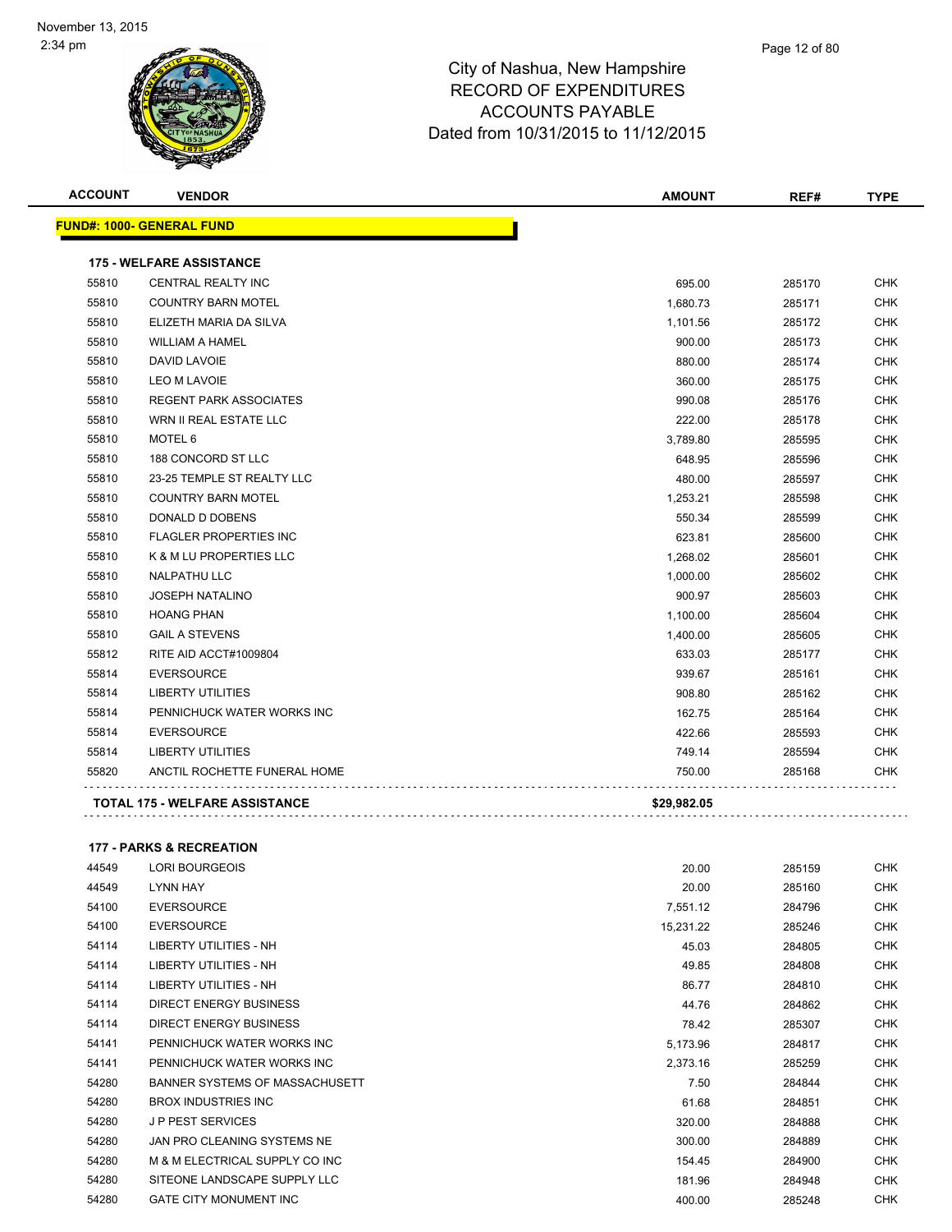# City of Nashua, New Hampshire
## RECORD OF EXPENDITURES
## ACCOUNTS PAYABLE
### Dated from 10/31/2015 to 11/12/2015

November 13, 2015
2:34 pm

| ACCOUNT | VENDOR | AMOUNT | REF# | TYPE |
|---|---|---|---|---|
| **FUND#: 1000- GENERAL FUND** | | | | |
| **175 - WELFARE ASSISTANCE** | | | | |
| 55810 | CENTRAL REALTY INC | 695.00 | 285170 | CHK |
| 55810 | COUNTRY BARN MOTEL | 1,680.73 | 285171 | CHK |
| 55810 | ELIZETH MARIA DA SILVA | 1,101.56 | 285172 | CHK |
| 55810 | WILLIAM A HAMEL | 900.00 | 285173 | CHK |
| 55810 | DAVID LAVOIE | 880.00 | 285174 | CHK |
| 55810 | LEO M LAVOIE | 360.00 | 285175 | CHK |
| 55810 | REGENT PARK ASSOCIATES | 990.08 | 285176 | CHK |
| 55810 | WRN II REAL ESTATE LLC | 222.00 | 285178 | CHK |
| 55810 | MOTEL 6 | 3,789.80 | 285595 | CHK |
| 55810 | 188 CONCORD ST LLC | 648.95 | 285596 | CHK |
| 55810 | 23-25 TEMPLE ST REALTY LLC | 480.00 | 285597 | CHK |
| 55810 | COUNTRY BARN MOTEL | 1,253.21 | 285598 | CHK |
| 55810 | DONALD D DOBENS | 550.34 | 285599 | CHK |
| 55810 | FLAGLER PROPERTIES INC | 623.81 | 285600 | CHK |
| 55810 | K & M LU PROPERTIES LLC | 1,268.02 | 285601 | CHK |
| 55810 | NALPATHU LLC | 1,000.00 | 285602 | CHK |
| 55810 | JOSEPH NATALINO | 900.97 | 285603 | CHK |
| 55810 | HOANG PHAN | 1,100.00 | 285604 | CHK |
| 55810 | GAIL A STEVENS | 1,400.00 | 285605 | CHK |
| 55812 | RITE AID ACCT#1009804 | 633.03 | 285177 | CHK |
| 55814 | EVERSOURCE | 939.67 | 285161 | CHK |
| 55814 | LIBERTY UTILITIES | 908.80 | 285162 | CHK |
| 55814 | PENNICHUCK WATER WORKS INC | 162.75 | 285164 | CHK |
| 55814 | EVERSOURCE | 422.66 | 285593 | CHK |
| 55814 | LIBERTY UTILITIES | 749.14 | 285594 | CHK |
| 55820 | ANCTIL ROCHETTE FUNERAL HOME | 750.00 | 285168 | CHK |
| **TOTAL 175 - WELFARE ASSISTANCE** | | **$29,982.05** | | |
| **177 - PARKS & RECREATION** | | | | |
| 44549 | LORI BOURGEOIS | 20.00 | 285159 | CHK |
| 44549 | LYNN HAY | 20.00 | 285160 | CHK |
| 54100 | EVERSOURCE | 7,551.12 | 284796 | CHK |
| 54100 | EVERSOURCE | 15,231.22 | 285246 | CHK |
| 54114 | LIBERTY UTILITIES - NH | 45.03 | 284805 | CHK |
| 54114 | LIBERTY UTILITIES - NH | 49.85 | 284808 | CHK |
| 54114 | LIBERTY UTILITIES - NH | 86.77 | 284810 | CHK |
| 54114 | DIRECT ENERGY BUSINESS | 44.76 | 284862 | CHK |
| 54114 | DIRECT ENERGY BUSINESS | 78.42 | 285307 | CHK |
| 54141 | PENNICHUCK WATER WORKS INC | 5,173.96 | 284817 | CHK |
| 54141 | PENNICHUCK WATER WORKS INC | 2,373.16 | 285259 | CHK |
| 54280 | BANNER SYSTEMS OF MASSACHUSETT | 7.50 | 284844 | CHK |
| 54280 | BROX INDUSTRIES INC | 61.68 | 284851 | CHK |
| 54280 | J P PEST SERVICES | 320.00 | 284888 | CHK |
| 54280 | JAN PRO CLEANING SYSTEMS NE | 300.00 | 284889 | CHK |
| 54280 | M & M ELECTRICAL SUPPLY CO INC | 154.45 | 284900 | CHK |
| 54280 | SITEONE LANDSCAPE SUPPLY LLC | 181.96 | 284948 | CHK |
| 54280 | GATE CITY MONUMENT INC | 400.00 | 285248 | CHK |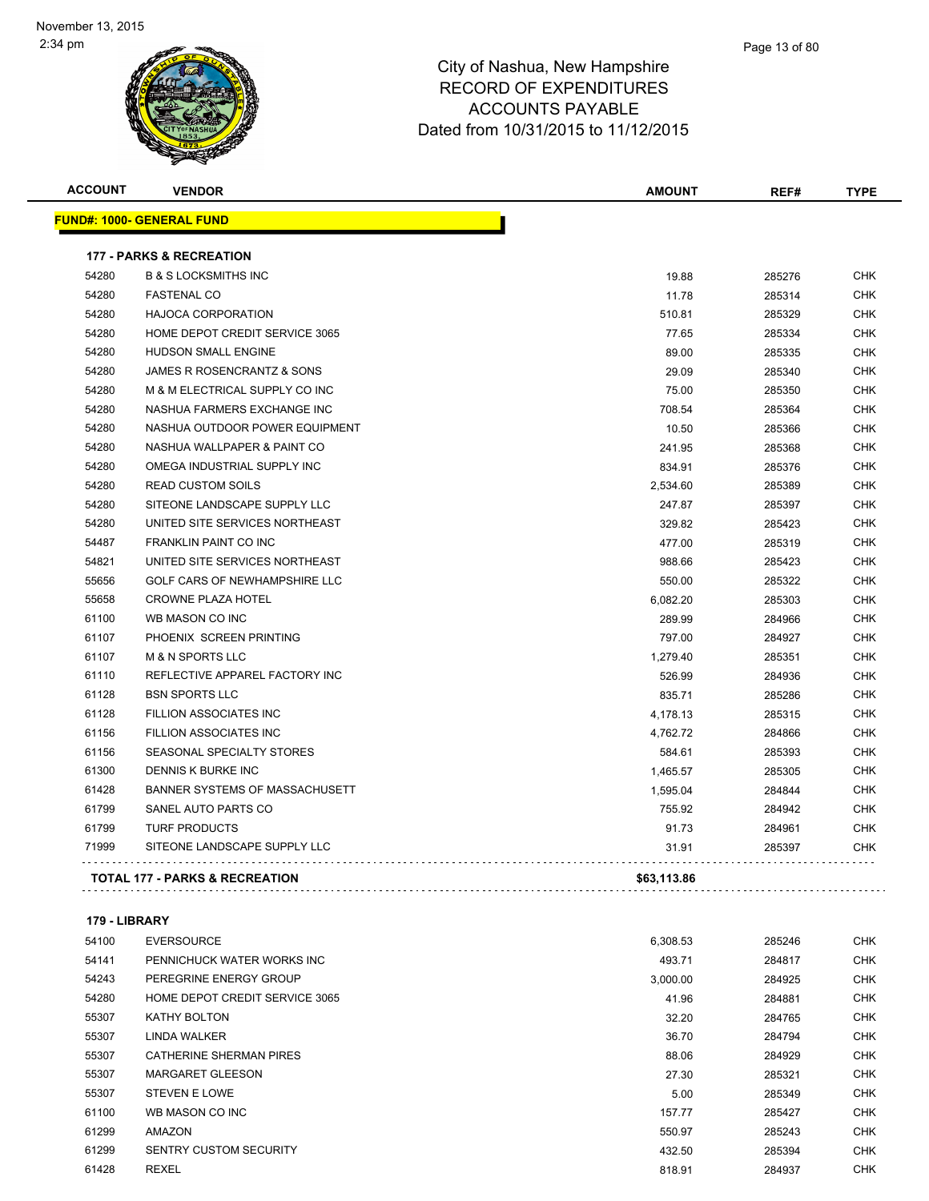November 13, 2015
2:34 pm

# City of Nashua, New Hampshire
## RECORD OF EXPENDITURES
## ACCOUNTS PAYABLE
## Dated from 10/31/2015 to 11/12/2015

| ACCOUNT | VENDOR | AMOUNT | REF# | TYPE |
|---|---|---|---|---|
| **FUND#: 1000- GENERAL FUND** | | | | |
| **177 - PARKS & RECREATION** | | | | |
| 54280 | B & S LOCKSMITHS INC | 19.88 | 285276 | CHK |
| 54280 | FASTENAL CO | 11.78 | 285314 | CHK |
| 54280 | HAJOCA CORPORATION | 510.81 | 285329 | CHK |
| 54280 | HOME DEPOT CREDIT SERVICE 3065 | 77.65 | 285334 | CHK |
| 54280 | HUDSON SMALL ENGINE | 89.00 | 285335 | CHK |
| 54280 | JAMES R ROSENCRANTZ & SONS | 29.09 | 285340 | CHK |
| 54280 | M & M ELECTRICAL SUPPLY CO INC | 75.00 | 285350 | CHK |
| 54280 | NASHUA FARMERS EXCHANGE INC | 708.54 | 285364 | CHK |
| 54280 | NASHUA OUTDOOR POWER EQUIPMENT | 10.50 | 285366 | CHK |
| 54280 | NASHUA WALLPAPER & PAINT CO | 241.95 | 285368 | CHK |
| 54280 | OMEGA INDUSTRIAL SUPPLY INC | 834.91 | 285376 | CHK |
| 54280 | READ CUSTOM SOILS | 2,534.60 | 285389 | CHK |
| 54280 | SITEONE LANDSCAPE SUPPLY LLC | 247.87 | 285397 | CHK |
| 54280 | UNITED SITE SERVICES NORTHEAST | 329.82 | 285423 | CHK |
| 54487 | FRANKLIN PAINT CO INC | 477.00 | 285319 | CHK |
| 54821 | UNITED SITE SERVICES NORTHEAST | 988.66 | 285423 | CHK |
| 55656 | GOLF CARS OF NEWHAMPSHIRE LLC | 550.00 | 285322 | CHK |
| 55658 | CROWNE PLAZA HOTEL | 6,082.20 | 285303 | CHK |
| 61100 | WB MASON CO INC | 289.99 | 284966 | CHK |
| 61107 | PHOENIX SCREEN PRINTING | 797.00 | 284927 | CHK |
| 61107 | M & N SPORTS LLC | 1,279.40 | 285351 | CHK |
| 61110 | REFLECTIVE APPAREL FACTORY INC | 526.99 | 284936 | CHK |
| 61128 | BSN SPORTS LLC | 835.71 | 285286 | CHK |
| 61128 | FILLION ASSOCIATES INC | 4,178.13 | 285315 | CHK |
| 61156 | FILLION ASSOCIATES INC | 4,762.72 | 284866 | CHK |
| 61156 | SEASONAL SPECIALTY STORES | 584.61 | 285393 | CHK |
| 61300 | DENNIS K BURKE INC | 1,465.57 | 285305 | CHK |
| 61428 | BANNER SYSTEMS OF MASSACHUSETT | 1,595.04 | 284844 | CHK |
| 61799 | SANEL AUTO PARTS CO | 755.92 | 284942 | CHK |
| 61799 | TURF PRODUCTS | 91.73 | 284961 | CHK |
| 71999 | SITEONE LANDSCAPE SUPPLY LLC | 31.91 | 285397 | CHK |
| **TOTAL 177 - PARKS & RECREATION** | | **$63,113.86** | | |
| **179 - LIBRARY** | | | | |
| 54100 | EVERSOURCE | 6,308.53 | 285246 | CHK |
| 54141 | PENNICHUCK WATER WORKS INC | 493.71 | 284817 | CHK |
| 54243 | PEREGRINE ENERGY GROUP | 3,000.00 | 284925 | CHK |
| 54280 | HOME DEPOT CREDIT SERVICE 3065 | 41.96 | 284881 | CHK |
| 55307 | KATHY BOLTON | 32.20 | 284765 | CHK |
| 55307 | LINDA WALKER | 36.70 | 284794 | CHK |
| 55307 | CATHERINE SHERMAN PIRES | 88.06 | 284929 | CHK |
| 55307 | MARGARET GLEESON | 27.30 | 285321 | CHK |
| 55307 | STEVEN E LOWE | 5.00 | 285349 | CHK |
| 61100 | WB MASON CO INC | 157.77 | 285427 | CHK |
| 61299 | AMAZON | 550.97 | 285243 | CHK |
| 61299 | SENTRY CUSTOM SECURITY | 432.50 | 285394 | CHK |
| 61428 | REXEL | 818.91 | 284937 | CHK |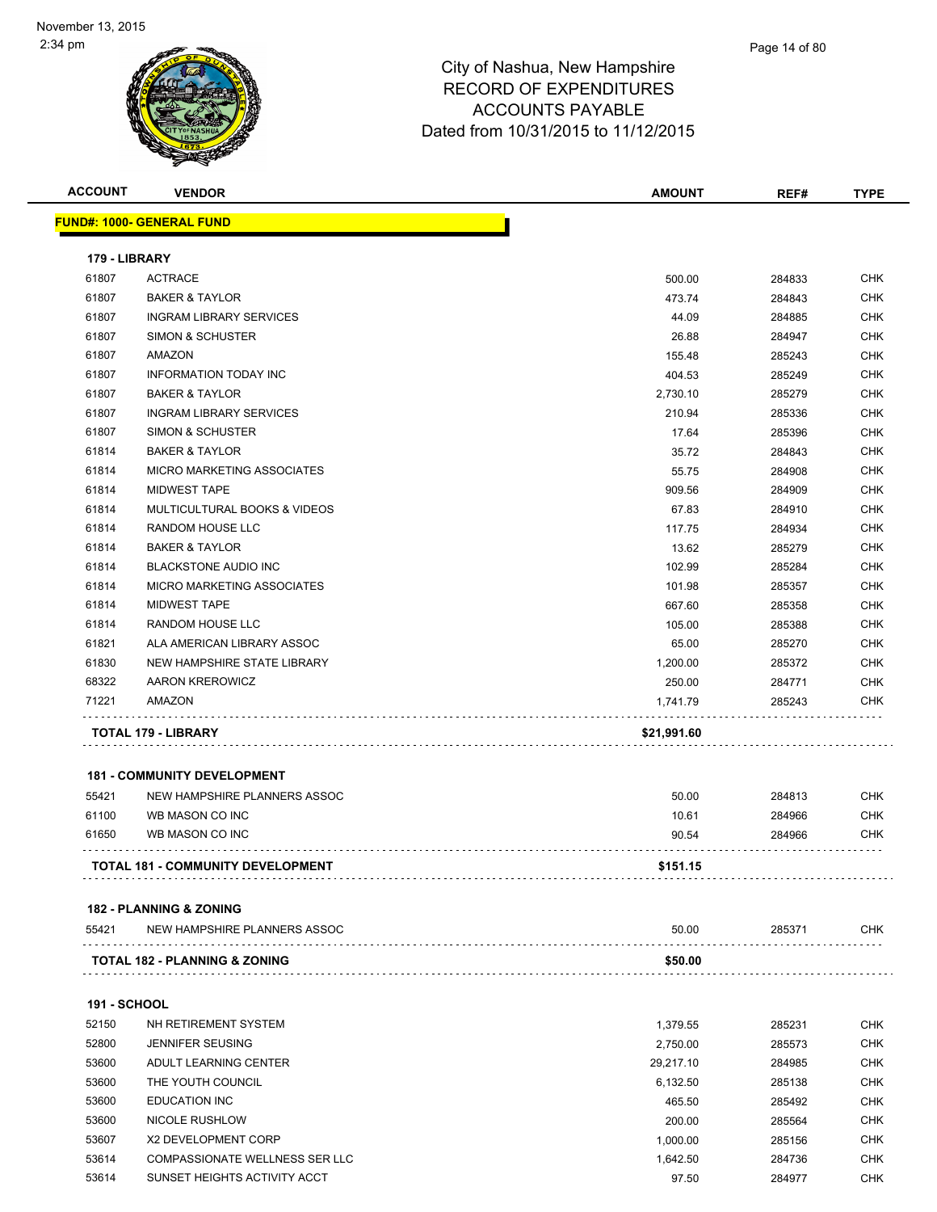# City of Nashua, New Hampshire
## RECORD OF EXPENDITURES
## ACCOUNTS PAYABLE
## Dated from 10/31/2015 to 11/12/2015

| ACCOUNT | VENDOR | AMOUNT | REF# | TYPE |
|---|---|---|---|---|
| **FUND#: 1000- GENERAL FUND** | | | | |
| **179 - LIBRARY** | | | | |
| 61807 | ACTRACE | 500.00 | 284833 | CHK |
| 61807 | BAKER & TAYLOR | 473.74 | 284843 | CHK |
| 61807 | INGRAM LIBRARY SERVICES | 44.09 | 284885 | CHK |
| 61807 | SIMON & SCHUSTER | 26.88 | 284947 | CHK |
| 61807 | AMAZON | 155.48 | 285243 | CHK |
| 61807 | INFORMATION TODAY INC | 404.53 | 285249 | CHK |
| 61807 | BAKER & TAYLOR | 2,730.10 | 285279 | CHK |
| 61807 | INGRAM LIBRARY SERVICES | 210.94 | 285336 | CHK |
| 61807 | SIMON & SCHUSTER | 17.64 | 285396 | CHK |
| 61814 | BAKER & TAYLOR | 35.72 | 284843 | CHK |
| 61814 | MICRO MARKETING ASSOCIATES | 55.75 | 284908 | CHK |
| 61814 | MIDWEST TAPE | 909.56 | 284909 | CHK |
| 61814 | MULTICULTURAL BOOKS & VIDEOS | 67.83 | 284910 | CHK |
| 61814 | RANDOM HOUSE LLC | 117.75 | 284934 | CHK |
| 61814 | BAKER & TAYLOR | 13.62 | 285279 | CHK |
| 61814 | BLACKSTONE AUDIO INC | 102.99 | 285284 | CHK |
| 61814 | MICRO MARKETING ASSOCIATES | 101.98 | 285357 | CHK |
| 61814 | MIDWEST TAPE | 667.60 | 285358 | CHK |
| 61814 | RANDOM HOUSE LLC | 105.00 | 285388 | CHK |
| 61821 | ALA AMERICAN LIBRARY ASSOC | 65.00 | 285270 | CHK |
| 61830 | NEW HAMPSHIRE STATE LIBRARY | 1,200.00 | 285372 | CHK |
| 68322 | AARON KREROWICZ | 250.00 | 284771 | CHK |
| 71221 | AMAZON | 1,741.79 | 285243 | CHK |
| **TOTAL 179 - LIBRARY** | | **$21,991.60** | | |
| **181 - COMMUNITY DEVELOPMENT** | | | | |
| 55421 | NEW HAMPSHIRE PLANNERS ASSOC | 50.00 | 284813 | CHK |
| 61100 | WB MASON CO INC | 10.61 | 284966 | CHK |
| 61650 | WB MASON CO INC | 90.54 | 284966 | CHK |
| **TOTAL 181 - COMMUNITY DEVELOPMENT** | | **$151.15** | | |
| **182 - PLANNING & ZONING** | | | | |
| 55421 | NEW HAMPSHIRE PLANNERS ASSOC | 50.00 | 285371 | CHK |
| **TOTAL 182 - PLANNING & ZONING** | | **$50.00** | | |
| **191 - SCHOOL** | | | | |
| 52150 | NH RETIREMENT SYSTEM | 1,379.55 | 285231 | CHK |
| 52800 | JENNIFER SEUSING | 2,750.00 | 285573 | CHK |
| 53600 | ADULT LEARNING CENTER | 29,217.10 | 284985 | CHK |
| 53600 | THE YOUTH COUNCIL | 6,132.50 | 285138 | CHK |
| 53600 | EDUCATION INC | 465.50 | 285492 | CHK |
| 53600 | NICOLE RUSHLOW | 200.00 | 285564 | CHK |
| 53607 | X2 DEVELOPMENT CORP | 1,000.00 | 285156 | CHK |
| 53614 | COMPASSIONATE WELLNESS SER LLC | 1,642.50 | 284736 | CHK |
| 53614 | SUNSET HEIGHTS ACTIVITY ACCT | 97.50 | 284977 | CHK |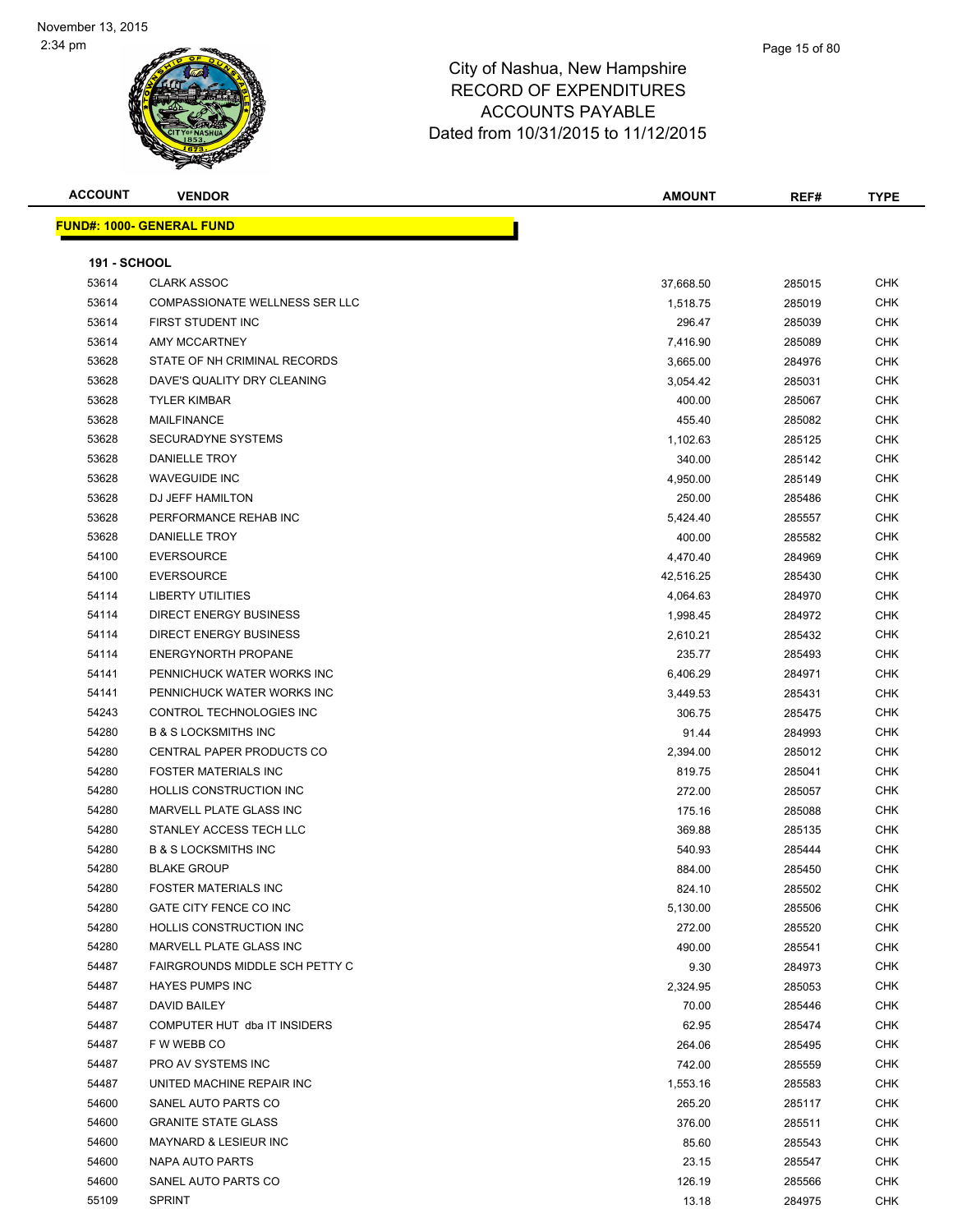November 13, 2015
2:34 pm

# City of Nashua, New Hampshire
## RECORD OF EXPENDITURES
## ACCOUNTS PAYABLE
## Dated from 10/31/2015 to 11/12/2015

| ACCOUNT | VENDOR | AMOUNT | REF# | TYPE |
|---|---|---|---|---|
| **FUND#: 1000- GENERAL FUND** | | | | |
| **191 - SCHOOL** | | | | |
| 53614 | CLARK ASSOC | 37,668.50 | 285015 | CHK |
| 53614 | COMPASSIONATE WELLNESS SER LLC | 1,518.75 | 285019 | CHK |
| 53614 | FIRST STUDENT INC | 296.47 | 285039 | CHK |
| 53614 | AMY MCCARTNEY | 7,416.90 | 285089 | CHK |
| 53628 | STATE OF NH CRIMINAL RECORDS | 3,665.00 | 284976 | CHK |
| 53628 | DAVE'S QUALITY DRY CLEANING | 3,054.42 | 285031 | CHK |
| 53628 | TYLER KIMBAR | 400.00 | 285067 | CHK |
| 53628 | MAILFINANCE | 455.40 | 285082 | CHK |
| 53628 | SECURADYNE SYSTEMS | 1,102.63 | 285125 | CHK |
| 53628 | DANIELLE TROY | 340.00 | 285142 | CHK |
| 53628 | WAVEGUIDE INC | 4,950.00 | 285149 | CHK |
| 53628 | DJ JEFF HAMILTON | 250.00 | 285486 | CHK |
| 53628 | PERFORMANCE REHAB INC | 5,424.40 | 285557 | CHK |
| 53628 | DANIELLE TROY | 400.00 | 285582 | CHK |
| 54100 | EVERSOURCE | 4,470.40 | 284969 | CHK |
| 54100 | EVERSOURCE | 42,516.25 | 285430 | CHK |
| 54114 | LIBERTY UTILITIES | 4,064.63 | 284970 | CHK |
| 54114 | DIRECT ENERGY BUSINESS | 1,998.45 | 284972 | CHK |
| 54114 | DIRECT ENERGY BUSINESS | 2,610.21 | 285432 | CHK |
| 54114 | ENERGYNORTH PROPANE | 235.77 | 285493 | CHK |
| 54141 | PENNICHUCK WATER WORKS INC | 6,406.29 | 284971 | CHK |
| 54141 | PENNICHUCK WATER WORKS INC | 3,449.53 | 285431 | CHK |
| 54243 | CONTROL TECHNOLOGIES INC | 306.75 | 285475 | CHK |
| 54280 | B & S LOCKSMITHS INC | 91.44 | 284993 | CHK |
| 54280 | CENTRAL PAPER PRODUCTS CO | 2,394.00 | 285012 | CHK |
| 54280 | FOSTER MATERIALS INC | 819.75 | 285041 | CHK |
| 54280 | HOLLIS CONSTRUCTION INC | 272.00 | 285057 | CHK |
| 54280 | MARVELL PLATE GLASS INC | 175.16 | 285088 | CHK |
| 54280 | STANLEY ACCESS TECH LLC | 369.88 | 285135 | CHK |
| 54280 | B & S LOCKSMITHS INC | 540.93 | 285444 | CHK |
| 54280 | BLAKE GROUP | 884.00 | 285450 | CHK |
| 54280 | FOSTER MATERIALS INC | 824.10 | 285502 | CHK |
| 54280 | GATE CITY FENCE CO INC | 5,130.00 | 285506 | CHK |
| 54280 | HOLLIS CONSTRUCTION INC | 272.00 | 285520 | CHK |
| 54280 | MARVELL PLATE GLASS INC | 490.00 | 285541 | CHK |
| 54487 | FAIRGROUNDS MIDDLE SCH PETTY C | 9.30 | 284973 | CHK |
| 54487 | HAYES PUMPS INC | 2,324.95 | 285053 | CHK |
| 54487 | DAVID BAILEY | 70.00 | 285446 | CHK |
| 54487 | COMPUTER HUT dba IT INSIDERS | 62.95 | 285474 | CHK |
| 54487 | F W WEBB CO | 264.06 | 285495 | CHK |
| 54487 | PRO AV SYSTEMS INC | 742.00 | 285559 | CHK |
| 54487 | UNITED MACHINE REPAIR INC | 1,553.16 | 285583 | CHK |
| 54600 | SANEL AUTO PARTS CO | 265.20 | 285117 | CHK |
| 54600 | GRANITE STATE GLASS | 376.00 | 285511 | CHK |
| 54600 | MAYNARD & LESIEUR INC | 85.60 | 285543 | CHK |
| 54600 | NAPA AUTO PARTS | 23.15 | 285547 | CHK |
| 54600 | SANEL AUTO PARTS CO | 126.19 | 285566 | CHK |
| 55109 | SPRINT | 13.18 | 284975 | CHK |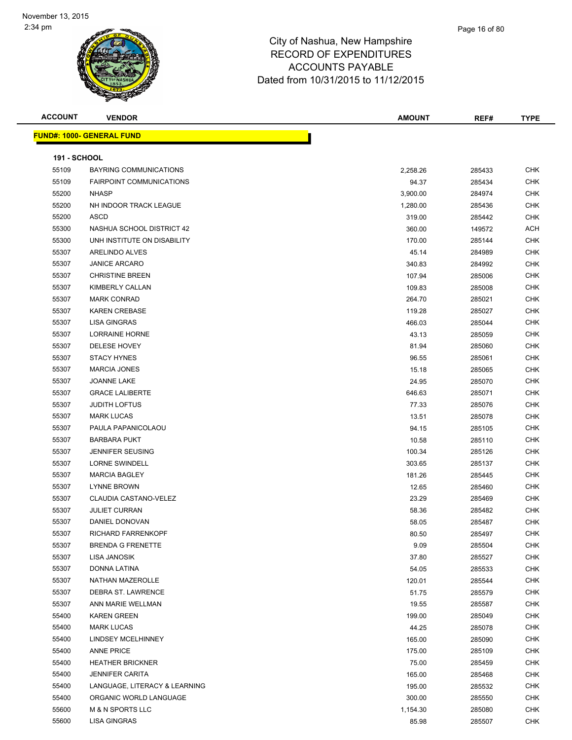City of Nashua, New Hampshire
RECORD OF EXPENDITURES
ACCOUNTS PAYABLE
Dated from 10/31/2015 to 11/12/2015

November 13, 2015
2:34 pm

**FUND#: 1000- GENERAL FUND**

**191 - SCHOOL**

| ACCOUNT | VENDOR | AMOUNT | REF# | TYPE |
|---|---|---|---|---|
| 55109 | BAYRING COMMUNICATIONS | 2,258.26 | 285433 | CHK |
| 55109 | FAIRPOINT COMMUNICATIONS | 94.37 | 285434 | CHK |
| 55200 | NHASP | 3,900.00 | 284974 | CHK |
| 55200 | NH INDOOR TRACK LEAGUE | 1,280.00 | 285436 | CHK |
| 55200 | ASCD | 319.00 | 285442 | CHK |
| 55300 | NASHUA SCHOOL DISTRICT 42 | 360.00 | 149572 | ACH |
| 55300 | UNH INSTITUTE ON DISABILITY | 170.00 | 285144 | CHK |
| 55307 | ARELINDO ALVES | 45.14 | 284989 | CHK |
| 55307 | JANICE ARCARO | 340.83 | 284992 | CHK |
| 55307 | CHRISTINE BREEN | 107.94 | 285006 | CHK |
| 55307 | KIMBERLY CALLAN | 109.83 | 285008 | CHK |
| 55307 | MARK CONRAD | 264.70 | 285021 | CHK |
| 55307 | KAREN CREBASE | 119.28 | 285027 | CHK |
| 55307 | LISA GINGRAS | 466.03 | 285044 | CHK |
| 55307 | LORRAINE HORNE | 43.13 | 285059 | CHK |
| 55307 | DELESE HOVEY | 81.94 | 285060 | CHK |
| 55307 | STACY HYNES | 96.55 | 285061 | CHK |
| 55307 | MARCIA JONES | 15.18 | 285065 | CHK |
| 55307 | JOANNE LAKE | 24.95 | 285070 | CHK |
| 55307 | GRACE LALIBERTE | 646.63 | 285071 | CHK |
| 55307 | JUDITH LOFTUS | 77.33 | 285076 | CHK |
| 55307 | MARK LUCAS | 13.51 | 285078 | CHK |
| 55307 | PAULA PAPANICOLAOU | 94.15 | 285105 | CHK |
| 55307 | BARBARA PUKT | 10.58 | 285110 | CHK |
| 55307 | JENNIFER SEUSING | 100.34 | 285126 | CHK |
| 55307 | LORNE SWINDELL | 303.65 | 285137 | CHK |
| 55307 | MARCIA BAGLEY | 181.26 | 285445 | CHK |
| 55307 | LYNNE BROWN | 12.65 | 285460 | CHK |
| 55307 | CLAUDIA CASTANO-VELEZ | 23.29 | 285469 | CHK |
| 55307 | JULIET CURRAN | 58.36 | 285482 | CHK |
| 55307 | DANIEL DONOVAN | 58.05 | 285487 | CHK |
| 55307 | RICHARD FARRENKOPF | 80.50 | 285497 | CHK |
| 55307 | BRENDA G FRENETTE | 9.09 | 285504 | CHK |
| 55307 | LISA JANOSIK | 37.80 | 285527 | CHK |
| 55307 | DONNA LATINA | 54.05 | 285533 | CHK |
| 55307 | NATHAN MAZEROLLE | 120.01 | 285544 | CHK |
| 55307 | DEBRA ST. LAWRENCE | 51.75 | 285579 | CHK |
| 55307 | ANN MARIE WELLMAN | 19.55 | 285587 | CHK |
| 55400 | KAREN GREEN | 199.00 | 285049 | CHK |
| 55400 | MARK LUCAS | 44.25 | 285078 | CHK |
| 55400 | LINDSEY MCELHINNEY | 165.00 | 285090 | CHK |
| 55400 | ANNE PRICE | 175.00 | 285109 | CHK |
| 55400 | HEATHER BRICKNER | 75.00 | 285459 | CHK |
| 55400 | JENNIFER CARITA | 165.00 | 285468 | CHK |
| 55400 | LANGUAGE, LITERACY & LEARNING | 195.00 | 285532 | CHK |
| 55400 | ORGANIC WORLD LANGUAGE | 300.00 | 285550 | CHK |
| 55600 | M & N SPORTS LLC | 1,154.30 | 285080 | CHK |
| 55600 | LISA GINGRAS | 85.98 | 285507 | CHK |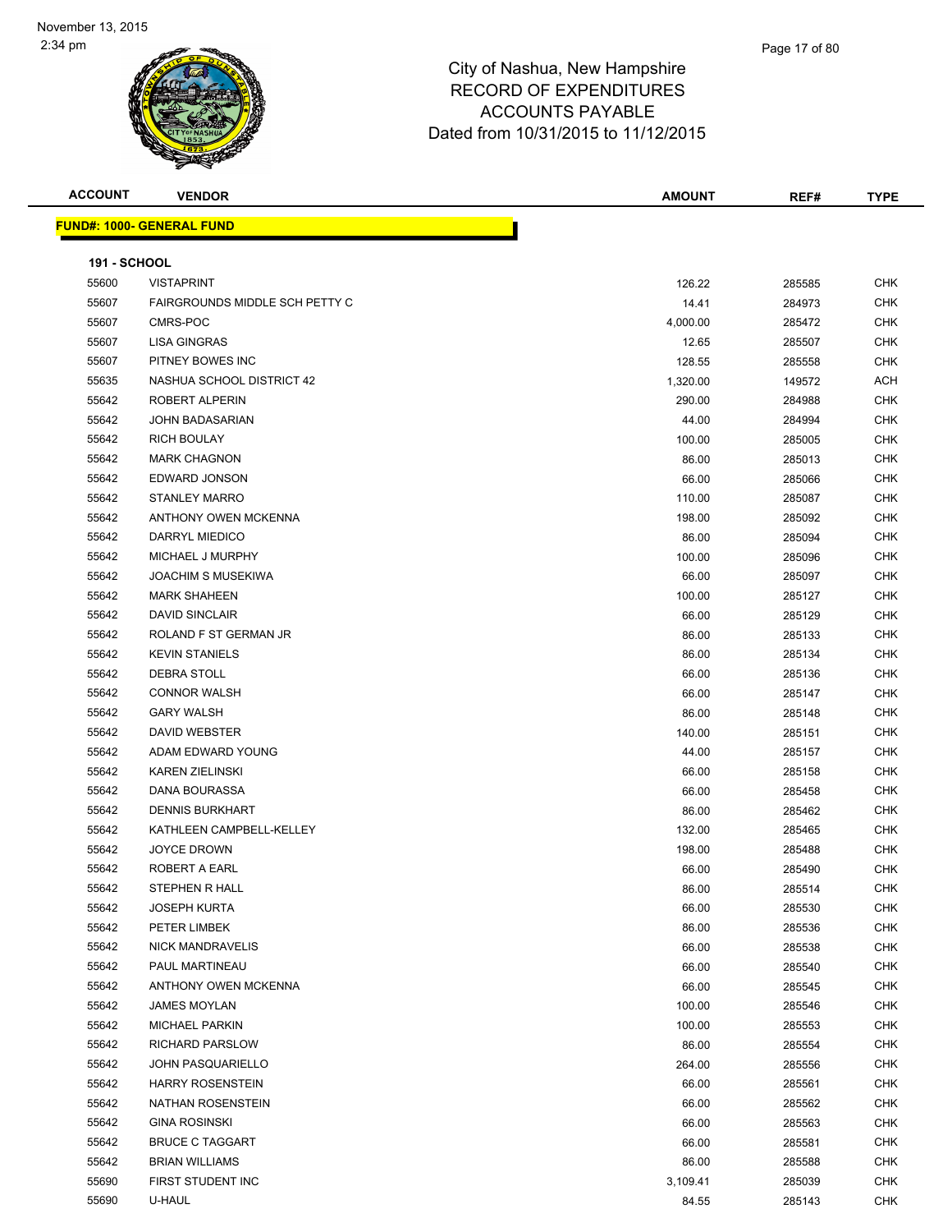November 13, 2015
2:34 pm

# City of Nashua, New Hampshire
## RECORD OF EXPENDITURES
## ACCOUNTS PAYABLE
## Dated from 10/31/2015 to 11/12/2015

| ACCOUNT | VENDOR | AMOUNT | REF# | TYPE |
|---|---|---|---|---|
| **FUND#: 1000- GENERAL FUND** | | | | |
| **191 - SCHOOL** | | | | |
| 55600 | VISTAPRINT | 126.22 | 285585 | CHK |
| 55607 | FAIRGROUNDS MIDDLE SCH PETTY C | 14.41 | 284973 | CHK |
| 55607 | CMRS-POC | 4,000.00 | 285472 | CHK |
| 55607 | LISA GINGRAS | 12.65 | 285507 | CHK |
| 55607 | PITNEY BOWES INC | 128.55 | 285558 | CHK |
| 55635 | NASHUA SCHOOL DISTRICT 42 | 1,320.00 | 149572 | ACH |
| 55642 | ROBERT ALPERIN | 290.00 | 284988 | CHK |
| 55642 | JOHN BADASARIAN | 44.00 | 284994 | CHK |
| 55642 | RICH BOULAY | 100.00 | 285005 | CHK |
| 55642 | MARK CHAGNON | 86.00 | 285013 | CHK |
| 55642 | EDWARD JONSON | 66.00 | 285066 | CHK |
| 55642 | STANLEY MARRO | 110.00 | 285087 | CHK |
| 55642 | ANTHONY OWEN MCKENNA | 198.00 | 285092 | CHK |
| 55642 | DARRYL MIEDICO | 86.00 | 285094 | CHK |
| 55642 | MICHAEL J MURPHY | 100.00 | 285096 | CHK |
| 55642 | JOACHIM S MUSEKIWA | 66.00 | 285097 | CHK |
| 55642 | MARK SHAHEEN | 100.00 | 285127 | CHK |
| 55642 | DAVID SINCLAIR | 66.00 | 285129 | CHK |
| 55642 | ROLAND F ST GERMAN JR | 86.00 | 285133 | CHK |
| 55642 | KEVIN STANIELS | 86.00 | 285134 | CHK |
| 55642 | DEBRA STOLL | 66.00 | 285136 | CHK |
| 55642 | CONNOR WALSH | 66.00 | 285147 | CHK |
| 55642 | GARY WALSH | 86.00 | 285148 | CHK |
| 55642 | DAVID WEBSTER | 140.00 | 285151 | CHK |
| 55642 | ADAM EDWARD YOUNG | 44.00 | 285157 | CHK |
| 55642 | KAREN ZIELINSKI | 66.00 | 285158 | CHK |
| 55642 | DANA BOURASSA | 66.00 | 285458 | CHK |
| 55642 | DENNIS BURKHART | 86.00 | 285462 | CHK |
| 55642 | KATHLEEN CAMPBELL-KELLEY | 132.00 | 285465 | CHK |
| 55642 | JOYCE DROWN | 198.00 | 285488 | CHK |
| 55642 | ROBERT A EARL | 66.00 | 285490 | CHK |
| 55642 | STEPHEN R HALL | 86.00 | 285514 | CHK |
| 55642 | JOSEPH KURTA | 66.00 | 285530 | CHK |
| 55642 | PETER LIMBEK | 86.00 | 285536 | CHK |
| 55642 | NICK MANDRAVELIS | 66.00 | 285538 | CHK |
| 55642 | PAUL MARTINEAU | 66.00 | 285540 | CHK |
| 55642 | ANTHONY OWEN MCKENNA | 66.00 | 285545 | CHK |
| 55642 | JAMES MOYLAN | 100.00 | 285546 | CHK |
| 55642 | MICHAEL PARKIN | 100.00 | 285553 | CHK |
| 55642 | RICHARD PARSLOW | 86.00 | 285554 | CHK |
| 55642 | JOHN PASQUARIELLO | 264.00 | 285556 | CHK |
| 55642 | HARRY ROSENSTEIN | 66.00 | 285561 | CHK |
| 55642 | NATHAN ROSENSTEIN | 66.00 | 285562 | CHK |
| 55642 | GINA ROSINSKI | 66.00 | 285563 | CHK |
| 55642 | BRUCE C TAGGART | 66.00 | 285581 | CHK |
| 55642 | BRIAN WILLIAMS | 86.00 | 285588 | CHK |
| 55690 | FIRST STUDENT INC | 3,109.41 | 285039 | CHK |
| 55690 | U-HAUL | 84.55 | 285143 | CHK |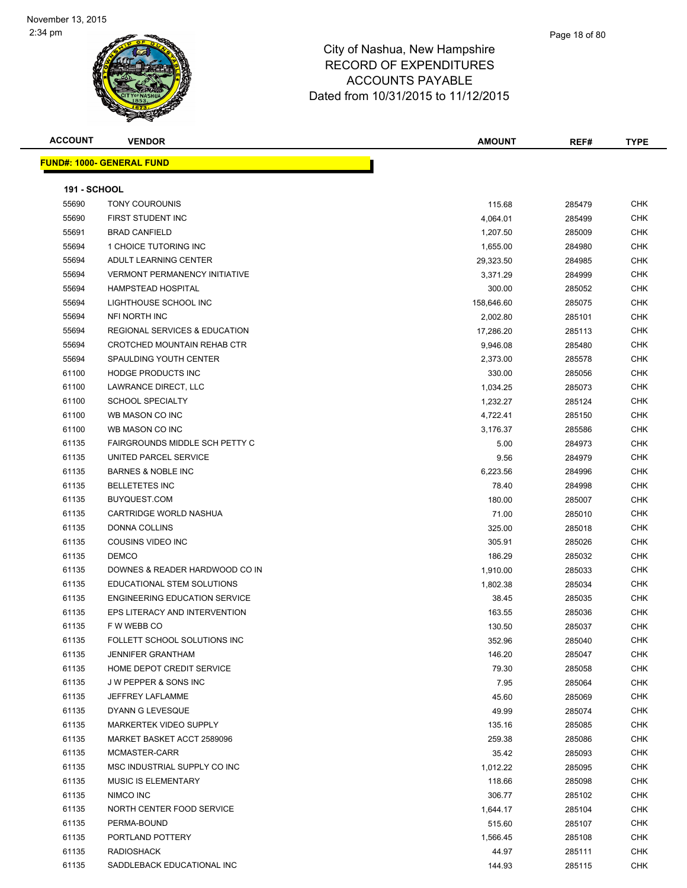City of Nashua, New Hampshire
RECORD OF EXPENDITURES
ACCOUNTS PAYABLE
Dated from 10/31/2015 to 11/12/2015

November 13, 2015
2:34 pm

| ACCOUNT | VENDOR | AMOUNT | REF# | TYPE |
|---|---|---|---|---|

**FUND#: 1000- GENERAL FUND**

**191 - SCHOOL**

| ACCOUNT | VENDOR | AMOUNT | REF# | TYPE |
|---|---|---|---|---|
| 55690 | TONY COUROUNIS | 115.68 | 285479 | CHK |
| 55690 | FIRST STUDENT INC | 4,064.01 | 285499 | CHK |
| 55691 | BRAD CANFIELD | 1,207.50 | 285009 | CHK |
| 55694 | 1 CHOICE TUTORING INC | 1,655.00 | 284980 | CHK |
| 55694 | ADULT LEARNING CENTER | 29,323.50 | 284985 | CHK |
| 55694 | VERMONT PERMANENCY INITIATIVE | 3,371.29 | 284999 | CHK |
| 55694 | HAMPSTEAD HOSPITAL | 300.00 | 285052 | CHK |
| 55694 | LIGHTHOUSE SCHOOL INC | 158,646.60 | 285075 | CHK |
| 55694 | NFI NORTH INC | 2,002.80 | 285101 | CHK |
| 55694 | REGIONAL SERVICES & EDUCATION | 17,286.20 | 285113 | CHK |
| 55694 | CROTCHED MOUNTAIN REHAB CTR | 9,946.08 | 285480 | CHK |
| 55694 | SPAULDING YOUTH CENTER | 2,373.00 | 285578 | CHK |
| 61100 | HODGE PRODUCTS INC | 330.00 | 285056 | CHK |
| 61100 | LAWRANCE DIRECT, LLC | 1,034.25 | 285073 | CHK |
| 61100 | SCHOOL SPECIALTY | 1,232.27 | 285124 | CHK |
| 61100 | WB MASON CO INC | 4,722.41 | 285150 | CHK |
| 61100 | WB MASON CO INC | 3,176.37 | 285586 | CHK |
| 61135 | FAIRGROUNDS MIDDLE SCH PETTY C | 5.00 | 284973 | CHK |
| 61135 | UNITED PARCEL SERVICE | 9.56 | 284979 | CHK |
| 61135 | BARNES & NOBLE INC | 6,223.56 | 284996 | CHK |
| 61135 | BELLETETES INC | 78.40 | 284998 | CHK |
| 61135 | BUYQUEST.COM | 180.00 | 285007 | CHK |
| 61135 | CARTRIDGE WORLD NASHUA | 71.00 | 285010 | CHK |
| 61135 | DONNA COLLINS | 325.00 | 285018 | CHK |
| 61135 | COUSINS VIDEO INC | 305.91 | 285026 | CHK |
| 61135 | DEMCO | 186.29 | 285032 | CHK |
| 61135 | DOWNES & READER HARDWOOD CO IN | 1,910.00 | 285033 | CHK |
| 61135 | EDUCATIONAL STEM SOLUTIONS | 1,802.38 | 285034 | CHK |
| 61135 | ENGINEERING EDUCATION SERVICE | 38.45 | 285035 | CHK |
| 61135 | EPS LITERACY AND INTERVENTION | 163.55 | 285036 | CHK |
| 61135 | F W WEBB CO | 130.50 | 285037 | CHK |
| 61135 | FOLLETT SCHOOL SOLUTIONS INC | 352.96 | 285040 | CHK |
| 61135 | JENNIFER GRANTHAM | 146.20 | 285047 | CHK |
| 61135 | HOME DEPOT CREDIT SERVICE | 79.30 | 285058 | CHK |
| 61135 | J W PEPPER & SONS INC | 7.95 | 285064 | CHK |
| 61135 | JEFFREY LAFLAMME | 45.60 | 285069 | CHK |
| 61135 | DYANN G LEVESQUE | 49.99 | 285074 | CHK |
| 61135 | MARKERTEK VIDEO SUPPLY | 135.16 | 285085 | CHK |
| 61135 | MARKET BASKET ACCT 2589096 | 259.38 | 285086 | CHK |
| 61135 | MCMASTER-CARR | 35.42 | 285093 | CHK |
| 61135 | MSC INDUSTRIAL SUPPLY CO INC | 1,012.22 | 285095 | CHK |
| 61135 | MUSIC IS ELEMENTARY | 118.66 | 285098 | CHK |
| 61135 | NIMCO INC | 306.77 | 285102 | CHK |
| 61135 | NORTH CENTER FOOD SERVICE | 1,644.17 | 285104 | CHK |
| 61135 | PERMA-BOUND | 515.60 | 285107 | CHK |
| 61135 | PORTLAND POTTERY | 1,566.45 | 285108 | CHK |
| 61135 | RADIOSHACK | 44.97 | 285111 | CHK |
| 61135 | SADDLEBACK EDUCATIONAL INC | 144.93 | 285115 | CHK |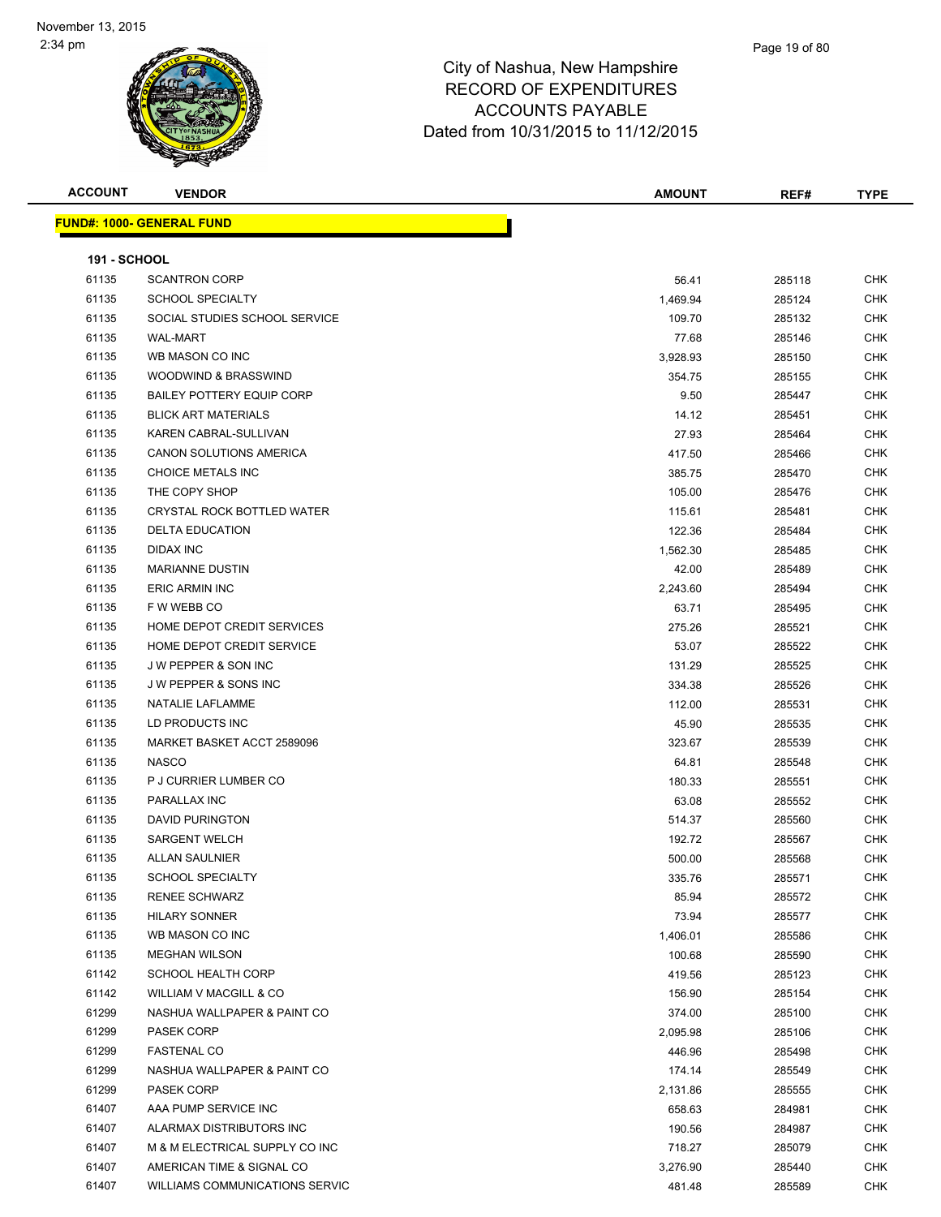November 13, 2015
2:34 pm

# City of Nashua, New Hampshire
## RECORD OF EXPENDITURES
## ACCOUNTS PAYABLE
## Dated from 10/31/2015 to 11/12/2015

**FUND#: 1000- GENERAL FUND**

**191 - SCHOOL**

| ACCOUNT | VENDOR | AMOUNT | REF# | TYPE |
|---|---|---|---|---|
| 61135 | SCANTRON CORP | 56.41 | 285118 | CHK |
| 61135 | SCHOOL SPECIALTY | 1,469.94 | 285124 | CHK |
| 61135 | SOCIAL STUDIES SCHOOL SERVICE | 109.70 | 285132 | CHK |
| 61135 | WAL-MART | 77.68 | 285146 | CHK |
| 61135 | WB MASON CO INC | 3,928.93 | 285150 | CHK |
| 61135 | WOODWIND & BRASSWIND | 354.75 | 285155 | CHK |
| 61135 | BAILEY POTTERY EQUIP CORP | 9.50 | 285447 | CHK |
| 61135 | BLICK ART MATERIALS | 14.12 | 285451 | CHK |
| 61135 | KAREN CABRAL-SULLIVAN | 27.93 | 285464 | CHK |
| 61135 | CANON SOLUTIONS AMERICA | 417.50 | 285466 | CHK |
| 61135 | CHOICE METALS INC | 385.75 | 285470 | CHK |
| 61135 | THE COPY SHOP | 105.00 | 285476 | CHK |
| 61135 | CRYSTAL ROCK BOTTLED WATER | 115.61 | 285481 | CHK |
| 61135 | DELTA EDUCATION | 122.36 | 285484 | CHK |
| 61135 | DIDAX INC | 1,562.30 | 285485 | CHK |
| 61135 | MARIANNE DUSTIN | 42.00 | 285489 | CHK |
| 61135 | ERIC ARMIN INC | 2,243.60 | 285494 | CHK |
| 61135 | F W WEBB CO | 63.71 | 285495 | CHK |
| 61135 | HOME DEPOT CREDIT SERVICES | 275.26 | 285521 | CHK |
| 61135 | HOME DEPOT CREDIT SERVICE | 53.07 | 285522 | CHK |
| 61135 | J W PEPPER & SON INC | 131.29 | 285525 | CHK |
| 61135 | J W PEPPER & SONS INC | 334.38 | 285526 | CHK |
| 61135 | NATALIE LAFLAMME | 112.00 | 285531 | CHK |
| 61135 | LD PRODUCTS INC | 45.90 | 285535 | CHK |
| 61135 | MARKET BASKET ACCT 2589096 | 323.67 | 285539 | CHK |
| 61135 | NASCO | 64.81 | 285548 | CHK |
| 61135 | P J CURRIER LUMBER CO | 180.33 | 285551 | CHK |
| 61135 | PARALLAX INC | 63.08 | 285552 | CHK |
| 61135 | DAVID PURINGTON | 514.37 | 285560 | CHK |
| 61135 | SARGENT WELCH | 192.72 | 285567 | CHK |
| 61135 | ALLAN SAULNIER | 500.00 | 285568 | CHK |
| 61135 | SCHOOL SPECIALTY | 335.76 | 285571 | CHK |
| 61135 | RENEE SCHWARZ | 85.94 | 285572 | CHK |
| 61135 | HILARY SONNER | 73.94 | 285577 | CHK |
| 61135 | WB MASON CO INC | 1,406.01 | 285586 | CHK |
| 61135 | MEGHAN WILSON | 100.68 | 285590 | CHK |
| 61142 | SCHOOL HEALTH CORP | 419.56 | 285123 | CHK |
| 61142 | WILLIAM V MACGILL & CO | 156.90 | 285154 | CHK |
| 61299 | NASHUA WALLPAPER & PAINT CO | 374.00 | 285100 | CHK |
| 61299 | PASEK CORP | 2,095.98 | 285106 | CHK |
| 61299 | FASTENAL CO | 446.96 | 285498 | CHK |
| 61299 | NASHUA WALLPAPER & PAINT CO | 174.14 | 285549 | CHK |
| 61299 | PASEK CORP | 2,131.86 | 285555 | CHK |
| 61407 | AAA PUMP SERVICE INC | 658.63 | 284981 | CHK |
| 61407 | ALARMAX DISTRIBUTORS INC | 190.56 | 284987 | CHK |
| 61407 | M & M ELECTRICAL SUPPLY CO INC | 718.27 | 285079 | CHK |
| 61407 | AMERICAN TIME & SIGNAL CO | 3,276.90 | 285440 | CHK |
| 61407 | WILLIAMS COMMUNICATIONS SERVIC | 481.48 | 285589 | CHK |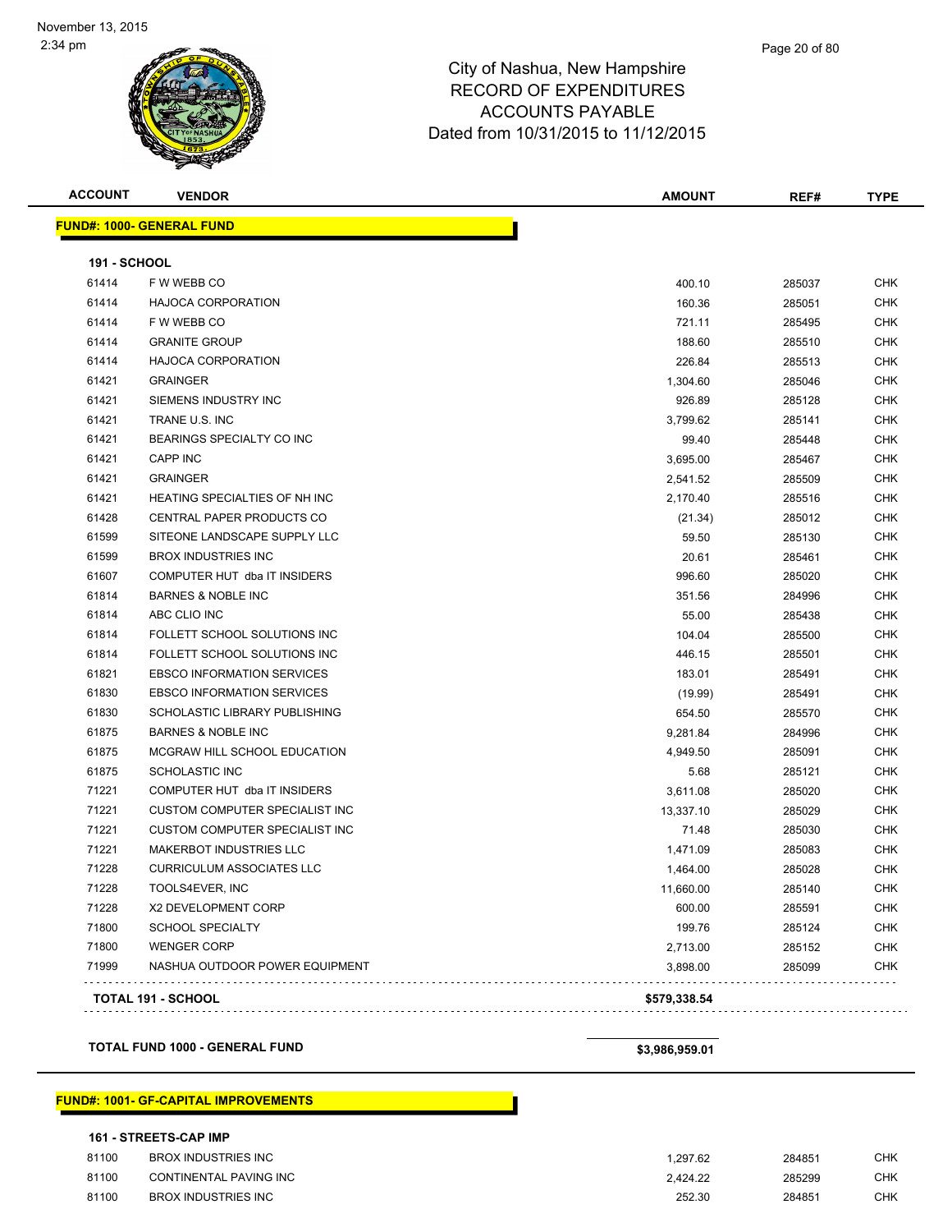City of Nashua, New Hampshire
RECORD OF EXPENDITURES
ACCOUNTS PAYABLE
Dated from 10/31/2015 to 11/12/2015

| ACCOUNT | VENDOR | AMOUNT | REF# | TYPE |
|---|---|---|---|---|
| **FUND#: 1000- GENERAL FUND** | | | | |
| **191 - SCHOOL** | | | | |
| 61414 | F W WEBB CO | 400.10 | 285037 | CHK |
| 61414 | HAJOCA CORPORATION | 160.36 | 285051 | CHK |
| 61414 | F W WEBB CO | 721.11 | 285495 | CHK |
| 61414 | GRANITE GROUP | 188.60 | 285510 | CHK |
| 61414 | HAJOCA CORPORATION | 226.84 | 285513 | CHK |
| 61421 | GRAINGER | 1,304.60 | 285046 | CHK |
| 61421 | SIEMENS INDUSTRY INC | 926.89 | 285128 | CHK |
| 61421 | TRANE U.S. INC | 3,799.62 | 285141 | CHK |
| 61421 | BEARINGS SPECIALTY CO INC | 99.40 | 285448 | CHK |
| 61421 | CAPP INC | 3,695.00 | 285467 | CHK |
| 61421 | GRAINGER | 2,541.52 | 285509 | CHK |
| 61421 | HEATING SPECIALTIES OF NH INC | 2,170.40 | 285516 | CHK |
| 61428 | CENTRAL PAPER PRODUCTS CO | (21.34) | 285012 | CHK |
| 61599 | SITEONE LANDSCAPE SUPPLY LLC | 59.50 | 285130 | CHK |
| 61599 | BROX INDUSTRIES INC | 20.61 | 285461 | CHK |
| 61607 | COMPUTER HUT dba IT INSIDERS | 996.60 | 285020 | CHK |
| 61814 | BARNES & NOBLE INC | 351.56 | 284996 | CHK |
| 61814 | ABC CLIO INC | 55.00 | 285438 | CHK |
| 61814 | FOLLETT SCHOOL SOLUTIONS INC | 104.04 | 285500 | CHK |
| 61814 | FOLLETT SCHOOL SOLUTIONS INC | 446.15 | 285501 | CHK |
| 61821 | EBSCO INFORMATION SERVICES | 183.01 | 285491 | CHK |
| 61830 | EBSCO INFORMATION SERVICES | (19.99) | 285491 | CHK |
| 61830 | SCHOLASTIC LIBRARY PUBLISHING | 654.50 | 285570 | CHK |
| 61875 | BARNES & NOBLE INC | 9,281.84 | 284996 | CHK |
| 61875 | MCGRAW HILL SCHOOL EDUCATION | 4,949.50 | 285091 | CHK |
| 61875 | SCHOLASTIC INC | 5.68 | 285121 | CHK |
| 71221 | COMPUTER HUT dba IT INSIDERS | 3,611.08 | 285020 | CHK |
| 71221 | CUSTOM COMPUTER SPECIALIST INC | 13,337.10 | 285029 | CHK |
| 71221 | CUSTOM COMPUTER SPECIALIST INC | 71.48 | 285030 | CHK |
| 71221 | MAKERBOT INDUSTRIES LLC | 1,471.09 | 285083 | CHK |
| 71228 | CURRICULUM ASSOCIATES LLC | 1,464.00 | 285028 | CHK |
| 71228 | TOOLS4EVER, INC | 11,660.00 | 285140 | CHK |
| 71228 | X2 DEVELOPMENT CORP | 600.00 | 285591 | CHK |
| 71800 | SCHOOL SPECIALTY | 199.76 | 285124 | CHK |
| 71800 | WENGER CORP | 2,713.00 | 285152 | CHK |
| 71999 | NASHUA OUTDOOR POWER EQUIPMENT | 3,898.00 | 285099 | CHK |
| **TOTAL 191 - SCHOOL** | | **$579,338.54** | | |
| **TOTAL FUND 1000 - GENERAL FUND** | | **$3,986,959.01** | | |
| **FUND#: 1001- GF-CAPITAL IMPROVEMENTS** | | | | |
| **161 - STREETS-CAP IMP** | | | | |
| 81100 | BROX INDUSTRIES INC | 1,297.62 | 284851 | CHK |
| 81100 | CONTINENTAL PAVING INC | 2,424.22 | 285299 | CHK |
| 81100 | BROX INDUSTRIES INC | 252.30 | 284851 | CHK |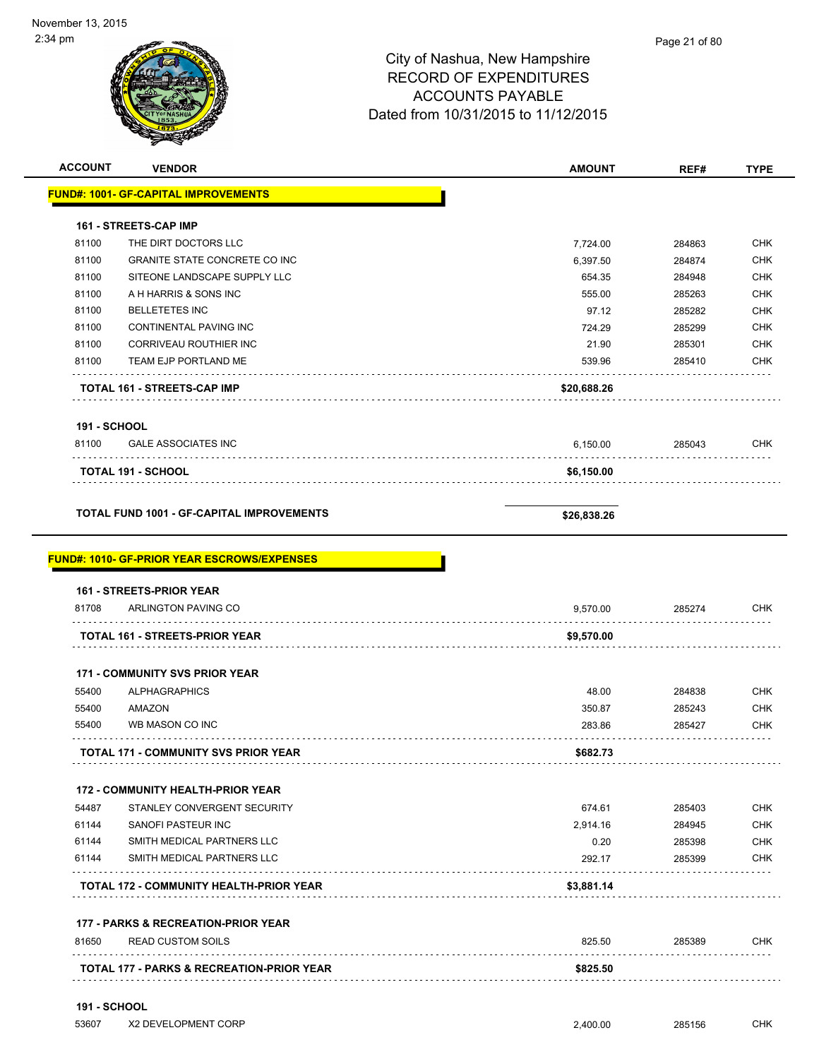City of Nashua, New Hampshire
RECORD OF EXPENDITURES
ACCOUNTS PAYABLE
Dated from 10/31/2015 to 11/12/2015

November 13, 2015
2:34 pm

| ACCOUNT | VENDOR | AMOUNT | REF# | TYPE |
|---|---|---|---|---|
| **FUND#: 1001- GF-CAPITAL IMPROVEMENTS** | | | | |
| **161 - STREETS-CAP IMP** | | | | |
| 81100 | THE DIRT DOCTORS LLC | 7,724.00 | 284863 | CHK |
| 81100 | GRANITE STATE CONCRETE CO INC | 6,397.50 | 284874 | CHK |
| 81100 | SITEONE LANDSCAPE SUPPLY LLC | 654.35 | 284948 | CHK |
| 81100 | A H HARRIS & SONS INC | 555.00 | 285263 | CHK |
| 81100 | BELLETETES INC | 97.12 | 285282 | CHK |
| 81100 | CONTINENTAL PAVING INC | 724.29 | 285299 | CHK |
| 81100 | CORRIVEAU ROUTHIER INC | 21.90 | 285301 | CHK |
| 81100 | TEAM EJP PORTLAND ME | 539.96 | 285410 | CHK |
| | **TOTAL 161 - STREETS-CAP IMP** | **$20,688.26** | | |
| **191 - SCHOOL** | | | | |
| 81100 | GALE ASSOCIATES INC | 6,150.00 | 285043 | CHK |
| | **TOTAL 191 - SCHOOL** | **$6,150.00** | | |
| | **TOTAL FUND 1001 - GF-CAPITAL IMPROVEMENTS** | **$26,838.26** | | |
| **FUND#: 1010- GF-PRIOR YEAR ESCROWS/EXPENSES** | | | | |
| **161 - STREETS-PRIOR YEAR** | | | | |
| 81708 | ARLINGTON PAVING CO | 9,570.00 | 285274 | CHK |
| | **TOTAL 161 - STREETS-PRIOR YEAR** | **$9,570.00** | | |
| **171 - COMMUNITY SVS PRIOR YEAR** | | | | |
| 55400 | ALPHAGRAPHICS | 48.00 | 284838 | CHK |
| 55400 | AMAZON | 350.87 | 285243 | CHK |
| 55400 | WB MASON CO INC | 283.86 | 285427 | CHK |
| | **TOTAL 171 - COMMUNITY SVS PRIOR YEAR** | **$682.73** | | |
| **172 - COMMUNITY HEALTH-PRIOR YEAR** | | | | |
| 54487 | STANLEY CONVERGENT SECURITY | 674.61 | 285403 | CHK |
| 61144 | SANOFI PASTEUR INC | 2,914.16 | 284945 | CHK |
| 61144 | SMITH MEDICAL PARTNERS LLC | 0.20 | 285398 | CHK |
| 61144 | SMITH MEDICAL PARTNERS LLC | 292.17 | 285399 | CHK |
| | **TOTAL 172 - COMMUNITY HEALTH-PRIOR YEAR** | **$3,881.14** | | |
| **177 - PARKS & RECREATION-PRIOR YEAR** | | | | |
| 81650 | READ CUSTOM SOILS | 825.50 | 285389 | CHK |
| | **TOTAL 177 - PARKS & RECREATION-PRIOR YEAR** | **$825.50** | | |
| **191 - SCHOOL** | | | | |
| 53607 | X2 DEVELOPMENT CORP | 2,400.00 | 285156 | CHK |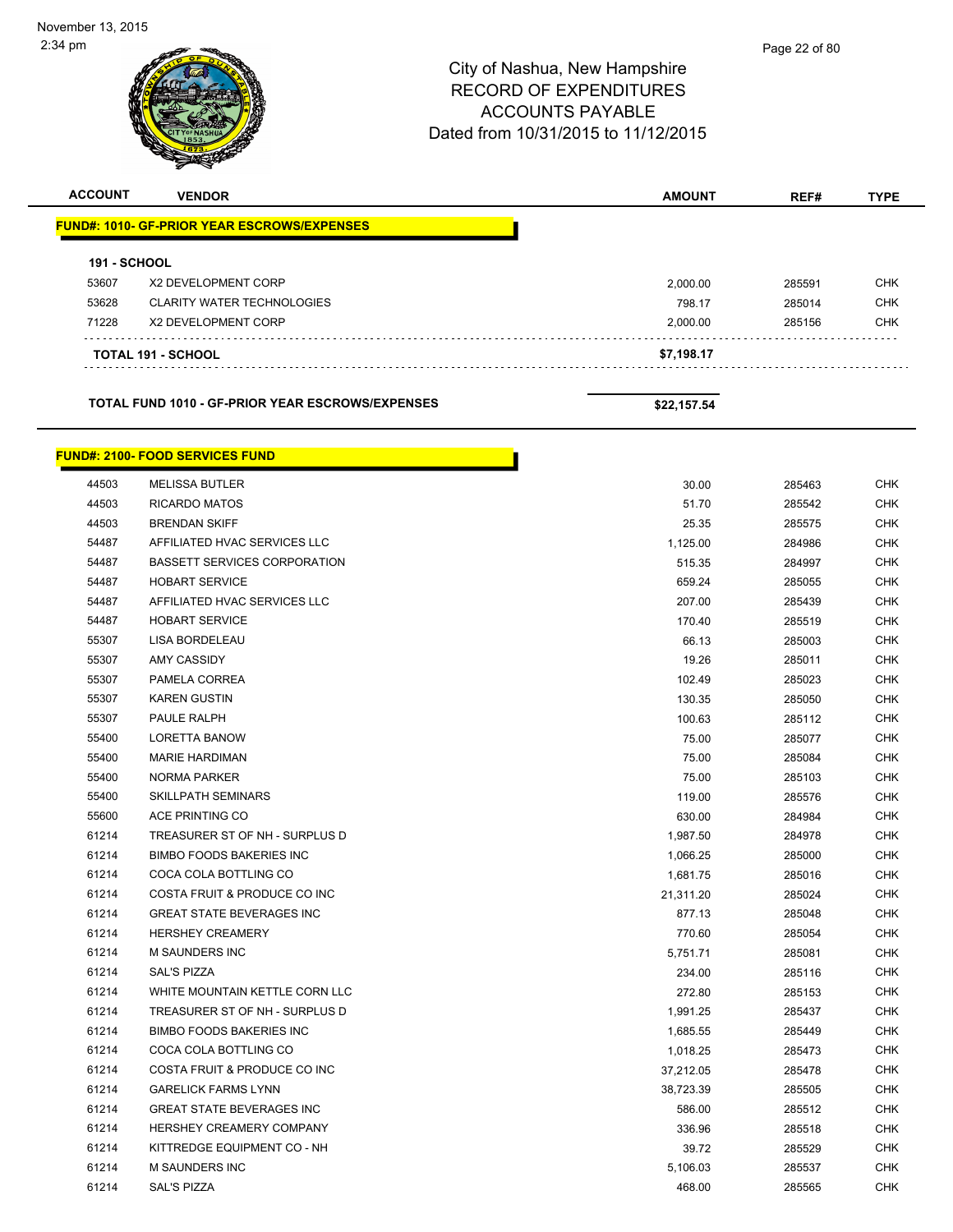# City of Nashua, New Hampshire
## RECORD OF EXPENDITURES
## ACCOUNTS PAYABLE
## Dated from 10/31/2015 to 11/12/2015

| ACCOUNT | VENDOR | AMOUNT | REF# | TYPE |
|---|---|---|---|---|
| **FUND#: 1010- GF-PRIOR YEAR ESCROWS/EXPENSES** | | | | |
| **191 - SCHOOL** | | | | |
| 53607 | X2 DEVELOPMENT CORP | 2,000.00 | 285591 | CHK |
| 53628 | CLARITY WATER TECHNOLOGIES | 798.17 | 285014 | CHK |
| 71228 | X2 DEVELOPMENT CORP | 2,000.00 | 285156 | CHK |
| | **TOTAL 191 - SCHOOL** | **$7,198.17** | | |
| | **TOTAL FUND 1010 - GF-PRIOR YEAR ESCROWS/EXPENSES** | **$22,157.54** | | |

| ACCOUNT | VENDOR | AMOUNT | REF# | TYPE |
|---|---|---|---|---|
| **FUND#: 2100- FOOD SERVICES FUND** | | | | |
| 44503 | MELISSA BUTLER | 30.00 | 285463 | CHK |
| 44503 | RICARDO MATOS | 51.70 | 285542 | CHK |
| 44503 | BRENDAN SKIFF | 25.35 | 285575 | CHK |
| 54487 | AFFILIATED HVAC SERVICES LLC | 1,125.00 | 284986 | CHK |
| 54487 | BASSETT SERVICES CORPORATION | 515.35 | 284997 | CHK |
| 54487 | HOBART SERVICE | 659.24 | 285055 | CHK |
| 54487 | AFFILIATED HVAC SERVICES LLC | 207.00 | 285439 | CHK |
| 54487 | HOBART SERVICE | 170.40 | 285519 | CHK |
| 55307 | LISA BORDELEAU | 66.13 | 285003 | CHK |
| 55307 | AMY CASSIDY | 19.26 | 285011 | CHK |
| 55307 | PAMELA CORREA | 102.49 | 285023 | CHK |
| 55307 | KAREN GUSTIN | 130.35 | 285050 | CHK |
| 55307 | PAULE RALPH | 100.63 | 285112 | CHK |
| 55400 | LORETTA BANOW | 75.00 | 285077 | CHK |
| 55400 | MARIE HARDIMAN | 75.00 | 285084 | CHK |
| 55400 | NORMA PARKER | 75.00 | 285103 | CHK |
| 55400 | SKILLPATH SEMINARS | 119.00 | 285576 | CHK |
| 55600 | ACE PRINTING CO | 630.00 | 284984 | CHK |
| 61214 | TREASURER ST OF NH - SURPLUS D | 1,987.50 | 284978 | CHK |
| 61214 | BIMBO FOODS BAKERIES INC | 1,066.25 | 285000 | CHK |
| 61214 | COCA COLA BOTTLING CO | 1,681.75 | 285016 | CHK |
| 61214 | COSTA FRUIT & PRODUCE CO INC | 21,311.20 | 285024 | CHK |
| 61214 | GREAT STATE BEVERAGES INC | 877.13 | 285048 | CHK |
| 61214 | HERSHEY CREAMERY | 770.60 | 285054 | CHK |
| 61214 | M SAUNDERS INC | 5,751.71 | 285081 | CHK |
| 61214 | SAL'S PIZZA | 234.00 | 285116 | CHK |
| 61214 | WHITE MOUNTAIN KETTLE CORN LLC | 272.80 | 285153 | CHK |
| 61214 | TREASURER ST OF NH - SURPLUS D | 1,991.25 | 285437 | CHK |
| 61214 | BIMBO FOODS BAKERIES INC | 1,685.55 | 285449 | CHK |
| 61214 | COCA COLA BOTTLING CO | 1,018.25 | 285473 | CHK |
| 61214 | COSTA FRUIT & PRODUCE CO INC | 37,212.05 | 285478 | CHK |
| 61214 | GARELICK FARMS LYNN | 38,723.39 | 285505 | CHK |
| 61214 | GREAT STATE BEVERAGES INC | 586.00 | 285512 | CHK |
| 61214 | HERSHEY CREAMERY COMPANY | 336.96 | 285518 | CHK |
| 61214 | KITTREDGE EQUIPMENT CO - NH | 39.72 | 285529 | CHK |
| 61214 | M SAUNDERS INC | 5,106.03 | 285537 | CHK |
| 61214 | SAL'S PIZZA | 468.00 | 285565 | CHK |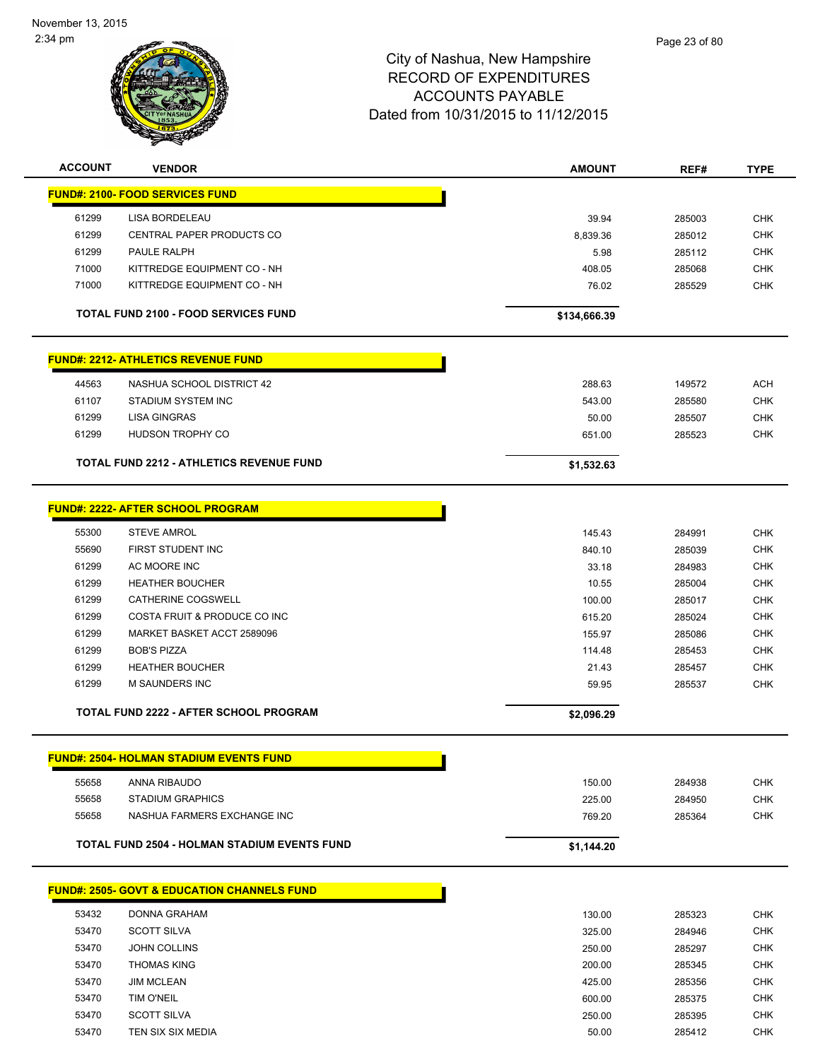City of Nashua, New Hampshire
RECORD OF EXPENDITURES
ACCOUNTS PAYABLE
Dated from 10/31/2015 to 11/12/2015

| ACCOUNT | VENDOR | AMOUNT | REF# | TYPE |
|---|---|---|---|---|
| **FUND#: 2100- FOOD SERVICES FUND** | | | | |
| 61299 | LISA BORDELEAU | 39.94 | 285003 | CHK |
| 61299 | CENTRAL PAPER PRODUCTS CO | 8,839.36 | 285012 | CHK |
| 61299 | PAULE RALPH | 5.98 | 285112 | CHK |
| 71000 | KITTREDGE EQUIPMENT CO - NH | 408.05 | 285068 | CHK |
| 71000 | KITTREDGE EQUIPMENT CO - NH | 76.02 | 285529 | CHK |
| | **TOTAL FUND 2100 - FOOD SERVICES FUND** | **$134,666.39** | | |
| **FUND#: 2212- ATHLETICS REVENUE FUND** | | | | |
| 44563 | NASHUA SCHOOL DISTRICT 42 | 288.63 | 149572 | ACH |
| 61107 | STADIUM SYSTEM INC | 543.00 | 285580 | CHK |
| 61299 | LISA GINGRAS | 50.00 | 285507 | CHK |
| 61299 | HUDSON TROPHY CO | 651.00 | 285523 | CHK |
| | **TOTAL FUND 2212 - ATHLETICS REVENUE FUND** | **$1,532.63** | | |
| **FUND#: 2222- AFTER SCHOOL PROGRAM** | | | | |
| 55300 | STEVE AMROL | 145.43 | 284991 | CHK |
| 55690 | FIRST STUDENT INC | 840.10 | 285039 | CHK |
| 61299 | AC MOORE INC | 33.18 | 284983 | CHK |
| 61299 | HEATHER BOUCHER | 10.55 | 285004 | CHK |
| 61299 | CATHERINE COGSWELL | 100.00 | 285017 | CHK |
| 61299 | COSTA FRUIT & PRODUCE CO INC | 615.20 | 285024 | CHK |
| 61299 | MARKET BASKET ACCT 2589096 | 155.97 | 285086 | CHK |
| 61299 | BOB'S PIZZA | 114.48 | 285453 | CHK |
| 61299 | HEATHER BOUCHER | 21.43 | 285457 | CHK |
| 61299 | M SAUNDERS INC | 59.95 | 285537 | CHK |
| | **TOTAL FUND 2222 - AFTER SCHOOL PROGRAM** | **$2,096.29** | | |
| **FUND#: 2504- HOLMAN STADIUM EVENTS FUND** | | | | |
| 55658 | ANNA RIBAUDO | 150.00 | 284938 | CHK |
| 55658 | STADIUM GRAPHICS | 225.00 | 284950 | CHK |
| 55658 | NASHUA FARMERS EXCHANGE INC | 769.20 | 285364 | CHK |
| | **TOTAL FUND 2504 - HOLMAN STADIUM EVENTS FUND** | **$1,144.20** | | |
| **FUND#: 2505- GOVT & EDUCATION CHANNELS FUND** | | | | |
| 53432 | DONNA GRAHAM | 130.00 | 285323 | CHK |
| 53470 | SCOTT SILVA | 325.00 | 284946 | CHK |
| 53470 | JOHN COLLINS | 250.00 | 285297 | CHK |
| 53470 | THOMAS KING | 200.00 | 285345 | CHK |
| 53470 | JIM MCLEAN | 425.00 | 285356 | CHK |
| 53470 | TIM O'NEIL | 600.00 | 285375 | CHK |
| 53470 | SCOTT SILVA | 250.00 | 285395 | CHK |
| 53470 | TEN SIX SIX MEDIA | 50.00 | 285412 | CHK |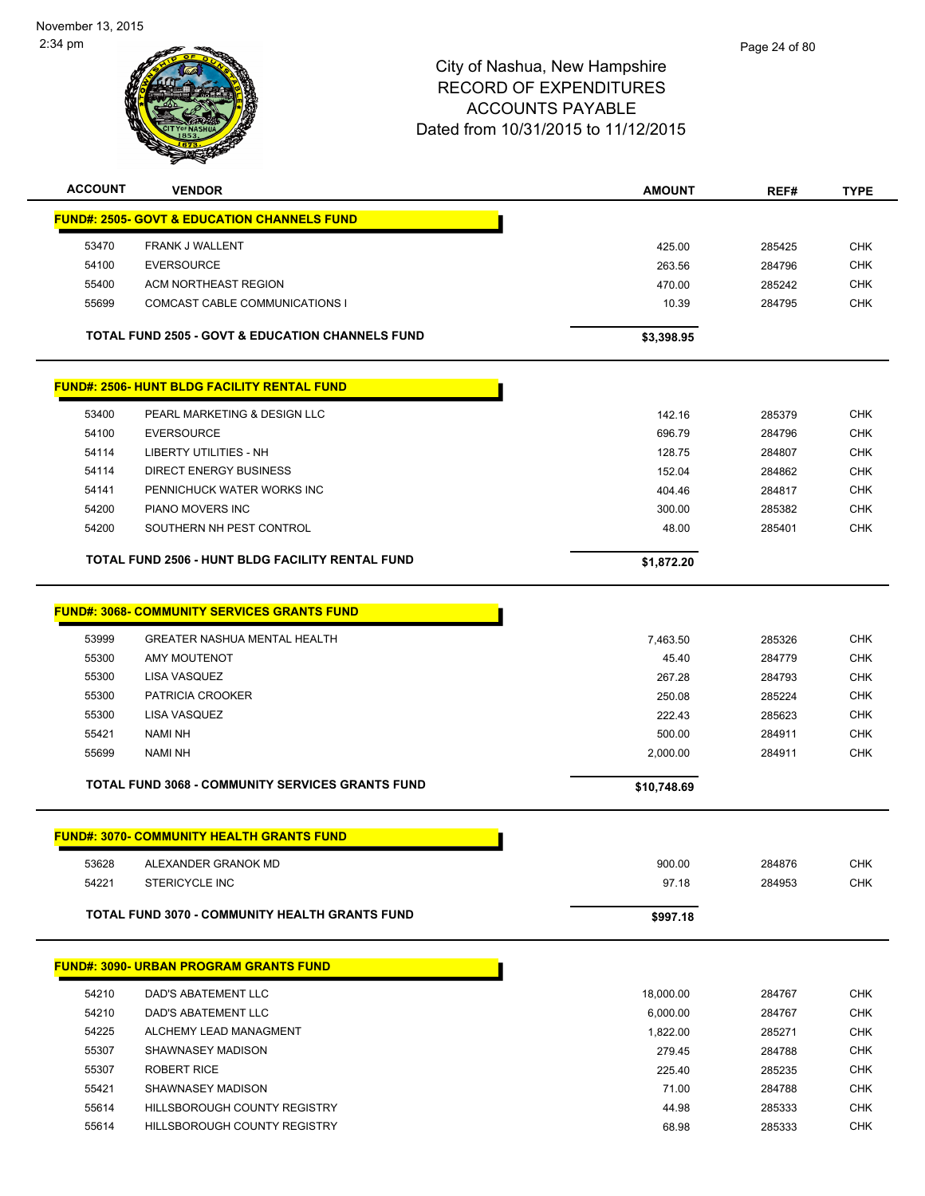November 13, 2015
2:34 pm

# City of Nashua, New Hampshire
## RECORD OF EXPENDITURES
## ACCOUNTS PAYABLE
## Dated from 10/31/2015 to 11/12/2015

| ACCOUNT | VENDOR | AMOUNT | REF# | TYPE |
|---|---|---|---|---|
| **FUND#: 2505- GOVT & EDUCATION CHANNELS FUND** | | | | |
| 53470 | FRANK J WALLENT | 425.00 | 285425 | CHK |
| 54100 | EVERSOURCE | 263.56 | 284796 | CHK |
| 55400 | ACM NORTHEAST REGION | 470.00 | 285242 | CHK |
| 55699 | COMCAST CABLE COMMUNICATIONS I | 10.39 | 284795 | CHK |
| | **TOTAL FUND 2505 - GOVT & EDUCATION CHANNELS FUND** | **$3,398.95** | | |
| **FUND#: 2506- HUNT BLDG FACILITY RENTAL FUND** | | | | |
| 53400 | PEARL MARKETING & DESIGN LLC | 142.16 | 285379 | CHK |
| 54100 | EVERSOURCE | 696.79 | 284796 | CHK |
| 54114 | LIBERTY UTILITIES - NH | 128.75 | 284807 | CHK |
| 54114 | DIRECT ENERGY BUSINESS | 152.04 | 284862 | CHK |
| 54141 | PENNICHUCK WATER WORKS INC | 404.46 | 284817 | CHK |
| 54200 | PIANO MOVERS INC | 300.00 | 285382 | CHK |
| 54200 | SOUTHERN NH PEST CONTROL | 48.00 | 285401 | CHK |
| | **TOTAL FUND 2506 - HUNT BLDG FACILITY RENTAL FUND** | **$1,872.20** | | |
| **FUND#: 3068- COMMUNITY SERVICES GRANTS FUND** | | | | |
| 53999 | GREATER NASHUA MENTAL HEALTH | 7,463.50 | 285326 | CHK |
| 55300 | AMY MOUTENOT | 45.40 | 284779 | CHK |
| 55300 | LISA VASQUEZ | 267.28 | 284793 | CHK |
| 55300 | PATRICIA CROOKER | 250.08 | 285224 | CHK |
| 55300 | LISA VASQUEZ | 222.43 | 285623 | CHK |
| 55421 | NAMI NH | 500.00 | 284911 | CHK |
| 55699 | NAMI NH | 2,000.00 | 284911 | CHK |
| | **TOTAL FUND 3068 - COMMUNITY SERVICES GRANTS FUND** | **$10,748.69** | | |
| **FUND#: 3070- COMMUNITY HEALTH GRANTS FUND** | | | | |
| 53628 | ALEXANDER GRANOK MD | 900.00 | 284876 | CHK |
| 54221 | STERICYCLE INC | 97.18 | 284953 | CHK |
| | **TOTAL FUND 3070 - COMMUNITY HEALTH GRANTS FUND** | **$997.18** | | |
| **FUND#: 3090- URBAN PROGRAM GRANTS FUND** | | | | |
| 54210 | DAD'S ABATEMENT LLC | 18,000.00 | 284767 | CHK |
| 54210 | DAD'S ABATEMENT LLC | 6,000.00 | 284767 | CHK |
| 54225 | ALCHEMY LEAD MANAGMENT | 1,822.00 | 285271 | CHK |
| 55307 | SHAWNASEY MADISON | 279.45 | 284788 | CHK |
| 55307 | ROBERT RICE | 225.40 | 285235 | CHK |
| 55421 | SHAWNASEY MADISON | 71.00 | 284788 | CHK |
| 55614 | HILLSBOROUGH COUNTY REGISTRY | 44.98 | 285333 | CHK |
| 55614 | HILLSBOROUGH COUNTY REGISTRY | 68.98 | 285333 | CHK |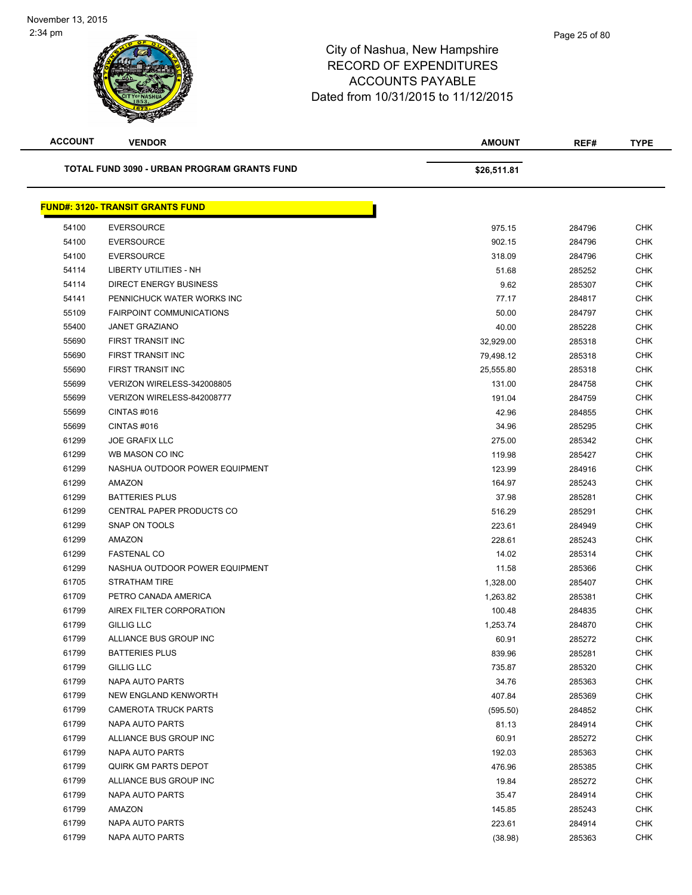# City of Nashua, New Hampshire
## RECORD OF EXPENDITURES
## ACCOUNTS PAYABLE
## Dated from 10/31/2015 to 11/12/2015

| ACCOUNT | VENDOR | AMOUNT | REF# | TYPE |
|---|---|---|---|---|
| | **TOTAL FUND 3090 - URBAN PROGRAM GRANTS FUND** | **$26,511.81** | | |

**FUND#: 3120- TRANSIT GRANTS FUND**

| ACCOUNT | VENDOR | AMOUNT | REF# | TYPE |
|---|---|---|---|---|
| 54100 | EVERSOURCE | 975.15 | 284796 | CHK |
| 54100 | EVERSOURCE | 902.15 | 284796 | CHK |
| 54100 | EVERSOURCE | 318.09 | 284796 | CHK |
| 54114 | LIBERTY UTILITIES - NH | 51.68 | 285252 | CHK |
| 54114 | DIRECT ENERGY BUSINESS | 9.62 | 285307 | CHK |
| 54141 | PENNICHUCK WATER WORKS INC | 77.17 | 284817 | CHK |
| 55109 | FAIRPOINT COMMUNICATIONS | 50.00 | 284797 | CHK |
| 55400 | JANET GRAZIANO | 40.00 | 285228 | CHK |
| 55690 | FIRST TRANSIT INC | 32,929.00 | 285318 | CHK |
| 55690 | FIRST TRANSIT INC | 79,498.12 | 285318 | CHK |
| 55690 | FIRST TRANSIT INC | 25,555.80 | 285318 | CHK |
| 55699 | VERIZON WIRELESS-342008805 | 131.00 | 284758 | CHK |
| 55699 | VERIZON WIRELESS-842008777 | 191.04 | 284759 | CHK |
| 55699 | CINTAS #016 | 42.96 | 284855 | CHK |
| 55699 | CINTAS #016 | 34.96 | 285295 | CHK |
| 61299 | JOE GRAFIX LLC | 275.00 | 285342 | CHK |
| 61299 | WB MASON CO INC | 119.98 | 285427 | CHK |
| 61299 | NASHUA OUTDOOR POWER EQUIPMENT | 123.99 | 284916 | CHK |
| 61299 | AMAZON | 164.97 | 285243 | CHK |
| 61299 | BATTERIES PLUS | 37.98 | 285281 | CHK |
| 61299 | CENTRAL PAPER PRODUCTS CO | 516.29 | 285291 | CHK |
| 61299 | SNAP ON TOOLS | 223.61 | 284949 | CHK |
| 61299 | AMAZON | 228.61 | 285243 | CHK |
| 61299 | FASTENAL CO | 14.02 | 285314 | CHK |
| 61299 | NASHUA OUTDOOR POWER EQUIPMENT | 11.58 | 285366 | CHK |
| 61705 | STRATHAM TIRE | 1,328.00 | 285407 | CHK |
| 61709 | PETRO CANADA AMERICA | 1,263.82 | 285381 | CHK |
| 61799 | AIREX FILTER CORPORATION | 100.48 | 284835 | CHK |
| 61799 | GILLIG LLC | 1,253.74 | 284870 | CHK |
| 61799 | ALLIANCE BUS GROUP INC | 60.91 | 285272 | CHK |
| 61799 | BATTERIES PLUS | 839.96 | 285281 | CHK |
| 61799 | GILLIG LLC | 735.87 | 285320 | CHK |
| 61799 | NAPA AUTO PARTS | 34.76 | 285363 | CHK |
| 61799 | NEW ENGLAND KENWORTH | 407.84 | 285369 | CHK |
| 61799 | CAMEROTA TRUCK PARTS | (595.50) | 284852 | CHK |
| 61799 | NAPA AUTO PARTS | 81.13 | 284914 | CHK |
| 61799 | ALLIANCE BUS GROUP INC | 60.91 | 285272 | CHK |
| 61799 | NAPA AUTO PARTS | 192.03 | 285363 | CHK |
| 61799 | QUIRK GM PARTS DEPOT | 476.96 | 285385 | CHK |
| 61799 | ALLIANCE BUS GROUP INC | 19.84 | 285272 | CHK |
| 61799 | NAPA AUTO PARTS | 35.47 | 284914 | CHK |
| 61799 | AMAZON | 145.85 | 285243 | CHK |
| 61799 | NAPA AUTO PARTS | 223.61 | 284914 | CHK |
| 61799 | NAPA AUTO PARTS | (38.98) | 285363 | CHK |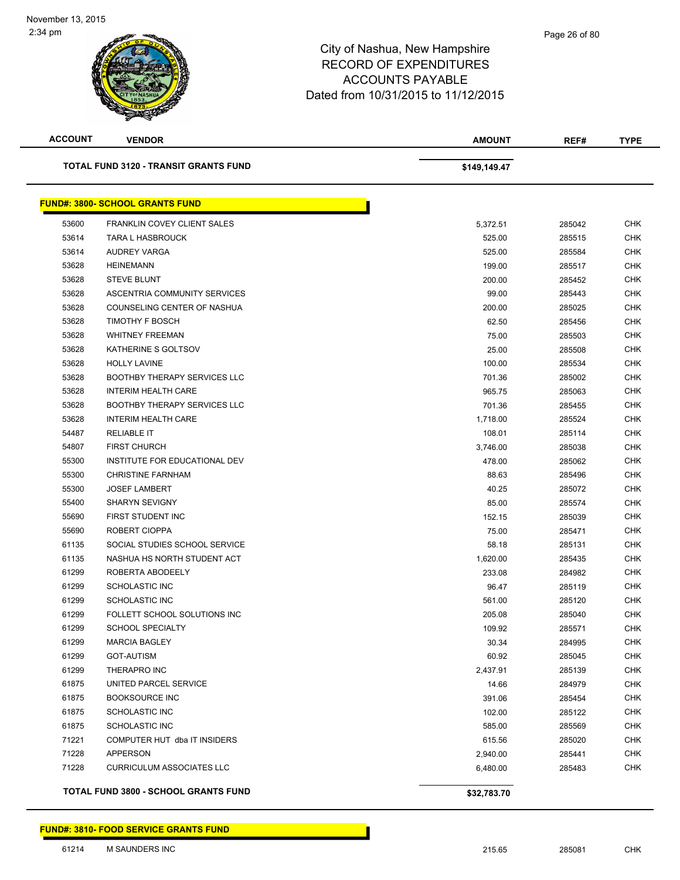City of Nashua, New Hampshire
RECORD OF EXPENDITURES
ACCOUNTS PAYABLE
Dated from 10/31/2015 to 11/12/2015

| ACCOUNT | VENDOR | AMOUNT | REF# | TYPE |
|---|---|---|---|---|
| | **TOTAL FUND 3120 - TRANSIT GRANTS FUND** | **$149,149.47** | | |

**FUND#: 3800- SCHOOL GRANTS FUND**

| ACCOUNT | VENDOR | AMOUNT | REF# | TYPE |
|---|---|---|---|---|
| 53600 | FRANKLIN COVEY CLIENT SALES | 5,372.51 | 285042 | CHK |
| 53614 | TARA L HASBROUCK | 525.00 | 285515 | CHK |
| 53614 | AUDREY VARGA | 525.00 | 285584 | CHK |
| 53628 | HEINEMANN | 199.00 | 285517 | CHK |
| 53628 | STEVE BLUNT | 200.00 | 285452 | CHK |
| 53628 | ASCENTRIA COMMUNITY SERVICES | 99.00 | 285443 | CHK |
| 53628 | COUNSELING CENTER OF NASHUA | 200.00 | 285025 | CHK |
| 53628 | TIMOTHY F BOSCH | 62.50 | 285456 | CHK |
| 53628 | WHITNEY FREEMAN | 75.00 | 285503 | CHK |
| 53628 | KATHERINE S GOLTSOV | 25.00 | 285508 | CHK |
| 53628 | HOLLY LAVINE | 100.00 | 285534 | CHK |
| 53628 | BOOTHBY THERAPY SERVICES LLC | 701.36 | 285002 | CHK |
| 53628 | INTERIM HEALTH CARE | 965.75 | 285063 | CHK |
| 53628 | BOOTHBY THERAPY SERVICES LLC | 701.36 | 285455 | CHK |
| 53628 | INTERIM HEALTH CARE | 1,718.00 | 285524 | CHK |
| 54487 | RELIABLE IT | 108.01 | 285114 | CHK |
| 54807 | FIRST CHURCH | 3,746.00 | 285038 | CHK |
| 55300 | INSTITUTE FOR EDUCATIONAL DEV | 478.00 | 285062 | CHK |
| 55300 | CHRISTINE FARNHAM | 88.63 | 285496 | CHK |
| 55300 | JOSEF LAMBERT | 40.25 | 285072 | CHK |
| 55400 | SHARYN SEVIGNY | 85.00 | 285574 | CHK |
| 55690 | FIRST STUDENT INC | 152.15 | 285039 | CHK |
| 55690 | ROBERT CIOPPA | 75.00 | 285471 | CHK |
| 61135 | SOCIAL STUDIES SCHOOL SERVICE | 58.18 | 285131 | CHK |
| 61135 | NASHUA HS NORTH STUDENT ACT | 1,620.00 | 285435 | CHK |
| 61299 | ROBERTA ABODEELY | 233.08 | 284982 | CHK |
| 61299 | SCHOLASTIC INC | 96.47 | 285119 | CHK |
| 61299 | SCHOLASTIC INC | 561.00 | 285120 | CHK |
| 61299 | FOLLETT SCHOOL SOLUTIONS INC | 205.08 | 285040 | CHK |
| 61299 | SCHOOL SPECIALTY | 109.92 | 285571 | CHK |
| 61299 | MARCIA BAGLEY | 30.34 | 284995 | CHK |
| 61299 | GOT-AUTISM | 60.92 | 285045 | CHK |
| 61299 | THERAPRO INC | 2,437.91 | 285139 | CHK |
| 61875 | UNITED PARCEL SERVICE | 14.66 | 284979 | CHK |
| 61875 | BOOKSOURCE INC | 391.06 | 285454 | CHK |
| 61875 | SCHOLASTIC INC | 102.00 | 285122 | CHK |
| 61875 | SCHOLASTIC INC | 585.00 | 285569 | CHK |
| 71221 | COMPUTER HUT dba IT INSIDERS | 615.56 | 285020 | CHK |
| 71228 | APPERSON | 2,940.00 | 285441 | CHK |
| 71228 | CURRICULUM ASSOCIATES LLC | 6,480.00 | 285483 | CHK |
| | **TOTAL FUND 3800 - SCHOOL GRANTS FUND** | **$32,783.70** | | |

**FUND#: 3810- FOOD SERVICE GRANTS FUND**

| ACCOUNT | VENDOR | AMOUNT | REF# | TYPE |
|---|---|---|---|---|
| 61214 | M SAUNDERS INC | 215.65 | 285081 | CHK |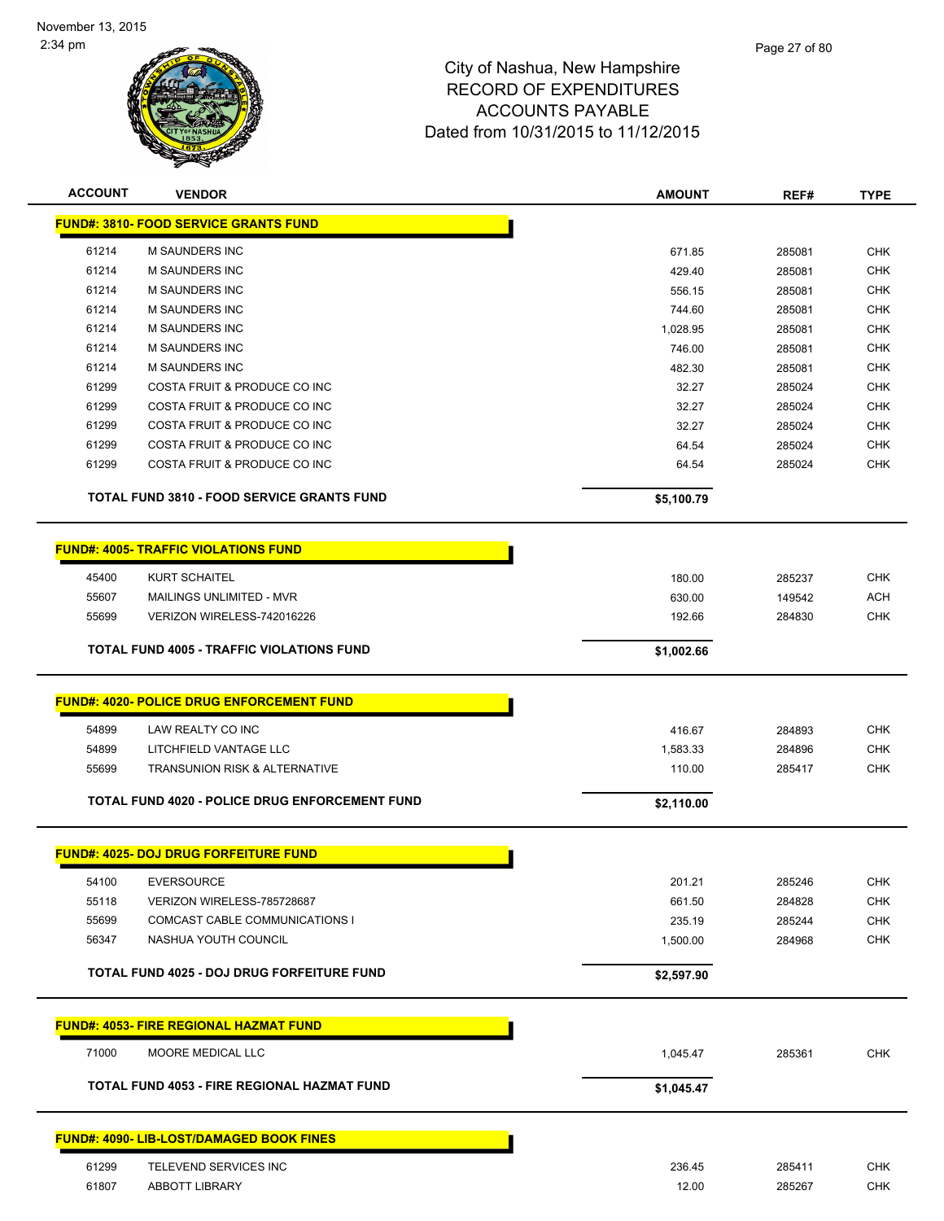# City of Nashua, New Hampshire
## RECORD OF EXPENDITURES
## ACCOUNTS PAYABLE
## Dated from 10/31/2015 to 11/12/2015

November 13, 2015
2:34 pm

| ACCOUNT | VENDOR | AMOUNT | REF# | TYPE |
|---|---|---|---|---|
| **FUND#: 3810- FOOD SERVICE GRANTS FUND** | | | | |
| 61214 | M SAUNDERS INC | 671.85 | 285081 | CHK |
| 61214 | M SAUNDERS INC | 429.40 | 285081 | CHK |
| 61214 | M SAUNDERS INC | 556.15 | 285081 | CHK |
| 61214 | M SAUNDERS INC | 744.60 | 285081 | CHK |
| 61214 | M SAUNDERS INC | 1,028.95 | 285081 | CHK |
| 61214 | M SAUNDERS INC | 746.00 | 285081 | CHK |
| 61214 | M SAUNDERS INC | 482.30 | 285081 | CHK |
| 61299 | COSTA FRUIT & PRODUCE CO INC | 32.27 | 285024 | CHK |
| 61299 | COSTA FRUIT & PRODUCE CO INC | 32.27 | 285024 | CHK |
| 61299 | COSTA FRUIT & PRODUCE CO INC | 32.27 | 285024 | CHK |
| 61299 | COSTA FRUIT & PRODUCE CO INC | 64.54 | 285024 | CHK |
| 61299 | COSTA FRUIT & PRODUCE CO INC | 64.54 | 285024 | CHK |
| | **TOTAL FUND 3810 - FOOD SERVICE GRANTS FUND** | **$5,100.79** | | |
| **FUND#: 4005- TRAFFIC VIOLATIONS FUND** | | | | |
| 45400 | KURT SCHAITEL | 180.00 | 285237 | CHK |
| 55607 | MAILINGS UNLIMITED - MVR | 630.00 | 149542 | ACH |
| 55699 | VERIZON WIRELESS-742016226 | 192.66 | 284830 | CHK |
| | **TOTAL FUND 4005 - TRAFFIC VIOLATIONS FUND** | **$1,002.66** | | |
| **FUND#: 4020- POLICE DRUG ENFORCEMENT FUND** | | | | |
| 54899 | LAW REALTY CO INC | 416.67 | 284893 | CHK |
| 54899 | LITCHFIELD VANTAGE LLC | 1,583.33 | 284896 | CHK |
| 55699 | TRANSUNION RISK & ALTERNATIVE | 110.00 | 285417 | CHK |
| | **TOTAL FUND 4020 - POLICE DRUG ENFORCEMENT FUND** | **$2,110.00** | | |
| **FUND#: 4025- DOJ DRUG FORFEITURE FUND** | | | | |
| 54100 | EVERSOURCE | 201.21 | 285246 | CHK |
| 55118 | VERIZON WIRELESS-785728687 | 661.50 | 284828 | CHK |
| 55699 | COMCAST CABLE COMMUNICATIONS I | 235.19 | 285244 | CHK |
| 56347 | NASHUA YOUTH COUNCIL | 1,500.00 | 284968 | CHK |
| | **TOTAL FUND 4025 - DOJ DRUG FORFEITURE FUND** | **$2,597.90** | | |
| **FUND#: 4053- FIRE REGIONAL HAZMAT FUND** | | | | |
| 71000 | MOORE MEDICAL LLC | 1,045.47 | 285361 | CHK |
| | **TOTAL FUND 4053 - FIRE REGIONAL HAZMAT FUND** | **$1,045.47** | | |
| **FUND#: 4090- LIB-LOST/DAMAGED BOOK FINES** | | | | |
| 61299 | TELEVEND SERVICES INC | 236.45 | 285411 | CHK |
| 61807 | ABBOTT LIBRARY | 12.00 | 285267 | CHK |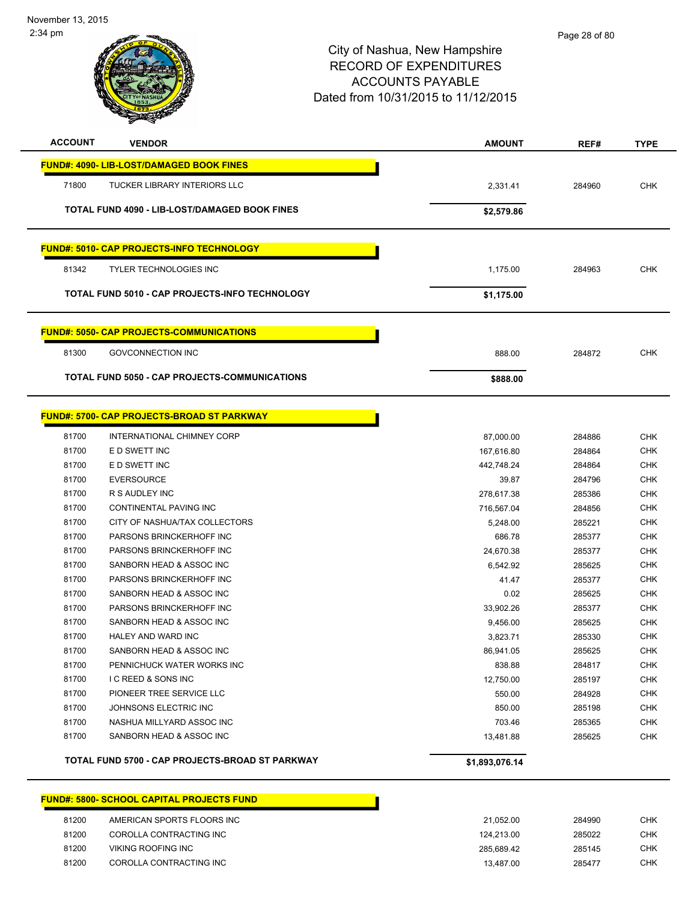City of Nashua, New Hampshire
RECORD OF EXPENDITURES
ACCOUNTS PAYABLE
Dated from 10/31/2015 to 11/12/2015

| ACCOUNT | VENDOR | AMOUNT | REF# | TYPE |
|---|---|---|---|---|
| **FUND#: 4090- LIB-LOST/DAMAGED BOOK FINES** | | | | |
| 71800 | TUCKER LIBRARY INTERIORS LLC | 2,331.41 | 284960 | CHK |
| **TOTAL FUND 4090 - LIB-LOST/DAMAGED BOOK FINES** | | **$2,579.86** | | |
| **FUND#: 5010- CAP PROJECTS-INFO TECHNOLOGY** | | | | |
| 81342 | TYLER TECHNOLOGIES INC | 1,175.00 | 284963 | CHK |
| **TOTAL FUND 5010 - CAP PROJECTS-INFO TECHNOLOGY** | | **$1,175.00** | | |
| **FUND#: 5050- CAP PROJECTS-COMMUNICATIONS** | | | | |
| 81300 | GOVCONNECTION INC | 888.00 | 284872 | CHK |
| **TOTAL FUND 5050 - CAP PROJECTS-COMMUNICATIONS** | | **$888.00** | | |
| **FUND#: 5700- CAP PROJECTS-BROAD ST PARKWAY** | | | | |
| 81700 | INTERNATIONAL CHIMNEY CORP | 87,000.00 | 284886 | CHK |
| 81700 | E D SWETT INC | 167,616.80 | 284864 | CHK |
| 81700 | E D SWETT INC | 442,748.24 | 284864 | CHK |
| 81700 | EVERSOURCE | 39.87 | 284796 | CHK |
| 81700 | R S AUDLEY INC | 278,617.38 | 285386 | CHK |
| 81700 | CONTINENTAL PAVING INC | 716,567.04 | 284856 | CHK |
| 81700 | CITY OF NASHUA/TAX COLLECTORS | 5,248.00 | 285221 | CHK |
| 81700 | PARSONS BRINCKERHOFF INC | 686.78 | 285377 | CHK |
| 81700 | PARSONS BRINCKERHOFF INC | 24,670.38 | 285377 | CHK |
| 81700 | SANBORN HEAD & ASSOC INC | 6,542.92 | 285625 | CHK |
| 81700 | PARSONS BRINCKERHOFF INC | 41.47 | 285377 | CHK |
| 81700 | SANBORN HEAD & ASSOC INC | 0.02 | 285625 | CHK |
| 81700 | PARSONS BRINCKERHOFF INC | 33,902.26 | 285377 | CHK |
| 81700 | SANBORN HEAD & ASSOC INC | 9,456.00 | 285625 | CHK |
| 81700 | HALEY AND WARD INC | 3,823.71 | 285330 | CHK |
| 81700 | SANBORN HEAD & ASSOC INC | 86,941.05 | 285625 | CHK |
| 81700 | PENNICHUCK WATER WORKS INC | 838.88 | 284817 | CHK |
| 81700 | I C REED & SONS INC | 12,750.00 | 285197 | CHK |
| 81700 | PIONEER TREE SERVICE LLC | 550.00 | 284928 | CHK |
| 81700 | JOHNSONS ELECTRIC INC | 850.00 | 285198 | CHK |
| 81700 | NASHUA MILLYARD ASSOC INC | 703.46 | 285365 | CHK |
| 81700 | SANBORN HEAD & ASSOC INC | 13,481.88 | 285625 | CHK |
| **TOTAL FUND 5700 - CAP PROJECTS-BROAD ST PARKWAY** | | **$1,893,076.14** | | |
| **FUND#: 5800- SCHOOL CAPITAL PROJECTS FUND** | | | | |
| 81200 | AMERICAN SPORTS FLOORS INC | 21,052.00 | 284990 | CHK |
| 81200 | COROLLA CONTRACTING INC | 124,213.00 | 285022 | CHK |
| 81200 | VIKING ROOFING INC | 285,689.42 | 285145 | CHK |
| 81200 | COROLLA CONTRACTING INC | 13,487.00 | 285477 | CHK |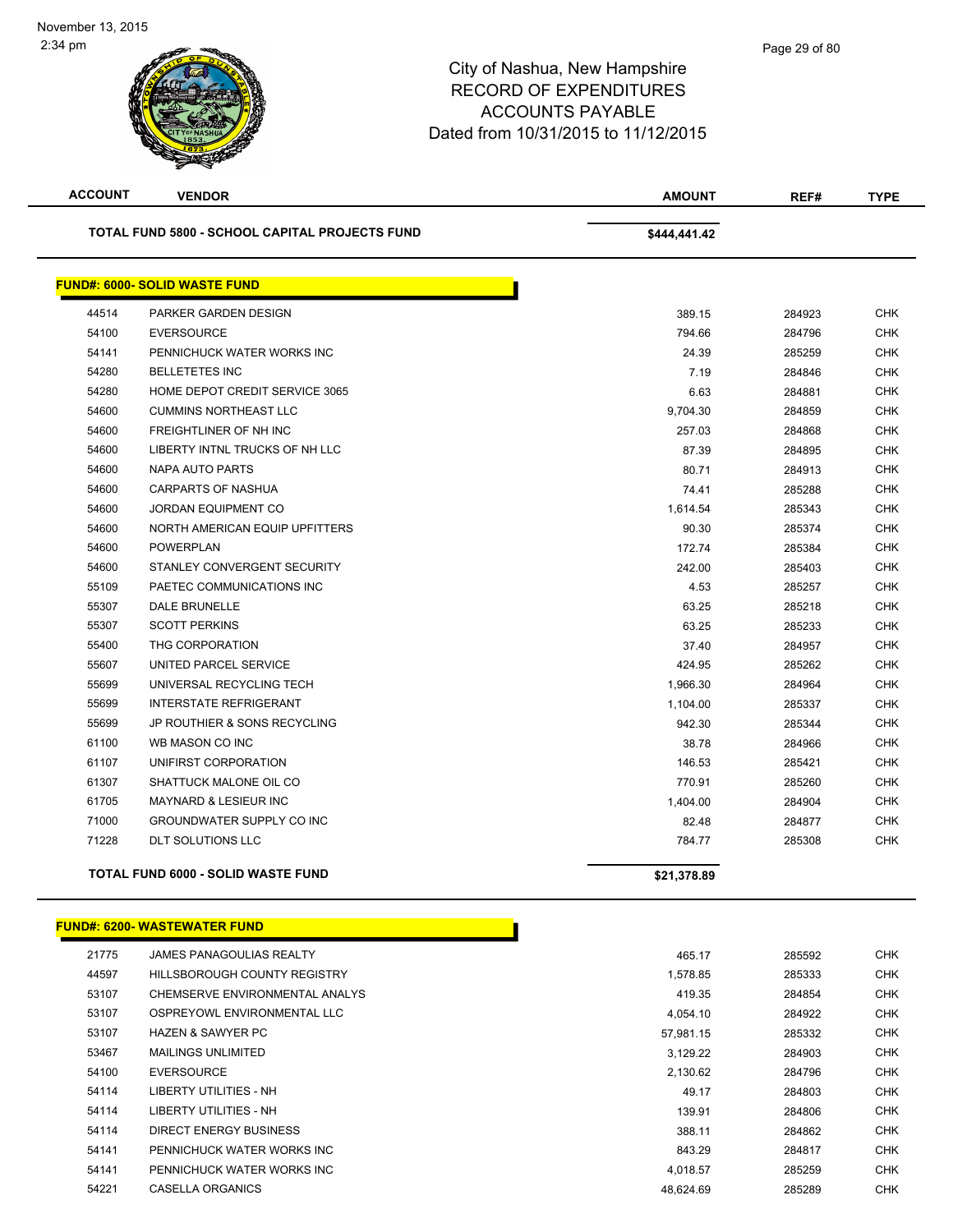November 13, 2015
2:34 pm

# City of Nashua, New Hampshire
## RECORD OF EXPENDITURES
## ACCOUNTS PAYABLE
## Dated from 10/31/2015 to 11/12/2015

| ACCOUNT | VENDOR | AMOUNT | REF# | TYPE |
|---|---|---|---|---|
| | **TOTAL FUND 5800 - SCHOOL CAPITAL PROJECTS FUND** | **$444,441.42** | | |

**FUND#: 6000- SOLID WASTE FUND**

| ACCOUNT | VENDOR | AMOUNT | REF# | TYPE |
|---|---|---|---|---|
| 44514 | PARKER GARDEN DESIGN | 389.15 | 284923 | CHK |
| 54100 | EVERSOURCE | 794.66 | 284796 | CHK |
| 54141 | PENNICHUCK WATER WORKS INC | 24.39 | 285259 | CHK |
| 54280 | BELLETETES INC | 7.19 | 284846 | CHK |
| 54280 | HOME DEPOT CREDIT SERVICE 3065 | 6.63 | 284881 | CHK |
| 54600 | CUMMINS NORTHEAST LLC | 9,704.30 | 284859 | CHK |
| 54600 | FREIGHTLINER OF NH INC | 257.03 | 284868 | CHK |
| 54600 | LIBERTY INTNL TRUCKS OF NH LLC | 87.39 | 284895 | CHK |
| 54600 | NAPA AUTO PARTS | 80.71 | 284913 | CHK |
| 54600 | CARPARTS OF NASHUA | 74.41 | 285288 | CHK |
| 54600 | JORDAN EQUIPMENT CO | 1,614.54 | 285343 | CHK |
| 54600 | NORTH AMERICAN EQUIP UPFITTERS | 90.30 | 285374 | CHK |
| 54600 | POWERPLAN | 172.74 | 285384 | CHK |
| 54600 | STANLEY CONVERGENT SECURITY | 242.00 | 285403 | CHK |
| 55109 | PAETEC COMMUNICATIONS INC | 4.53 | 285257 | CHK |
| 55307 | DALE BRUNELLE | 63.25 | 285218 | CHK |
| 55307 | SCOTT PERKINS | 63.25 | 285233 | CHK |
| 55400 | THG CORPORATION | 37.40 | 284957 | CHK |
| 55607 | UNITED PARCEL SERVICE | 424.95 | 285262 | CHK |
| 55699 | UNIVERSAL RECYCLING TECH | 1,966.30 | 284964 | CHK |
| 55699 | INTERSTATE REFRIGERANT | 1,104.00 | 285337 | CHK |
| 55699 | JP ROUTHIER & SONS RECYCLING | 942.30 | 285344 | CHK |
| 61100 | WB MASON CO INC | 38.78 | 284966 | CHK |
| 61107 | UNIFIRST CORPORATION | 146.53 | 285421 | CHK |
| 61307 | SHATTUCK MALONE OIL CO | 770.91 | 285260 | CHK |
| 61705 | MAYNARD & LESIEUR INC | 1,404.00 | 284904 | CHK |
| 71000 | GROUNDWATER SUPPLY CO INC | 82.48 | 284877 | CHK |
| 71228 | DLT SOLUTIONS LLC | 784.77 | 285308 | CHK |
| | **TOTAL FUND 6000 - SOLID WASTE FUND** | **$21,378.89** | | |

**FUND#: 6200- WASTEWATER FUND**

| ACCOUNT | VENDOR | AMOUNT | REF# | TYPE |
|---|---|---|---|---|
| 21775 | JAMES PANAGOULIAS REALTY | 465.17 | 285592 | CHK |
| 44597 | HILLSBOROUGH COUNTY REGISTRY | 1,578.85 | 285333 | CHK |
| 53107 | CHEMSERVE ENVIRONMENTAL ANALYS | 419.35 | 284854 | CHK |
| 53107 | OSPREYOWL ENVIRONMENTAL LLC | 4,054.10 | 284922 | CHK |
| 53107 | HAZEN & SAWYER PC | 57,981.15 | 285332 | CHK |
| 53467 | MAILINGS UNLIMITED | 3,129.22 | 284903 | CHK |
| 54100 | EVERSOURCE | 2,130.62 | 284796 | CHK |
| 54114 | LIBERTY UTILITIES - NH | 49.17 | 284803 | CHK |
| 54114 | LIBERTY UTILITIES - NH | 139.91 | 284806 | CHK |
| 54114 | DIRECT ENERGY BUSINESS | 388.11 | 284862 | CHK |
| 54141 | PENNICHUCK WATER WORKS INC | 843.29 | 284817 | CHK |
| 54141 | PENNICHUCK WATER WORKS INC | 4,018.57 | 285259 | CHK |
| 54221 | CASELLA ORGANICS | 48,624.69 | 285289 | CHK |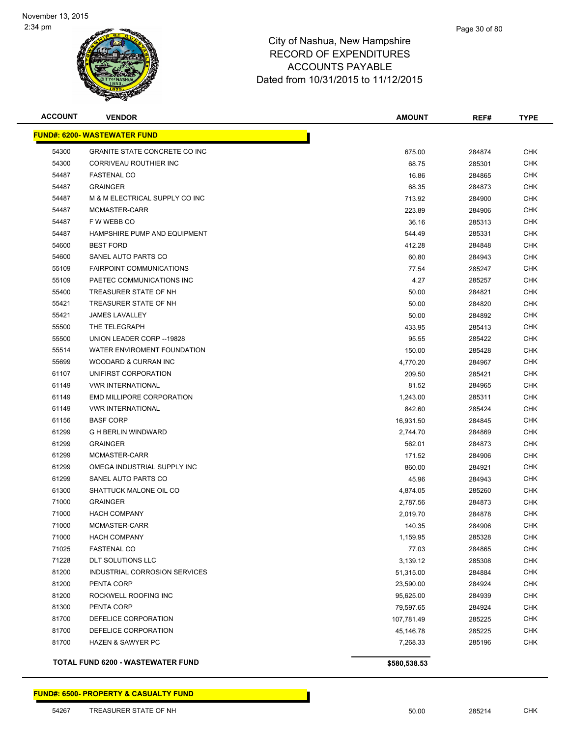# City of Nashua, New Hampshire
## RECORD OF EXPENDITURES
## ACCOUNTS PAYABLE
## Dated from 10/31/2015 to 11/12/2015

| ACCOUNT | VENDOR | AMOUNT | REF# | TYPE |
|---|---|---|---|---|
| **FUND#: 6200- WASTEWATER FUND** | | | | |
| 54300 | GRANITE STATE CONCRETE CO INC | 675.00 | 284874 | CHK |
| 54300 | CORRIVEAU ROUTHIER INC | 68.75 | 285301 | CHK |
| 54487 | FASTENAL CO | 16.86 | 284865 | CHK |
| 54487 | GRAINGER | 68.35 | 284873 | CHK |
| 54487 | M & M ELECTRICAL SUPPLY CO INC | 713.92 | 284900 | CHK |
| 54487 | MCMASTER-CARR | 223.89 | 284906 | CHK |
| 54487 | F W WEBB CO | 36.16 | 285313 | CHK |
| 54487 | HAMPSHIRE PUMP AND EQUIPMENT | 544.49 | 285331 | CHK |
| 54600 | BEST FORD | 412.28 | 284848 | CHK |
| 54600 | SANEL AUTO PARTS CO | 60.80 | 284943 | CHK |
| 55109 | FAIRPOINT COMMUNICATIONS | 77.54 | 285247 | CHK |
| 55109 | PAETEC COMMUNICATIONS INC | 4.27 | 285257 | CHK |
| 55400 | TREASURER STATE OF NH | 50.00 | 284821 | CHK |
| 55421 | TREASURER STATE OF NH | 50.00 | 284820 | CHK |
| 55421 | JAMES LAVALLEY | 50.00 | 284892 | CHK |
| 55500 | THE TELEGRAPH | 433.95 | 285413 | CHK |
| 55500 | UNION LEADER CORP --19828 | 95.55 | 285422 | CHK |
| 55514 | WATER ENVIROMENT FOUNDATION | 150.00 | 285428 | CHK |
| 55699 | WOODARD & CURRAN INC | 4,770.20 | 284967 | CHK |
| 61107 | UNIFIRST CORPORATION | 209.50 | 285421 | CHK |
| 61149 | VWR INTERNATIONAL | 81.52 | 284965 | CHK |
| 61149 | EMD MILLIPORE CORPORATION | 1,243.00 | 285311 | CHK |
| 61149 | VWR INTERNATIONAL | 842.60 | 285424 | CHK |
| 61156 | BASF CORP | 16,931.50 | 284845 | CHK |
| 61299 | G H BERLIN WINDWARD | 2,744.70 | 284869 | CHK |
| 61299 | GRAINGER | 562.01 | 284873 | CHK |
| 61299 | MCMASTER-CARR | 171.52 | 284906 | CHK |
| 61299 | OMEGA INDUSTRIAL SUPPLY INC | 860.00 | 284921 | CHK |
| 61299 | SANEL AUTO PARTS CO | 45.96 | 284943 | CHK |
| 61300 | SHATTUCK MALONE OIL CO | 4,874.05 | 285260 | CHK |
| 71000 | GRAINGER | 2,787.56 | 284873 | CHK |
| 71000 | HACH COMPANY | 2,019.70 | 284878 | CHK |
| 71000 | MCMASTER-CARR | 140.35 | 284906 | CHK |
| 71000 | HACH COMPANY | 1,159.95 | 285328 | CHK |
| 71025 | FASTENAL CO | 77.03 | 284865 | CHK |
| 71228 | DLT SOLUTIONS LLC | 3,139.12 | 285308 | CHK |
| 81200 | INDUSTRIAL CORROSION SERVICES | 51,315.00 | 284884 | CHK |
| 81200 | PENTA CORP | 23,590.00 | 284924 | CHK |
| 81200 | ROCKWELL ROOFING INC | 95,625.00 | 284939 | CHK |
| 81300 | PENTA CORP | 79,597.65 | 284924 | CHK |
| 81700 | DEFELICE CORPORATION | 107,781.49 | 285225 | CHK |
| 81700 | DEFELICE CORPORATION | 45,146.78 | 285225 | CHK |
| 81700 | HAZEN & SAWYER PC | 7,268.33 | 285196 | CHK |
| **TOTAL FUND 6200 - WASTEWATER FUND** | | **$580,538.53** | | |
| **FUND#: 6500- PROPERTY & CASUALTY FUND** | | | | |
| 54267 | TREASURER STATE OF NH | 50.00 | 285214 | CHK |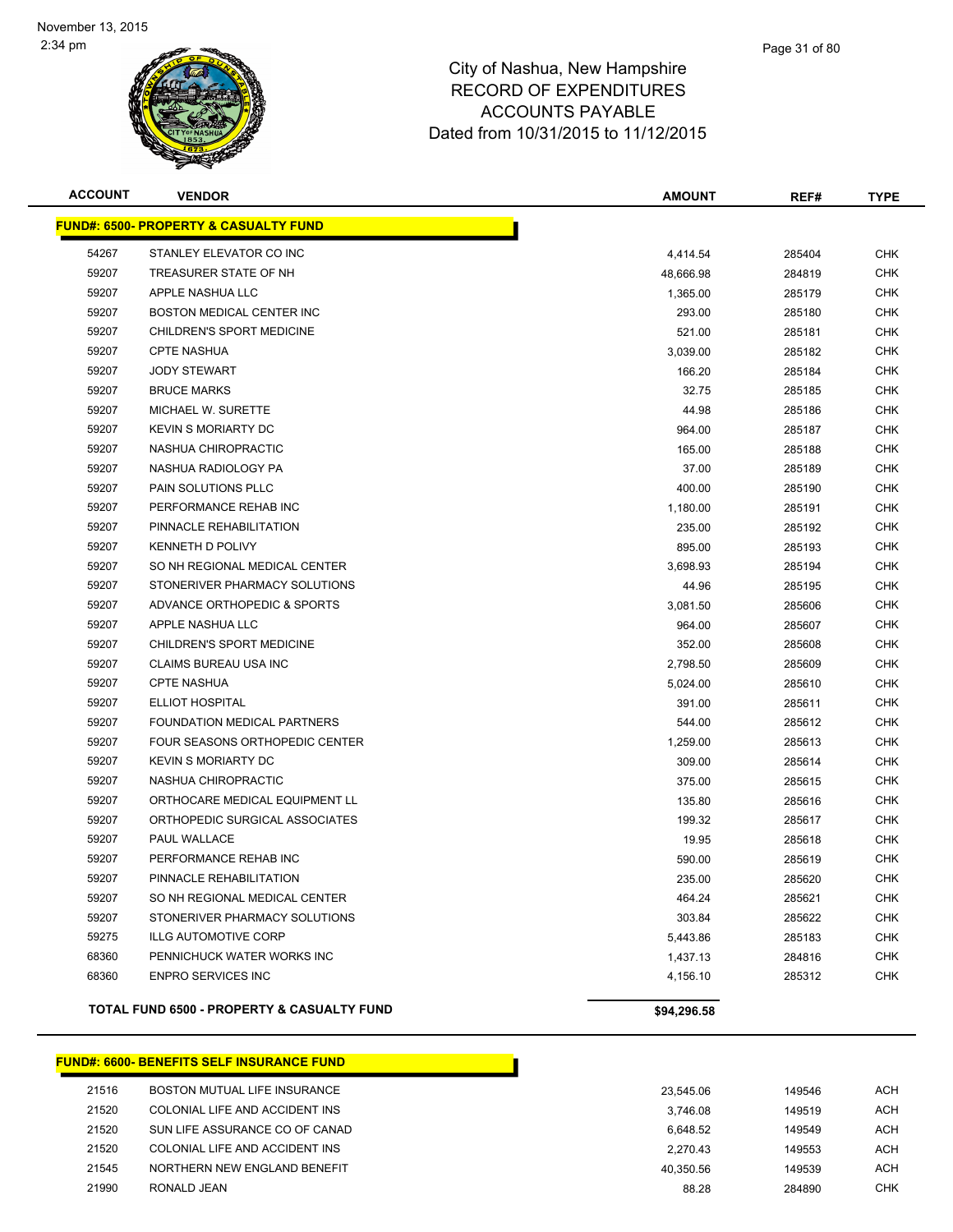# City of Nashua, New Hampshire
## RECORD OF EXPENDITURES
## ACCOUNTS PAYABLE
## Dated from 10/31/2015 to 11/12/2015

| ACCOUNT | VENDOR | AMOUNT | REF# | TYPE |
|---|---|---|---|---|
| **FUND#: 6500- PROPERTY & CASUALTY FUND** | | | | |
| 54267 | STANLEY ELEVATOR CO INC | 4,414.54 | 285404 | CHK |
| 59207 | TREASURER STATE OF NH | 48,666.98 | 284819 | CHK |
| 59207 | APPLE NASHUA LLC | 1,365.00 | 285179 | CHK |
| 59207 | BOSTON MEDICAL CENTER INC | 293.00 | 285180 | CHK |
| 59207 | CHILDREN'S SPORT MEDICINE | 521.00 | 285181 | CHK |
| 59207 | CPTE NASHUA | 3,039.00 | 285182 | CHK |
| 59207 | JODY STEWART | 166.20 | 285184 | CHK |
| 59207 | BRUCE MARKS | 32.75 | 285185 | CHK |
| 59207 | MICHAEL W. SURETTE | 44.98 | 285186 | CHK |
| 59207 | KEVIN S MORIARTY DC | 964.00 | 285187 | CHK |
| 59207 | NASHUA CHIROPRACTIC | 165.00 | 285188 | CHK |
| 59207 | NASHUA RADIOLOGY PA | 37.00 | 285189 | CHK |
| 59207 | PAIN SOLUTIONS PLLC | 400.00 | 285190 | CHK |
| 59207 | PERFORMANCE REHAB INC | 1,180.00 | 285191 | CHK |
| 59207 | PINNACLE REHABILITATION | 235.00 | 285192 | CHK |
| 59207 | KENNETH D POLIVY | 895.00 | 285193 | CHK |
| 59207 | SO NH REGIONAL MEDICAL CENTER | 3,698.93 | 285194 | CHK |
| 59207 | STONERIVER PHARMACY SOLUTIONS | 44.96 | 285195 | CHK |
| 59207 | ADVANCE ORTHOPEDIC & SPORTS | 3,081.50 | 285606 | CHK |
| 59207 | APPLE NASHUA LLC | 964.00 | 285607 | CHK |
| 59207 | CHILDREN'S SPORT MEDICINE | 352.00 | 285608 | CHK |
| 59207 | CLAIMS BUREAU USA INC | 2,798.50 | 285609 | CHK |
| 59207 | CPTE NASHUA | 5,024.00 | 285610 | CHK |
| 59207 | ELLIOT HOSPITAL | 391.00 | 285611 | CHK |
| 59207 | FOUNDATION MEDICAL PARTNERS | 544.00 | 285612 | CHK |
| 59207 | FOUR SEASONS ORTHOPEDIC CENTER | 1,259.00 | 285613 | CHK |
| 59207 | KEVIN S MORIARTY DC | 309.00 | 285614 | CHK |
| 59207 | NASHUA CHIROPRACTIC | 375.00 | 285615 | CHK |
| 59207 | ORTHOCARE MEDICAL EQUIPMENT LL | 135.80 | 285616 | CHK |
| 59207 | ORTHOPEDIC SURGICAL ASSOCIATES | 199.32 | 285617 | CHK |
| 59207 | PAUL WALLACE | 19.95 | 285618 | CHK |
| 59207 | PERFORMANCE REHAB INC | 590.00 | 285619 | CHK |
| 59207 | PINNACLE REHABILITATION | 235.00 | 285620 | CHK |
| 59207 | SO NH REGIONAL MEDICAL CENTER | 464.24 | 285621 | CHK |
| 59207 | STONERIVER PHARMACY SOLUTIONS | 303.84 | 285622 | CHK |
| 59275 | ILLG AUTOMOTIVE CORP | 5,443.86 | 285183 | CHK |
| 68360 | PENNICHUCK WATER WORKS INC | 1,437.13 | 284816 | CHK |
| 68360 | ENPRO SERVICES INC | 4,156.10 | 285312 | CHK |
| | **TOTAL FUND 6500 - PROPERTY & CASUALTY FUND** | **$94,296.58** | | |
| **FUND#: 6600- BENEFITS SELF INSURANCE FUND** | | | | |
| 21516 | BOSTON MUTUAL LIFE INSURANCE | 23,545.06 | 149546 | ACH |
| 21520 | COLONIAL LIFE AND ACCIDENT INS | 3,746.08 | 149519 | ACH |
| 21520 | SUN LIFE ASSURANCE CO OF CANAD | 6,648.52 | 149549 | ACH |
| 21520 | COLONIAL LIFE AND ACCIDENT INS | 2,270.43 | 149553 | ACH |
| 21545 | NORTHERN NEW ENGLAND BENEFIT | 40,350.56 | 149539 | ACH |
| 21990 | RONALD JEAN | 88.28 | 284890 | CHK |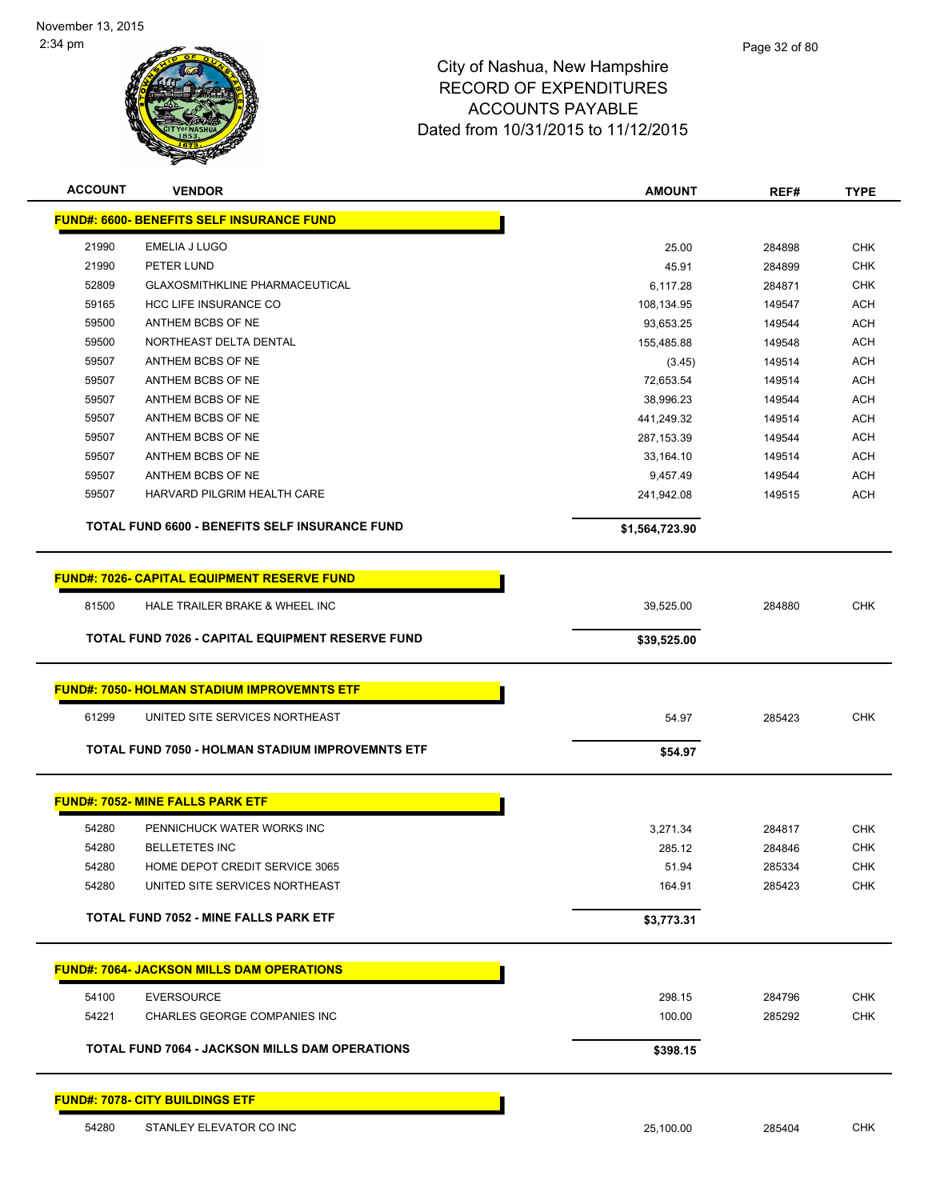City of Nashua, New Hampshire
RECORD OF EXPENDITURES
ACCOUNTS PAYABLE
Dated from 10/31/2015 to 11/12/2015

| ACCOUNT | VENDOR | AMOUNT | REF# | TYPE |
|---|---|---|---|---|
| **FUND#: 6600- BENEFITS SELF INSURANCE FUND** | | | | |
| 21990 | EMELIA J LUGO | 25.00 | 284898 | CHK |
| 21990 | PETER LUND | 45.91 | 284899 | CHK |
| 52809 | GLAXOSMITHKLINE PHARMACEUTICAL | 6,117.28 | 284871 | CHK |
| 59165 | HCC LIFE INSURANCE CO | 108,134.95 | 149547 | ACH |
| 59500 | ANTHEM BCBS OF NE | 93,653.25 | 149544 | ACH |
| 59500 | NORTHEAST DELTA DENTAL | 155,485.88 | 149548 | ACH |
| 59507 | ANTHEM BCBS OF NE | (3.45) | 149514 | ACH |
| 59507 | ANTHEM BCBS OF NE | 72,653.54 | 149514 | ACH |
| 59507 | ANTHEM BCBS OF NE | 38,996.23 | 149544 | ACH |
| 59507 | ANTHEM BCBS OF NE | 441,249.32 | 149514 | ACH |
| 59507 | ANTHEM BCBS OF NE | 287,153.39 | 149544 | ACH |
| 59507 | ANTHEM BCBS OF NE | 33,164.10 | 149514 | ACH |
| 59507 | ANTHEM BCBS OF NE | 9,457.49 | 149544 | ACH |
| 59507 | HARVARD PILGRIM HEALTH CARE | 241,942.08 | 149515 | ACH |
| | **TOTAL FUND 6600 - BENEFITS SELF INSURANCE FUND** | **$1,564,723.90** | | |
| **FUND#: 7026- CAPITAL EQUIPMENT RESERVE FUND** | | | | |
| 81500 | HALE TRAILER BRAKE & WHEEL INC | 39,525.00 | 284880 | CHK |
| | **TOTAL FUND 7026 - CAPITAL EQUIPMENT RESERVE FUND** | **$39,525.00** | | |
| **FUND#: 7050- HOLMAN STADIUM IMPROVEMNTS ETF** | | | | |
| 61299 | UNITED SITE SERVICES NORTHEAST | 54.97 | 285423 | CHK |
| | **TOTAL FUND 7050 - HOLMAN STADIUM IMPROVEMNTS ETF** | **$54.97** | | |
| **FUND#: 7052- MINE FALLS PARK ETF** | | | | |
| 54280 | PENNICHUCK WATER WORKS INC | 3,271.34 | 284817 | CHK |
| 54280 | BELLETETES INC | 285.12 | 284846 | CHK |
| 54280 | HOME DEPOT CREDIT SERVICE 3065 | 51.94 | 285334 | CHK |
| 54280 | UNITED SITE SERVICES NORTHEAST | 164.91 | 285423 | CHK |
| | **TOTAL FUND 7052 - MINE FALLS PARK ETF** | **$3,773.31** | | |
| **FUND#: 7064- JACKSON MILLS DAM OPERATIONS** | | | | |
| 54100 | EVERSOURCE | 298.15 | 284796 | CHK |
| 54221 | CHARLES GEORGE COMPANIES INC | 100.00 | 285292 | CHK |
| | **TOTAL FUND 7064 - JACKSON MILLS DAM OPERATIONS** | **$398.15** | | |
| **FUND#: 7078- CITY BUILDINGS ETF** | | | | |
| 54280 | STANLEY ELEVATOR CO INC | 25,100.00 | 285404 | CHK |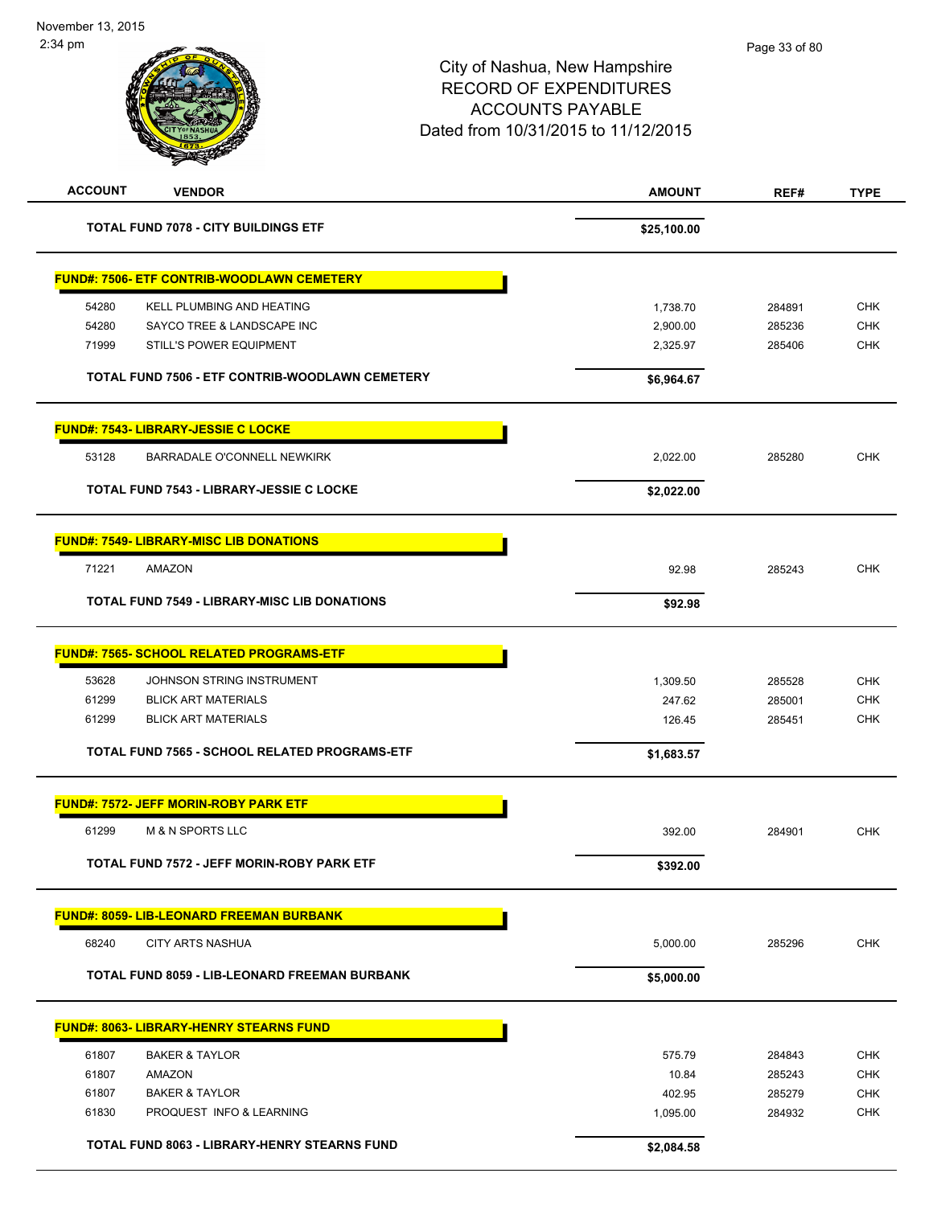City of Nashua, New Hampshire
RECORD OF EXPENDITURES
ACCOUNTS PAYABLE
Dated from 10/31/2015 to 11/12/2015

| ACCOUNT | VENDOR | AMOUNT | REF# | TYPE |
|---|---|---|---|---|
| | **TOTAL FUND 7078 - CITY BUILDINGS ETF** | **$25,100.00** | | |
| **FUND#: 7506- ETF CONTRIB-WOODLAWN CEMETERY** | | | | |
| 54280 | KELL PLUMBING AND HEATING | 1,738.70 | 284891 | CHK |
| 54280 | SAYCO TREE & LANDSCAPE INC | 2,900.00 | 285236 | CHK |
| 71999 | STILL'S POWER EQUIPMENT | 2,325.97 | 285406 | CHK |
| | **TOTAL FUND 7506 - ETF CONTRIB-WOODLAWN CEMETERY** | **$6,964.67** | | |
| **FUND#: 7543- LIBRARY-JESSIE C LOCKE** | | | | |
| 53128 | BARRADALE O'CONNELL NEWKIRK | 2,022.00 | 285280 | CHK |
| | **TOTAL FUND 7543 - LIBRARY-JESSIE C LOCKE** | **$2,022.00** | | |
| **FUND#: 7549- LIBRARY-MISC LIB DONATIONS** | | | | |
| 71221 | AMAZON | 92.98 | 285243 | CHK |
| | **TOTAL FUND 7549 - LIBRARY-MISC LIB DONATIONS** | **$92.98** | | |
| **FUND#: 7565- SCHOOL RELATED PROGRAMS-ETF** | | | | |
| 53628 | JOHNSON STRING INSTRUMENT | 1,309.50 | 285528 | CHK |
| 61299 | BLICK ART MATERIALS | 247.62 | 285001 | CHK |
| 61299 | BLICK ART MATERIALS | 126.45 | 285451 | CHK |
| | **TOTAL FUND 7565 - SCHOOL RELATED PROGRAMS-ETF** | **$1,683.57** | | |
| **FUND#: 7572- JEFF MORIN-ROBY PARK ETF** | | | | |
| 61299 | M & N SPORTS LLC | 392.00 | 284901 | CHK |
| | **TOTAL FUND 7572 - JEFF MORIN-ROBY PARK ETF** | **$392.00** | | |
| **FUND#: 8059- LIB-LEONARD FREEMAN BURBANK** | | | | |
| 68240 | CITY ARTS NASHUA | 5,000.00 | 285296 | CHK |
| | **TOTAL FUND 8059 - LIB-LEONARD FREEMAN BURBANK** | **$5,000.00** | | |
| **FUND#: 8063- LIBRARY-HENRY STEARNS FUND** | | | | |
| 61807 | BAKER & TAYLOR | 575.79 | 284843 | CHK |
| 61807 | AMAZON | 10.84 | 285243 | CHK |
| 61807 | BAKER & TAYLOR | 402.95 | 285279 | CHK |
| 61830 | PROQUEST INFO & LEARNING | 1,095.00 | 284932 | CHK |
| | **TOTAL FUND 8063 - LIBRARY-HENRY STEARNS FUND** | **$2,084.58** | | |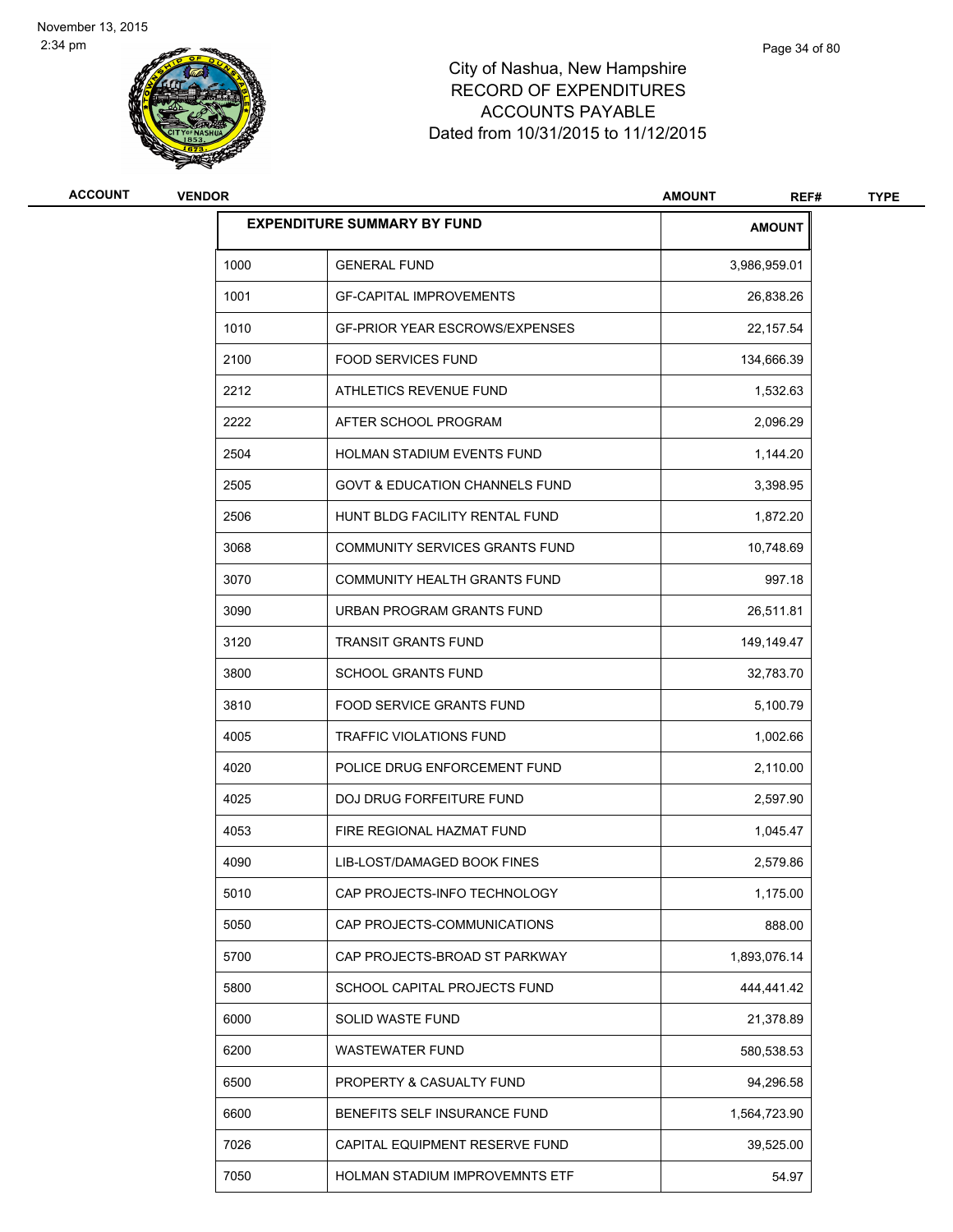# City of Nashua, New Hampshire
## RECORD OF EXPENDITURES
## ACCOUNTS PAYABLE
## Dated from 10/31/2015 to 11/12/2015

| ACCOUNT | VENDOR | AMOUNT | REF# | TYPE |
|---|---|---|---|---|

| EXPENDITURE SUMMARY BY FUND | | AMOUNT |
|---|---|---|
| 1000 | GENERAL FUND | 3,986,959.01 |
| 1001 | GF-CAPITAL IMPROVEMENTS | 26,838.26 |
| 1010 | GF-PRIOR YEAR ESCROWS/EXPENSES | 22,157.54 |
| 2100 | FOOD SERVICES FUND | 134,666.39 |
| 2212 | ATHLETICS REVENUE FUND | 1,532.63 |
| 2222 | AFTER SCHOOL PROGRAM | 2,096.29 |
| 2504 | HOLMAN STADIUM EVENTS FUND | 1,144.20 |
| 2505 | GOVT & EDUCATION CHANNELS FUND | 3,398.95 |
| 2506 | HUNT BLDG FACILITY RENTAL FUND | 1,872.20 |
| 3068 | COMMUNITY SERVICES GRANTS FUND | 10,748.69 |
| 3070 | COMMUNITY HEALTH GRANTS FUND | 997.18 |
| 3090 | URBAN PROGRAM GRANTS FUND | 26,511.81 |
| 3120 | TRANSIT GRANTS FUND | 149,149.47 |
| 3800 | SCHOOL GRANTS FUND | 32,783.70 |
| 3810 | FOOD SERVICE GRANTS FUND | 5,100.79 |
| 4005 | TRAFFIC VIOLATIONS FUND | 1,002.66 |
| 4020 | POLICE DRUG ENFORCEMENT FUND | 2,110.00 |
| 4025 | DOJ DRUG FORFEITURE FUND | 2,597.90 |
| 4053 | FIRE REGIONAL HAZMAT FUND | 1,045.47 |
| 4090 | LIB-LOST/DAMAGED BOOK FINES | 2,579.86 |
| 5010 | CAP PROJECTS-INFO TECHNOLOGY | 1,175.00 |
| 5050 | CAP PROJECTS-COMMUNICATIONS | 888.00 |
| 5700 | CAP PROJECTS-BROAD ST PARKWAY | 1,893,076.14 |
| 5800 | SCHOOL CAPITAL PROJECTS FUND | 444,441.42 |
| 6000 | SOLID WASTE FUND | 21,378.89 |
| 6200 | WASTEWATER FUND | 580,538.53 |
| 6500 | PROPERTY & CASUALTY FUND | 94,296.58 |
| 6600 | BENEFITS SELF INSURANCE FUND | 1,564,723.90 |
| 7026 | CAPITAL EQUIPMENT RESERVE FUND | 39,525.00 |
| 7050 | HOLMAN STADIUM IMPROVEMNTS ETF | 54.97 |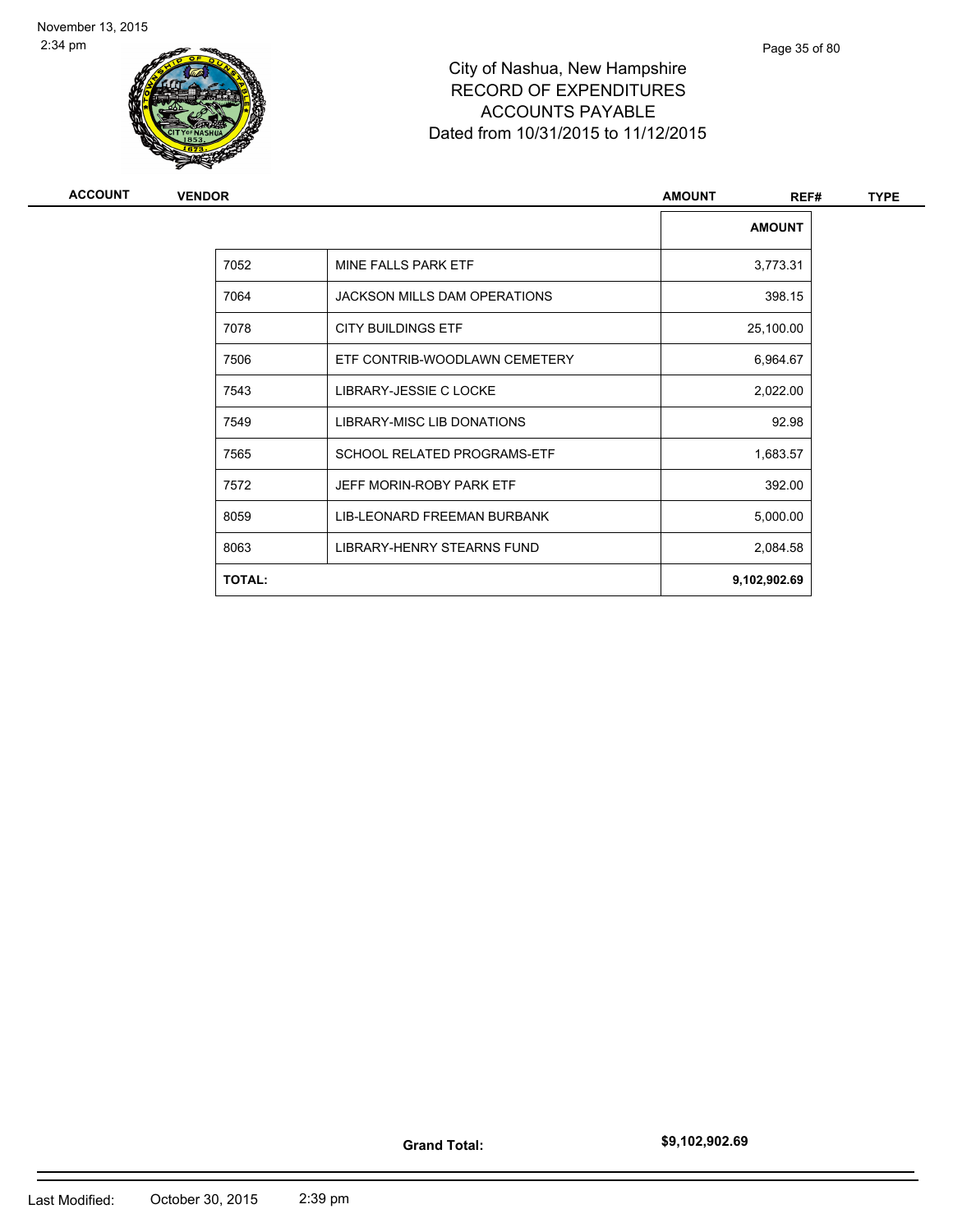# City of Nashua, New Hampshire
## RECORD OF EXPENDITURES
## ACCOUNTS PAYABLE
## Dated from 10/31/2015 to 11/12/2015

| ACCOUNT | VENDOR | AMOUNT | REF# | TYPE |
|---|---|---|---|---|

| | | AMOUNT |
|---|---|---|
| 7052 | MINE FALLS PARK ETF | 3,773.31 |
| 7064 | JACKSON MILLS DAM OPERATIONS | 398.15 |
| 7078 | CITY BUILDINGS ETF | 25,100.00 |
| 7506 | ETF CONTRIB-WOODLAWN CEMETERY | 6,964.67 |
| 7543 | LIBRARY-JESSIE C LOCKE | 2,022.00 |
| 7549 | LIBRARY-MISC LIB DONATIONS | 92.98 |
| 7565 | SCHOOL RELATED PROGRAMS-ETF | 1,683.57 |
| 7572 | JEFF MORIN-ROBY PARK ETF | 392.00 |
| 8059 | LIB-LEONARD FREEMAN BURBANK | 5,000.00 |
| 8063 | LIBRARY-HENRY STEARNS FUND | 2,084.58 |
| **TOTAL:** | | **9,102,902.69** |

**Grand Total:** **$9,102,902.69**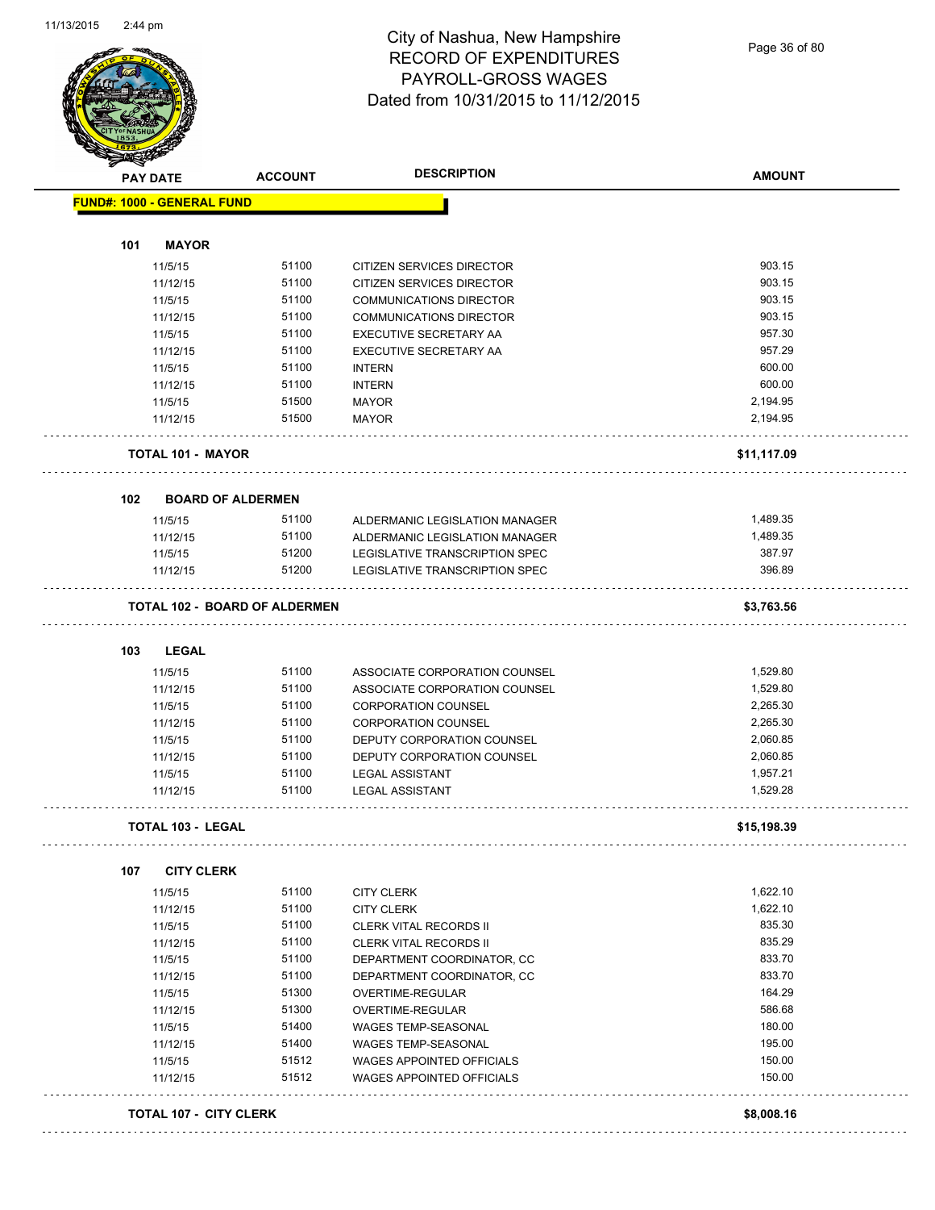# City of Nashua, New Hampshire
## RECORD OF EXPENDITURES
## PAYROLL-GROSS WAGES
## Dated from 10/31/2015 to 11/12/2015

**FUND#: 1000 - GENERAL FUND**

### 101 MAYOR

| PAY DATE | ACCOUNT | DESCRIPTION | AMOUNT |
|---|---|---|---|
| 11/5/15 | 51100 | CITIZEN SERVICES DIRECTOR | 903.15 |
| 11/12/15 | 51100 | CITIZEN SERVICES DIRECTOR | 903.15 |
| 11/5/15 | 51100 | COMMUNICATIONS DIRECTOR | 903.15 |
| 11/12/15 | 51100 | COMMUNICATIONS DIRECTOR | 903.15 |
| 11/5/15 | 51100 | EXECUTIVE SECRETARY AA | 957.30 |
| 11/12/15 | 51100 | EXECUTIVE SECRETARY AA | 957.29 |
| 11/5/15 | 51100 | INTERN | 600.00 |
| 11/12/15 | 51100 | INTERN | 600.00 |
| 11/5/15 | 51500 | MAYOR | 2,194.95 |
| 11/12/15 | 51500 | MAYOR | 2,194.95 |
| **TOTAL 101 - MAYOR** | | | **$11,117.09** |

### 102 BOARD OF ALDERMEN

| PAY DATE | ACCOUNT | DESCRIPTION | AMOUNT |
|---|---|---|---|
| 11/5/15 | 51100 | ALDERMANIC LEGISLATION MANAGER | 1,489.35 |
| 11/12/15 | 51100 | ALDERMANIC LEGISLATION MANAGER | 1,489.35 |
| 11/5/15 | 51200 | LEGISLATIVE TRANSCRIPTION SPEC | 387.97 |
| 11/12/15 | 51200 | LEGISLATIVE TRANSCRIPTION SPEC | 396.89 |
| **TOTAL 102 - BOARD OF ALDERMEN** | | | **$3,763.56** |

### 103 LEGAL

| PAY DATE | ACCOUNT | DESCRIPTION | AMOUNT |
|---|---|---|---|
| 11/5/15 | 51100 | ASSOCIATE CORPORATION COUNSEL | 1,529.80 |
| 11/12/15 | 51100 | ASSOCIATE CORPORATION COUNSEL | 1,529.80 |
| 11/5/15 | 51100 | CORPORATION COUNSEL | 2,265.30 |
| 11/12/15 | 51100 | CORPORATION COUNSEL | 2,265.30 |
| 11/5/15 | 51100 | DEPUTY CORPORATION COUNSEL | 2,060.85 |
| 11/12/15 | 51100 | DEPUTY CORPORATION COUNSEL | 2,060.85 |
| 11/5/15 | 51100 | LEGAL ASSISTANT | 1,957.21 |
| 11/12/15 | 51100 | LEGAL ASSISTANT | 1,529.28 |
| **TOTAL 103 - LEGAL** | | | **$15,198.39** |

### 107 CITY CLERK

| PAY DATE | ACCOUNT | DESCRIPTION | AMOUNT |
|---|---|---|---|
| 11/5/15 | 51100 | CITY CLERK | 1,622.10 |
| 11/12/15 | 51100 | CITY CLERK | 1,622.10 |
| 11/5/15 | 51100 | CLERK VITAL RECORDS II | 835.30 |
| 11/12/15 | 51100 | CLERK VITAL RECORDS II | 835.29 |
| 11/5/15 | 51100 | DEPARTMENT COORDINATOR, CC | 833.70 |
| 11/12/15 | 51100 | DEPARTMENT COORDINATOR, CC | 833.70 |
| 11/5/15 | 51300 | OVERTIME-REGULAR | 164.29 |
| 11/12/15 | 51300 | OVERTIME-REGULAR | 586.68 |
| 11/5/15 | 51400 | WAGES TEMP-SEASONAL | 180.00 |
| 11/12/15 | 51400 | WAGES TEMP-SEASONAL | 195.00 |
| 11/5/15 | 51512 | WAGES APPOINTED OFFICIALS | 150.00 |
| 11/12/15 | 51512 | WAGES APPOINTED OFFICIALS | 150.00 |
| **TOTAL 107 - CITY CLERK** | | | **$8,008.16** |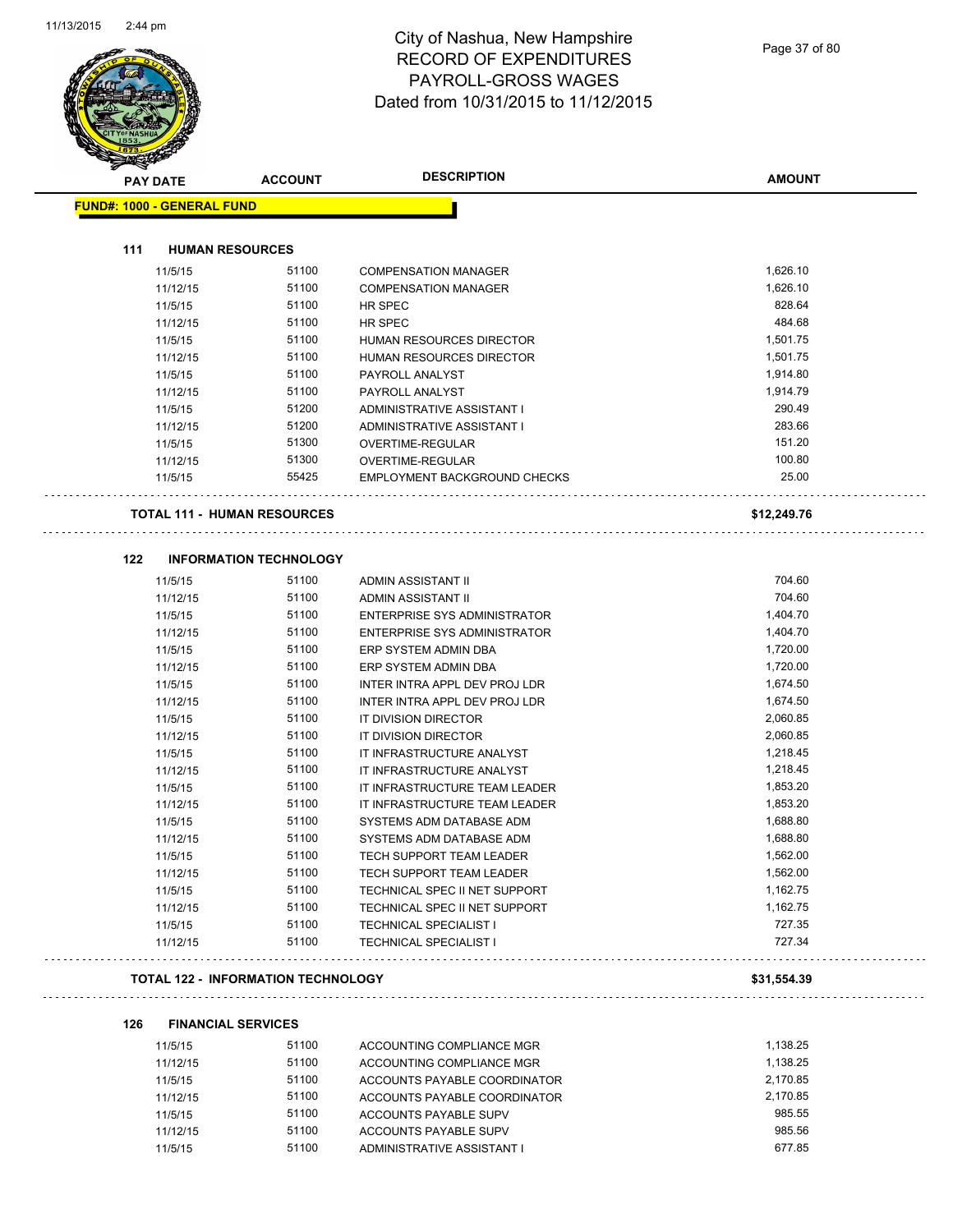# City of Nashua, New Hampshire
## RECORD OF EXPENDITURES
## PAYROLL-GROSS WAGES
## Dated from 10/31/2015 to 11/12/2015

| PAY DATE | ACCOUNT | DESCRIPTION | AMOUNT |
|---|---|---|---|

**FUND#: 1000 - GENERAL FUND**

### 111 HUMAN RESOURCES

| PAY DATE | ACCOUNT | DESCRIPTION | AMOUNT |
|---|---|---|---|
| 11/5/15 | 51100 | COMPENSATION MANAGER | 1,626.10 |
| 11/12/15 | 51100 | COMPENSATION MANAGER | 1,626.10 |
| 11/5/15 | 51100 | HR SPEC | 828.64 |
| 11/12/15 | 51100 | HR SPEC | 484.68 |
| 11/5/15 | 51100 | HUMAN RESOURCES DIRECTOR | 1,501.75 |
| 11/12/15 | 51100 | HUMAN RESOURCES DIRECTOR | 1,501.75 |
| 11/5/15 | 51100 | PAYROLL ANALYST | 1,914.80 |
| 11/12/15 | 51100 | PAYROLL ANALYST | 1,914.79 |
| 11/5/15 | 51200 | ADMINISTRATIVE ASSISTANT I | 290.49 |
| 11/12/15 | 51200 | ADMINISTRATIVE ASSISTANT I | 283.66 |
| 11/5/15 | 51300 | OVERTIME-REGULAR | 151.20 |
| 11/12/15 | 51300 | OVERTIME-REGULAR | 100.80 |
| 11/5/15 | 55425 | EMPLOYMENT BACKGROUND CHECKS | 25.00 |

**TOTAL 111 - HUMAN RESOURCES** **$12,249.76**

### 122 INFORMATION TECHNOLOGY

| PAY DATE | ACCOUNT | DESCRIPTION | AMOUNT |
|---|---|---|---|
| 11/5/15 | 51100 | ADMIN ASSISTANT II | 704.60 |
| 11/12/15 | 51100 | ADMIN ASSISTANT II | 704.60 |
| 11/5/15 | 51100 | ENTERPRISE SYS ADMINISTRATOR | 1,404.70 |
| 11/12/15 | 51100 | ENTERPRISE SYS ADMINISTRATOR | 1,404.70 |
| 11/5/15 | 51100 | ERP SYSTEM ADMIN DBA | 1,720.00 |
| 11/12/15 | 51100 | ERP SYSTEM ADMIN DBA | 1,720.00 |
| 11/5/15 | 51100 | INTER INTRA APPL DEV PROJ LDR | 1,674.50 |
| 11/12/15 | 51100 | INTER INTRA APPL DEV PROJ LDR | 1,674.50 |
| 11/5/15 | 51100 | IT DIVISION DIRECTOR | 2,060.85 |
| 11/12/15 | 51100 | IT DIVISION DIRECTOR | 2,060.85 |
| 11/5/15 | 51100 | IT INFRASTRUCTURE ANALYST | 1,218.45 |
| 11/12/15 | 51100 | IT INFRASTRUCTURE ANALYST | 1,218.45 |
| 11/5/15 | 51100 | IT INFRASTRUCTURE TEAM LEADER | 1,853.20 |
| 11/12/15 | 51100 | IT INFRASTRUCTURE TEAM LEADER | 1,853.20 |
| 11/5/15 | 51100 | SYSTEMS ADM DATABASE ADM | 1,688.80 |
| 11/12/15 | 51100 | SYSTEMS ADM DATABASE ADM | 1,688.80 |
| 11/5/15 | 51100 | TECH SUPPORT TEAM LEADER | 1,562.00 |
| 11/12/15 | 51100 | TECH SUPPORT TEAM LEADER | 1,562.00 |
| 11/5/15 | 51100 | TECHNICAL SPEC II NET SUPPORT | 1,162.75 |
| 11/12/15 | 51100 | TECHNICAL SPEC II NET SUPPORT | 1,162.75 |
| 11/5/15 | 51100 | TECHNICAL SPECIALIST I | 727.35 |
| 11/12/15 | 51100 | TECHNICAL SPECIALIST I | 727.34 |

**TOTAL 122 - INFORMATION TECHNOLOGY** **$31,554.39**

### 126 FINANCIAL SERVICES

| PAY DATE | ACCOUNT | DESCRIPTION | AMOUNT |
|---|---|---|---|
| 11/5/15 | 51100 | ACCOUNTING COMPLIANCE MGR | 1,138.25 |
| 11/12/15 | 51100 | ACCOUNTING COMPLIANCE MGR | 1,138.25 |
| 11/5/15 | 51100 | ACCOUNTS PAYABLE COORDINATOR | 2,170.85 |
| 11/12/15 | 51100 | ACCOUNTS PAYABLE COORDINATOR | 2,170.85 |
| 11/5/15 | 51100 | ACCOUNTS PAYABLE SUPV | 985.55 |
| 11/12/15 | 51100 | ACCOUNTS PAYABLE SUPV | 985.56 |
| 11/5/15 | 51100 | ADMINISTRATIVE ASSISTANT I | 677.85 |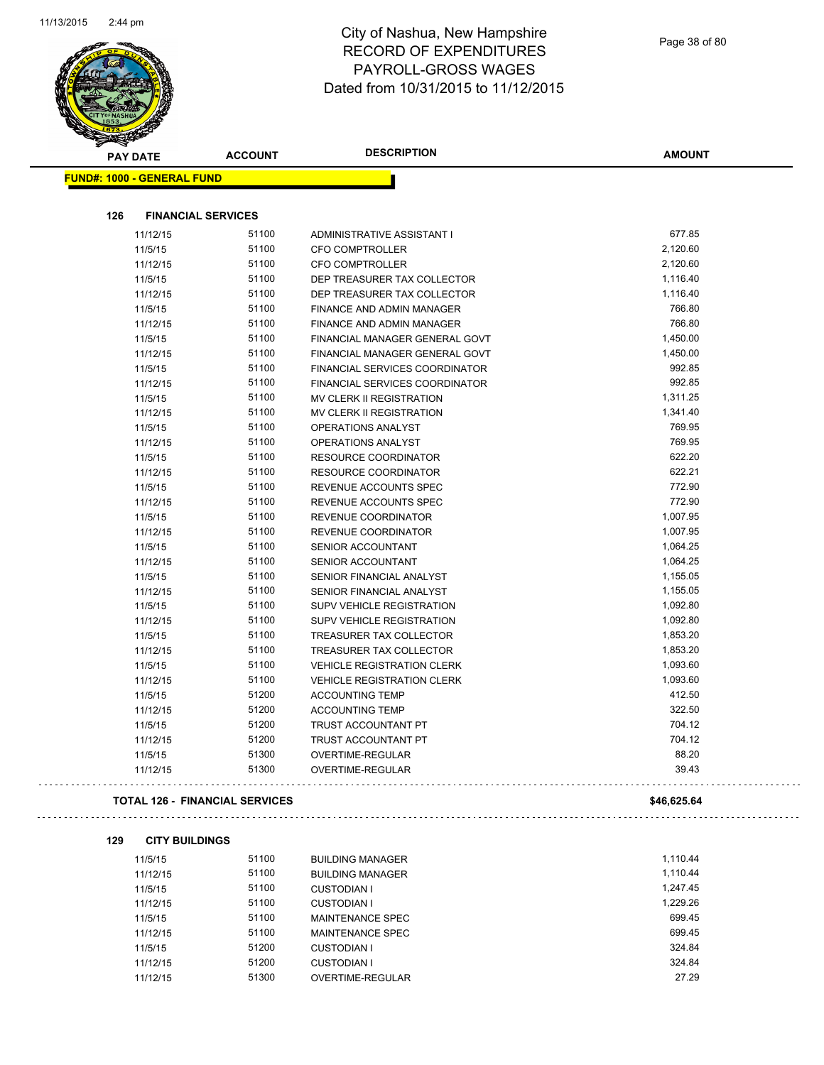# City of Nashua, New Hampshire
# RECORD OF EXPENDITURES
# PAYROLL-GROSS WAGES
# Dated from 10/31/2015 to 11/12/2015

| PAY DATE | ACCOUNT | DESCRIPTION | AMOUNT |
|---|---|---|---|

**FUND#: 1000 - GENERAL FUND**

### 126 FINANCIAL SERVICES

| PAY DATE | ACCOUNT | DESCRIPTION | AMOUNT |
|---|---|---|---|
| 11/12/15 | 51100 | ADMINISTRATIVE ASSISTANT I | 677.85 |
| 11/5/15 | 51100 | CFO COMPTROLLER | 2,120.60 |
| 11/12/15 | 51100 | CFO COMPTROLLER | 2,120.60 |
| 11/5/15 | 51100 | DEP TREASURER TAX COLLECTOR | 1,116.40 |
| 11/12/15 | 51100 | DEP TREASURER TAX COLLECTOR | 1,116.40 |
| 11/5/15 | 51100 | FINANCE AND ADMIN MANAGER | 766.80 |
| 11/12/15 | 51100 | FINANCE AND ADMIN MANAGER | 766.80 |
| 11/5/15 | 51100 | FINANCIAL MANAGER GENERAL GOVT | 1,450.00 |
| 11/12/15 | 51100 | FINANCIAL MANAGER GENERAL GOVT | 1,450.00 |
| 11/5/15 | 51100 | FINANCIAL SERVICES COORDINATOR | 992.85 |
| 11/12/15 | 51100 | FINANCIAL SERVICES COORDINATOR | 992.85 |
| 11/5/15 | 51100 | MV CLERK II REGISTRATION | 1,311.25 |
| 11/12/15 | 51100 | MV CLERK II REGISTRATION | 1,341.40 |
| 11/5/15 | 51100 | OPERATIONS ANALYST | 769.95 |
| 11/12/15 | 51100 | OPERATIONS ANALYST | 769.95 |
| 11/5/15 | 51100 | RESOURCE COORDINATOR | 622.20 |
| 11/12/15 | 51100 | RESOURCE COORDINATOR | 622.21 |
| 11/5/15 | 51100 | REVENUE ACCOUNTS SPEC | 772.90 |
| 11/12/15 | 51100 | REVENUE ACCOUNTS SPEC | 772.90 |
| 11/5/15 | 51100 | REVENUE COORDINATOR | 1,007.95 |
| 11/12/15 | 51100 | REVENUE COORDINATOR | 1,007.95 |
| 11/5/15 | 51100 | SENIOR ACCOUNTANT | 1,064.25 |
| 11/12/15 | 51100 | SENIOR ACCOUNTANT | 1,064.25 |
| 11/5/15 | 51100 | SENIOR FINANCIAL ANALYST | 1,155.05 |
| 11/12/15 | 51100 | SENIOR FINANCIAL ANALYST | 1,155.05 |
| 11/5/15 | 51100 | SUPV VEHICLE REGISTRATION | 1,092.80 |
| 11/12/15 | 51100 | SUPV VEHICLE REGISTRATION | 1,092.80 |
| 11/5/15 | 51100 | TREASURER TAX COLLECTOR | 1,853.20 |
| 11/12/15 | 51100 | TREASURER TAX COLLECTOR | 1,853.20 |
| 11/5/15 | 51100 | VEHICLE REGISTRATION CLERK | 1,093.60 |
| 11/12/15 | 51100 | VEHICLE REGISTRATION CLERK | 1,093.60 |
| 11/5/15 | 51200 | ACCOUNTING TEMP | 412.50 |
| 11/12/15 | 51200 | ACCOUNTING TEMP | 322.50 |
| 11/5/15 | 51200 | TRUST ACCOUNTANT PT | 704.12 |
| 11/12/15 | 51200 | TRUST ACCOUNTANT PT | 704.12 |
| 11/5/15 | 51300 | OVERTIME-REGULAR | 88.20 |
| 11/12/15 | 51300 | OVERTIME-REGULAR | 39.43 |

**TOTAL 126 - FINANCIAL SERVICES** **$46,625.64**

### 129 CITY BUILDINGS

| PAY DATE | ACCOUNT | DESCRIPTION | AMOUNT |
|---|---|---|---|
| 11/5/15 | 51100 | BUILDING MANAGER | 1,110.44 |
| 11/12/15 | 51100 | BUILDING MANAGER | 1,110.44 |
| 11/5/15 | 51100 | CUSTODIAN I | 1,247.45 |
| 11/12/15 | 51100 | CUSTODIAN I | 1,229.26 |
| 11/5/15 | 51100 | MAINTENANCE SPEC | 699.45 |
| 11/12/15 | 51100 | MAINTENANCE SPEC | 699.45 |
| 11/5/15 | 51200 | CUSTODIAN I | 324.84 |
| 11/12/15 | 51200 | CUSTODIAN I | 324.84 |
| 11/12/15 | 51300 | OVERTIME-REGULAR | 27.29 |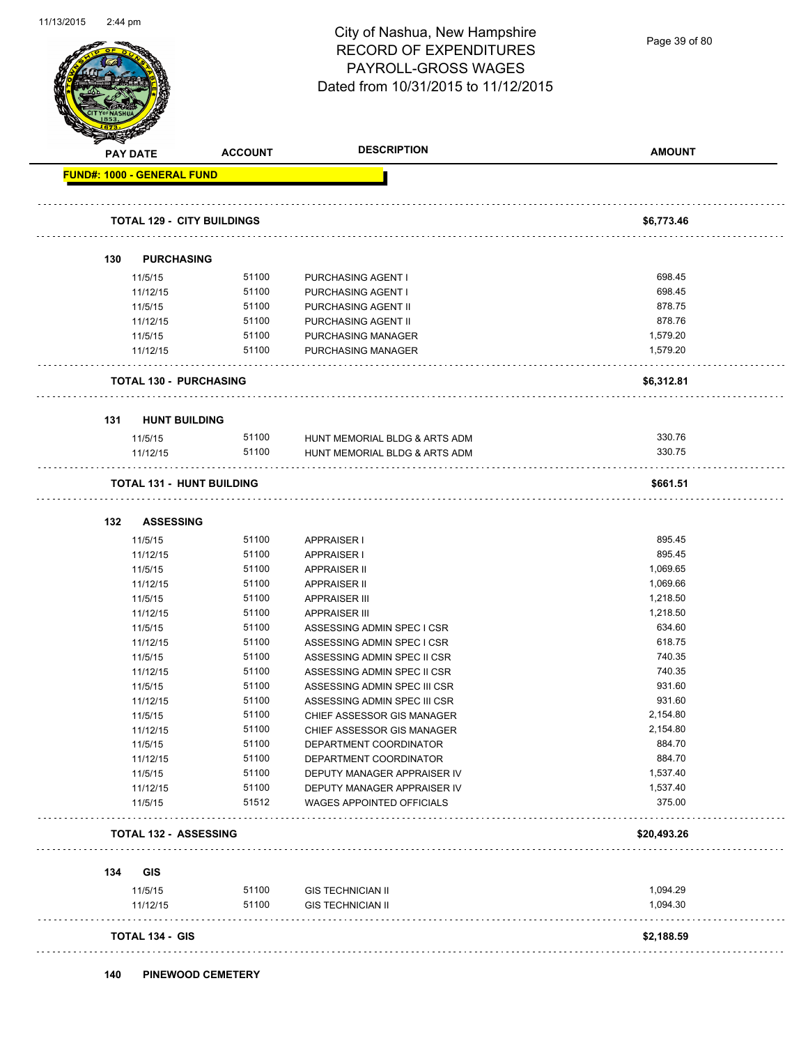City of Nashua, New Hampshire
RECORD OF EXPENDITURES
PAYROLL-GROSS WAGES
Dated from 10/31/2015 to 11/12/2015

| PAY DATE | ACCOUNT | DESCRIPTION | AMOUNT |
|---|---|---|---|
| **FUND#: 1000 - GENERAL FUND** | | | |
| **TOTAL 129 - CITY BUILDINGS** | | | **$6,773.46** |
| **130 PURCHASING** | | | |
| 11/5/15 | 51100 | PURCHASING AGENT I | 698.45 |
| 11/12/15 | 51100 | PURCHASING AGENT I | 698.45 |
| 11/5/15 | 51100 | PURCHASING AGENT II | 878.75 |
| 11/12/15 | 51100 | PURCHASING AGENT II | 878.76 |
| 11/5/15 | 51100 | PURCHASING MANAGER | 1,579.20 |
| 11/12/15 | 51100 | PURCHASING MANAGER | 1,579.20 |
| **TOTAL 130 - PURCHASING** | | | **$6,312.81** |
| **131 HUNT BUILDING** | | | |
| 11/5/15 | 51100 | HUNT MEMORIAL BLDG & ARTS ADM | 330.76 |
| 11/12/15 | 51100 | HUNT MEMORIAL BLDG & ARTS ADM | 330.75 |
| **TOTAL 131 - HUNT BUILDING** | | | **$661.51** |
| **132 ASSESSING** | | | |
| 11/5/15 | 51100 | APPRAISER I | 895.45 |
| 11/12/15 | 51100 | APPRAISER I | 895.45 |
| 11/5/15 | 51100 | APPRAISER II | 1,069.65 |
| 11/12/15 | 51100 | APPRAISER II | 1,069.66 |
| 11/5/15 | 51100 | APPRAISER III | 1,218.50 |
| 11/12/15 | 51100 | APPRAISER III | 1,218.50 |
| 11/5/15 | 51100 | ASSESSING ADMIN SPEC I CSR | 634.60 |
| 11/12/15 | 51100 | ASSESSING ADMIN SPEC I CSR | 618.75 |
| 11/5/15 | 51100 | ASSESSING ADMIN SPEC II CSR | 740.35 |
| 11/12/15 | 51100 | ASSESSING ADMIN SPEC II CSR | 740.35 |
| 11/5/15 | 51100 | ASSESSING ADMIN SPEC III CSR | 931.60 |
| 11/12/15 | 51100 | ASSESSING ADMIN SPEC III CSR | 931.60 |
| 11/5/15 | 51100 | CHIEF ASSESSOR GIS MANAGER | 2,154.80 |
| 11/12/15 | 51100 | CHIEF ASSESSOR GIS MANAGER | 2,154.80 |
| 11/5/15 | 51100 | DEPARTMENT COORDINATOR | 884.70 |
| 11/12/15 | 51100 | DEPARTMENT COORDINATOR | 884.70 |
| 11/5/15 | 51100 | DEPUTY MANAGER APPRAISER IV | 1,537.40 |
| 11/12/15 | 51100 | DEPUTY MANAGER APPRAISER IV | 1,537.40 |
| 11/5/15 | 51512 | WAGES APPOINTED OFFICIALS | 375.00 |
| **TOTAL 132 - ASSESSING** | | | **$20,493.26** |
| **134 GIS** | | | |
| 11/5/15 | 51100 | GIS TECHNICIAN II | 1,094.29 |
| 11/12/15 | 51100 | GIS TECHNICIAN II | 1,094.30 |
| **TOTAL 134 - GIS** | | | **$2,188.59** |
| **140 PINEWOOD CEMETERY** | | | |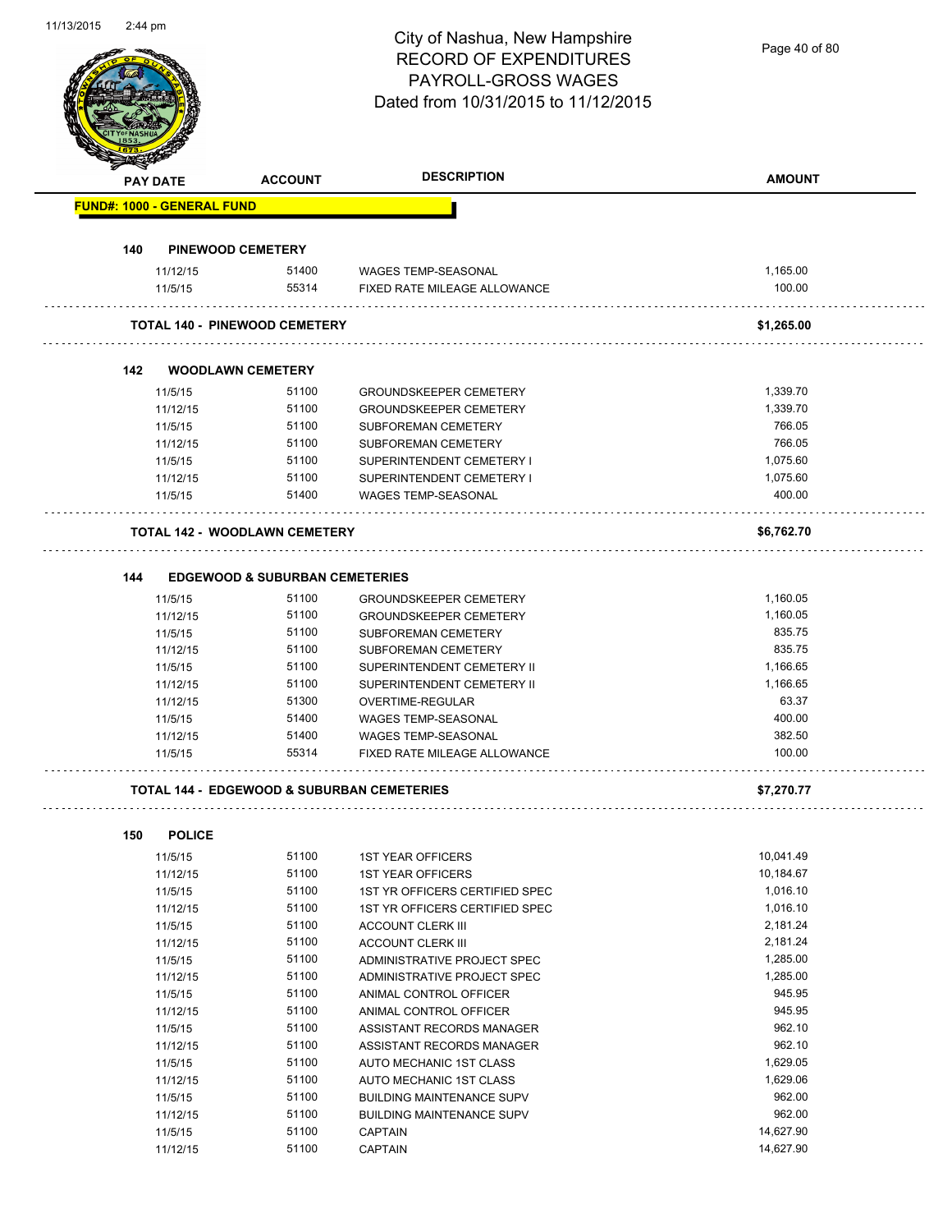# City of Nashua, New Hampshire
## RECORD OF EXPENDITURES
## PAYROLL-GROSS WAGES
### Dated from 10/31/2015 to 11/12/2015

| PAY DATE | ACCOUNT | DESCRIPTION | AMOUNT |
|---|---|---|---|
| **FUND#: 1000 - GENERAL FUND** | | | |
| **140 PINEWOOD CEMETERY** | | | |
| 11/12/15 | 51400 | WAGES TEMP-SEASONAL | 1,165.00 |
| 11/5/15 | 55314 | FIXED RATE MILEAGE ALLOWANCE | 100.00 |
| **TOTAL 140 - PINEWOOD CEMETERY** | | | **$1,265.00** |
| **142 WOODLAWN CEMETERY** | | | |
| 11/5/15 | 51100 | GROUNDSKEEPER CEMETERY | 1,339.70 |
| 11/12/15 | 51100 | GROUNDSKEEPER CEMETERY | 1,339.70 |
| 11/5/15 | 51100 | SUBFOREMAN CEMETERY | 766.05 |
| 11/12/15 | 51100 | SUBFOREMAN CEMETERY | 766.05 |
| 11/5/15 | 51100 | SUPERINTENDENT CEMETERY I | 1,075.60 |
| 11/12/15 | 51100 | SUPERINTENDENT CEMETERY I | 1,075.60 |
| 11/5/15 | 51400 | WAGES TEMP-SEASONAL | 400.00 |
| **TOTAL 142 - WOODLAWN CEMETERY** | | | **$6,762.70** |
| **144 EDGEWOOD & SUBURBAN CEMETERIES** | | | |
| 11/5/15 | 51100 | GROUNDSKEEPER CEMETERY | 1,160.05 |
| 11/12/15 | 51100 | GROUNDSKEEPER CEMETERY | 1,160.05 |
| 11/5/15 | 51100 | SUBFOREMAN CEMETERY | 835.75 |
| 11/12/15 | 51100 | SUBFOREMAN CEMETERY | 835.75 |
| 11/5/15 | 51100 | SUPERINTENDENT CEMETERY II | 1,166.65 |
| 11/12/15 | 51100 | SUPERINTENDENT CEMETERY II | 1,166.65 |
| 11/12/15 | 51300 | OVERTIME-REGULAR | 63.37 |
| 11/5/15 | 51400 | WAGES TEMP-SEASONAL | 400.00 |
| 11/12/15 | 51400 | WAGES TEMP-SEASONAL | 382.50 |
| 11/5/15 | 55314 | FIXED RATE MILEAGE ALLOWANCE | 100.00 |
| **TOTAL 144 - EDGEWOOD & SUBURBAN CEMETERIES** | | | **$7,270.77** |
| **150 POLICE** | | | |
| 11/5/15 | 51100 | 1ST YEAR OFFICERS | 10,041.49 |
| 11/12/15 | 51100 | 1ST YEAR OFFICERS | 10,184.67 |
| 11/5/15 | 51100 | 1ST YR OFFICERS CERTIFIED SPEC | 1,016.10 |
| 11/12/15 | 51100 | 1ST YR OFFICERS CERTIFIED SPEC | 1,016.10 |
| 11/5/15 | 51100 | ACCOUNT CLERK III | 2,181.24 |
| 11/12/15 | 51100 | ACCOUNT CLERK III | 2,181.24 |
| 11/5/15 | 51100 | ADMINISTRATIVE PROJECT SPEC | 1,285.00 |
| 11/12/15 | 51100 | ADMINISTRATIVE PROJECT SPEC | 1,285.00 |
| 11/5/15 | 51100 | ANIMAL CONTROL OFFICER | 945.95 |
| 11/12/15 | 51100 | ANIMAL CONTROL OFFICER | 945.95 |
| 11/5/15 | 51100 | ASSISTANT RECORDS MANAGER | 962.10 |
| 11/12/15 | 51100 | ASSISTANT RECORDS MANAGER | 962.10 |
| 11/5/15 | 51100 | AUTO MECHANIC 1ST CLASS | 1,629.05 |
| 11/12/15 | 51100 | AUTO MECHANIC 1ST CLASS | 1,629.06 |
| 11/5/15 | 51100 | BUILDING MAINTENANCE SUPV | 962.00 |
| 11/12/15 | 51100 | BUILDING MAINTENANCE SUPV | 962.00 |
| 11/5/15 | 51100 | CAPTAIN | 14,627.90 |
| 11/12/15 | 51100 | CAPTAIN | 14,627.90 |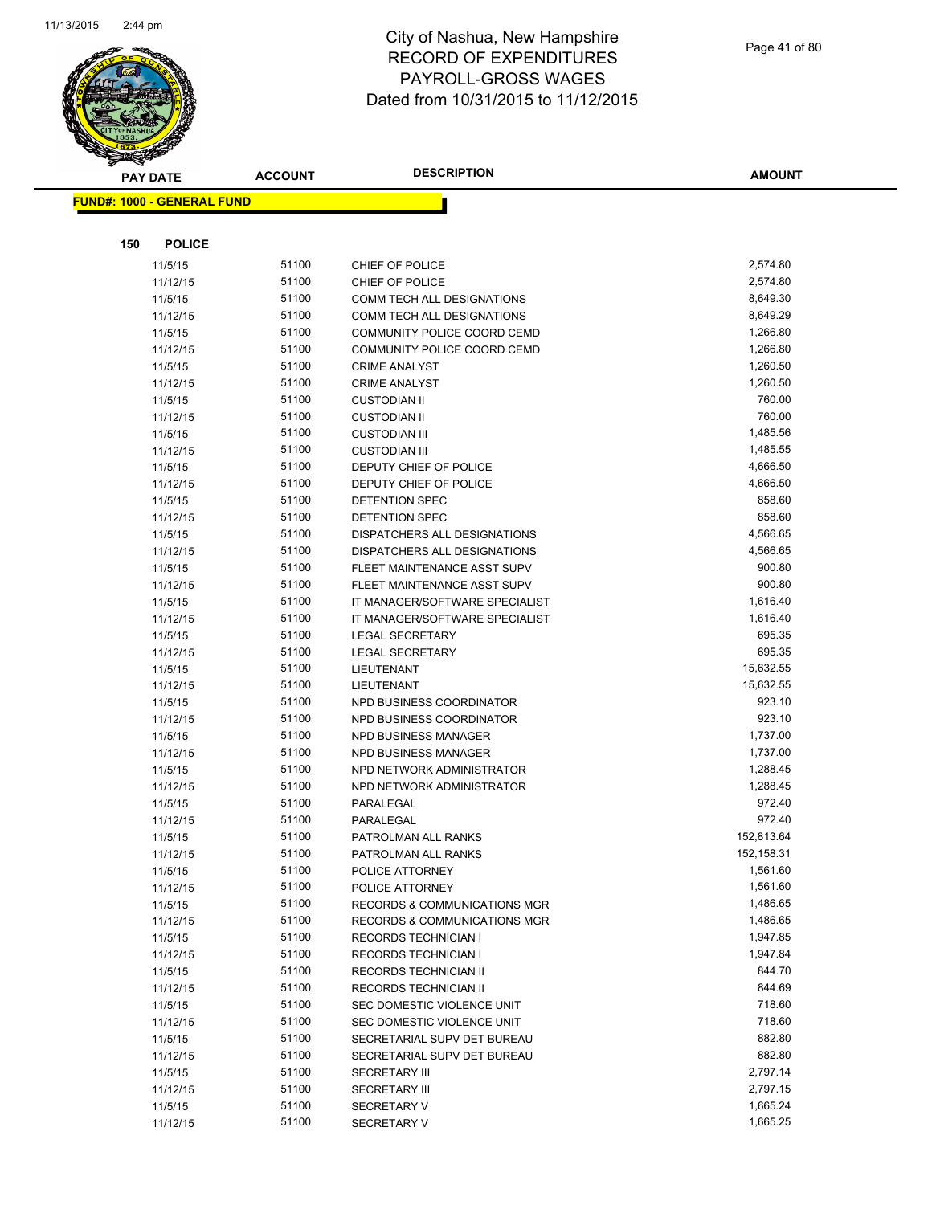# City of Nashua, New Hampshire
# RECORD OF EXPENDITURES
# PAYROLL-GROSS WAGES
# Dated from 10/31/2015 to 11/12/2015

**FUND#: 1000 - GENERAL FUND**

**150 POLICE**

| PAY DATE | ACCOUNT | DESCRIPTION | AMOUNT |
|---|---|---|---|
| 11/5/15 | 51100 | CHIEF OF POLICE | 2,574.80 |
| 11/12/15 | 51100 | CHIEF OF POLICE | 2,574.80 |
| 11/5/15 | 51100 | COMM TECH ALL DESIGNATIONS | 8,649.30 |
| 11/12/15 | 51100 | COMM TECH ALL DESIGNATIONS | 8,649.29 |
| 11/5/15 | 51100 | COMMUNITY POLICE COORD CEMD | 1,266.80 |
| 11/12/15 | 51100 | COMMUNITY POLICE COORD CEMD | 1,266.80 |
| 11/5/15 | 51100 | CRIME ANALYST | 1,260.50 |
| 11/12/15 | 51100 | CRIME ANALYST | 1,260.50 |
| 11/5/15 | 51100 | CUSTODIAN II | 760.00 |
| 11/12/15 | 51100 | CUSTODIAN II | 760.00 |
| 11/5/15 | 51100 | CUSTODIAN III | 1,485.56 |
| 11/12/15 | 51100 | CUSTODIAN III | 1,485.55 |
| 11/5/15 | 51100 | DEPUTY CHIEF OF POLICE | 4,666.50 |
| 11/12/15 | 51100 | DEPUTY CHIEF OF POLICE | 4,666.50 |
| 11/5/15 | 51100 | DETENTION SPEC | 858.60 |
| 11/12/15 | 51100 | DETENTION SPEC | 858.60 |
| 11/5/15 | 51100 | DISPATCHERS ALL DESIGNATIONS | 4,566.65 |
| 11/12/15 | 51100 | DISPATCHERS ALL DESIGNATIONS | 4,566.65 |
| 11/5/15 | 51100 | FLEET MAINTENANCE ASST SUPV | 900.80 |
| 11/12/15 | 51100 | FLEET MAINTENANCE ASST SUPV | 900.80 |
| 11/5/15 | 51100 | IT MANAGER/SOFTWARE SPECIALIST | 1,616.40 |
| 11/12/15 | 51100 | IT MANAGER/SOFTWARE SPECIALIST | 1,616.40 |
| 11/5/15 | 51100 | LEGAL SECRETARY | 695.35 |
| 11/12/15 | 51100 | LEGAL SECRETARY | 695.35 |
| 11/5/15 | 51100 | LIEUTENANT | 15,632.55 |
| 11/12/15 | 51100 | LIEUTENANT | 15,632.55 |
| 11/5/15 | 51100 | NPD BUSINESS COORDINATOR | 923.10 |
| 11/12/15 | 51100 | NPD BUSINESS COORDINATOR | 923.10 |
| 11/5/15 | 51100 | NPD BUSINESS MANAGER | 1,737.00 |
| 11/12/15 | 51100 | NPD BUSINESS MANAGER | 1,737.00 |
| 11/5/15 | 51100 | NPD NETWORK ADMINISTRATOR | 1,288.45 |
| 11/12/15 | 51100 | NPD NETWORK ADMINISTRATOR | 1,288.45 |
| 11/5/15 | 51100 | PARALEGAL | 972.40 |
| 11/12/15 | 51100 | PARALEGAL | 972.40 |
| 11/5/15 | 51100 | PATROLMAN ALL RANKS | 152,813.64 |
| 11/12/15 | 51100 | PATROLMAN ALL RANKS | 152,158.31 |
| 11/5/15 | 51100 | POLICE ATTORNEY | 1,561.60 |
| 11/12/15 | 51100 | POLICE ATTORNEY | 1,561.60 |
| 11/5/15 | 51100 | RECORDS & COMMUNICATIONS MGR | 1,486.65 |
| 11/12/15 | 51100 | RECORDS & COMMUNICATIONS MGR | 1,486.65 |
| 11/5/15 | 51100 | RECORDS TECHNICIAN I | 1,947.85 |
| 11/12/15 | 51100 | RECORDS TECHNICIAN I | 1,947.84 |
| 11/5/15 | 51100 | RECORDS TECHNICIAN II | 844.70 |
| 11/12/15 | 51100 | RECORDS TECHNICIAN II | 844.69 |
| 11/5/15 | 51100 | SEC DOMESTIC VIOLENCE UNIT | 718.60 |
| 11/12/15 | 51100 | SEC DOMESTIC VIOLENCE UNIT | 718.60 |
| 11/5/15 | 51100 | SECRETARIAL SUPV DET BUREAU | 882.80 |
| 11/12/15 | 51100 | SECRETARIAL SUPV DET BUREAU | 882.80 |
| 11/5/15 | 51100 | SECRETARY III | 2,797.14 |
| 11/12/15 | 51100 | SECRETARY III | 2,797.15 |
| 11/5/15 | 51100 | SECRETARY V | 1,665.24 |
| 11/12/15 | 51100 | SECRETARY V | 1,665.25 |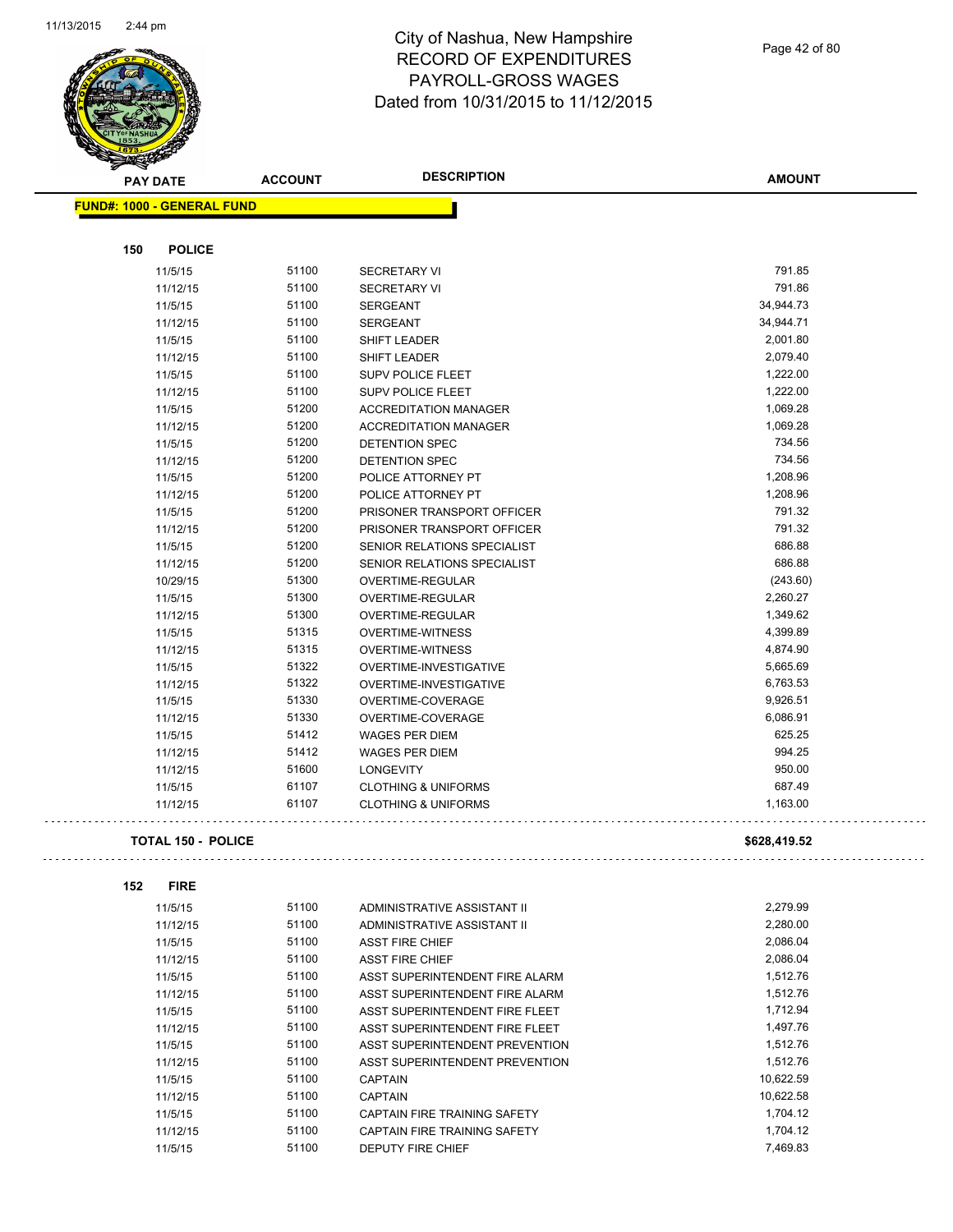# City of Nashua, New Hampshire
# RECORD OF EXPENDITURES
# PAYROLL-GROSS WAGES
# Dated from 10/31/2015 to 11/12/2015

| PAY DATE | ACCOUNT | DESCRIPTION | AMOUNT |
|---|---|---|---|

**FUND#: 1000 - GENERAL FUND**

**150 POLICE**

| PAY DATE | ACCOUNT | DESCRIPTION | AMOUNT |
|---|---|---|---|
| 11/5/15 | 51100 | SECRETARY VI | 791.85 |
| 11/12/15 | 51100 | SECRETARY VI | 791.86 |
| 11/5/15 | 51100 | SERGEANT | 34,944.73 |
| 11/12/15 | 51100 | SERGEANT | 34,944.71 |
| 11/5/15 | 51100 | SHIFT LEADER | 2,001.80 |
| 11/12/15 | 51100 | SHIFT LEADER | 2,079.40 |
| 11/5/15 | 51100 | SUPV POLICE FLEET | 1,222.00 |
| 11/12/15 | 51100 | SUPV POLICE FLEET | 1,222.00 |
| 11/5/15 | 51200 | ACCREDITATION MANAGER | 1,069.28 |
| 11/12/15 | 51200 | ACCREDITATION MANAGER | 1,069.28 |
| 11/5/15 | 51200 | DETENTION SPEC | 734.56 |
| 11/12/15 | 51200 | DETENTION SPEC | 734.56 |
| 11/5/15 | 51200 | POLICE ATTORNEY PT | 1,208.96 |
| 11/12/15 | 51200 | POLICE ATTORNEY PT | 1,208.96 |
| 11/5/15 | 51200 | PRISONER TRANSPORT OFFICER | 791.32 |
| 11/12/15 | 51200 | PRISONER TRANSPORT OFFICER | 791.32 |
| 11/5/15 | 51200 | SENIOR RELATIONS SPECIALIST | 686.88 |
| 11/12/15 | 51200 | SENIOR RELATIONS SPECIALIST | 686.88 |
| 10/29/15 | 51300 | OVERTIME-REGULAR | (243.60) |
| 11/5/15 | 51300 | OVERTIME-REGULAR | 2,260.27 |
| 11/12/15 | 51300 | OVERTIME-REGULAR | 1,349.62 |
| 11/5/15 | 51315 | OVERTIME-WITNESS | 4,399.89 |
| 11/12/15 | 51315 | OVERTIME-WITNESS | 4,874.90 |
| 11/5/15 | 51322 | OVERTIME-INVESTIGATIVE | 5,665.69 |
| 11/12/15 | 51322 | OVERTIME-INVESTIGATIVE | 6,763.53 |
| 11/5/15 | 51330 | OVERTIME-COVERAGE | 9,926.51 |
| 11/12/15 | 51330 | OVERTIME-COVERAGE | 6,086.91 |
| 11/5/15 | 51412 | WAGES PER DIEM | 625.25 |
| 11/12/15 | 51412 | WAGES PER DIEM | 994.25 |
| 11/12/15 | 51600 | LONGEVITY | 950.00 |
| 11/5/15 | 61107 | CLOTHING & UNIFORMS | 687.49 |
| 11/12/15 | 61107 | CLOTHING & UNIFORMS | 1,163.00 |

**TOTAL 150 - POLICE** **$628,419.52**

**152 FIRE**

| PAY DATE | ACCOUNT | DESCRIPTION | AMOUNT |
|---|---|---|---|
| 11/5/15 | 51100 | ADMINISTRATIVE ASSISTANT II | 2,279.99 |
| 11/12/15 | 51100 | ADMINISTRATIVE ASSISTANT II | 2,280.00 |
| 11/5/15 | 51100 | ASST FIRE CHIEF | 2,086.04 |
| 11/12/15 | 51100 | ASST FIRE CHIEF | 2,086.04 |
| 11/5/15 | 51100 | ASST SUPERINTENDENT FIRE ALARM | 1,512.76 |
| 11/12/15 | 51100 | ASST SUPERINTENDENT FIRE ALARM | 1,512.76 |
| 11/5/15 | 51100 | ASST SUPERINTENDENT FIRE FLEET | 1,712.94 |
| 11/12/15 | 51100 | ASST SUPERINTENDENT FIRE FLEET | 1,497.76 |
| 11/5/15 | 51100 | ASST SUPERINTENDENT PREVENTION | 1,512.76 |
| 11/12/15 | 51100 | ASST SUPERINTENDENT PREVENTION | 1,512.76 |
| 11/5/15 | 51100 | CAPTAIN | 10,622.59 |
| 11/12/15 | 51100 | CAPTAIN | 10,622.58 |
| 11/5/15 | 51100 | CAPTAIN FIRE TRAINING SAFETY | 1,704.12 |
| 11/12/15 | 51100 | CAPTAIN FIRE TRAINING SAFETY | 1,704.12 |
| 11/5/15 | 51100 | DEPUTY FIRE CHIEF | 7,469.83 |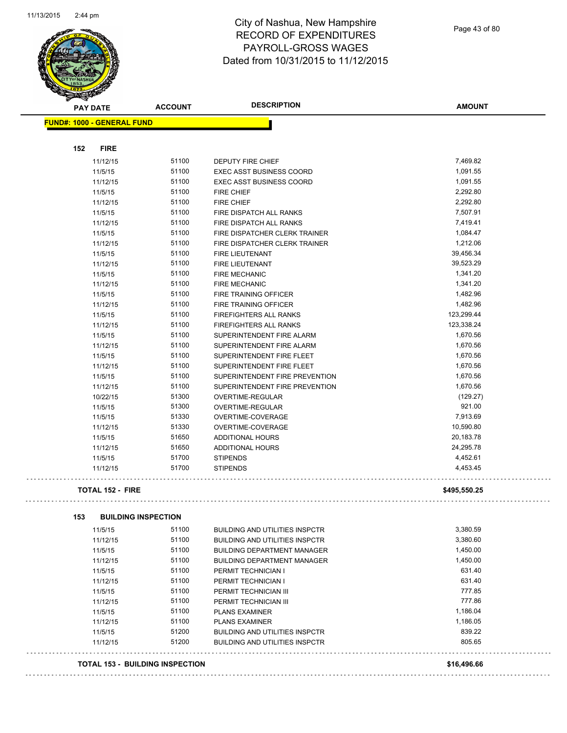# City of Nashua, New Hampshire
## RECORD OF EXPENDITURES
## PAYROLL-GROSS WAGES
## Dated from 10/31/2015 to 11/12/2015

**FUND#: 1000 - GENERAL FUND**

### 152 FIRE

| PAY DATE | ACCOUNT | DESCRIPTION | AMOUNT |
|---|---|---|---|
| 11/12/15 | 51100 | DEPUTY FIRE CHIEF | 7,469.82 |
| 11/5/15 | 51100 | EXEC ASST BUSINESS COORD | 1,091.55 |
| 11/12/15 | 51100 | EXEC ASST BUSINESS COORD | 1,091.55 |
| 11/5/15 | 51100 | FIRE CHIEF | 2,292.80 |
| 11/12/15 | 51100 | FIRE CHIEF | 2,292.80 |
| 11/5/15 | 51100 | FIRE DISPATCH ALL RANKS | 7,507.91 |
| 11/12/15 | 51100 | FIRE DISPATCH ALL RANKS | 7,419.41 |
| 11/5/15 | 51100 | FIRE DISPATCHER CLERK TRAINER | 1,084.47 |
| 11/12/15 | 51100 | FIRE DISPATCHER CLERK TRAINER | 1,212.06 |
| 11/5/15 | 51100 | FIRE LIEUTENANT | 39,456.34 |
| 11/12/15 | 51100 | FIRE LIEUTENANT | 39,523.29 |
| 11/5/15 | 51100 | FIRE MECHANIC | 1,341.20 |
| 11/12/15 | 51100 | FIRE MECHANIC | 1,341.20 |
| 11/5/15 | 51100 | FIRE TRAINING OFFICER | 1,482.96 |
| 11/12/15 | 51100 | FIRE TRAINING OFFICER | 1,482.96 |
| 11/5/15 | 51100 | FIREFIGHTERS ALL RANKS | 123,299.44 |
| 11/12/15 | 51100 | FIREFIGHTERS ALL RANKS | 123,338.24 |
| 11/5/15 | 51100 | SUPERINTENDENT FIRE ALARM | 1,670.56 |
| 11/12/15 | 51100 | SUPERINTENDENT FIRE ALARM | 1,670.56 |
| 11/5/15 | 51100 | SUPERINTENDENT FIRE FLEET | 1,670.56 |
| 11/12/15 | 51100 | SUPERINTENDENT FIRE FLEET | 1,670.56 |
| 11/5/15 | 51100 | SUPERINTENDENT FIRE PREVENTION | 1,670.56 |
| 11/12/15 | 51100 | SUPERINTENDENT FIRE PREVENTION | 1,670.56 |
| 10/22/15 | 51300 | OVERTIME-REGULAR | (129.27) |
| 11/5/15 | 51300 | OVERTIME-REGULAR | 921.00 |
| 11/5/15 | 51330 | OVERTIME-COVERAGE | 7,913.69 |
| 11/12/15 | 51330 | OVERTIME-COVERAGE | 10,590.80 |
| 11/5/15 | 51650 | ADDITIONAL HOURS | 20,183.78 |
| 11/12/15 | 51650 | ADDITIONAL HOURS | 24,295.78 |
| 11/5/15 | 51700 | STIPENDS | 4,452.61 |
| 11/12/15 | 51700 | STIPENDS | 4,453.45 |

**TOTAL 152 - FIRE** **$495,550.25**

### 153 BUILDING INSPECTION

| PAY DATE | ACCOUNT | DESCRIPTION | AMOUNT |
|---|---|---|---|
| 11/5/15 | 51100 | BUILDING AND UTILITIES INSPCTR | 3,380.59 |
| 11/12/15 | 51100 | BUILDING AND UTILITIES INSPCTR | 3,380.60 |
| 11/5/15 | 51100 | BUILDING DEPARTMENT MANAGER | 1,450.00 |
| 11/12/15 | 51100 | BUILDING DEPARTMENT MANAGER | 1,450.00 |
| 11/5/15 | 51100 | PERMIT TECHNICIAN I | 631.40 |
| 11/12/15 | 51100 | PERMIT TECHNICIAN I | 631.40 |
| 11/5/15 | 51100 | PERMIT TECHNICIAN III | 777.85 |
| 11/12/15 | 51100 | PERMIT TECHNICIAN III | 777.86 |
| 11/5/15 | 51100 | PLANS EXAMINER | 1,186.04 |
| 11/12/15 | 51100 | PLANS EXAMINER | 1,186.05 |
| 11/5/15 | 51200 | BUILDING AND UTILITIES INSPCTR | 839.22 |
| 11/12/15 | 51200 | BUILDING AND UTILITIES INSPCTR | 805.65 |

**TOTAL 153 - BUILDING INSPECTION** **$16,496.66**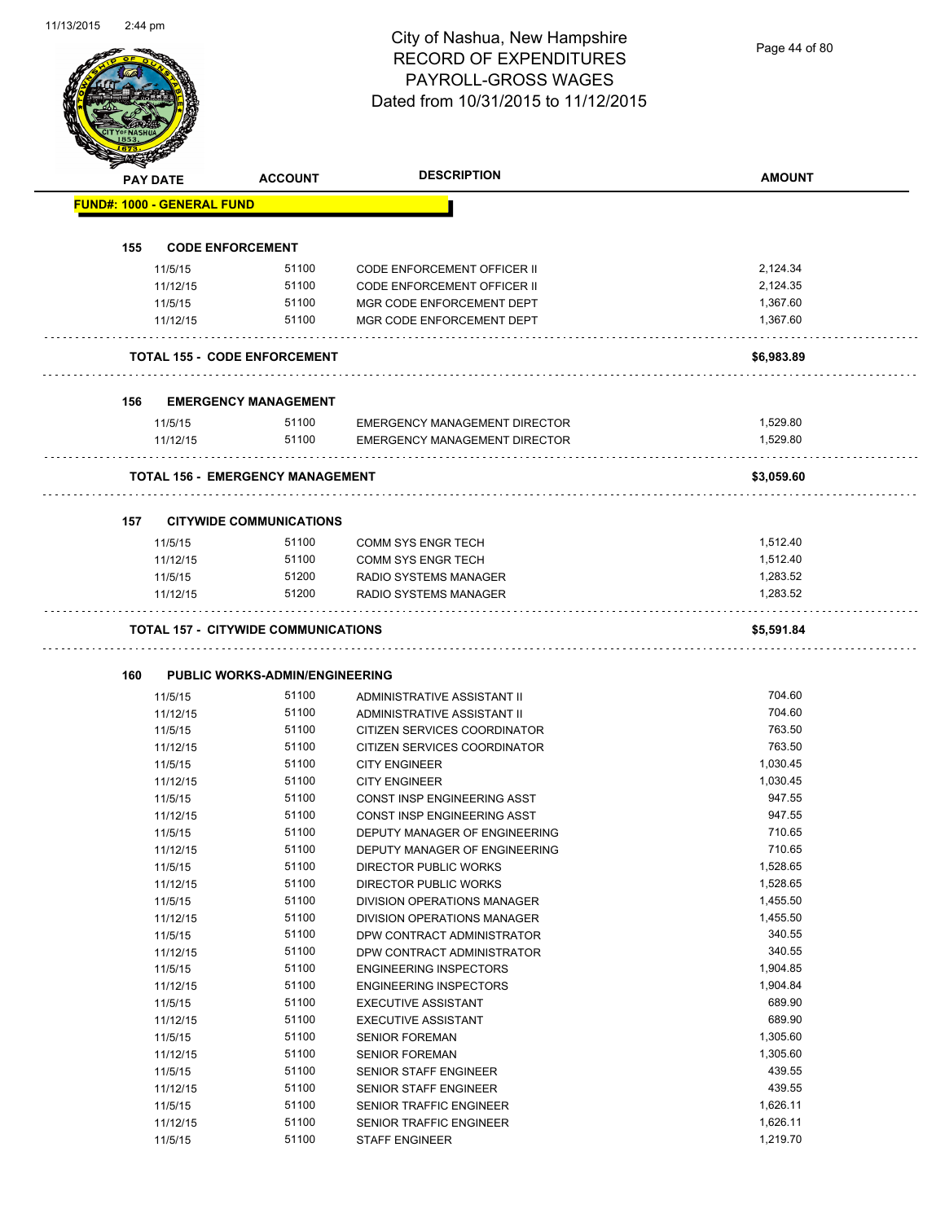# City of Nashua, New Hampshire
## RECORD OF EXPENDITURES
## PAYROLL-GROSS WAGES
## Dated from 10/31/2015 to 11/12/2015

| PAY DATE | ACCOUNT | DESCRIPTION | AMOUNT |
|---|---|---|---|
| **FUND#: 1000 - GENERAL FUND** | | | |
| **155 CODE ENFORCEMENT** | | | |
| 11/5/15 | 51100 | CODE ENFORCEMENT OFFICER II | 2,124.34 |
| 11/12/15 | 51100 | CODE ENFORCEMENT OFFICER II | 2,124.35 |
| 11/5/15 | 51100 | MGR CODE ENFORCEMENT DEPT | 1,367.60 |
| 11/12/15 | 51100 | MGR CODE ENFORCEMENT DEPT | 1,367.60 |
| **TOTAL 155 - CODE ENFORCEMENT** | | | **$6,983.89** |
| **156 EMERGENCY MANAGEMENT** | | | |
| 11/5/15 | 51100 | EMERGENCY MANAGEMENT DIRECTOR | 1,529.80 |
| 11/12/15 | 51100 | EMERGENCY MANAGEMENT DIRECTOR | 1,529.80 |
| **TOTAL 156 - EMERGENCY MANAGEMENT** | | | **$3,059.60** |
| **157 CITYWIDE COMMUNICATIONS** | | | |
| 11/5/15 | 51100 | COMM SYS ENGR TECH | 1,512.40 |
| 11/12/15 | 51100 | COMM SYS ENGR TECH | 1,512.40 |
| 11/5/15 | 51200 | RADIO SYSTEMS MANAGER | 1,283.52 |
| 11/12/15 | 51200 | RADIO SYSTEMS MANAGER | 1,283.52 |
| **TOTAL 157 - CITYWIDE COMMUNICATIONS** | | | **$5,591.84** |
| **160 PUBLIC WORKS-ADMIN/ENGINEERING** | | | |
| 11/5/15 | 51100 | ADMINISTRATIVE ASSISTANT II | 704.60 |
| 11/12/15 | 51100 | ADMINISTRATIVE ASSISTANT II | 704.60 |
| 11/5/15 | 51100 | CITIZEN SERVICES COORDINATOR | 763.50 |
| 11/12/15 | 51100 | CITIZEN SERVICES COORDINATOR | 763.50 |
| 11/5/15 | 51100 | CITY ENGINEER | 1,030.45 |
| 11/12/15 | 51100 | CITY ENGINEER | 1,030.45 |
| 11/5/15 | 51100 | CONST INSP ENGINEERING ASST | 947.55 |
| 11/12/15 | 51100 | CONST INSP ENGINEERING ASST | 947.55 |
| 11/5/15 | 51100 | DEPUTY MANAGER OF ENGINEERING | 710.65 |
| 11/12/15 | 51100 | DEPUTY MANAGER OF ENGINEERING | 710.65 |
| 11/5/15 | 51100 | DIRECTOR PUBLIC WORKS | 1,528.65 |
| 11/12/15 | 51100 | DIRECTOR PUBLIC WORKS | 1,528.65 |
| 11/5/15 | 51100 | DIVISION OPERATIONS MANAGER | 1,455.50 |
| 11/12/15 | 51100 | DIVISION OPERATIONS MANAGER | 1,455.50 |
| 11/5/15 | 51100 | DPW CONTRACT ADMINISTRATOR | 340.55 |
| 11/12/15 | 51100 | DPW CONTRACT ADMINISTRATOR | 340.55 |
| 11/5/15 | 51100 | ENGINEERING INSPECTORS | 1,904.85 |
| 11/12/15 | 51100 | ENGINEERING INSPECTORS | 1,904.84 |
| 11/5/15 | 51100 | EXECUTIVE ASSISTANT | 689.90 |
| 11/12/15 | 51100 | EXECUTIVE ASSISTANT | 689.90 |
| 11/5/15 | 51100 | SENIOR FOREMAN | 1,305.60 |
| 11/12/15 | 51100 | SENIOR FOREMAN | 1,305.60 |
| 11/5/15 | 51100 | SENIOR STAFF ENGINEER | 439.55 |
| 11/12/15 | 51100 | SENIOR STAFF ENGINEER | 439.55 |
| 11/5/15 | 51100 | SENIOR TRAFFIC ENGINEER | 1,626.11 |
| 11/12/15 | 51100 | SENIOR TRAFFIC ENGINEER | 1,626.11 |
| 11/5/15 | 51100 | STAFF ENGINEER | 1,219.70 |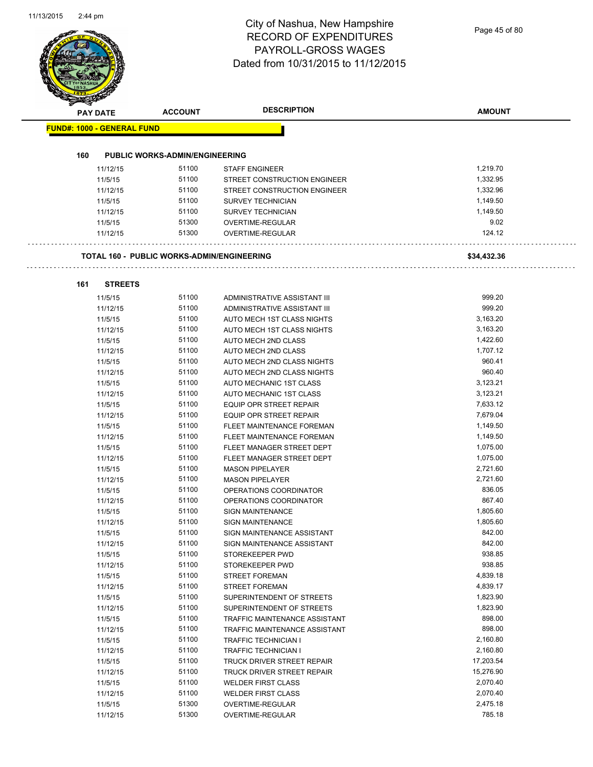# City of Nashua, New Hampshire
## RECORD OF EXPENDITURES
## PAYROLL-GROSS WAGES
## Dated from 10/31/2015 to 11/12/2015

| PAY DATE | ACCOUNT | DESCRIPTION | AMOUNT |
|---|---|---|---|

**FUND#: 1000 - GENERAL FUND**

**160 PUBLIC WORKS-ADMIN/ENGINEERING**

| PAY DATE | ACCOUNT | DESCRIPTION | AMOUNT |
|---|---|---|---|
| 11/12/15 | 51100 | STAFF ENGINEER | 1,219.70 |
| 11/5/15 | 51100 | STREET CONSTRUCTION ENGINEER | 1,332.95 |
| 11/12/15 | 51100 | STREET CONSTRUCTION ENGINEER | 1,332.96 |
| 11/5/15 | 51100 | SURVEY TECHNICIAN | 1,149.50 |
| 11/12/15 | 51100 | SURVEY TECHNICIAN | 1,149.50 |
| 11/5/15 | 51300 | OVERTIME-REGULAR | 9.02 |
| 11/12/15 | 51300 | OVERTIME-REGULAR | 124.12 |

**TOTAL 160 - PUBLIC WORKS-ADMIN/ENGINEERING** **$34,432.36**

**161 STREETS**

| PAY DATE | ACCOUNT | DESCRIPTION | AMOUNT |
|---|---|---|---|
| 11/5/15 | 51100 | ADMINISTRATIVE ASSISTANT III | 999.20 |
| 11/12/15 | 51100 | ADMINISTRATIVE ASSISTANT III | 999.20 |
| 11/5/15 | 51100 | AUTO MECH 1ST CLASS NIGHTS | 3,163.20 |
| 11/12/15 | 51100 | AUTO MECH 1ST CLASS NIGHTS | 3,163.20 |
| 11/5/15 | 51100 | AUTO MECH 2ND CLASS | 1,422.60 |
| 11/12/15 | 51100 | AUTO MECH 2ND CLASS | 1,707.12 |
| 11/5/15 | 51100 | AUTO MECH 2ND CLASS NIGHTS | 960.41 |
| 11/12/15 | 51100 | AUTO MECH 2ND CLASS NIGHTS | 960.40 |
| 11/5/15 | 51100 | AUTO MECHANIC 1ST CLASS | 3,123.21 |
| 11/12/15 | 51100 | AUTO MECHANIC 1ST CLASS | 3,123.21 |
| 11/5/15 | 51100 | EQUIP OPR STREET REPAIR | 7,633.12 |
| 11/12/15 | 51100 | EQUIP OPR STREET REPAIR | 7,679.04 |
| 11/5/15 | 51100 | FLEET MAINTENANCE FOREMAN | 1,149.50 |
| 11/12/15 | 51100 | FLEET MAINTENANCE FOREMAN | 1,149.50 |
| 11/5/15 | 51100 | FLEET MANAGER STREET DEPT | 1,075.00 |
| 11/12/15 | 51100 | FLEET MANAGER STREET DEPT | 1,075.00 |
| 11/5/15 | 51100 | MASON PIPELAYER | 2,721.60 |
| 11/12/15 | 51100 | MASON PIPELAYER | 2,721.60 |
| 11/5/15 | 51100 | OPERATIONS COORDINATOR | 836.05 |
| 11/12/15 | 51100 | OPERATIONS COORDINATOR | 867.40 |
| 11/5/15 | 51100 | SIGN MAINTENANCE | 1,805.60 |
| 11/12/15 | 51100 | SIGN MAINTENANCE | 1,805.60 |
| 11/5/15 | 51100 | SIGN MAINTENANCE ASSISTANT | 842.00 |
| 11/12/15 | 51100 | SIGN MAINTENANCE ASSISTANT | 842.00 |
| 11/5/15 | 51100 | STOREKEEPER PWD | 938.85 |
| 11/12/15 | 51100 | STOREKEEPER PWD | 938.85 |
| 11/5/15 | 51100 | STREET FOREMAN | 4,839.18 |
| 11/12/15 | 51100 | STREET FOREMAN | 4,839.17 |
| 11/5/15 | 51100 | SUPERINTENDENT OF STREETS | 1,823.90 |
| 11/12/15 | 51100 | SUPERINTENDENT OF STREETS | 1,823.90 |
| 11/5/15 | 51100 | TRAFFIC MAINTENANCE ASSISTANT | 898.00 |
| 11/12/15 | 51100 | TRAFFIC MAINTENANCE ASSISTANT | 898.00 |
| 11/5/15 | 51100 | TRAFFIC TECHNICIAN I | 2,160.80 |
| 11/12/15 | 51100 | TRAFFIC TECHNICIAN I | 2,160.80 |
| 11/5/15 | 51100 | TRUCK DRIVER STREET REPAIR | 17,203.54 |
| 11/12/15 | 51100 | TRUCK DRIVER STREET REPAIR | 15,276.90 |
| 11/5/15 | 51100 | WELDER FIRST CLASS | 2,070.40 |
| 11/12/15 | 51100 | WELDER FIRST CLASS | 2,070.40 |
| 11/5/15 | 51300 | OVERTIME-REGULAR | 2,475.18 |
| 11/12/15 | 51300 | OVERTIME-REGULAR | 785.18 |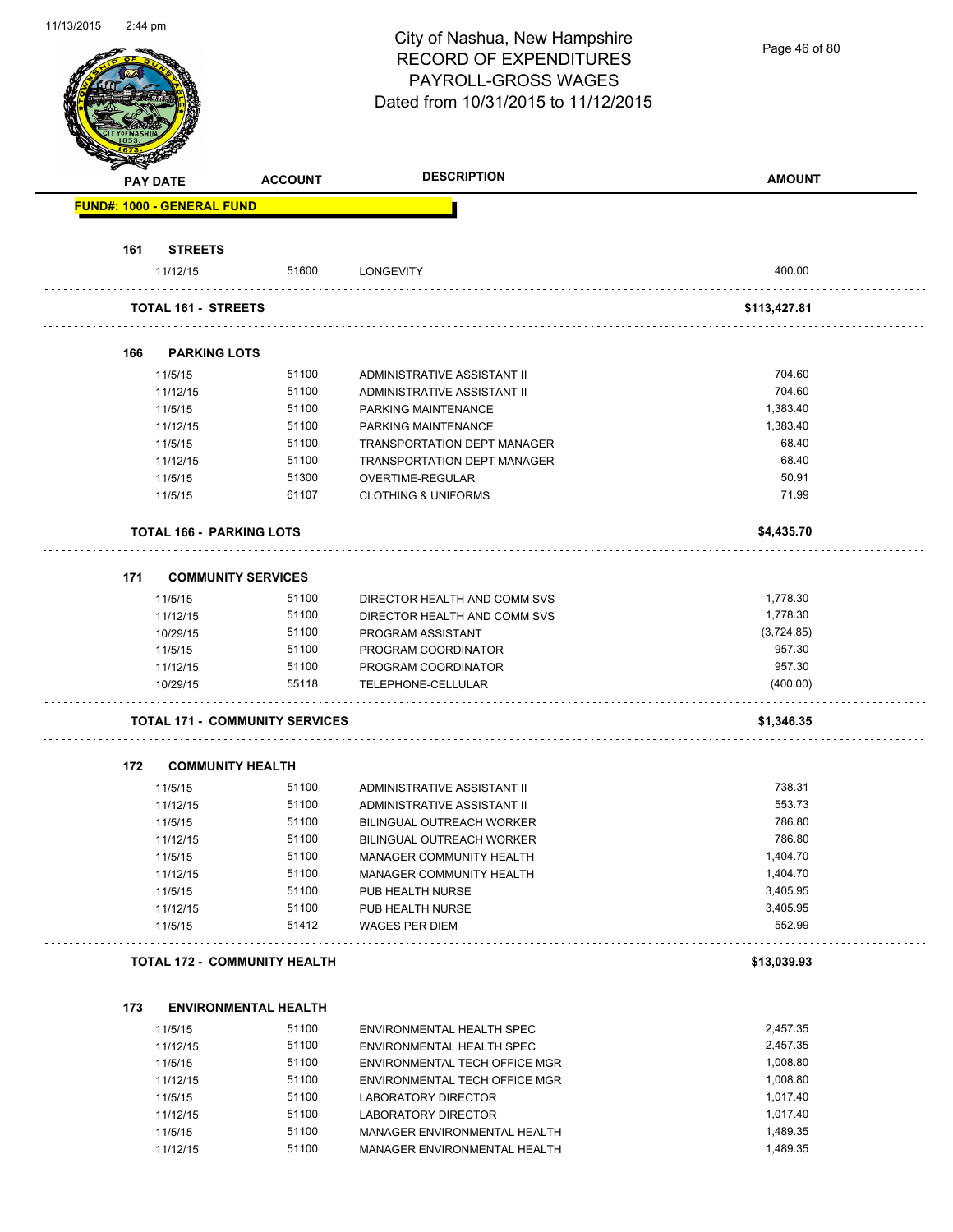# City of Nashua, New Hampshire
## RECORD OF EXPENDITURES
## PAYROLL-GROSS WAGES
## Dated from 10/31/2015 to 11/12/2015

| PAY DATE | ACCOUNT | DESCRIPTION | AMOUNT |
|---|---|---|---|
| **FUND#: 1000 - GENERAL FUND** | | | |
| **161 STREETS** | | | |
| 11/12/15 | 51600 | LONGEVITY | 400.00 |
| **TOTAL 161 - STREETS** | | | **$113,427.81** |
| **166 PARKING LOTS** | | | |
| 11/5/15 | 51100 | ADMINISTRATIVE ASSISTANT II | 704.60 |
| 11/12/15 | 51100 | ADMINISTRATIVE ASSISTANT II | 704.60 |
| 11/5/15 | 51100 | PARKING MAINTENANCE | 1,383.40 |
| 11/12/15 | 51100 | PARKING MAINTENANCE | 1,383.40 |
| 11/5/15 | 51100 | TRANSPORTATION DEPT MANAGER | 68.40 |
| 11/12/15 | 51100 | TRANSPORTATION DEPT MANAGER | 68.40 |
| 11/5/15 | 51300 | OVERTIME-REGULAR | 50.91 |
| 11/5/15 | 61107 | CLOTHING & UNIFORMS | 71.99 |
| **TOTAL 166 - PARKING LOTS** | | | **$4,435.70** |
| **171 COMMUNITY SERVICES** | | | |
| 11/5/15 | 51100 | DIRECTOR HEALTH AND COMM SVS | 1,778.30 |
| 11/12/15 | 51100 | DIRECTOR HEALTH AND COMM SVS | 1,778.30 |
| 10/29/15 | 51100 | PROGRAM ASSISTANT | (3,724.85) |
| 11/5/15 | 51100 | PROGRAM COORDINATOR | 957.30 |
| 11/12/15 | 51100 | PROGRAM COORDINATOR | 957.30 |
| 10/29/15 | 55118 | TELEPHONE-CELLULAR | (400.00) |
| **TOTAL 171 - COMMUNITY SERVICES** | | | **$1,346.35** |
| **172 COMMUNITY HEALTH** | | | |
| 11/5/15 | 51100 | ADMINISTRATIVE ASSISTANT II | 738.31 |
| 11/12/15 | 51100 | ADMINISTRATIVE ASSISTANT II | 553.73 |
| 11/5/15 | 51100 | BILINGUAL OUTREACH WORKER | 786.80 |
| 11/12/15 | 51100 | BILINGUAL OUTREACH WORKER | 786.80 |
| 11/5/15 | 51100 | MANAGER COMMUNITY HEALTH | 1,404.70 |
| 11/12/15 | 51100 | MANAGER COMMUNITY HEALTH | 1,404.70 |
| 11/5/15 | 51100 | PUB HEALTH NURSE | 3,405.95 |
| 11/12/15 | 51100 | PUB HEALTH NURSE | 3,405.95 |
| 11/5/15 | 51412 | WAGES PER DIEM | 552.99 |
| **TOTAL 172 - COMMUNITY HEALTH** | | | **$13,039.93** |
| **173 ENVIRONMENTAL HEALTH** | | | |
| 11/5/15 | 51100 | ENVIRONMENTAL HEALTH SPEC | 2,457.35 |
| 11/12/15 | 51100 | ENVIRONMENTAL HEALTH SPEC | 2,457.35 |
| 11/5/15 | 51100 | ENVIRONMENTAL TECH OFFICE MGR | 1,008.80 |
| 11/12/15 | 51100 | ENVIRONMENTAL TECH OFFICE MGR | 1,008.80 |
| 11/5/15 | 51100 | LABORATORY DIRECTOR | 1,017.40 |
| 11/12/15 | 51100 | LABORATORY DIRECTOR | 1,017.40 |
| 11/5/15 | 51100 | MANAGER ENVIRONMENTAL HEALTH | 1,489.35 |
| 11/12/15 | 51100 | MANAGER ENVIRONMENTAL HEALTH | 1,489.35 |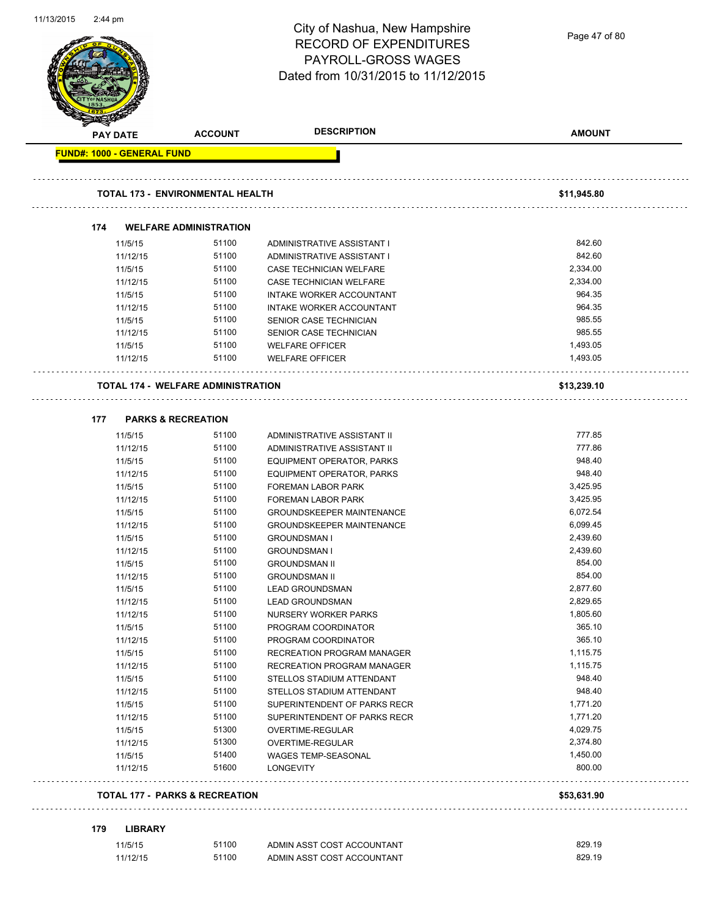# City of Nashua, New Hampshire
## RECORD OF EXPENDITURES
## PAYROLL-GROSS WAGES
## Dated from 10/31/2015 to 11/12/2015

**FUND#: 1000 - GENERAL FUND**

| PAY DATE | ACCOUNT | DESCRIPTION | AMOUNT |
|---|---|---|---|
| **TOTAL 173 - ENVIRONMENTAL HEALTH** | | | **$11,945.80** |
| **174 WELFARE ADMINISTRATION** | | | |
| 11/5/15 | 51100 | ADMINISTRATIVE ASSISTANT I | 842.60 |
| 11/12/15 | 51100 | ADMINISTRATIVE ASSISTANT I | 842.60 |
| 11/5/15 | 51100 | CASE TECHNICIAN WELFARE | 2,334.00 |
| 11/12/15 | 51100 | CASE TECHNICIAN WELFARE | 2,334.00 |
| 11/5/15 | 51100 | INTAKE WORKER ACCOUNTANT | 964.35 |
| 11/12/15 | 51100 | INTAKE WORKER ACCOUNTANT | 964.35 |
| 11/5/15 | 51100 | SENIOR CASE TECHNICIAN | 985.55 |
| 11/12/15 | 51100 | SENIOR CASE TECHNICIAN | 985.55 |
| 11/5/15 | 51100 | WELFARE OFFICER | 1,493.05 |
| 11/12/15 | 51100 | WELFARE OFFICER | 1,493.05 |
| **TOTAL 174 - WELFARE ADMINISTRATION** | | | **$13,239.10** |
| **177 PARKS & RECREATION** | | | |
| 11/5/15 | 51100 | ADMINISTRATIVE ASSISTANT II | 777.85 |
| 11/12/15 | 51100 | ADMINISTRATIVE ASSISTANT II | 777.86 |
| 11/5/15 | 51100 | EQUIPMENT OPERATOR, PARKS | 948.40 |
| 11/12/15 | 51100 | EQUIPMENT OPERATOR, PARKS | 948.40 |
| 11/5/15 | 51100 | FOREMAN LABOR PARK | 3,425.95 |
| 11/12/15 | 51100 | FOREMAN LABOR PARK | 3,425.95 |
| 11/5/15 | 51100 | GROUNDSKEEPER MAINTENANCE | 6,072.54 |
| 11/12/15 | 51100 | GROUNDSKEEPER MAINTENANCE | 6,099.45 |
| 11/5/15 | 51100 | GROUNDSMAN I | 2,439.60 |
| 11/12/15 | 51100 | GROUNDSMAN I | 2,439.60 |
| 11/5/15 | 51100 | GROUNDSMAN II | 854.00 |
| 11/12/15 | 51100 | GROUNDSMAN II | 854.00 |
| 11/5/15 | 51100 | LEAD GROUNDSMAN | 2,877.60 |
| 11/12/15 | 51100 | LEAD GROUNDSMAN | 2,829.65 |
| 11/12/15 | 51100 | NURSERY WORKER PARKS | 1,805.60 |
| 11/5/15 | 51100 | PROGRAM COORDINATOR | 365.10 |
| 11/12/15 | 51100 | PROGRAM COORDINATOR | 365.10 |
| 11/5/15 | 51100 | RECREATION PROGRAM MANAGER | 1,115.75 |
| 11/12/15 | 51100 | RECREATION PROGRAM MANAGER | 1,115.75 |
| 11/5/15 | 51100 | STELLOS STADIUM ATTENDANT | 948.40 |
| 11/12/15 | 51100 | STELLOS STADIUM ATTENDANT | 948.40 |
| 11/5/15 | 51100 | SUPERINTENDENT OF PARKS RECR | 1,771.20 |
| 11/12/15 | 51100 | SUPERINTENDENT OF PARKS RECR | 1,771.20 |
| 11/5/15 | 51300 | OVERTIME-REGULAR | 4,029.75 |
| 11/12/15 | 51300 | OVERTIME-REGULAR | 2,374.80 |
| 11/5/15 | 51400 | WAGES TEMP-SEASONAL | 1,450.00 |
| 11/12/15 | 51600 | LONGEVITY | 800.00 |
| **TOTAL 177 - PARKS & RECREATION** | | | **$53,631.90** |
| **179 LIBRARY** | | | |
| 11/5/15 | 51100 | ADMIN ASST COST ACCOUNTANT | 829.19 |
| 11/12/15 | 51100 | ADMIN ASST COST ACCOUNTANT | 829.19 |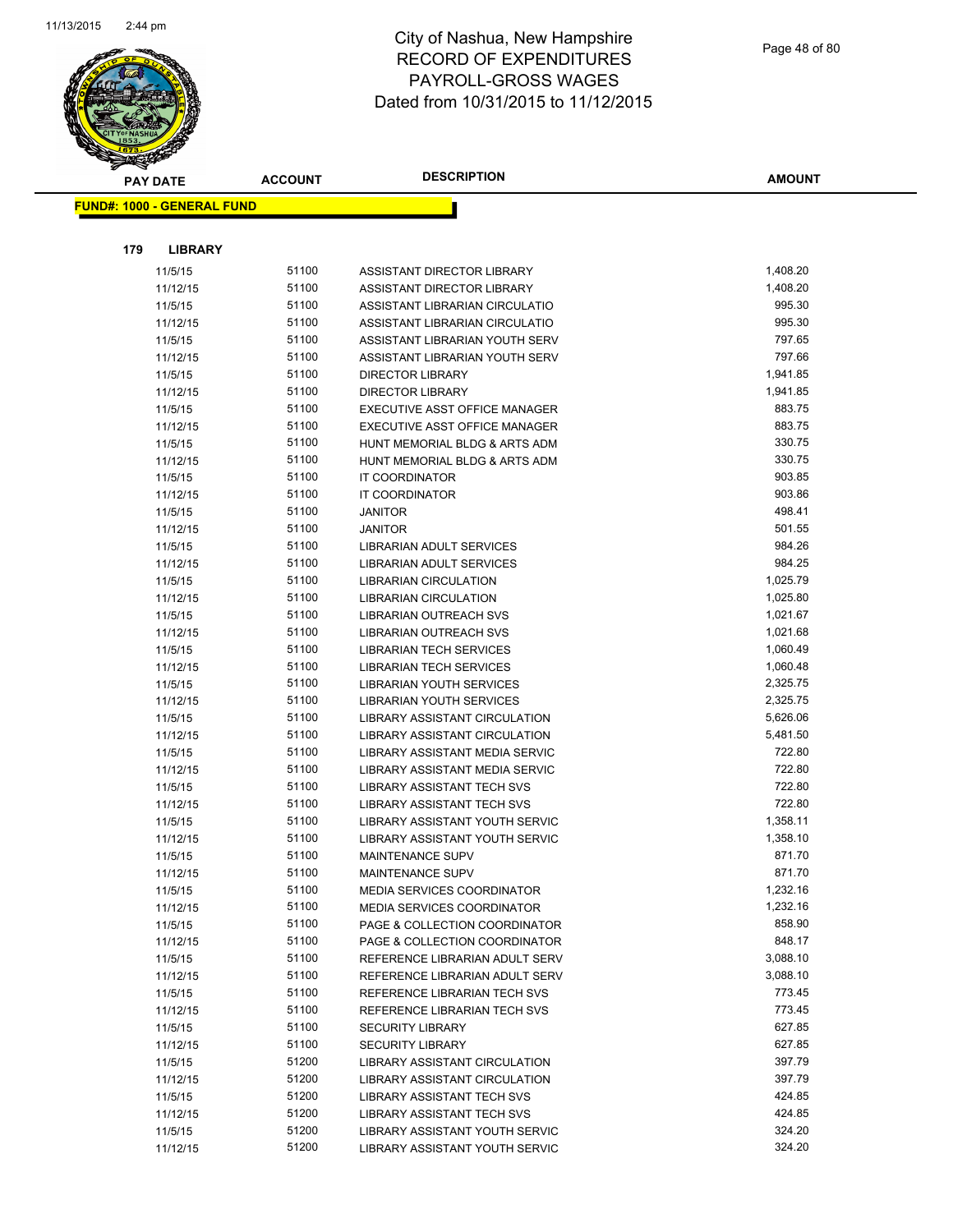# City of Nashua, New Hampshire
# RECORD OF EXPENDITURES
# PAYROLL-GROSS WAGES
# Dated from 10/31/2015 to 11/12/2015

11/13/2015 2:44 pm

**FUND#: 1000 - GENERAL FUND**

**179 LIBRARY**

| PAY DATE | ACCOUNT | DESCRIPTION | AMOUNT |
|---|---|---|---|
| 11/5/15 | 51100 | ASSISTANT DIRECTOR LIBRARY | 1,408.20 |
| 11/12/15 | 51100 | ASSISTANT DIRECTOR LIBRARY | 1,408.20 |
| 11/5/15 | 51100 | ASSISTANT LIBRARIAN CIRCULATIO | 995.30 |
| 11/12/15 | 51100 | ASSISTANT LIBRARIAN CIRCULATIO | 995.30 |
| 11/5/15 | 51100 | ASSISTANT LIBRARIAN YOUTH SERV | 797.65 |
| 11/12/15 | 51100 | ASSISTANT LIBRARIAN YOUTH SERV | 797.66 |
| 11/5/15 | 51100 | DIRECTOR LIBRARY | 1,941.85 |
| 11/12/15 | 51100 | DIRECTOR LIBRARY | 1,941.85 |
| 11/5/15 | 51100 | EXECUTIVE ASST OFFICE MANAGER | 883.75 |
| 11/12/15 | 51100 | EXECUTIVE ASST OFFICE MANAGER | 883.75 |
| 11/5/15 | 51100 | HUNT MEMORIAL BLDG & ARTS ADM | 330.75 |
| 11/12/15 | 51100 | HUNT MEMORIAL BLDG & ARTS ADM | 330.75 |
| 11/5/15 | 51100 | IT COORDINATOR | 903.85 |
| 11/12/15 | 51100 | IT COORDINATOR | 903.86 |
| 11/5/15 | 51100 | JANITOR | 498.41 |
| 11/12/15 | 51100 | JANITOR | 501.55 |
| 11/5/15 | 51100 | LIBRARIAN ADULT SERVICES | 984.26 |
| 11/12/15 | 51100 | LIBRARIAN ADULT SERVICES | 984.25 |
| 11/5/15 | 51100 | LIBRARIAN CIRCULATION | 1,025.79 |
| 11/12/15 | 51100 | LIBRARIAN CIRCULATION | 1,025.80 |
| 11/5/15 | 51100 | LIBRARIAN OUTREACH SVS | 1,021.67 |
| 11/12/15 | 51100 | LIBRARIAN OUTREACH SVS | 1,021.68 |
| 11/5/15 | 51100 | LIBRARIAN TECH SERVICES | 1,060.49 |
| 11/12/15 | 51100 | LIBRARIAN TECH SERVICES | 1,060.48 |
| 11/5/15 | 51100 | LIBRARIAN YOUTH SERVICES | 2,325.75 |
| 11/12/15 | 51100 | LIBRARIAN YOUTH SERVICES | 2,325.75 |
| 11/5/15 | 51100 | LIBRARY ASSISTANT CIRCULATION | 5,626.06 |
| 11/12/15 | 51100 | LIBRARY ASSISTANT CIRCULATION | 5,481.50 |
| 11/5/15 | 51100 | LIBRARY ASSISTANT MEDIA SERVIC | 722.80 |
| 11/12/15 | 51100 | LIBRARY ASSISTANT MEDIA SERVIC | 722.80 |
| 11/5/15 | 51100 | LIBRARY ASSISTANT TECH SVS | 722.80 |
| 11/12/15 | 51100 | LIBRARY ASSISTANT TECH SVS | 722.80 |
| 11/5/15 | 51100 | LIBRARY ASSISTANT YOUTH SERVIC | 1,358.11 |
| 11/12/15 | 51100 | LIBRARY ASSISTANT YOUTH SERVIC | 1,358.10 |
| 11/5/15 | 51100 | MAINTENANCE SUPV | 871.70 |
| 11/12/15 | 51100 | MAINTENANCE SUPV | 871.70 |
| 11/5/15 | 51100 | MEDIA SERVICES COORDINATOR | 1,232.16 |
| 11/12/15 | 51100 | MEDIA SERVICES COORDINATOR | 1,232.16 |
| 11/5/15 | 51100 | PAGE & COLLECTION COORDINATOR | 858.90 |
| 11/12/15 | 51100 | PAGE & COLLECTION COORDINATOR | 848.17 |
| 11/5/15 | 51100 | REFERENCE LIBRARIAN ADULT SERV | 3,088.10 |
| 11/12/15 | 51100 | REFERENCE LIBRARIAN ADULT SERV | 3,088.10 |
| 11/5/15 | 51100 | REFERENCE LIBRARIAN TECH SVS | 773.45 |
| 11/12/15 | 51100 | REFERENCE LIBRARIAN TECH SVS | 773.45 |
| 11/5/15 | 51100 | SECURITY LIBRARY | 627.85 |
| 11/12/15 | 51100 | SECURITY LIBRARY | 627.85 |
| 11/5/15 | 51200 | LIBRARY ASSISTANT CIRCULATION | 397.79 |
| 11/12/15 | 51200 | LIBRARY ASSISTANT CIRCULATION | 397.79 |
| 11/5/15 | 51200 | LIBRARY ASSISTANT TECH SVS | 424.85 |
| 11/12/15 | 51200 | LIBRARY ASSISTANT TECH SVS | 424.85 |
| 11/5/15 | 51200 | LIBRARY ASSISTANT YOUTH SERVIC | 324.20 |
| 11/12/15 | 51200 | LIBRARY ASSISTANT YOUTH SERVIC | 324.20 |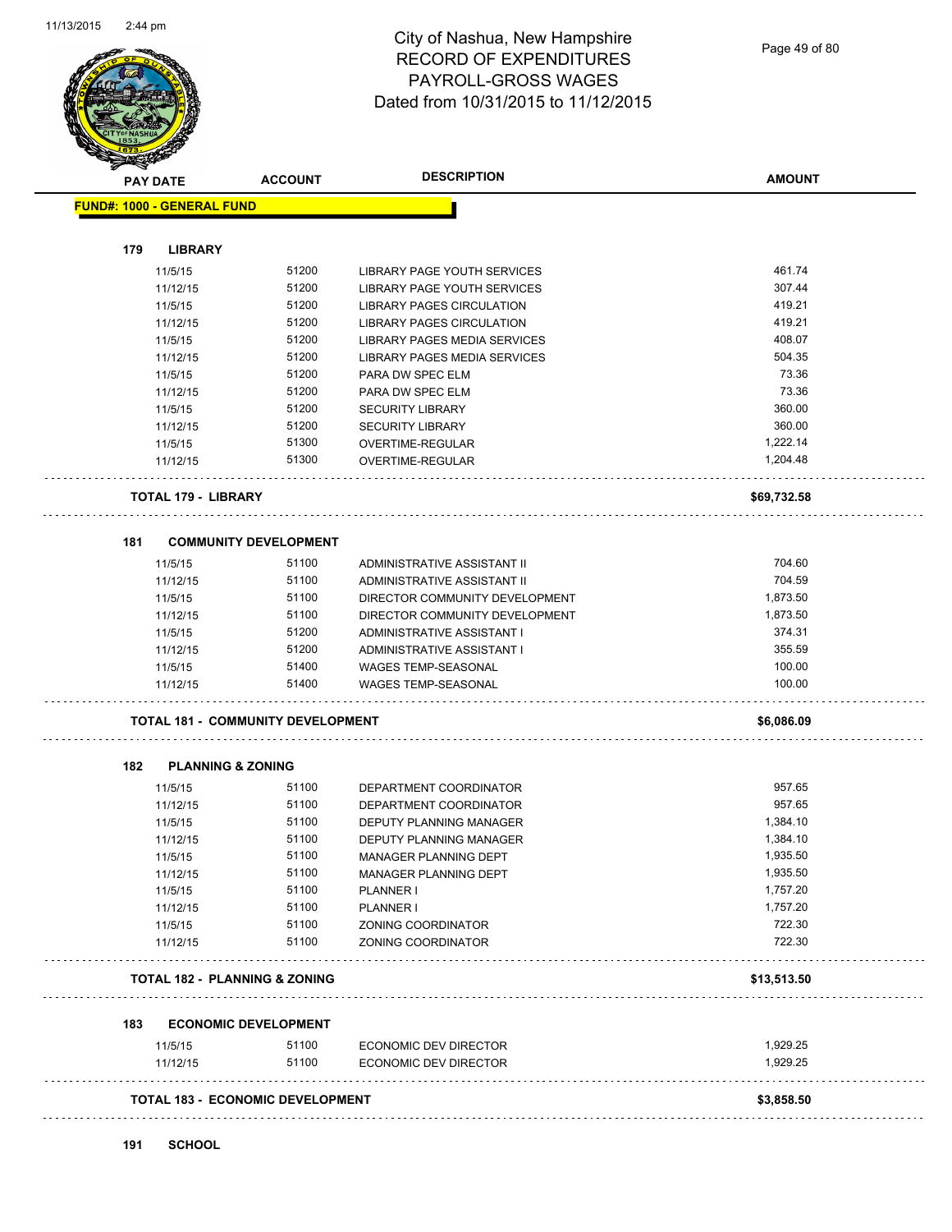# City of Nashua, New Hampshire
## RECORD OF EXPENDITURES
## PAYROLL-GROSS WAGES
## Dated from 10/31/2015 to 11/12/2015

| PAY DATE | ACCOUNT | DESCRIPTION | AMOUNT |
|---|---|---|---|
| **FUND#: 1000 - GENERAL FUND** | | | |
| **179 LIBRARY** | | | |
| 11/5/15 | 51200 | LIBRARY PAGE YOUTH SERVICES | 461.74 |
| 11/12/15 | 51200 | LIBRARY PAGE YOUTH SERVICES | 307.44 |
| 11/5/15 | 51200 | LIBRARY PAGES CIRCULATION | 419.21 |
| 11/12/15 | 51200 | LIBRARY PAGES CIRCULATION | 419.21 |
| 11/5/15 | 51200 | LIBRARY PAGES MEDIA SERVICES | 408.07 |
| 11/12/15 | 51200 | LIBRARY PAGES MEDIA SERVICES | 504.35 |
| 11/5/15 | 51200 | PARA DW SPEC ELM | 73.36 |
| 11/12/15 | 51200 | PARA DW SPEC ELM | 73.36 |
| 11/5/15 | 51200 | SECURITY LIBRARY | 360.00 |
| 11/12/15 | 51200 | SECURITY LIBRARY | 360.00 |
| 11/5/15 | 51300 | OVERTIME-REGULAR | 1,222.14 |
| 11/12/15 | 51300 | OVERTIME-REGULAR | 1,204.48 |
| **TOTAL 179 - LIBRARY** | | | **$69,732.58** |
| **181 COMMUNITY DEVELOPMENT** | | | |
| 11/5/15 | 51100 | ADMINISTRATIVE ASSISTANT II | 704.60 |
| 11/12/15 | 51100 | ADMINISTRATIVE ASSISTANT II | 704.59 |
| 11/5/15 | 51100 | DIRECTOR COMMUNITY DEVELOPMENT | 1,873.50 |
| 11/12/15 | 51100 | DIRECTOR COMMUNITY DEVELOPMENT | 1,873.50 |
| 11/5/15 | 51200 | ADMINISTRATIVE ASSISTANT I | 374.31 |
| 11/12/15 | 51200 | ADMINISTRATIVE ASSISTANT I | 355.59 |
| 11/5/15 | 51400 | WAGES TEMP-SEASONAL | 100.00 |
| 11/12/15 | 51400 | WAGES TEMP-SEASONAL | 100.00 |
| **TOTAL 181 - COMMUNITY DEVELOPMENT** | | | **$6,086.09** |
| **182 PLANNING & ZONING** | | | |
| 11/5/15 | 51100 | DEPARTMENT COORDINATOR | 957.65 |
| 11/12/15 | 51100 | DEPARTMENT COORDINATOR | 957.65 |
| 11/5/15 | 51100 | DEPUTY PLANNING MANAGER | 1,384.10 |
| 11/12/15 | 51100 | DEPUTY PLANNING MANAGER | 1,384.10 |
| 11/5/15 | 51100 | MANAGER PLANNING DEPT | 1,935.50 |
| 11/12/15 | 51100 | MANAGER PLANNING DEPT | 1,935.50 |
| 11/5/15 | 51100 | PLANNER I | 1,757.20 |
| 11/12/15 | 51100 | PLANNER I | 1,757.20 |
| 11/5/15 | 51100 | ZONING COORDINATOR | 722.30 |
| 11/12/15 | 51100 | ZONING COORDINATOR | 722.30 |
| **TOTAL 182 - PLANNING & ZONING** | | | **$13,513.50** |
| **183 ECONOMIC DEVELOPMENT** | | | |
| 11/5/15 | 51100 | ECONOMIC DEV DIRECTOR | 1,929.25 |
| 11/12/15 | 51100 | ECONOMIC DEV DIRECTOR | 1,929.25 |
| **TOTAL 183 - ECONOMIC DEVELOPMENT** | | | **$3,858.50** |
| **191 SCHOOL** | | | |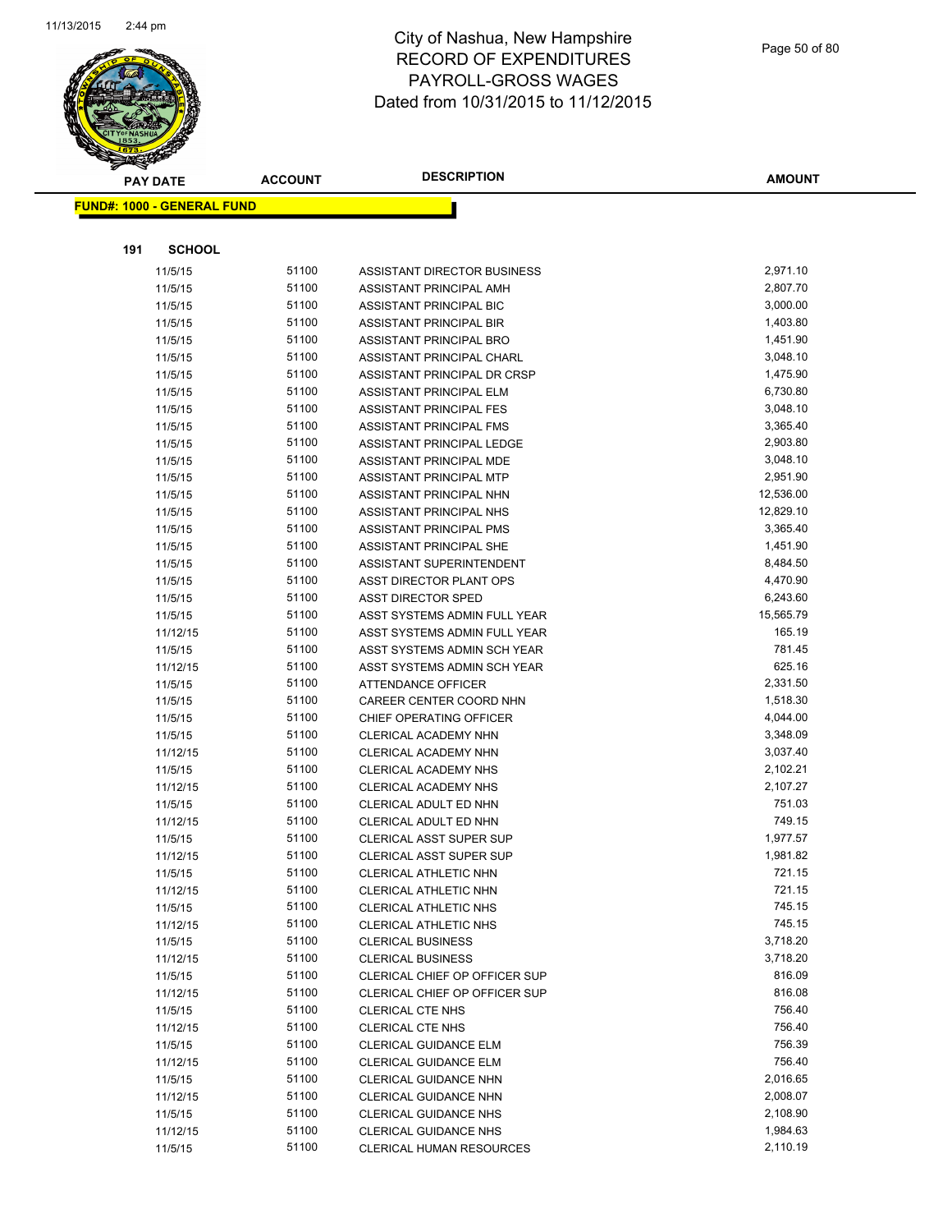# City of Nashua, New Hampshire
# RECORD OF EXPENDITURES
# PAYROLL-GROSS WAGES
# Dated from 10/31/2015 to 11/12/2015

**FUND#: 1000 - GENERAL FUND**

**191 SCHOOL**

| PAY DATE | ACCOUNT | DESCRIPTION | AMOUNT |
|---|---|---|---|
| 11/5/15 | 51100 | ASSISTANT DIRECTOR BUSINESS | 2,971.10 |
| 11/5/15 | 51100 | ASSISTANT PRINCIPAL AMH | 2,807.70 |
| 11/5/15 | 51100 | ASSISTANT PRINCIPAL BIC | 3,000.00 |
| 11/5/15 | 51100 | ASSISTANT PRINCIPAL BIR | 1,403.80 |
| 11/5/15 | 51100 | ASSISTANT PRINCIPAL BRO | 1,451.90 |
| 11/5/15 | 51100 | ASSISTANT PRINCIPAL CHARL | 3,048.10 |
| 11/5/15 | 51100 | ASSISTANT PRINCIPAL DR CRSP | 1,475.90 |
| 11/5/15 | 51100 | ASSISTANT PRINCIPAL ELM | 6,730.80 |
| 11/5/15 | 51100 | ASSISTANT PRINCIPAL FES | 3,048.10 |
| 11/5/15 | 51100 | ASSISTANT PRINCIPAL FMS | 3,365.40 |
| 11/5/15 | 51100 | ASSISTANT PRINCIPAL LEDGE | 2,903.80 |
| 11/5/15 | 51100 | ASSISTANT PRINCIPAL MDE | 3,048.10 |
| 11/5/15 | 51100 | ASSISTANT PRINCIPAL MTP | 2,951.90 |
| 11/5/15 | 51100 | ASSISTANT PRINCIPAL NHN | 12,536.00 |
| 11/5/15 | 51100 | ASSISTANT PRINCIPAL NHS | 12,829.10 |
| 11/5/15 | 51100 | ASSISTANT PRINCIPAL PMS | 3,365.40 |
| 11/5/15 | 51100 | ASSISTANT PRINCIPAL SHE | 1,451.90 |
| 11/5/15 | 51100 | ASSISTANT SUPERINTENDENT | 8,484.50 |
| 11/5/15 | 51100 | ASST DIRECTOR PLANT OPS | 4,470.90 |
| 11/5/15 | 51100 | ASST DIRECTOR SPED | 6,243.60 |
| 11/5/15 | 51100 | ASST SYSTEMS ADMIN FULL YEAR | 15,565.79 |
| 11/12/15 | 51100 | ASST SYSTEMS ADMIN FULL YEAR | 165.19 |
| 11/5/15 | 51100 | ASST SYSTEMS ADMIN SCH YEAR | 781.45 |
| 11/12/15 | 51100 | ASST SYSTEMS ADMIN SCH YEAR | 625.16 |
| 11/5/15 | 51100 | ATTENDANCE OFFICER | 2,331.50 |
| 11/5/15 | 51100 | CAREER CENTER COORD NHN | 1,518.30 |
| 11/5/15 | 51100 | CHIEF OPERATING OFFICER | 4,044.00 |
| 11/5/15 | 51100 | CLERICAL ACADEMY NHN | 3,348.09 |
| 11/12/15 | 51100 | CLERICAL ACADEMY NHN | 3,037.40 |
| 11/5/15 | 51100 | CLERICAL ACADEMY NHS | 2,102.21 |
| 11/12/15 | 51100 | CLERICAL ACADEMY NHS | 2,107.27 |
| 11/5/15 | 51100 | CLERICAL ADULT ED NHN | 751.03 |
| 11/12/15 | 51100 | CLERICAL ADULT ED NHN | 749.15 |
| 11/5/15 | 51100 | CLERICAL ASST SUPER SUP | 1,977.57 |
| 11/12/15 | 51100 | CLERICAL ASST SUPER SUP | 1,981.82 |
| 11/5/15 | 51100 | CLERICAL ATHLETIC NHN | 721.15 |
| 11/12/15 | 51100 | CLERICAL ATHLETIC NHN | 721.15 |
| 11/5/15 | 51100 | CLERICAL ATHLETIC NHS | 745.15 |
| 11/12/15 | 51100 | CLERICAL ATHLETIC NHS | 745.15 |
| 11/5/15 | 51100 | CLERICAL BUSINESS | 3,718.20 |
| 11/12/15 | 51100 | CLERICAL BUSINESS | 3,718.20 |
| 11/5/15 | 51100 | CLERICAL CHIEF OP OFFICER SUP | 816.09 |
| 11/12/15 | 51100 | CLERICAL CHIEF OP OFFICER SUP | 816.08 |
| 11/5/15 | 51100 | CLERICAL CTE NHS | 756.40 |
| 11/12/15 | 51100 | CLERICAL CTE NHS | 756.40 |
| 11/5/15 | 51100 | CLERICAL GUIDANCE ELM | 756.39 |
| 11/12/15 | 51100 | CLERICAL GUIDANCE ELM | 756.40 |
| 11/5/15 | 51100 | CLERICAL GUIDANCE NHN | 2,016.65 |
| 11/12/15 | 51100 | CLERICAL GUIDANCE NHN | 2,008.07 |
| 11/5/15 | 51100 | CLERICAL GUIDANCE NHS | 2,108.90 |
| 11/12/15 | 51100 | CLERICAL GUIDANCE NHS | 1,984.63 |
| 11/5/15 | 51100 | CLERICAL HUMAN RESOURCES | 2,110.19 |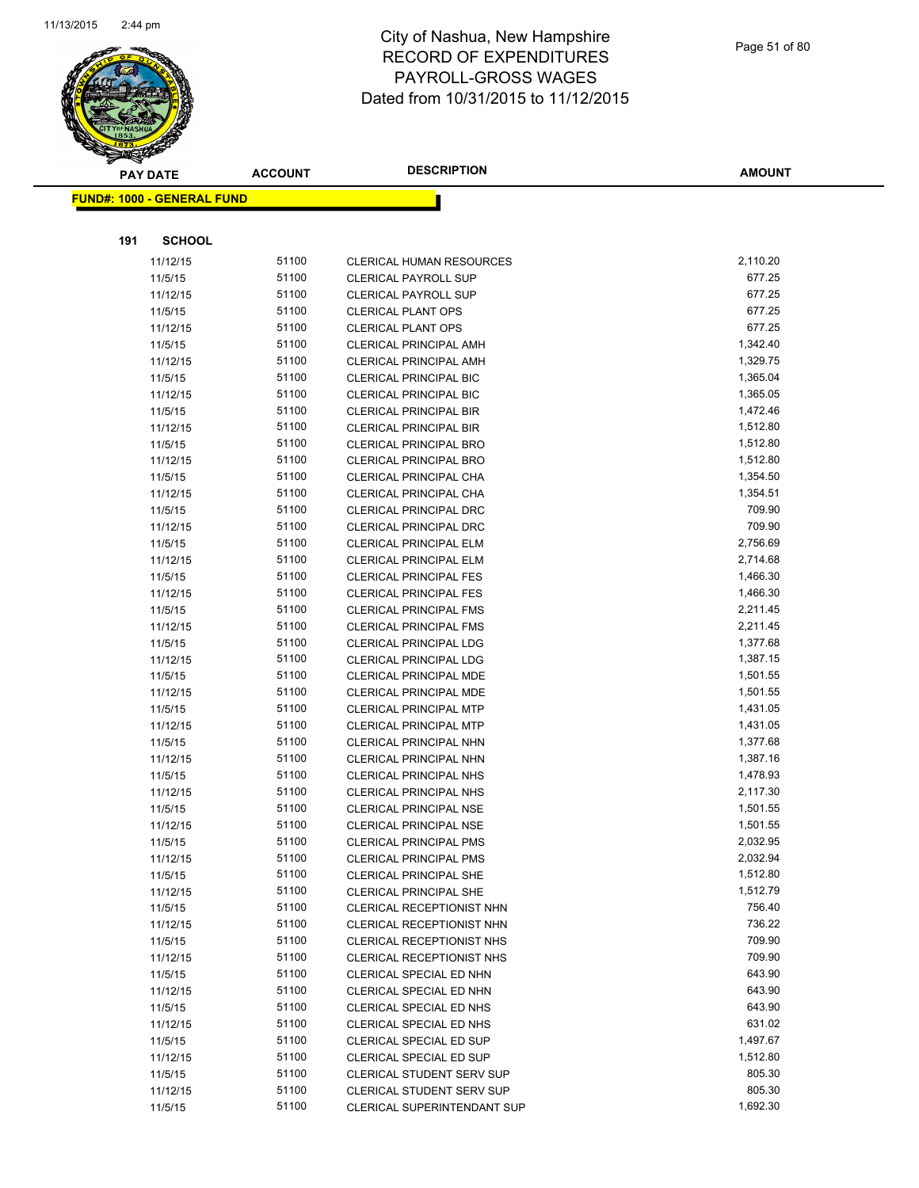# City of Nashua, New Hampshire
# RECORD OF EXPENDITURES
# PAYROLL-GROSS WAGES
# Dated from 10/31/2015 to 11/12/2015

**FUND#: 1000 - GENERAL FUND**

**191 SCHOOL**

| PAY DATE | ACCOUNT | DESCRIPTION | AMOUNT |
|---|---|---|---|
| 11/12/15 | 51100 | CLERICAL HUMAN RESOURCES | 2,110.20 |
| 11/5/15 | 51100 | CLERICAL PAYROLL SUP | 677.25 |
| 11/12/15 | 51100 | CLERICAL PAYROLL SUP | 677.25 |
| 11/5/15 | 51100 | CLERICAL PLANT OPS | 677.25 |
| 11/12/15 | 51100 | CLERICAL PLANT OPS | 677.25 |
| 11/5/15 | 51100 | CLERICAL PRINCIPAL AMH | 1,342.40 |
| 11/12/15 | 51100 | CLERICAL PRINCIPAL AMH | 1,329.75 |
| 11/5/15 | 51100 | CLERICAL PRINCIPAL BIC | 1,365.04 |
| 11/12/15 | 51100 | CLERICAL PRINCIPAL BIC | 1,365.05 |
| 11/5/15 | 51100 | CLERICAL PRINCIPAL BIR | 1,472.46 |
| 11/12/15 | 51100 | CLERICAL PRINCIPAL BIR | 1,512.80 |
| 11/5/15 | 51100 | CLERICAL PRINCIPAL BRO | 1,512.80 |
| 11/12/15 | 51100 | CLERICAL PRINCIPAL BRO | 1,512.80 |
| 11/5/15 | 51100 | CLERICAL PRINCIPAL CHA | 1,354.50 |
| 11/12/15 | 51100 | CLERICAL PRINCIPAL CHA | 1,354.51 |
| 11/5/15 | 51100 | CLERICAL PRINCIPAL DRC | 709.90 |
| 11/12/15 | 51100 | CLERICAL PRINCIPAL DRC | 709.90 |
| 11/5/15 | 51100 | CLERICAL PRINCIPAL ELM | 2,756.69 |
| 11/12/15 | 51100 | CLERICAL PRINCIPAL ELM | 2,714.68 |
| 11/5/15 | 51100 | CLERICAL PRINCIPAL FES | 1,466.30 |
| 11/12/15 | 51100 | CLERICAL PRINCIPAL FES | 1,466.30 |
| 11/5/15 | 51100 | CLERICAL PRINCIPAL FMS | 2,211.45 |
| 11/12/15 | 51100 | CLERICAL PRINCIPAL FMS | 2,211.45 |
| 11/5/15 | 51100 | CLERICAL PRINCIPAL LDG | 1,377.68 |
| 11/12/15 | 51100 | CLERICAL PRINCIPAL LDG | 1,387.15 |
| 11/5/15 | 51100 | CLERICAL PRINCIPAL MDE | 1,501.55 |
| 11/12/15 | 51100 | CLERICAL PRINCIPAL MDE | 1,501.55 |
| 11/5/15 | 51100 | CLERICAL PRINCIPAL MTP | 1,431.05 |
| 11/12/15 | 51100 | CLERICAL PRINCIPAL MTP | 1,431.05 |
| 11/5/15 | 51100 | CLERICAL PRINCIPAL NHN | 1,377.68 |
| 11/12/15 | 51100 | CLERICAL PRINCIPAL NHN | 1,387.16 |
| 11/5/15 | 51100 | CLERICAL PRINCIPAL NHS | 1,478.93 |
| 11/12/15 | 51100 | CLERICAL PRINCIPAL NHS | 2,117.30 |
| 11/5/15 | 51100 | CLERICAL PRINCIPAL NSE | 1,501.55 |
| 11/12/15 | 51100 | CLERICAL PRINCIPAL NSE | 1,501.55 |
| 11/5/15 | 51100 | CLERICAL PRINCIPAL PMS | 2,032.95 |
| 11/12/15 | 51100 | CLERICAL PRINCIPAL PMS | 2,032.94 |
| 11/5/15 | 51100 | CLERICAL PRINCIPAL SHE | 1,512.80 |
| 11/12/15 | 51100 | CLERICAL PRINCIPAL SHE | 1,512.79 |
| 11/5/15 | 51100 | CLERICAL RECEPTIONIST NHN | 756.40 |
| 11/12/15 | 51100 | CLERICAL RECEPTIONIST NHN | 736.22 |
| 11/5/15 | 51100 | CLERICAL RECEPTIONIST NHS | 709.90 |
| 11/12/15 | 51100 | CLERICAL RECEPTIONIST NHS | 709.90 |
| 11/5/15 | 51100 | CLERICAL SPECIAL ED NHN | 643.90 |
| 11/12/15 | 51100 | CLERICAL SPECIAL ED NHN | 643.90 |
| 11/5/15 | 51100 | CLERICAL SPECIAL ED NHS | 643.90 |
| 11/12/15 | 51100 | CLERICAL SPECIAL ED NHS | 631.02 |
| 11/5/15 | 51100 | CLERICAL SPECIAL ED SUP | 1,497.67 |
| 11/12/15 | 51100 | CLERICAL SPECIAL ED SUP | 1,512.80 |
| 11/5/15 | 51100 | CLERICAL STUDENT SERV SUP | 805.30 |
| 11/12/15 | 51100 | CLERICAL STUDENT SERV SUP | 805.30 |
| 11/5/15 | 51100 | CLERICAL SUPERINTENDANT SUP | 1,692.30 |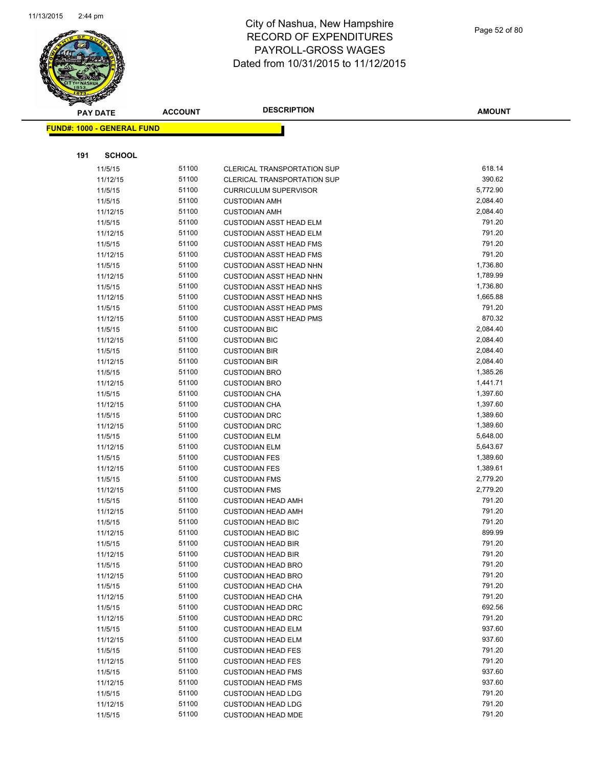# City of Nashua, New Hampshire
## RECORD OF EXPENDITURES
## PAYROLL-GROSS WAGES
## Dated from 10/31/2015 to 11/12/2015

**FUND#: 1000 - GENERAL FUND**

**191 SCHOOL**

| PAY DATE | ACCOUNT | DESCRIPTION | AMOUNT |
|---|---|---|---|
| 11/5/15 | 51100 | CLERICAL TRANSPORTATION SUP | 618.14 |
| 11/12/15 | 51100 | CLERICAL TRANSPORTATION SUP | 390.62 |
| 11/5/15 | 51100 | CURRICULUM SUPERVISOR | 5,772.90 |
| 11/5/15 | 51100 | CUSTODIAN AMH | 2,084.40 |
| 11/12/15 | 51100 | CUSTODIAN AMH | 2,084.40 |
| 11/5/15 | 51100 | CUSTODIAN ASST HEAD ELM | 791.20 |
| 11/12/15 | 51100 | CUSTODIAN ASST HEAD ELM | 791.20 |
| 11/5/15 | 51100 | CUSTODIAN ASST HEAD FMS | 791.20 |
| 11/12/15 | 51100 | CUSTODIAN ASST HEAD FMS | 791.20 |
| 11/5/15 | 51100 | CUSTODIAN ASST HEAD NHN | 1,736.80 |
| 11/12/15 | 51100 | CUSTODIAN ASST HEAD NHN | 1,789.99 |
| 11/5/15 | 51100 | CUSTODIAN ASST HEAD NHS | 1,736.80 |
| 11/12/15 | 51100 | CUSTODIAN ASST HEAD NHS | 1,665.88 |
| 11/5/15 | 51100 | CUSTODIAN ASST HEAD PMS | 791.20 |
| 11/12/15 | 51100 | CUSTODIAN ASST HEAD PMS | 870.32 |
| 11/5/15 | 51100 | CUSTODIAN BIC | 2,084.40 |
| 11/12/15 | 51100 | CUSTODIAN BIC | 2,084.40 |
| 11/5/15 | 51100 | CUSTODIAN BIR | 2,084.40 |
| 11/12/15 | 51100 | CUSTODIAN BIR | 2,084.40 |
| 11/5/15 | 51100 | CUSTODIAN BRO | 1,385.26 |
| 11/12/15 | 51100 | CUSTODIAN BRO | 1,441.71 |
| 11/5/15 | 51100 | CUSTODIAN CHA | 1,397.60 |
| 11/12/15 | 51100 | CUSTODIAN CHA | 1,397.60 |
| 11/5/15 | 51100 | CUSTODIAN DRC | 1,389.60 |
| 11/12/15 | 51100 | CUSTODIAN DRC | 1,389.60 |
| 11/5/15 | 51100 | CUSTODIAN ELM | 5,648.00 |
| 11/12/15 | 51100 | CUSTODIAN ELM | 5,643.67 |
| 11/5/15 | 51100 | CUSTODIAN FES | 1,389.60 |
| 11/12/15 | 51100 | CUSTODIAN FES | 1,389.61 |
| 11/5/15 | 51100 | CUSTODIAN FMS | 2,779.20 |
| 11/12/15 | 51100 | CUSTODIAN FMS | 2,779.20 |
| 11/5/15 | 51100 | CUSTODIAN HEAD AMH | 791.20 |
| 11/12/15 | 51100 | CUSTODIAN HEAD AMH | 791.20 |
| 11/5/15 | 51100 | CUSTODIAN HEAD BIC | 791.20 |
| 11/12/15 | 51100 | CUSTODIAN HEAD BIC | 899.99 |
| 11/5/15 | 51100 | CUSTODIAN HEAD BIR | 791.20 |
| 11/12/15 | 51100 | CUSTODIAN HEAD BIR | 791.20 |
| 11/5/15 | 51100 | CUSTODIAN HEAD BRO | 791.20 |
| 11/12/15 | 51100 | CUSTODIAN HEAD BRO | 791.20 |
| 11/5/15 | 51100 | CUSTODIAN HEAD CHA | 791.20 |
| 11/12/15 | 51100 | CUSTODIAN HEAD CHA | 791.20 |
| 11/5/15 | 51100 | CUSTODIAN HEAD DRC | 692.56 |
| 11/12/15 | 51100 | CUSTODIAN HEAD DRC | 791.20 |
| 11/5/15 | 51100 | CUSTODIAN HEAD ELM | 937.60 |
| 11/12/15 | 51100 | CUSTODIAN HEAD ELM | 937.60 |
| 11/5/15 | 51100 | CUSTODIAN HEAD FES | 791.20 |
| 11/12/15 | 51100 | CUSTODIAN HEAD FES | 791.20 |
| 11/5/15 | 51100 | CUSTODIAN HEAD FMS | 937.60 |
| 11/12/15 | 51100 | CUSTODIAN HEAD FMS | 937.60 |
| 11/5/15 | 51100 | CUSTODIAN HEAD LDG | 791.20 |
| 11/12/15 | 51100 | CUSTODIAN HEAD LDG | 791.20 |
| 11/5/15 | 51100 | CUSTODIAN HEAD MDE | 791.20 |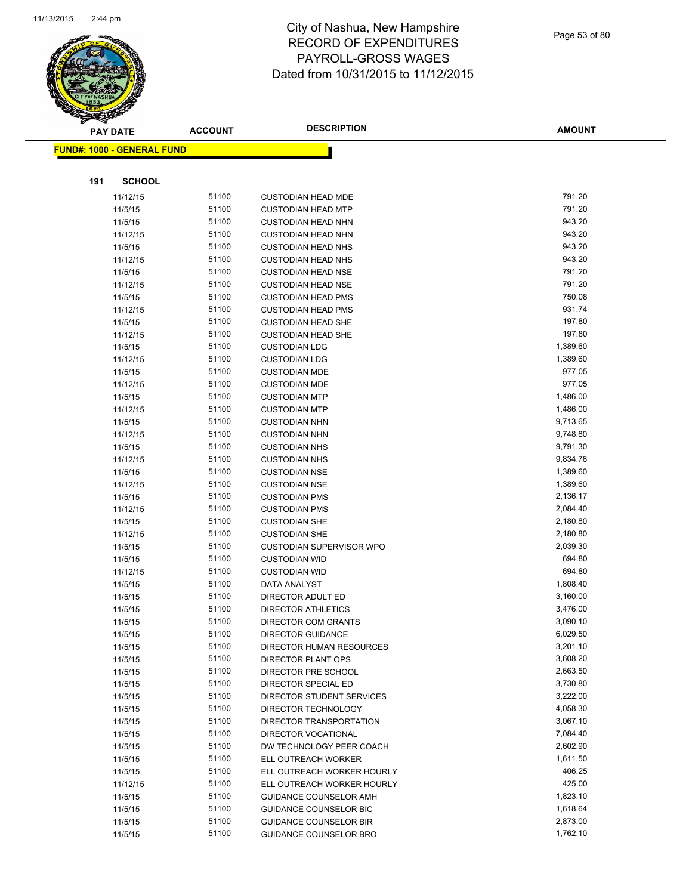# City of Nashua, New Hampshire
## RECORD OF EXPENDITURES
## PAYROLL-GROSS WAGES
## Dated from 10/31/2015 to 11/12/2015

**FUND#: 1000 - GENERAL FUND**

**191 SCHOOL**

| PAY DATE | ACCOUNT | DESCRIPTION | AMOUNT |
|---|---|---|---|
| 11/12/15 | 51100 | CUSTODIAN HEAD MDE | 791.20 |
| 11/5/15 | 51100 | CUSTODIAN HEAD MTP | 791.20 |
| 11/5/15 | 51100 | CUSTODIAN HEAD NHN | 943.20 |
| 11/12/15 | 51100 | CUSTODIAN HEAD NHN | 943.20 |
| 11/5/15 | 51100 | CUSTODIAN HEAD NHS | 943.20 |
| 11/12/15 | 51100 | CUSTODIAN HEAD NHS | 943.20 |
| 11/5/15 | 51100 | CUSTODIAN HEAD NSE | 791.20 |
| 11/12/15 | 51100 | CUSTODIAN HEAD NSE | 791.20 |
| 11/5/15 | 51100 | CUSTODIAN HEAD PMS | 750.08 |
| 11/12/15 | 51100 | CUSTODIAN HEAD PMS | 931.74 |
| 11/5/15 | 51100 | CUSTODIAN HEAD SHE | 197.80 |
| 11/12/15 | 51100 | CUSTODIAN HEAD SHE | 197.80 |
| 11/5/15 | 51100 | CUSTODIAN LDG | 1,389.60 |
| 11/12/15 | 51100 | CUSTODIAN LDG | 1,389.60 |
| 11/5/15 | 51100 | CUSTODIAN MDE | 977.05 |
| 11/12/15 | 51100 | CUSTODIAN MDE | 977.05 |
| 11/5/15 | 51100 | CUSTODIAN MTP | 1,486.00 |
| 11/12/15 | 51100 | CUSTODIAN MTP | 1,486.00 |
| 11/5/15 | 51100 | CUSTODIAN NHN | 9,713.65 |
| 11/12/15 | 51100 | CUSTODIAN NHN | 9,748.80 |
| 11/5/15 | 51100 | CUSTODIAN NHS | 9,791.30 |
| 11/12/15 | 51100 | CUSTODIAN NHS | 9,834.76 |
| 11/5/15 | 51100 | CUSTODIAN NSE | 1,389.60 |
| 11/12/15 | 51100 | CUSTODIAN NSE | 1,389.60 |
| 11/5/15 | 51100 | CUSTODIAN PMS | 2,136.17 |
| 11/12/15 | 51100 | CUSTODIAN PMS | 2,084.40 |
| 11/5/15 | 51100 | CUSTODIAN SHE | 2,180.80 |
| 11/12/15 | 51100 | CUSTODIAN SHE | 2,180.80 |
| 11/5/15 | 51100 | CUSTODIAN SUPERVISOR WPO | 2,039.30 |
| 11/5/15 | 51100 | CUSTODIAN WID | 694.80 |
| 11/12/15 | 51100 | CUSTODIAN WID | 694.80 |
| 11/5/15 | 51100 | DATA ANALYST | 1,808.40 |
| 11/5/15 | 51100 | DIRECTOR ADULT ED | 3,160.00 |
| 11/5/15 | 51100 | DIRECTOR ATHLETICS | 3,476.00 |
| 11/5/15 | 51100 | DIRECTOR COM GRANTS | 3,090.10 |
| 11/5/15 | 51100 | DIRECTOR GUIDANCE | 6,029.50 |
| 11/5/15 | 51100 | DIRECTOR HUMAN RESOURCES | 3,201.10 |
| 11/5/15 | 51100 | DIRECTOR PLANT OPS | 3,608.20 |
| 11/5/15 | 51100 | DIRECTOR PRE SCHOOL | 2,663.50 |
| 11/5/15 | 51100 | DIRECTOR SPECIAL ED | 3,730.80 |
| 11/5/15 | 51100 | DIRECTOR STUDENT SERVICES | 3,222.00 |
| 11/5/15 | 51100 | DIRECTOR TECHNOLOGY | 4,058.30 |
| 11/5/15 | 51100 | DIRECTOR TRANSPORTATION | 3,067.10 |
| 11/5/15 | 51100 | DIRECTOR VOCATIONAL | 7,084.40 |
| 11/5/15 | 51100 | DW TECHNOLOGY PEER COACH | 2,602.90 |
| 11/5/15 | 51100 | ELL OUTREACH WORKER | 1,611.50 |
| 11/5/15 | 51100 | ELL OUTREACH WORKER HOURLY | 406.25 |
| 11/12/15 | 51100 | ELL OUTREACH WORKER HOURLY | 425.00 |
| 11/5/15 | 51100 | GUIDANCE COUNSELOR AMH | 1,823.10 |
| 11/5/15 | 51100 | GUIDANCE COUNSELOR BIC | 1,618.64 |
| 11/5/15 | 51100 | GUIDANCE COUNSELOR BIR | 2,873.00 |
| 11/5/15 | 51100 | GUIDANCE COUNSELOR BRO | 1,762.10 |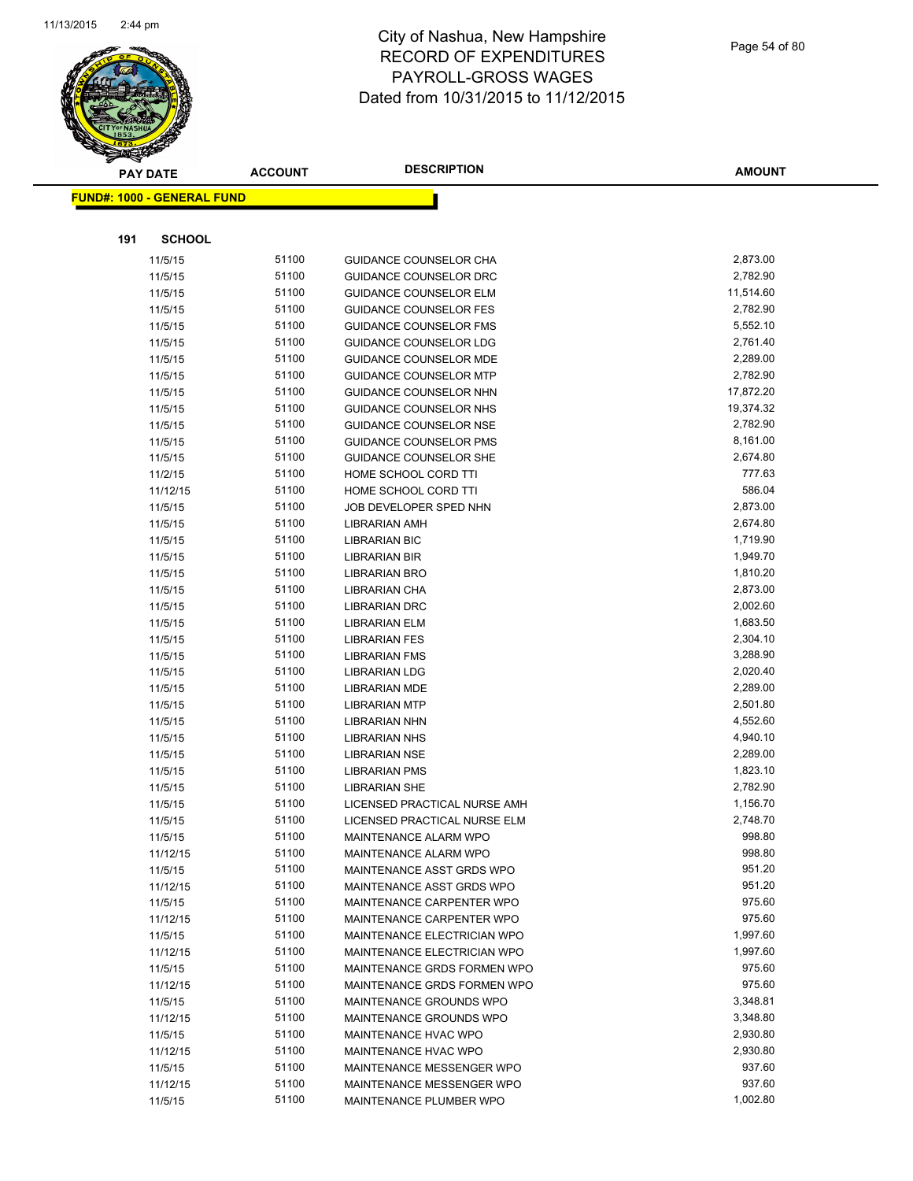# City of Nashua, New Hampshire
# RECORD OF EXPENDITURES
# PAYROLL-GROSS WAGES
# Dated from 10/31/2015 to 11/12/2015

**FUND#: 1000 - GENERAL FUND**

**191 SCHOOL**

| PAY DATE | ACCOUNT | DESCRIPTION | AMOUNT |
|---|---|---|---|
| 11/5/15 | 51100 | GUIDANCE COUNSELOR CHA | 2,873.00 |
| 11/5/15 | 51100 | GUIDANCE COUNSELOR DRC | 2,782.90 |
| 11/5/15 | 51100 | GUIDANCE COUNSELOR ELM | 11,514.60 |
| 11/5/15 | 51100 | GUIDANCE COUNSELOR FES | 2,782.90 |
| 11/5/15 | 51100 | GUIDANCE COUNSELOR FMS | 5,552.10 |
| 11/5/15 | 51100 | GUIDANCE COUNSELOR LDG | 2,761.40 |
| 11/5/15 | 51100 | GUIDANCE COUNSELOR MDE | 2,289.00 |
| 11/5/15 | 51100 | GUIDANCE COUNSELOR MTP | 2,782.90 |
| 11/5/15 | 51100 | GUIDANCE COUNSELOR NHN | 17,872.20 |
| 11/5/15 | 51100 | GUIDANCE COUNSELOR NHS | 19,374.32 |
| 11/5/15 | 51100 | GUIDANCE COUNSELOR NSE | 2,782.90 |
| 11/5/15 | 51100 | GUIDANCE COUNSELOR PMS | 8,161.00 |
| 11/5/15 | 51100 | GUIDANCE COUNSELOR SHE | 2,674.80 |
| 11/2/15 | 51100 | HOME SCHOOL CORD TTI | 777.63 |
| 11/12/15 | 51100 | HOME SCHOOL CORD TTI | 586.04 |
| 11/5/15 | 51100 | JOB DEVELOPER SPED NHN | 2,873.00 |
| 11/5/15 | 51100 | LIBRARIAN AMH | 2,674.80 |
| 11/5/15 | 51100 | LIBRARIAN BIC | 1,719.90 |
| 11/5/15 | 51100 | LIBRARIAN BIR | 1,949.70 |
| 11/5/15 | 51100 | LIBRARIAN BRO | 1,810.20 |
| 11/5/15 | 51100 | LIBRARIAN CHA | 2,873.00 |
| 11/5/15 | 51100 | LIBRARIAN DRC | 2,002.60 |
| 11/5/15 | 51100 | LIBRARIAN ELM | 1,683.50 |
| 11/5/15 | 51100 | LIBRARIAN FES | 2,304.10 |
| 11/5/15 | 51100 | LIBRARIAN FMS | 3,288.90 |
| 11/5/15 | 51100 | LIBRARIAN LDG | 2,020.40 |
| 11/5/15 | 51100 | LIBRARIAN MDE | 2,289.00 |
| 11/5/15 | 51100 | LIBRARIAN MTP | 2,501.80 |
| 11/5/15 | 51100 | LIBRARIAN NHN | 4,552.60 |
| 11/5/15 | 51100 | LIBRARIAN NHS | 4,940.10 |
| 11/5/15 | 51100 | LIBRARIAN NSE | 2,289.00 |
| 11/5/15 | 51100 | LIBRARIAN PMS | 1,823.10 |
| 11/5/15 | 51100 | LIBRARIAN SHE | 2,782.90 |
| 11/5/15 | 51100 | LICENSED PRACTICAL NURSE AMH | 1,156.70 |
| 11/5/15 | 51100 | LICENSED PRACTICAL NURSE ELM | 2,748.70 |
| 11/5/15 | 51100 | MAINTENANCE ALARM WPO | 998.80 |
| 11/12/15 | 51100 | MAINTENANCE ALARM WPO | 998.80 |
| 11/5/15 | 51100 | MAINTENANCE ASST GRDS WPO | 951.20 |
| 11/12/15 | 51100 | MAINTENANCE ASST GRDS WPO | 951.20 |
| 11/5/15 | 51100 | MAINTENANCE CARPENTER WPO | 975.60 |
| 11/12/15 | 51100 | MAINTENANCE CARPENTER WPO | 975.60 |
| 11/5/15 | 51100 | MAINTENANCE ELECTRICIAN WPO | 1,997.60 |
| 11/12/15 | 51100 | MAINTENANCE ELECTRICIAN WPO | 1,997.60 |
| 11/5/15 | 51100 | MAINTENANCE GRDS FORMEN WPO | 975.60 |
| 11/12/15 | 51100 | MAINTENANCE GRDS FORMEN WPO | 975.60 |
| 11/5/15 | 51100 | MAINTENANCE GROUNDS WPO | 3,348.81 |
| 11/12/15 | 51100 | MAINTENANCE GROUNDS WPO | 3,348.80 |
| 11/5/15 | 51100 | MAINTENANCE HVAC WPO | 2,930.80 |
| 11/12/15 | 51100 | MAINTENANCE HVAC WPO | 2,930.80 |
| 11/5/15 | 51100 | MAINTENANCE MESSENGER WPO | 937.60 |
| 11/12/15 | 51100 | MAINTENANCE MESSENGER WPO | 937.60 |
| 11/5/15 | 51100 | MAINTENANCE PLUMBER WPO | 1,002.80 |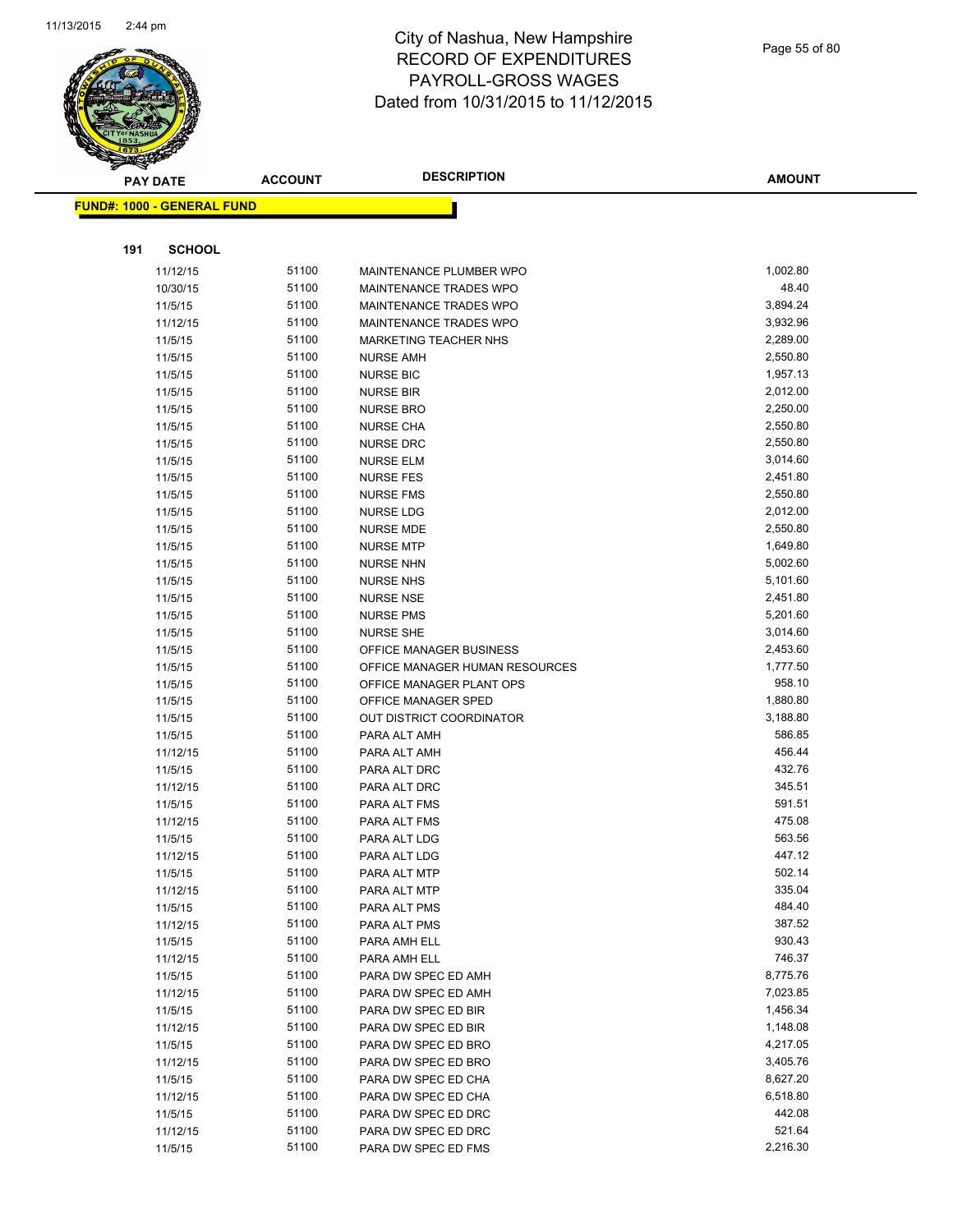# City of Nashua, New Hampshire
# RECORD OF EXPENDITURES
# PAYROLL-GROSS WAGES
# Dated from 10/31/2015 to 11/12/2015

**FUND#: 1000 - GENERAL FUND**

**191 SCHOOL**

| PAY DATE | ACCOUNT | DESCRIPTION | AMOUNT |
|---|---|---|---|
| 11/12/15 | 51100 | MAINTENANCE PLUMBER WPO | 1,002.80 |
| 10/30/15 | 51100 | MAINTENANCE TRADES WPO | 48.40 |
| 11/5/15 | 51100 | MAINTENANCE TRADES WPO | 3,894.24 |
| 11/12/15 | 51100 | MAINTENANCE TRADES WPO | 3,932.96 |
| 11/5/15 | 51100 | MARKETING TEACHER NHS | 2,289.00 |
| 11/5/15 | 51100 | NURSE AMH | 2,550.80 |
| 11/5/15 | 51100 | NURSE BIC | 1,957.13 |
| 11/5/15 | 51100 | NURSE BIR | 2,012.00 |
| 11/5/15 | 51100 | NURSE BRO | 2,250.00 |
| 11/5/15 | 51100 | NURSE CHA | 2,550.80 |
| 11/5/15 | 51100 | NURSE DRC | 2,550.80 |
| 11/5/15 | 51100 | NURSE ELM | 3,014.60 |
| 11/5/15 | 51100 | NURSE FES | 2,451.80 |
| 11/5/15 | 51100 | NURSE FMS | 2,550.80 |
| 11/5/15 | 51100 | NURSE LDG | 2,012.00 |
| 11/5/15 | 51100 | NURSE MDE | 2,550.80 |
| 11/5/15 | 51100 | NURSE MTP | 1,649.80 |
| 11/5/15 | 51100 | NURSE NHN | 5,002.60 |
| 11/5/15 | 51100 | NURSE NHS | 5,101.60 |
| 11/5/15 | 51100 | NURSE NSE | 2,451.80 |
| 11/5/15 | 51100 | NURSE PMS | 5,201.60 |
| 11/5/15 | 51100 | NURSE SHE | 3,014.60 |
| 11/5/15 | 51100 | OFFICE MANAGER BUSINESS | 2,453.60 |
| 11/5/15 | 51100 | OFFICE MANAGER HUMAN RESOURCES | 1,777.50 |
| 11/5/15 | 51100 | OFFICE MANAGER PLANT OPS | 958.10 |
| 11/5/15 | 51100 | OFFICE MANAGER SPED | 1,880.80 |
| 11/5/15 | 51100 | OUT DISTRICT COORDINATOR | 3,188.80 |
| 11/5/15 | 51100 | PARA ALT AMH | 586.85 |
| 11/12/15 | 51100 | PARA ALT AMH | 456.44 |
| 11/5/15 | 51100 | PARA ALT DRC | 432.76 |
| 11/12/15 | 51100 | PARA ALT DRC | 345.51 |
| 11/5/15 | 51100 | PARA ALT FMS | 591.51 |
| 11/12/15 | 51100 | PARA ALT FMS | 475.08 |
| 11/5/15 | 51100 | PARA ALT LDG | 563.56 |
| 11/12/15 | 51100 | PARA ALT LDG | 447.12 |
| 11/5/15 | 51100 | PARA ALT MTP | 502.14 |
| 11/12/15 | 51100 | PARA ALT MTP | 335.04 |
| 11/5/15 | 51100 | PARA ALT PMS | 484.40 |
| 11/12/15 | 51100 | PARA ALT PMS | 387.52 |
| 11/5/15 | 51100 | PARA AMH ELL | 930.43 |
| 11/12/15 | 51100 | PARA AMH ELL | 746.37 |
| 11/5/15 | 51100 | PARA DW SPEC ED AMH | 8,775.76 |
| 11/12/15 | 51100 | PARA DW SPEC ED AMH | 7,023.85 |
| 11/5/15 | 51100 | PARA DW SPEC ED BIR | 1,456.34 |
| 11/12/15 | 51100 | PARA DW SPEC ED BIR | 1,148.08 |
| 11/5/15 | 51100 | PARA DW SPEC ED BRO | 4,217.05 |
| 11/12/15 | 51100 | PARA DW SPEC ED BRO | 3,405.76 |
| 11/5/15 | 51100 | PARA DW SPEC ED CHA | 8,627.20 |
| 11/12/15 | 51100 | PARA DW SPEC ED CHA | 6,518.80 |
| 11/5/15 | 51100 | PARA DW SPEC ED DRC | 442.08 |
| 11/12/15 | 51100 | PARA DW SPEC ED DRC | 521.64 |
| 11/5/15 | 51100 | PARA DW SPEC ED FMS | 2,216.30 |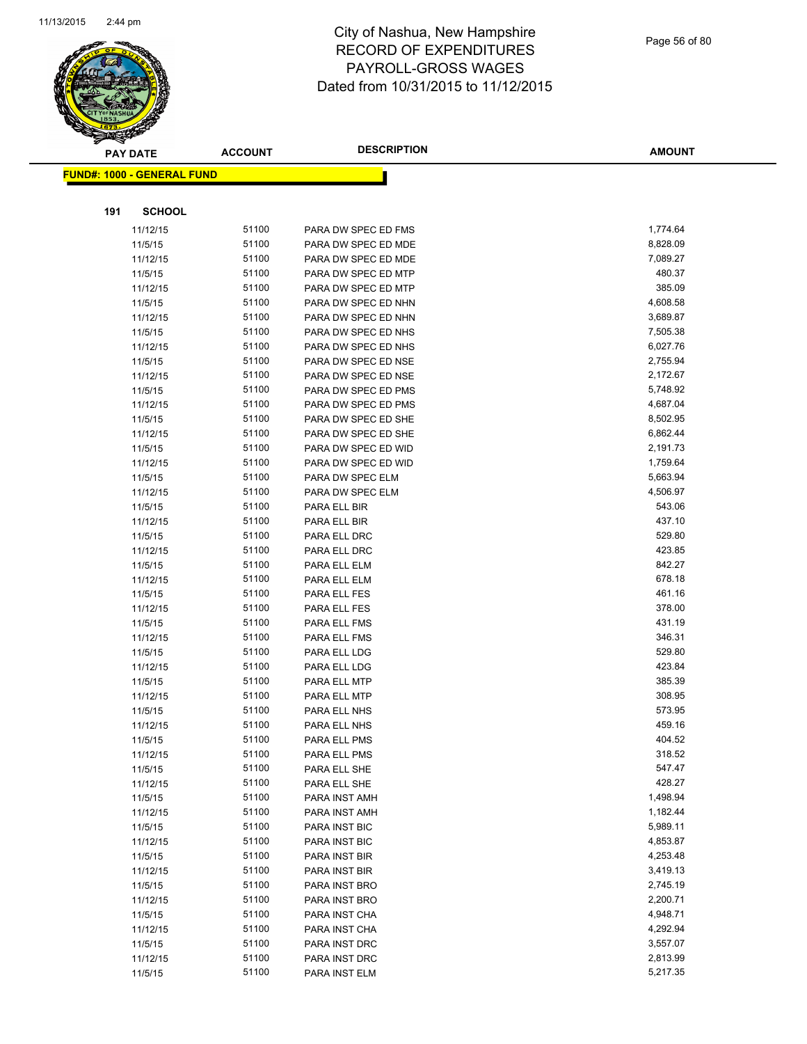# City of Nashua, New Hampshire
## RECORD OF EXPENDITURES
## PAYROLL-GROSS WAGES
## Dated from 10/31/2015 to 11/12/2015

**FUND#: 1000 - GENERAL FUND**

**191 SCHOOL**

| PAY DATE | ACCOUNT | DESCRIPTION | AMOUNT |
|---|---|---|---|
| 11/12/15 | 51100 | PARA DW SPEC ED FMS | 1,774.64 |
| 11/5/15 | 51100 | PARA DW SPEC ED MDE | 8,828.09 |
| 11/12/15 | 51100 | PARA DW SPEC ED MDE | 7,089.27 |
| 11/5/15 | 51100 | PARA DW SPEC ED MTP | 480.37 |
| 11/12/15 | 51100 | PARA DW SPEC ED MTP | 385.09 |
| 11/5/15 | 51100 | PARA DW SPEC ED NHN | 4,608.58 |
| 11/12/15 | 51100 | PARA DW SPEC ED NHN | 3,689.87 |
| 11/5/15 | 51100 | PARA DW SPEC ED NHS | 7,505.38 |
| 11/12/15 | 51100 | PARA DW SPEC ED NHS | 6,027.76 |
| 11/5/15 | 51100 | PARA DW SPEC ED NSE | 2,755.94 |
| 11/12/15 | 51100 | PARA DW SPEC ED NSE | 2,172.67 |
| 11/5/15 | 51100 | PARA DW SPEC ED PMS | 5,748.92 |
| 11/12/15 | 51100 | PARA DW SPEC ED PMS | 4,687.04 |
| 11/5/15 | 51100 | PARA DW SPEC ED SHE | 8,502.95 |
| 11/12/15 | 51100 | PARA DW SPEC ED SHE | 6,862.44 |
| 11/5/15 | 51100 | PARA DW SPEC ED WID | 2,191.73 |
| 11/12/15 | 51100 | PARA DW SPEC ED WID | 1,759.64 |
| 11/5/15 | 51100 | PARA DW SPEC ELM | 5,663.94 |
| 11/12/15 | 51100 | PARA DW SPEC ELM | 4,506.97 |
| 11/5/15 | 51100 | PARA ELL BIR | 543.06 |
| 11/12/15 | 51100 | PARA ELL BIR | 437.10 |
| 11/5/15 | 51100 | PARA ELL DRC | 529.80 |
| 11/12/15 | 51100 | PARA ELL DRC | 423.85 |
| 11/5/15 | 51100 | PARA ELL ELM | 842.27 |
| 11/12/15 | 51100 | PARA ELL ELM | 678.18 |
| 11/5/15 | 51100 | PARA ELL FES | 461.16 |
| 11/12/15 | 51100 | PARA ELL FES | 378.00 |
| 11/5/15 | 51100 | PARA ELL FMS | 431.19 |
| 11/12/15 | 51100 | PARA ELL FMS | 346.31 |
| 11/5/15 | 51100 | PARA ELL LDG | 529.80 |
| 11/12/15 | 51100 | PARA ELL LDG | 423.84 |
| 11/5/15 | 51100 | PARA ELL MTP | 385.39 |
| 11/12/15 | 51100 | PARA ELL MTP | 308.95 |
| 11/5/15 | 51100 | PARA ELL NHS | 573.95 |
| 11/12/15 | 51100 | PARA ELL NHS | 459.16 |
| 11/5/15 | 51100 | PARA ELL PMS | 404.52 |
| 11/12/15 | 51100 | PARA ELL PMS | 318.52 |
| 11/5/15 | 51100 | PARA ELL SHE | 547.47 |
| 11/12/15 | 51100 | PARA ELL SHE | 428.27 |
| 11/5/15 | 51100 | PARA INST AMH | 1,498.94 |
| 11/12/15 | 51100 | PARA INST AMH | 1,182.44 |
| 11/5/15 | 51100 | PARA INST BIC | 5,989.11 |
| 11/12/15 | 51100 | PARA INST BIC | 4,853.87 |
| 11/5/15 | 51100 | PARA INST BIR | 4,253.48 |
| 11/12/15 | 51100 | PARA INST BIR | 3,419.13 |
| 11/5/15 | 51100 | PARA INST BRO | 2,745.19 |
| 11/12/15 | 51100 | PARA INST BRO | 2,200.71 |
| 11/5/15 | 51100 | PARA INST CHA | 4,948.71 |
| 11/12/15 | 51100 | PARA INST CHA | 4,292.94 |
| 11/5/15 | 51100 | PARA INST DRC | 3,557.07 |
| 11/12/15 | 51100 | PARA INST DRC | 2,813.99 |
| 11/5/15 | 51100 | PARA INST ELM | 5,217.35 |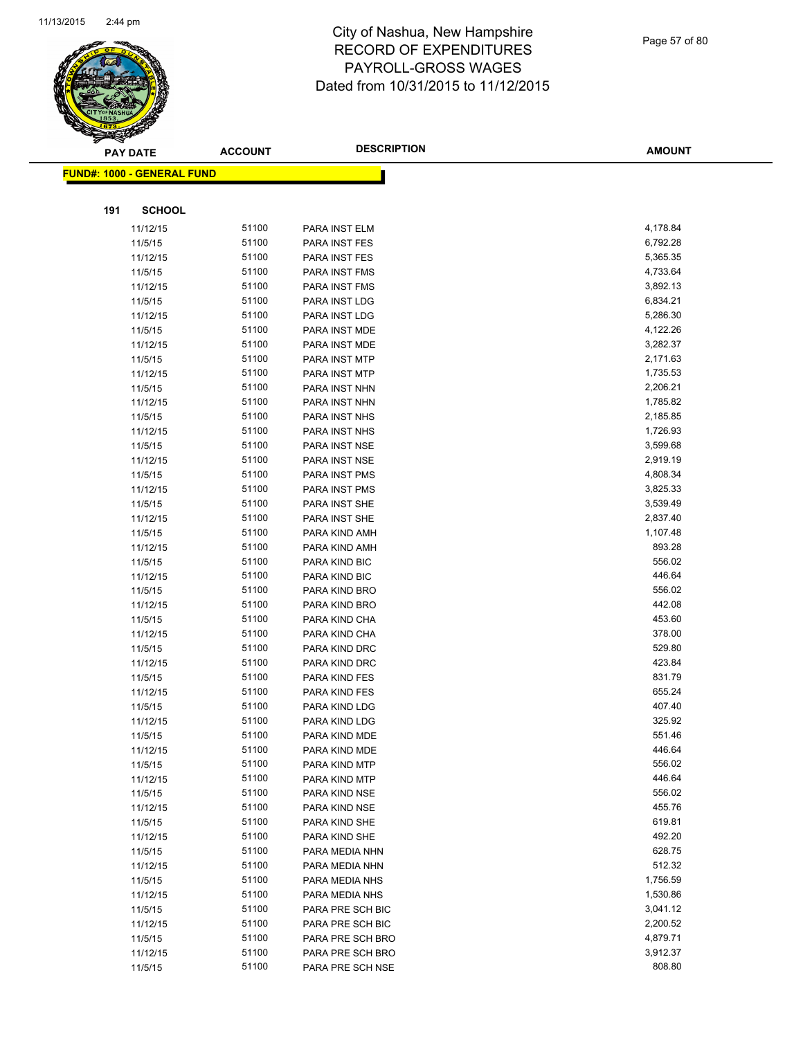# City of Nashua, New Hampshire
# RECORD OF EXPENDITURES
# PAYROLL-GROSS WAGES
# Dated from 10/31/2015 to 11/12/2015

**FUND#: 1000 - GENERAL FUND**

**191 SCHOOL**

| PAY DATE | ACCOUNT | DESCRIPTION | AMOUNT |
|---|---|---|---|
| 11/12/15 | 51100 | PARA INST ELM | 4,178.84 |
| 11/5/15 | 51100 | PARA INST FES | 6,792.28 |
| 11/12/15 | 51100 | PARA INST FES | 5,365.35 |
| 11/5/15 | 51100 | PARA INST FMS | 4,733.64 |
| 11/12/15 | 51100 | PARA INST FMS | 3,892.13 |
| 11/5/15 | 51100 | PARA INST LDG | 6,834.21 |
| 11/12/15 | 51100 | PARA INST LDG | 5,286.30 |
| 11/5/15 | 51100 | PARA INST MDE | 4,122.26 |
| 11/12/15 | 51100 | PARA INST MDE | 3,282.37 |
| 11/5/15 | 51100 | PARA INST MTP | 2,171.63 |
| 11/12/15 | 51100 | PARA INST MTP | 1,735.53 |
| 11/5/15 | 51100 | PARA INST NHN | 2,206.21 |
| 11/12/15 | 51100 | PARA INST NHN | 1,785.82 |
| 11/5/15 | 51100 | PARA INST NHS | 2,185.85 |
| 11/12/15 | 51100 | PARA INST NHS | 1,726.93 |
| 11/5/15 | 51100 | PARA INST NSE | 3,599.68 |
| 11/12/15 | 51100 | PARA INST NSE | 2,919.19 |
| 11/5/15 | 51100 | PARA INST PMS | 4,808.34 |
| 11/12/15 | 51100 | PARA INST PMS | 3,825.33 |
| 11/5/15 | 51100 | PARA INST SHE | 3,539.49 |
| 11/12/15 | 51100 | PARA INST SHE | 2,837.40 |
| 11/5/15 | 51100 | PARA KIND AMH | 1,107.48 |
| 11/12/15 | 51100 | PARA KIND AMH | 893.28 |
| 11/5/15 | 51100 | PARA KIND BIC | 556.02 |
| 11/12/15 | 51100 | PARA KIND BIC | 446.64 |
| 11/5/15 | 51100 | PARA KIND BRO | 556.02 |
| 11/12/15 | 51100 | PARA KIND BRO | 442.08 |
| 11/5/15 | 51100 | PARA KIND CHA | 453.60 |
| 11/12/15 | 51100 | PARA KIND CHA | 378.00 |
| 11/5/15 | 51100 | PARA KIND DRC | 529.80 |
| 11/12/15 | 51100 | PARA KIND DRC | 423.84 |
| 11/5/15 | 51100 | PARA KIND FES | 831.79 |
| 11/12/15 | 51100 | PARA KIND FES | 655.24 |
| 11/5/15 | 51100 | PARA KIND LDG | 407.40 |
| 11/12/15 | 51100 | PARA KIND LDG | 325.92 |
| 11/5/15 | 51100 | PARA KIND MDE | 551.46 |
| 11/12/15 | 51100 | PARA KIND MDE | 446.64 |
| 11/5/15 | 51100 | PARA KIND MTP | 556.02 |
| 11/12/15 | 51100 | PARA KIND MTP | 446.64 |
| 11/5/15 | 51100 | PARA KIND NSE | 556.02 |
| 11/12/15 | 51100 | PARA KIND NSE | 455.76 |
| 11/5/15 | 51100 | PARA KIND SHE | 619.81 |
| 11/12/15 | 51100 | PARA KIND SHE | 492.20 |
| 11/5/15 | 51100 | PARA MEDIA NHN | 628.75 |
| 11/12/15 | 51100 | PARA MEDIA NHN | 512.32 |
| 11/5/15 | 51100 | PARA MEDIA NHS | 1,756.59 |
| 11/12/15 | 51100 | PARA MEDIA NHS | 1,530.86 |
| 11/5/15 | 51100 | PARA PRE SCH BIC | 3,041.12 |
| 11/12/15 | 51100 | PARA PRE SCH BIC | 2,200.52 |
| 11/5/15 | 51100 | PARA PRE SCH BRO | 4,879.71 |
| 11/12/15 | 51100 | PARA PRE SCH BRO | 3,912.37 |
| 11/5/15 | 51100 | PARA PRE SCH NSE | 808.80 |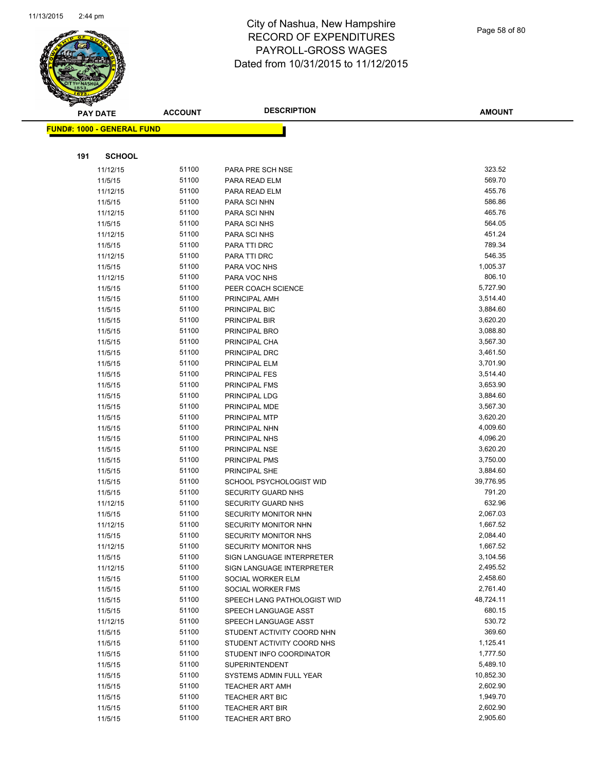# City of Nashua, New Hampshire
# RECORD OF EXPENDITURES
# PAYROLL-GROSS WAGES
# Dated from 10/31/2015 to 11/12/2015

**FUND#: 1000 - GENERAL FUND**

**191 SCHOOL**

| PAY DATE | ACCOUNT | DESCRIPTION | AMOUNT |
|---|---|---|---|
| 11/12/15 | 51100 | PARA PRE SCH NSE | 323.52 |
| 11/5/15 | 51100 | PARA READ ELM | 569.70 |
| 11/12/15 | 51100 | PARA READ ELM | 455.76 |
| 11/5/15 | 51100 | PARA SCI NHN | 586.86 |
| 11/12/15 | 51100 | PARA SCI NHN | 465.76 |
| 11/5/15 | 51100 | PARA SCI NHS | 564.05 |
| 11/12/15 | 51100 | PARA SCI NHS | 451.24 |
| 11/5/15 | 51100 | PARA TTI DRC | 789.34 |
| 11/12/15 | 51100 | PARA TTI DRC | 546.35 |
| 11/5/15 | 51100 | PARA VOC NHS | 1,005.37 |
| 11/12/15 | 51100 | PARA VOC NHS | 806.10 |
| 11/5/15 | 51100 | PEER COACH SCIENCE | 5,727.90 |
| 11/5/15 | 51100 | PRINCIPAL AMH | 3,514.40 |
| 11/5/15 | 51100 | PRINCIPAL BIC | 3,884.60 |
| 11/5/15 | 51100 | PRINCIPAL BIR | 3,620.20 |
| 11/5/15 | 51100 | PRINCIPAL BRO | 3,088.80 |
| 11/5/15 | 51100 | PRINCIPAL CHA | 3,567.30 |
| 11/5/15 | 51100 | PRINCIPAL DRC | 3,461.50 |
| 11/5/15 | 51100 | PRINCIPAL ELM | 3,701.90 |
| 11/5/15 | 51100 | PRINCIPAL FES | 3,514.40 |
| 11/5/15 | 51100 | PRINCIPAL FMS | 3,653.90 |
| 11/5/15 | 51100 | PRINCIPAL LDG | 3,884.60 |
| 11/5/15 | 51100 | PRINCIPAL MDE | 3,567.30 |
| 11/5/15 | 51100 | PRINCIPAL MTP | 3,620.20 |
| 11/5/15 | 51100 | PRINCIPAL NHN | 4,009.60 |
| 11/5/15 | 51100 | PRINCIPAL NHS | 4,096.20 |
| 11/5/15 | 51100 | PRINCIPAL NSE | 3,620.20 |
| 11/5/15 | 51100 | PRINCIPAL PMS | 3,750.00 |
| 11/5/15 | 51100 | PRINCIPAL SHE | 3,884.60 |
| 11/5/15 | 51100 | SCHOOL PSYCHOLOGIST WID | 39,776.95 |
| 11/5/15 | 51100 | SECURITY GUARD NHS | 791.20 |
| 11/12/15 | 51100 | SECURITY GUARD NHS | 632.96 |
| 11/5/15 | 51100 | SECURITY MONITOR NHN | 2,067.03 |
| 11/12/15 | 51100 | SECURITY MONITOR NHN | 1,667.52 |
| 11/5/15 | 51100 | SECURITY MONITOR NHS | 2,084.40 |
| 11/12/15 | 51100 | SECURITY MONITOR NHS | 1,667.52 |
| 11/5/15 | 51100 | SIGN LANGUAGE INTERPRETER | 3,104.56 |
| 11/12/15 | 51100 | SIGN LANGUAGE INTERPRETER | 2,495.52 |
| 11/5/15 | 51100 | SOCIAL WORKER ELM | 2,458.60 |
| 11/5/15 | 51100 | SOCIAL WORKER FMS | 2,761.40 |
| 11/5/15 | 51100 | SPEECH LANG PATHOLOGIST WID | 48,724.11 |
| 11/5/15 | 51100 | SPEECH LANGUAGE ASST | 680.15 |
| 11/12/15 | 51100 | SPEECH LANGUAGE ASST | 530.72 |
| 11/5/15 | 51100 | STUDENT ACTIVITY COORD NHN | 369.60 |
| 11/5/15 | 51100 | STUDENT ACTIVITY COORD NHS | 1,125.41 |
| 11/5/15 | 51100 | STUDENT INFO COORDINATOR | 1,777.50 |
| 11/5/15 | 51100 | SUPERINTENDENT | 5,489.10 |
| 11/5/15 | 51100 | SYSTEMS ADMIN FULL YEAR | 10,852.30 |
| 11/5/15 | 51100 | TEACHER ART AMH | 2,602.90 |
| 11/5/15 | 51100 | TEACHER ART BIC | 1,949.70 |
| 11/5/15 | 51100 | TEACHER ART BIR | 2,602.90 |
| 11/5/15 | 51100 | TEACHER ART BRO | 2,905.60 |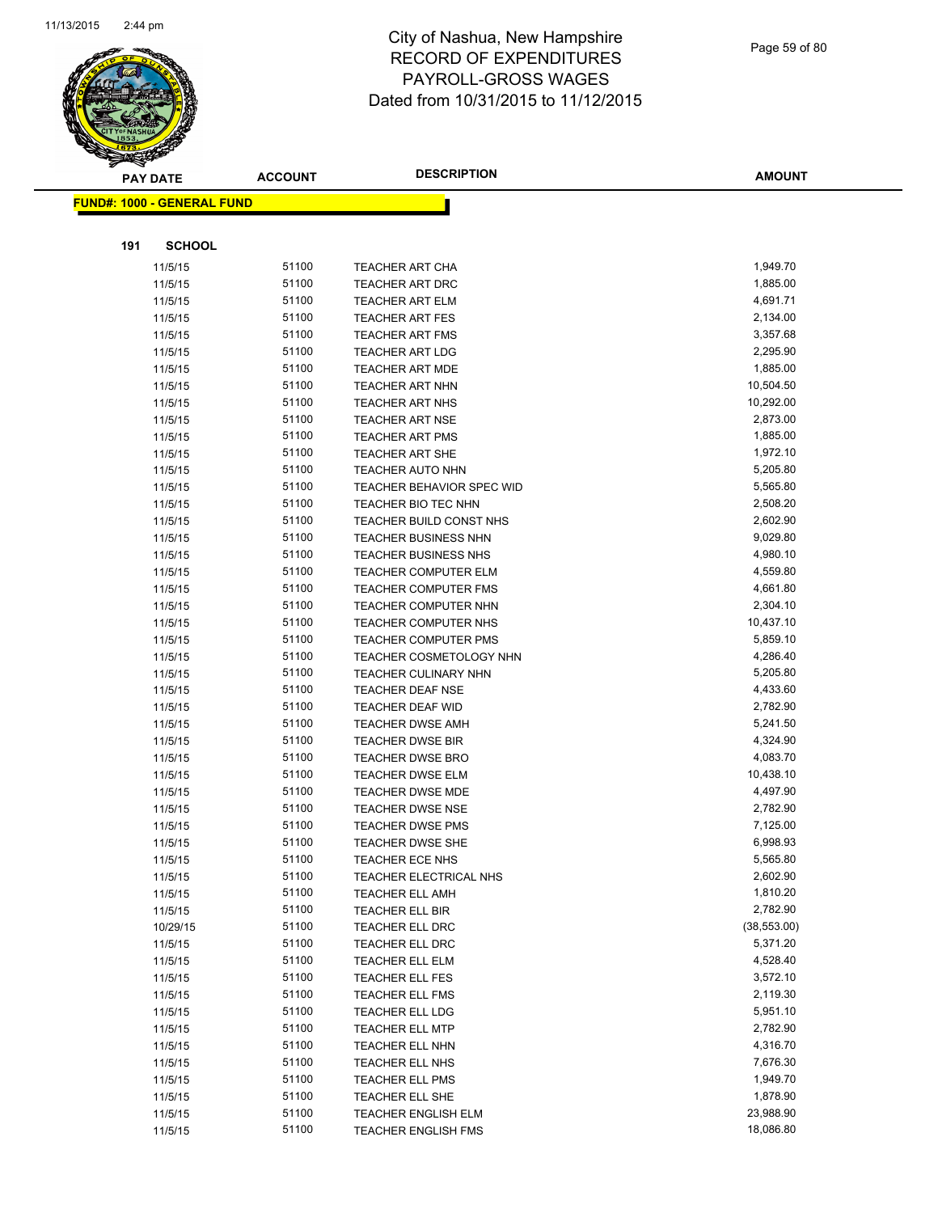# City of Nashua, New Hampshire
## RECORD OF EXPENDITURES
## PAYROLL-GROSS WAGES
## Dated from 10/31/2015 to 11/12/2015

**FUND#: 1000 - GENERAL FUND**

**191 SCHOOL**

| PAY DATE | ACCOUNT | DESCRIPTION | AMOUNT |
|---|---|---|---|
| 11/5/15 | 51100 | TEACHER ART CHA | 1,949.70 |
| 11/5/15 | 51100 | TEACHER ART DRC | 1,885.00 |
| 11/5/15 | 51100 | TEACHER ART ELM | 4,691.71 |
| 11/5/15 | 51100 | TEACHER ART FES | 2,134.00 |
| 11/5/15 | 51100 | TEACHER ART FMS | 3,357.68 |
| 11/5/15 | 51100 | TEACHER ART LDG | 2,295.90 |
| 11/5/15 | 51100 | TEACHER ART MDE | 1,885.00 |
| 11/5/15 | 51100 | TEACHER ART NHN | 10,504.50 |
| 11/5/15 | 51100 | TEACHER ART NHS | 10,292.00 |
| 11/5/15 | 51100 | TEACHER ART NSE | 2,873.00 |
| 11/5/15 | 51100 | TEACHER ART PMS | 1,885.00 |
| 11/5/15 | 51100 | TEACHER ART SHE | 1,972.10 |
| 11/5/15 | 51100 | TEACHER AUTO NHN | 5,205.80 |
| 11/5/15 | 51100 | TEACHER BEHAVIOR SPEC WID | 5,565.80 |
| 11/5/15 | 51100 | TEACHER BIO TEC NHN | 2,508.20 |
| 11/5/15 | 51100 | TEACHER BUILD CONST NHS | 2,602.90 |
| 11/5/15 | 51100 | TEACHER BUSINESS NHN | 9,029.80 |
| 11/5/15 | 51100 | TEACHER BUSINESS NHS | 4,980.10 |
| 11/5/15 | 51100 | TEACHER COMPUTER ELM | 4,559.80 |
| 11/5/15 | 51100 | TEACHER COMPUTER FMS | 4,661.80 |
| 11/5/15 | 51100 | TEACHER COMPUTER NHN | 2,304.10 |
| 11/5/15 | 51100 | TEACHER COMPUTER NHS | 10,437.10 |
| 11/5/15 | 51100 | TEACHER COMPUTER PMS | 5,859.10 |
| 11/5/15 | 51100 | TEACHER COSMETOLOGY NHN | 4,286.40 |
| 11/5/15 | 51100 | TEACHER CULINARY NHN | 5,205.80 |
| 11/5/15 | 51100 | TEACHER DEAF NSE | 4,433.60 |
| 11/5/15 | 51100 | TEACHER DEAF WID | 2,782.90 |
| 11/5/15 | 51100 | TEACHER DWSE AMH | 5,241.50 |
| 11/5/15 | 51100 | TEACHER DWSE BIR | 4,324.90 |
| 11/5/15 | 51100 | TEACHER DWSE BRO | 4,083.70 |
| 11/5/15 | 51100 | TEACHER DWSE ELM | 10,438.10 |
| 11/5/15 | 51100 | TEACHER DWSE MDE | 4,497.90 |
| 11/5/15 | 51100 | TEACHER DWSE NSE | 2,782.90 |
| 11/5/15 | 51100 | TEACHER DWSE PMS | 7,125.00 |
| 11/5/15 | 51100 | TEACHER DWSE SHE | 6,998.93 |
| 11/5/15 | 51100 | TEACHER ECE NHS | 5,565.80 |
| 11/5/15 | 51100 | TEACHER ELECTRICAL NHS | 2,602.90 |
| 11/5/15 | 51100 | TEACHER ELL AMH | 1,810.20 |
| 11/5/15 | 51100 | TEACHER ELL BIR | 2,782.90 |
| 10/29/15 | 51100 | TEACHER ELL DRC | (38,553.00) |
| 11/5/15 | 51100 | TEACHER ELL DRC | 5,371.20 |
| 11/5/15 | 51100 | TEACHER ELL ELM | 4,528.40 |
| 11/5/15 | 51100 | TEACHER ELL FES | 3,572.10 |
| 11/5/15 | 51100 | TEACHER ELL FMS | 2,119.30 |
| 11/5/15 | 51100 | TEACHER ELL LDG | 5,951.10 |
| 11/5/15 | 51100 | TEACHER ELL MTP | 2,782.90 |
| 11/5/15 | 51100 | TEACHER ELL NHN | 4,316.70 |
| 11/5/15 | 51100 | TEACHER ELL NHS | 7,676.30 |
| 11/5/15 | 51100 | TEACHER ELL PMS | 1,949.70 |
| 11/5/15 | 51100 | TEACHER ELL SHE | 1,878.90 |
| 11/5/15 | 51100 | TEACHER ENGLISH ELM | 23,988.90 |
| 11/5/15 | 51100 | TEACHER ENGLISH FMS | 18,086.80 |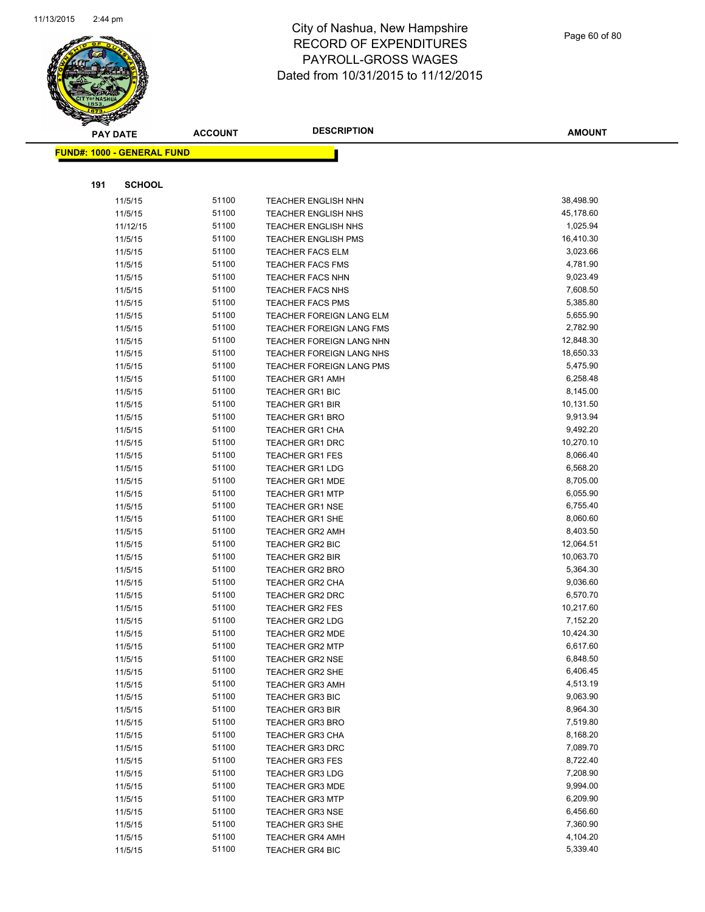# City of Nashua, New Hampshire
## RECORD OF EXPENDITURES
## PAYROLL-GROSS WAGES
## Dated from 10/31/2015 to 11/12/2015

**FUND#: 1000 - GENERAL FUND**

**191 SCHOOL**

| PAY DATE | ACCOUNT | DESCRIPTION | AMOUNT |
|---|---|---|---|
| 11/5/15 | 51100 | TEACHER ENGLISH NHN | 38,498.90 |
| 11/5/15 | 51100 | TEACHER ENGLISH NHS | 45,178.60 |
| 11/12/15 | 51100 | TEACHER ENGLISH NHS | 1,025.94 |
| 11/5/15 | 51100 | TEACHER ENGLISH PMS | 16,410.30 |
| 11/5/15 | 51100 | TEACHER FACS ELM | 3,023.66 |
| 11/5/15 | 51100 | TEACHER FACS FMS | 4,781.90 |
| 11/5/15 | 51100 | TEACHER FACS NHN | 9,023.49 |
| 11/5/15 | 51100 | TEACHER FACS NHS | 7,608.50 |
| 11/5/15 | 51100 | TEACHER FACS PMS | 5,385.80 |
| 11/5/15 | 51100 | TEACHER FOREIGN LANG ELM | 5,655.90 |
| 11/5/15 | 51100 | TEACHER FOREIGN LANG FMS | 2,782.90 |
| 11/5/15 | 51100 | TEACHER FOREIGN LANG NHN | 12,848.30 |
| 11/5/15 | 51100 | TEACHER FOREIGN LANG NHS | 18,650.33 |
| 11/5/15 | 51100 | TEACHER FOREIGN LANG PMS | 5,475.90 |
| 11/5/15 | 51100 | TEACHER GR1 AMH | 6,258.48 |
| 11/5/15 | 51100 | TEACHER GR1 BIC | 8,145.00 |
| 11/5/15 | 51100 | TEACHER GR1 BIR | 10,131.50 |
| 11/5/15 | 51100 | TEACHER GR1 BRO | 9,913.94 |
| 11/5/15 | 51100 | TEACHER GR1 CHA | 9,492.20 |
| 11/5/15 | 51100 | TEACHER GR1 DRC | 10,270.10 |
| 11/5/15 | 51100 | TEACHER GR1 FES | 8,066.40 |
| 11/5/15 | 51100 | TEACHER GR1 LDG | 6,568.20 |
| 11/5/15 | 51100 | TEACHER GR1 MDE | 8,705.00 |
| 11/5/15 | 51100 | TEACHER GR1 MTP | 6,055.90 |
| 11/5/15 | 51100 | TEACHER GR1 NSE | 6,755.40 |
| 11/5/15 | 51100 | TEACHER GR1 SHE | 8,060.60 |
| 11/5/15 | 51100 | TEACHER GR2 AMH | 8,403.50 |
| 11/5/15 | 51100 | TEACHER GR2 BIC | 12,064.51 |
| 11/5/15 | 51100 | TEACHER GR2 BIR | 10,063.70 |
| 11/5/15 | 51100 | TEACHER GR2 BRO | 5,364.30 |
| 11/5/15 | 51100 | TEACHER GR2 CHA | 9,036.60 |
| 11/5/15 | 51100 | TEACHER GR2 DRC | 6,570.70 |
| 11/5/15 | 51100 | TEACHER GR2 FES | 10,217.60 |
| 11/5/15 | 51100 | TEACHER GR2 LDG | 7,152.20 |
| 11/5/15 | 51100 | TEACHER GR2 MDE | 10,424.30 |
| 11/5/15 | 51100 | TEACHER GR2 MTP | 6,617.60 |
| 11/5/15 | 51100 | TEACHER GR2 NSE | 6,848.50 |
| 11/5/15 | 51100 | TEACHER GR2 SHE | 6,406.45 |
| 11/5/15 | 51100 | TEACHER GR3 AMH | 4,513.19 |
| 11/5/15 | 51100 | TEACHER GR3 BIC | 9,063.90 |
| 11/5/15 | 51100 | TEACHER GR3 BIR | 8,964.30 |
| 11/5/15 | 51100 | TEACHER GR3 BRO | 7,519.80 |
| 11/5/15 | 51100 | TEACHER GR3 CHA | 8,168.20 |
| 11/5/15 | 51100 | TEACHER GR3 DRC | 7,089.70 |
| 11/5/15 | 51100 | TEACHER GR3 FES | 8,722.40 |
| 11/5/15 | 51100 | TEACHER GR3 LDG | 7,208.90 |
| 11/5/15 | 51100 | TEACHER GR3 MDE | 9,994.00 |
| 11/5/15 | 51100 | TEACHER GR3 MTP | 6,209.90 |
| 11/5/15 | 51100 | TEACHER GR3 NSE | 6,456.60 |
| 11/5/15 | 51100 | TEACHER GR3 SHE | 7,360.90 |
| 11/5/15 | 51100 | TEACHER GR4 AMH | 4,104.20 |
| 11/5/15 | 51100 | TEACHER GR4 BIC | 5,339.40 |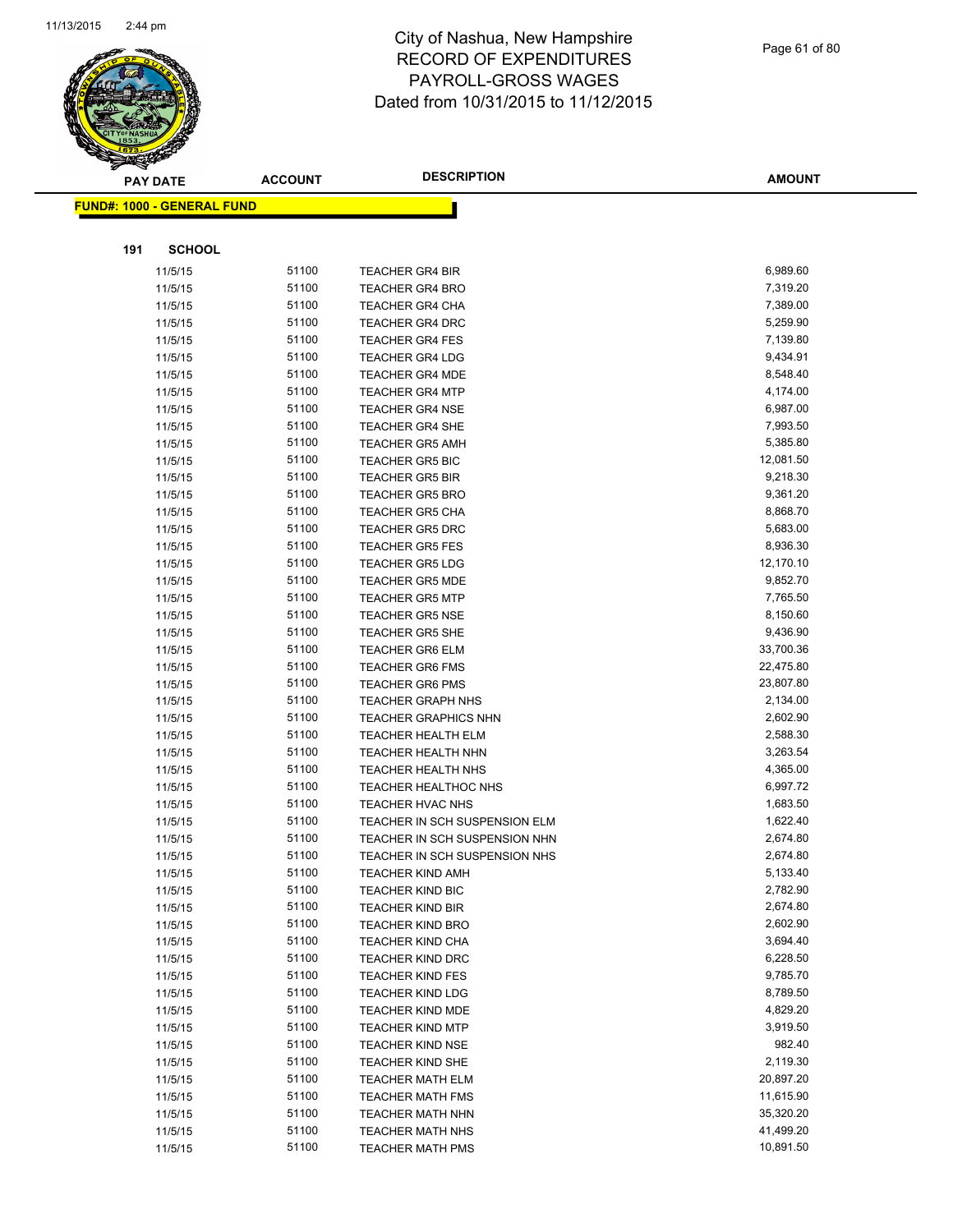# City of Nashua, New Hampshire
# RECORD OF EXPENDITURES
# PAYROLL-GROSS WAGES
# Dated from 10/31/2015 to 11/12/2015

**FUND#: 1000 - GENERAL FUND**

**191 SCHOOL**

| PAY DATE | ACCOUNT | DESCRIPTION | AMOUNT |
|---|---|---|---|
| 11/5/15 | 51100 | TEACHER GR4 BIR | 6,989.60 |
| 11/5/15 | 51100 | TEACHER GR4 BRO | 7,319.20 |
| 11/5/15 | 51100 | TEACHER GR4 CHA | 7,389.00 |
| 11/5/15 | 51100 | TEACHER GR4 DRC | 5,259.90 |
| 11/5/15 | 51100 | TEACHER GR4 FES | 7,139.80 |
| 11/5/15 | 51100 | TEACHER GR4 LDG | 9,434.91 |
| 11/5/15 | 51100 | TEACHER GR4 MDE | 8,548.40 |
| 11/5/15 | 51100 | TEACHER GR4 MTP | 4,174.00 |
| 11/5/15 | 51100 | TEACHER GR4 NSE | 6,987.00 |
| 11/5/15 | 51100 | TEACHER GR4 SHE | 7,993.50 |
| 11/5/15 | 51100 | TEACHER GR5 AMH | 5,385.80 |
| 11/5/15 | 51100 | TEACHER GR5 BIC | 12,081.50 |
| 11/5/15 | 51100 | TEACHER GR5 BIR | 9,218.30 |
| 11/5/15 | 51100 | TEACHER GR5 BRO | 9,361.20 |
| 11/5/15 | 51100 | TEACHER GR5 CHA | 8,868.70 |
| 11/5/15 | 51100 | TEACHER GR5 DRC | 5,683.00 |
| 11/5/15 | 51100 | TEACHER GR5 FES | 8,936.30 |
| 11/5/15 | 51100 | TEACHER GR5 LDG | 12,170.10 |
| 11/5/15 | 51100 | TEACHER GR5 MDE | 9,852.70 |
| 11/5/15 | 51100 | TEACHER GR5 MTP | 7,765.50 |
| 11/5/15 | 51100 | TEACHER GR5 NSE | 8,150.60 |
| 11/5/15 | 51100 | TEACHER GR5 SHE | 9,436.90 |
| 11/5/15 | 51100 | TEACHER GR6 ELM | 33,700.36 |
| 11/5/15 | 51100 | TEACHER GR6 FMS | 22,475.80 |
| 11/5/15 | 51100 | TEACHER GR6 PMS | 23,807.80 |
| 11/5/15 | 51100 | TEACHER GRAPH NHS | 2,134.00 |
| 11/5/15 | 51100 | TEACHER GRAPHICS NHN | 2,602.90 |
| 11/5/15 | 51100 | TEACHER HEALTH ELM | 2,588.30 |
| 11/5/15 | 51100 | TEACHER HEALTH NHN | 3,263.54 |
| 11/5/15 | 51100 | TEACHER HEALTH NHS | 4,365.00 |
| 11/5/15 | 51100 | TEACHER HEALTHOC NHS | 6,997.72 |
| 11/5/15 | 51100 | TEACHER HVAC NHS | 1,683.50 |
| 11/5/15 | 51100 | TEACHER IN SCH SUSPENSION ELM | 1,622.40 |
| 11/5/15 | 51100 | TEACHER IN SCH SUSPENSION NHN | 2,674.80 |
| 11/5/15 | 51100 | TEACHER IN SCH SUSPENSION NHS | 2,674.80 |
| 11/5/15 | 51100 | TEACHER KIND AMH | 5,133.40 |
| 11/5/15 | 51100 | TEACHER KIND BIC | 2,782.90 |
| 11/5/15 | 51100 | TEACHER KIND BIR | 2,674.80 |
| 11/5/15 | 51100 | TEACHER KIND BRO | 2,602.90 |
| 11/5/15 | 51100 | TEACHER KIND CHA | 3,694.40 |
| 11/5/15 | 51100 | TEACHER KIND DRC | 6,228.50 |
| 11/5/15 | 51100 | TEACHER KIND FES | 9,785.70 |
| 11/5/15 | 51100 | TEACHER KIND LDG | 8,789.50 |
| 11/5/15 | 51100 | TEACHER KIND MDE | 4,829.20 |
| 11/5/15 | 51100 | TEACHER KIND MTP | 3,919.50 |
| 11/5/15 | 51100 | TEACHER KIND NSE | 982.40 |
| 11/5/15 | 51100 | TEACHER KIND SHE | 2,119.30 |
| 11/5/15 | 51100 | TEACHER MATH ELM | 20,897.20 |
| 11/5/15 | 51100 | TEACHER MATH FMS | 11,615.90 |
| 11/5/15 | 51100 | TEACHER MATH NHN | 35,320.20 |
| 11/5/15 | 51100 | TEACHER MATH NHS | 41,499.20 |
| 11/5/15 | 51100 | TEACHER MATH PMS | 10,891.50 |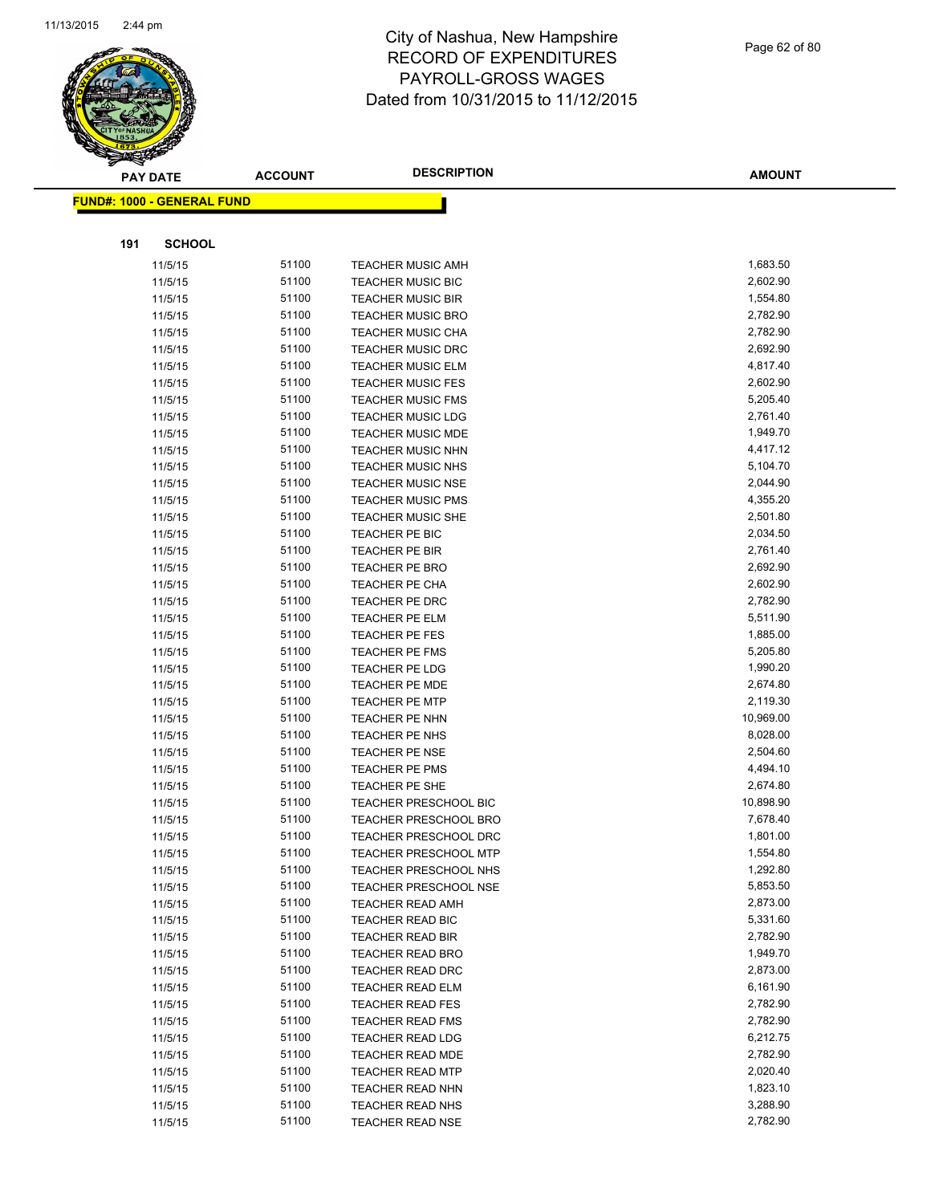# City of Nashua, New Hampshire
# RECORD OF EXPENDITURES
# PAYROLL-GROSS WAGES
# Dated from 10/31/2015 to 11/12/2015

**FUND#: 1000 - GENERAL FUND**

**191 SCHOOL**

| PAY DATE | ACCOUNT | DESCRIPTION | AMOUNT |
|---|---|---|---|
| 11/5/15 | 51100 | TEACHER MUSIC AMH | 1,683.50 |
| 11/5/15 | 51100 | TEACHER MUSIC BIC | 2,602.90 |
| 11/5/15 | 51100 | TEACHER MUSIC BIR | 1,554.80 |
| 11/5/15 | 51100 | TEACHER MUSIC BRO | 2,782.90 |
| 11/5/15 | 51100 | TEACHER MUSIC CHA | 2,782.90 |
| 11/5/15 | 51100 | TEACHER MUSIC DRC | 2,692.90 |
| 11/5/15 | 51100 | TEACHER MUSIC ELM | 4,817.40 |
| 11/5/15 | 51100 | TEACHER MUSIC FES | 2,602.90 |
| 11/5/15 | 51100 | TEACHER MUSIC FMS | 5,205.40 |
| 11/5/15 | 51100 | TEACHER MUSIC LDG | 2,761.40 |
| 11/5/15 | 51100 | TEACHER MUSIC MDE | 1,949.70 |
| 11/5/15 | 51100 | TEACHER MUSIC NHN | 4,417.12 |
| 11/5/15 | 51100 | TEACHER MUSIC NHS | 5,104.70 |
| 11/5/15 | 51100 | TEACHER MUSIC NSE | 2,044.90 |
| 11/5/15 | 51100 | TEACHER MUSIC PMS | 4,355.20 |
| 11/5/15 | 51100 | TEACHER MUSIC SHE | 2,501.80 |
| 11/5/15 | 51100 | TEACHER PE BIC | 2,034.50 |
| 11/5/15 | 51100 | TEACHER PE BIR | 2,761.40 |
| 11/5/15 | 51100 | TEACHER PE BRO | 2,692.90 |
| 11/5/15 | 51100 | TEACHER PE CHA | 2,602.90 |
| 11/5/15 | 51100 | TEACHER PE DRC | 2,782.90 |
| 11/5/15 | 51100 | TEACHER PE ELM | 5,511.90 |
| 11/5/15 | 51100 | TEACHER PE FES | 1,885.00 |
| 11/5/15 | 51100 | TEACHER PE FMS | 5,205.80 |
| 11/5/15 | 51100 | TEACHER PE LDG | 1,990.20 |
| 11/5/15 | 51100 | TEACHER PE MDE | 2,674.80 |
| 11/5/15 | 51100 | TEACHER PE MTP | 2,119.30 |
| 11/5/15 | 51100 | TEACHER PE NHN | 10,969.00 |
| 11/5/15 | 51100 | TEACHER PE NHS | 8,028.00 |
| 11/5/15 | 51100 | TEACHER PE NSE | 2,504.60 |
| 11/5/15 | 51100 | TEACHER PE PMS | 4,494.10 |
| 11/5/15 | 51100 | TEACHER PE SHE | 2,674.80 |
| 11/5/15 | 51100 | TEACHER PRESCHOOL BIC | 10,898.90 |
| 11/5/15 | 51100 | TEACHER PRESCHOOL BRO | 7,678.40 |
| 11/5/15 | 51100 | TEACHER PRESCHOOL DRC | 1,801.00 |
| 11/5/15 | 51100 | TEACHER PRESCHOOL MTP | 1,554.80 |
| 11/5/15 | 51100 | TEACHER PRESCHOOL NHS | 1,292.80 |
| 11/5/15 | 51100 | TEACHER PRESCHOOL NSE | 5,853.50 |
| 11/5/15 | 51100 | TEACHER READ AMH | 2,873.00 |
| 11/5/15 | 51100 | TEACHER READ BIC | 5,331.60 |
| 11/5/15 | 51100 | TEACHER READ BIR | 2,782.90 |
| 11/5/15 | 51100 | TEACHER READ BRO | 1,949.70 |
| 11/5/15 | 51100 | TEACHER READ DRC | 2,873.00 |
| 11/5/15 | 51100 | TEACHER READ ELM | 6,161.90 |
| 11/5/15 | 51100 | TEACHER READ FES | 2,782.90 |
| 11/5/15 | 51100 | TEACHER READ FMS | 2,782.90 |
| 11/5/15 | 51100 | TEACHER READ LDG | 6,212.75 |
| 11/5/15 | 51100 | TEACHER READ MDE | 2,782.90 |
| 11/5/15 | 51100 | TEACHER READ MTP | 2,020.40 |
| 11/5/15 | 51100 | TEACHER READ NHN | 1,823.10 |
| 11/5/15 | 51100 | TEACHER READ NHS | 3,288.90 |
| 11/5/15 | 51100 | TEACHER READ NSE | 2,782.90 |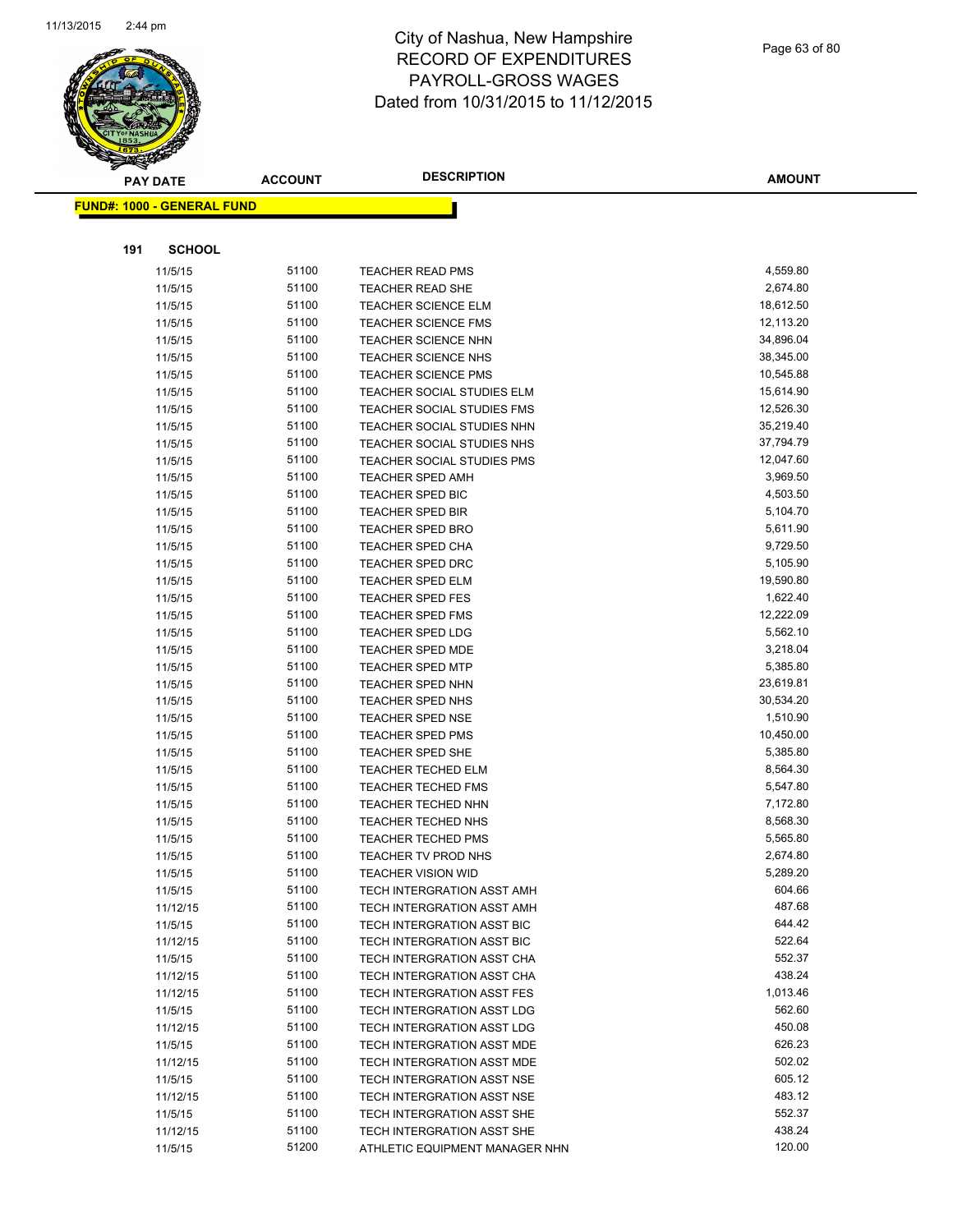# City of Nashua, New Hampshire
# RECORD OF EXPENDITURES
# PAYROLL-GROSS WAGES
# Dated from 10/31/2015 to 11/12/2015

**FUND#: 1000 - GENERAL FUND**

**191 SCHOOL**

| PAY DATE | ACCOUNT | DESCRIPTION | AMOUNT |
|---|---|---|---|
| 11/5/15 | 51100 | TEACHER READ PMS | 4,559.80 |
| 11/5/15 | 51100 | TEACHER READ SHE | 2,674.80 |
| 11/5/15 | 51100 | TEACHER SCIENCE ELM | 18,612.50 |
| 11/5/15 | 51100 | TEACHER SCIENCE FMS | 12,113.20 |
| 11/5/15 | 51100 | TEACHER SCIENCE NHN | 34,896.04 |
| 11/5/15 | 51100 | TEACHER SCIENCE NHS | 38,345.00 |
| 11/5/15 | 51100 | TEACHER SCIENCE PMS | 10,545.88 |
| 11/5/15 | 51100 | TEACHER SOCIAL STUDIES ELM | 15,614.90 |
| 11/5/15 | 51100 | TEACHER SOCIAL STUDIES FMS | 12,526.30 |
| 11/5/15 | 51100 | TEACHER SOCIAL STUDIES NHN | 35,219.40 |
| 11/5/15 | 51100 | TEACHER SOCIAL STUDIES NHS | 37,794.79 |
| 11/5/15 | 51100 | TEACHER SOCIAL STUDIES PMS | 12,047.60 |
| 11/5/15 | 51100 | TEACHER SPED AMH | 3,969.50 |
| 11/5/15 | 51100 | TEACHER SPED BIC | 4,503.50 |
| 11/5/15 | 51100 | TEACHER SPED BIR | 5,104.70 |
| 11/5/15 | 51100 | TEACHER SPED BRO | 5,611.90 |
| 11/5/15 | 51100 | TEACHER SPED CHA | 9,729.50 |
| 11/5/15 | 51100 | TEACHER SPED DRC | 5,105.90 |
| 11/5/15 | 51100 | TEACHER SPED ELM | 19,590.80 |
| 11/5/15 | 51100 | TEACHER SPED FES | 1,622.40 |
| 11/5/15 | 51100 | TEACHER SPED FMS | 12,222.09 |
| 11/5/15 | 51100 | TEACHER SPED LDG | 5,562.10 |
| 11/5/15 | 51100 | TEACHER SPED MDE | 3,218.04 |
| 11/5/15 | 51100 | TEACHER SPED MTP | 5,385.80 |
| 11/5/15 | 51100 | TEACHER SPED NHN | 23,619.81 |
| 11/5/15 | 51100 | TEACHER SPED NHS | 30,534.20 |
| 11/5/15 | 51100 | TEACHER SPED NSE | 1,510.90 |
| 11/5/15 | 51100 | TEACHER SPED PMS | 10,450.00 |
| 11/5/15 | 51100 | TEACHER SPED SHE | 5,385.80 |
| 11/5/15 | 51100 | TEACHER TECHED ELM | 8,564.30 |
| 11/5/15 | 51100 | TEACHER TECHED FMS | 5,547.80 |
| 11/5/15 | 51100 | TEACHER TECHED NHN | 7,172.80 |
| 11/5/15 | 51100 | TEACHER TECHED NHS | 8,568.30 |
| 11/5/15 | 51100 | TEACHER TECHED PMS | 5,565.80 |
| 11/5/15 | 51100 | TEACHER TV PROD NHS | 2,674.80 |
| 11/5/15 | 51100 | TEACHER VISION WID | 5,289.20 |
| 11/5/15 | 51100 | TECH INTERGRATION ASST AMH | 604.66 |
| 11/12/15 | 51100 | TECH INTERGRATION ASST AMH | 487.68 |
| 11/5/15 | 51100 | TECH INTERGRATION ASST BIC | 644.42 |
| 11/12/15 | 51100 | TECH INTERGRATION ASST BIC | 522.64 |
| 11/5/15 | 51100 | TECH INTERGRATION ASST CHA | 552.37 |
| 11/12/15 | 51100 | TECH INTERGRATION ASST CHA | 438.24 |
| 11/12/15 | 51100 | TECH INTERGRATION ASST FES | 1,013.46 |
| 11/5/15 | 51100 | TECH INTERGRATION ASST LDG | 562.60 |
| 11/12/15 | 51100 | TECH INTERGRATION ASST LDG | 450.08 |
| 11/5/15 | 51100 | TECH INTERGRATION ASST MDE | 626.23 |
| 11/12/15 | 51100 | TECH INTERGRATION ASST MDE | 502.02 |
| 11/5/15 | 51100 | TECH INTERGRATION ASST NSE | 605.12 |
| 11/12/15 | 51100 | TECH INTERGRATION ASST NSE | 483.12 |
| 11/5/15 | 51100 | TECH INTERGRATION ASST SHE | 552.37 |
| 11/12/15 | 51100 | TECH INTERGRATION ASST SHE | 438.24 |
| 11/5/15 | 51200 | ATHLETIC EQUIPMENT MANAGER NHN | 120.00 |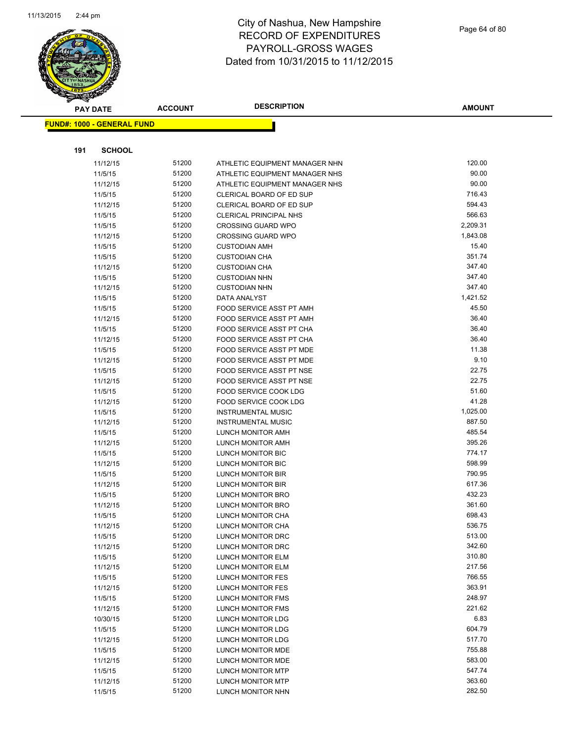# City of Nashua, New Hampshire
# RECORD OF EXPENDITURES
# PAYROLL-GROSS WAGES
# Dated from 10/31/2015 to 11/12/2015

| PAY DATE | ACCOUNT | DESCRIPTION | AMOUNT |
|---|---|---|---|

**FUND#: 1000 - GENERAL FUND**

**191 SCHOOL**

| PAY DATE | ACCOUNT | DESCRIPTION | AMOUNT |
|---|---|---|---|
| 11/12/15 | 51200 | ATHLETIC EQUIPMENT MANAGER NHN | 120.00 |
| 11/5/15 | 51200 | ATHLETIC EQUIPMENT MANAGER NHS | 90.00 |
| 11/12/15 | 51200 | ATHLETIC EQUIPMENT MANAGER NHS | 90.00 |
| 11/5/15 | 51200 | CLERICAL BOARD OF ED SUP | 716.43 |
| 11/12/15 | 51200 | CLERICAL BOARD OF ED SUP | 594.43 |
| 11/5/15 | 51200 | CLERICAL PRINCIPAL NHS | 566.63 |
| 11/5/15 | 51200 | CROSSING GUARD WPO | 2,209.31 |
| 11/12/15 | 51200 | CROSSING GUARD WPO | 1,843.08 |
| 11/5/15 | 51200 | CUSTODIAN AMH | 15.40 |
| 11/5/15 | 51200 | CUSTODIAN CHA | 351.74 |
| 11/12/15 | 51200 | CUSTODIAN CHA | 347.40 |
| 11/5/15 | 51200 | CUSTODIAN NHN | 347.40 |
| 11/12/15 | 51200 | CUSTODIAN NHN | 347.40 |
| 11/5/15 | 51200 | DATA ANALYST | 1,421.52 |
| 11/5/15 | 51200 | FOOD SERVICE ASST PT AMH | 45.50 |
| 11/12/15 | 51200 | FOOD SERVICE ASST PT AMH | 36.40 |
| 11/5/15 | 51200 | FOOD SERVICE ASST PT CHA | 36.40 |
| 11/12/15 | 51200 | FOOD SERVICE ASST PT CHA | 36.40 |
| 11/5/15 | 51200 | FOOD SERVICE ASST PT MDE | 11.38 |
| 11/12/15 | 51200 | FOOD SERVICE ASST PT MDE | 9.10 |
| 11/5/15 | 51200 | FOOD SERVICE ASST PT NSE | 22.75 |
| 11/12/15 | 51200 | FOOD SERVICE ASST PT NSE | 22.75 |
| 11/5/15 | 51200 | FOOD SERVICE COOK LDG | 51.60 |
| 11/12/15 | 51200 | FOOD SERVICE COOK LDG | 41.28 |
| 11/5/15 | 51200 | INSTRUMENTAL MUSIC | 1,025.00 |
| 11/12/15 | 51200 | INSTRUMENTAL MUSIC | 887.50 |
| 11/5/15 | 51200 | LUNCH MONITOR AMH | 485.54 |
| 11/12/15 | 51200 | LUNCH MONITOR AMH | 395.26 |
| 11/5/15 | 51200 | LUNCH MONITOR BIC | 774.17 |
| 11/12/15 | 51200 | LUNCH MONITOR BIC | 598.99 |
| 11/5/15 | 51200 | LUNCH MONITOR BIR | 790.95 |
| 11/12/15 | 51200 | LUNCH MONITOR BIR | 617.36 |
| 11/5/15 | 51200 | LUNCH MONITOR BRO | 432.23 |
| 11/12/15 | 51200 | LUNCH MONITOR BRO | 361.60 |
| 11/5/15 | 51200 | LUNCH MONITOR CHA | 698.43 |
| 11/12/15 | 51200 | LUNCH MONITOR CHA | 536.75 |
| 11/5/15 | 51200 | LUNCH MONITOR DRC | 513.00 |
| 11/12/15 | 51200 | LUNCH MONITOR DRC | 342.60 |
| 11/5/15 | 51200 | LUNCH MONITOR ELM | 310.80 |
| 11/12/15 | 51200 | LUNCH MONITOR ELM | 217.56 |
| 11/5/15 | 51200 | LUNCH MONITOR FES | 766.55 |
| 11/12/15 | 51200 | LUNCH MONITOR FES | 363.91 |
| 11/5/15 | 51200 | LUNCH MONITOR FMS | 248.97 |
| 11/12/15 | 51200 | LUNCH MONITOR FMS | 221.62 |
| 10/30/15 | 51200 | LUNCH MONITOR LDG | 6.83 |
| 11/5/15 | 51200 | LUNCH MONITOR LDG | 604.79 |
| 11/12/15 | 51200 | LUNCH MONITOR LDG | 517.70 |
| 11/5/15 | 51200 | LUNCH MONITOR MDE | 755.88 |
| 11/12/15 | 51200 | LUNCH MONITOR MDE | 583.00 |
| 11/5/15 | 51200 | LUNCH MONITOR MTP | 547.74 |
| 11/12/15 | 51200 | LUNCH MONITOR MTP | 363.60 |
| 11/5/15 | 51200 | LUNCH MONITOR NHN | 282.50 |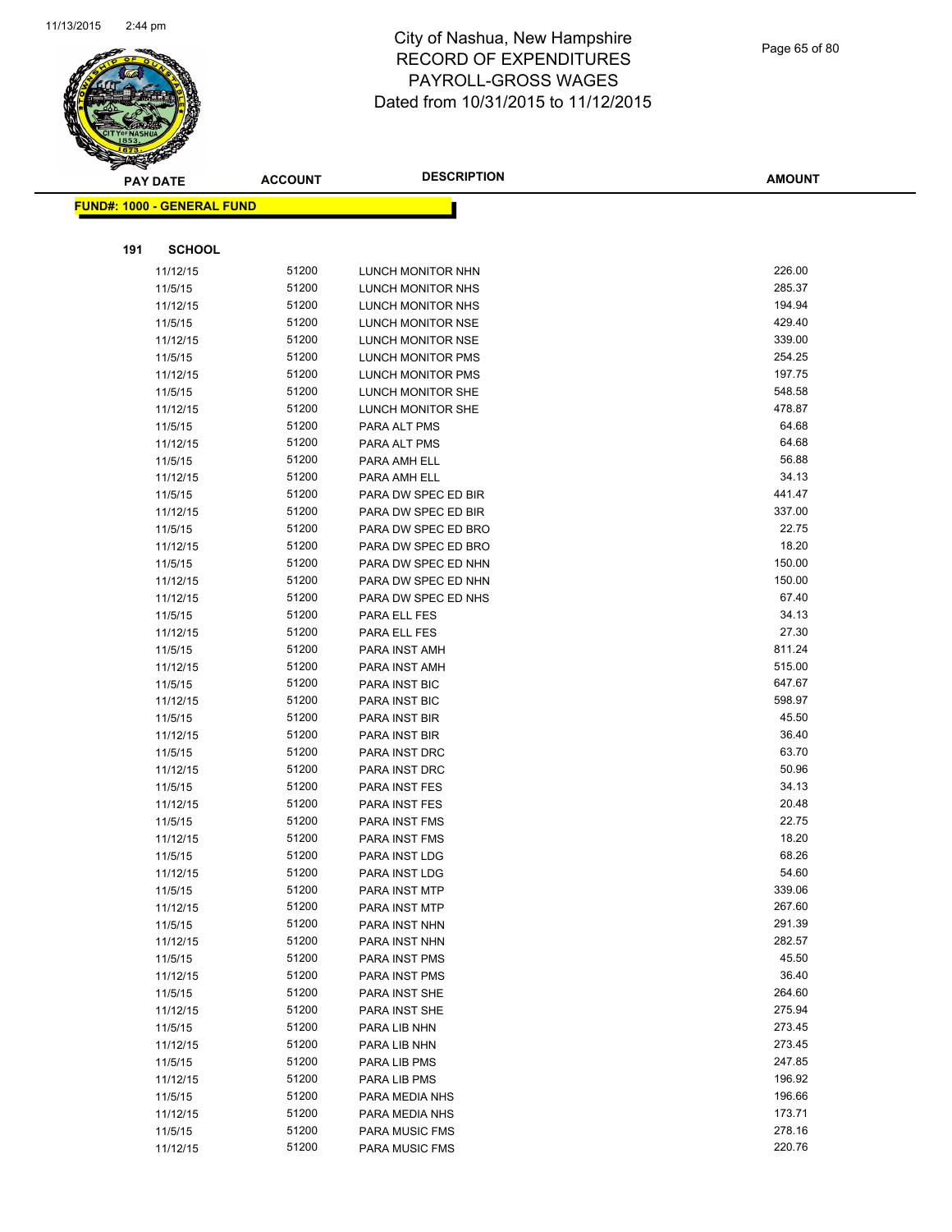# City of Nashua, New Hampshire
## RECORD OF EXPENDITURES
## PAYROLL-GROSS WAGES
## Dated from 10/31/2015 to 11/12/2015

**FUND#: 1000 - GENERAL FUND**

**191 SCHOOL**

| PAY DATE | ACCOUNT | DESCRIPTION | AMOUNT |
|---|---|---|---|
| 11/12/15 | 51200 | LUNCH MONITOR NHN | 226.00 |
| 11/5/15 | 51200 | LUNCH MONITOR NHS | 285.37 |
| 11/12/15 | 51200 | LUNCH MONITOR NHS | 194.94 |
| 11/5/15 | 51200 | LUNCH MONITOR NSE | 429.40 |
| 11/12/15 | 51200 | LUNCH MONITOR NSE | 339.00 |
| 11/5/15 | 51200 | LUNCH MONITOR PMS | 254.25 |
| 11/12/15 | 51200 | LUNCH MONITOR PMS | 197.75 |
| 11/5/15 | 51200 | LUNCH MONITOR SHE | 548.58 |
| 11/12/15 | 51200 | LUNCH MONITOR SHE | 478.87 |
| 11/5/15 | 51200 | PARA ALT PMS | 64.68 |
| 11/12/15 | 51200 | PARA ALT PMS | 64.68 |
| 11/5/15 | 51200 | PARA AMH ELL | 56.88 |
| 11/12/15 | 51200 | PARA AMH ELL | 34.13 |
| 11/5/15 | 51200 | PARA DW SPEC ED BIR | 441.47 |
| 11/12/15 | 51200 | PARA DW SPEC ED BIR | 337.00 |
| 11/5/15 | 51200 | PARA DW SPEC ED BRO | 22.75 |
| 11/12/15 | 51200 | PARA DW SPEC ED BRO | 18.20 |
| 11/5/15 | 51200 | PARA DW SPEC ED NHN | 150.00 |
| 11/12/15 | 51200 | PARA DW SPEC ED NHN | 150.00 |
| 11/12/15 | 51200 | PARA DW SPEC ED NHS | 67.40 |
| 11/5/15 | 51200 | PARA ELL FES | 34.13 |
| 11/12/15 | 51200 | PARA ELL FES | 27.30 |
| 11/5/15 | 51200 | PARA INST AMH | 811.24 |
| 11/12/15 | 51200 | PARA INST AMH | 515.00 |
| 11/5/15 | 51200 | PARA INST BIC | 647.67 |
| 11/12/15 | 51200 | PARA INST BIC | 598.97 |
| 11/5/15 | 51200 | PARA INST BIR | 45.50 |
| 11/12/15 | 51200 | PARA INST BIR | 36.40 |
| 11/5/15 | 51200 | PARA INST DRC | 63.70 |
| 11/12/15 | 51200 | PARA INST DRC | 50.96 |
| 11/5/15 | 51200 | PARA INST FES | 34.13 |
| 11/12/15 | 51200 | PARA INST FES | 20.48 |
| 11/5/15 | 51200 | PARA INST FMS | 22.75 |
| 11/12/15 | 51200 | PARA INST FMS | 18.20 |
| 11/5/15 | 51200 | PARA INST LDG | 68.26 |
| 11/12/15 | 51200 | PARA INST LDG | 54.60 |
| 11/5/15 | 51200 | PARA INST MTP | 339.06 |
| 11/12/15 | 51200 | PARA INST MTP | 267.60 |
| 11/5/15 | 51200 | PARA INST NHN | 291.39 |
| 11/12/15 | 51200 | PARA INST NHN | 282.57 |
| 11/5/15 | 51200 | PARA INST PMS | 45.50 |
| 11/12/15 | 51200 | PARA INST PMS | 36.40 |
| 11/5/15 | 51200 | PARA INST SHE | 264.60 |
| 11/12/15 | 51200 | PARA INST SHE | 275.94 |
| 11/5/15 | 51200 | PARA LIB NHN | 273.45 |
| 11/12/15 | 51200 | PARA LIB NHN | 273.45 |
| 11/5/15 | 51200 | PARA LIB PMS | 247.85 |
| 11/12/15 | 51200 | PARA LIB PMS | 196.92 |
| 11/5/15 | 51200 | PARA MEDIA NHS | 196.66 |
| 11/12/15 | 51200 | PARA MEDIA NHS | 173.71 |
| 11/5/15 | 51200 | PARA MUSIC FMS | 278.16 |
| 11/12/15 | 51200 | PARA MUSIC FMS | 220.76 |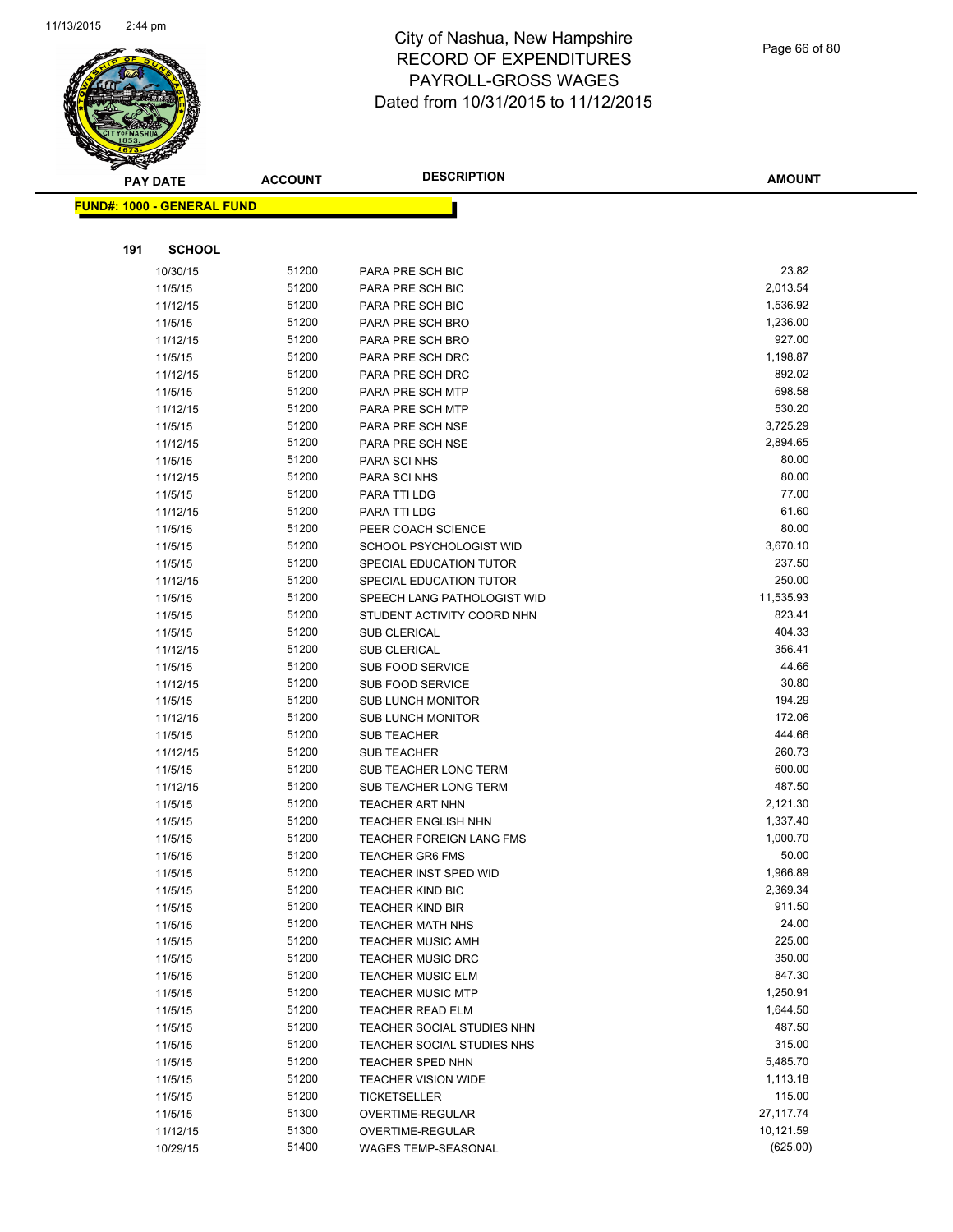# City of Nashua, New Hampshire
## RECORD OF EXPENDITURES
## PAYROLL-GROSS WAGES
## Dated from 10/31/2015 to 11/12/2015

**FUND#: 1000 - GENERAL FUND**

**191 SCHOOL**

| PAY DATE | ACCOUNT | DESCRIPTION | AMOUNT |
|---|---|---|---|
| 10/30/15 | 51200 | PARA PRE SCH BIC | 23.82 |
| 11/5/15 | 51200 | PARA PRE SCH BIC | 2,013.54 |
| 11/12/15 | 51200 | PARA PRE SCH BIC | 1,536.92 |
| 11/5/15 | 51200 | PARA PRE SCH BRO | 1,236.00 |
| 11/12/15 | 51200 | PARA PRE SCH BRO | 927.00 |
| 11/5/15 | 51200 | PARA PRE SCH DRC | 1,198.87 |
| 11/12/15 | 51200 | PARA PRE SCH DRC | 892.02 |
| 11/5/15 | 51200 | PARA PRE SCH MTP | 698.58 |
| 11/12/15 | 51200 | PARA PRE SCH MTP | 530.20 |
| 11/5/15 | 51200 | PARA PRE SCH NSE | 3,725.29 |
| 11/12/15 | 51200 | PARA PRE SCH NSE | 2,894.65 |
| 11/5/15 | 51200 | PARA SCI NHS | 80.00 |
| 11/12/15 | 51200 | PARA SCI NHS | 80.00 |
| 11/5/15 | 51200 | PARA TTI LDG | 77.00 |
| 11/12/15 | 51200 | PARA TTI LDG | 61.60 |
| 11/5/15 | 51200 | PEER COACH SCIENCE | 80.00 |
| 11/5/15 | 51200 | SCHOOL PSYCHOLOGIST WID | 3,670.10 |
| 11/5/15 | 51200 | SPECIAL EDUCATION TUTOR | 237.50 |
| 11/12/15 | 51200 | SPECIAL EDUCATION TUTOR | 250.00 |
| 11/5/15 | 51200 | SPEECH LANG PATHOLOGIST WID | 11,535.93 |
| 11/5/15 | 51200 | STUDENT ACTIVITY COORD NHN | 823.41 |
| 11/5/15 | 51200 | SUB CLERICAL | 404.33 |
| 11/12/15 | 51200 | SUB CLERICAL | 356.41 |
| 11/5/15 | 51200 | SUB FOOD SERVICE | 44.66 |
| 11/12/15 | 51200 | SUB FOOD SERVICE | 30.80 |
| 11/5/15 | 51200 | SUB LUNCH MONITOR | 194.29 |
| 11/12/15 | 51200 | SUB LUNCH MONITOR | 172.06 |
| 11/5/15 | 51200 | SUB TEACHER | 444.66 |
| 11/12/15 | 51200 | SUB TEACHER | 260.73 |
| 11/5/15 | 51200 | SUB TEACHER LONG TERM | 600.00 |
| 11/12/15 | 51200 | SUB TEACHER LONG TERM | 487.50 |
| 11/5/15 | 51200 | TEACHER ART NHN | 2,121.30 |
| 11/5/15 | 51200 | TEACHER ENGLISH NHN | 1,337.40 |
| 11/5/15 | 51200 | TEACHER FOREIGN LANG FMS | 1,000.70 |
| 11/5/15 | 51200 | TEACHER GR6 FMS | 50.00 |
| 11/5/15 | 51200 | TEACHER INST SPED WID | 1,966.89 |
| 11/5/15 | 51200 | TEACHER KIND BIC | 2,369.34 |
| 11/5/15 | 51200 | TEACHER KIND BIR | 911.50 |
| 11/5/15 | 51200 | TEACHER MATH NHS | 24.00 |
| 11/5/15 | 51200 | TEACHER MUSIC AMH | 225.00 |
| 11/5/15 | 51200 | TEACHER MUSIC DRC | 350.00 |
| 11/5/15 | 51200 | TEACHER MUSIC ELM | 847.30 |
| 11/5/15 | 51200 | TEACHER MUSIC MTP | 1,250.91 |
| 11/5/15 | 51200 | TEACHER READ ELM | 1,644.50 |
| 11/5/15 | 51200 | TEACHER SOCIAL STUDIES NHN | 487.50 |
| 11/5/15 | 51200 | TEACHER SOCIAL STUDIES NHS | 315.00 |
| 11/5/15 | 51200 | TEACHER SPED NHN | 5,485.70 |
| 11/5/15 | 51200 | TEACHER VISION WIDE | 1,113.18 |
| 11/5/15 | 51200 | TICKETSELLER | 115.00 |
| 11/5/15 | 51300 | OVERTIME-REGULAR | 27,117.74 |
| 11/12/15 | 51300 | OVERTIME-REGULAR | 10,121.59 |
| 10/29/15 | 51400 | WAGES TEMP-SEASONAL | (625.00) |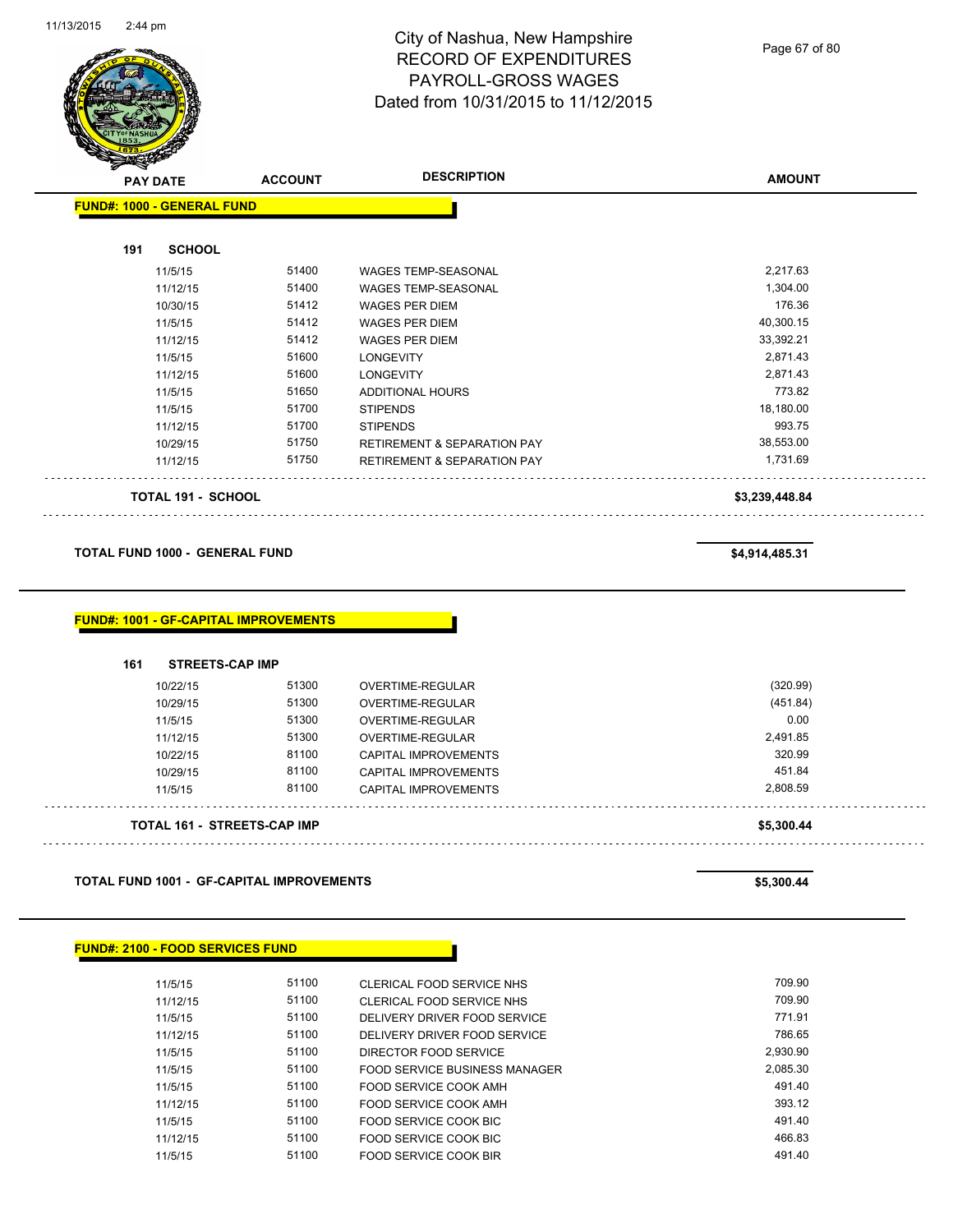# City of Nashua, New Hampshire
# RECORD OF EXPENDITURES
# PAYROLL-GROSS WAGES
# Dated from 10/31/2015 to 11/12/2015

| PAY DATE | ACCOUNT | DESCRIPTION | AMOUNT |
|---|---|---|---|

**FUND#: 1000 - GENERAL FUND**

**191 SCHOOL**

| PAY DATE | ACCOUNT | DESCRIPTION | AMOUNT |
|---|---|---|---|
| 11/5/15 | 51400 | WAGES TEMP-SEASONAL | 2,217.63 |
| 11/12/15 | 51400 | WAGES TEMP-SEASONAL | 1,304.00 |
| 10/30/15 | 51412 | WAGES PER DIEM | 176.36 |
| 11/5/15 | 51412 | WAGES PER DIEM | 40,300.15 |
| 11/12/15 | 51412 | WAGES PER DIEM | 33,392.21 |
| 11/5/15 | 51600 | LONGEVITY | 2,871.43 |
| 11/12/15 | 51600 | LONGEVITY | 2,871.43 |
| 11/5/15 | 51650 | ADDITIONAL HOURS | 773.82 |
| 11/5/15 | 51700 | STIPENDS | 18,180.00 |
| 11/12/15 | 51700 | STIPENDS | 993.75 |
| 10/29/15 | 51750 | RETIREMENT & SEPARATION PAY | 38,553.00 |
| 11/12/15 | 51750 | RETIREMENT & SEPARATION PAY | 1,731.69 |

**TOTAL 191 - SCHOOL** **$3,239,448.84**

**TOTAL FUND 1000 - GENERAL FUND** **$4,914,485.31**

**FUND#: 1001 - GF-CAPITAL IMPROVEMENTS**

**161 STREETS-CAP IMP**

| PAY DATE | ACCOUNT | DESCRIPTION | AMOUNT |
|---|---|---|---|
| 10/22/15 | 51300 | OVERTIME-REGULAR | (320.99) |
| 10/29/15 | 51300 | OVERTIME-REGULAR | (451.84) |
| 11/5/15 | 51300 | OVERTIME-REGULAR | 0.00 |
| 11/12/15 | 51300 | OVERTIME-REGULAR | 2,491.85 |
| 10/22/15 | 81100 | CAPITAL IMPROVEMENTS | 320.99 |
| 10/29/15 | 81100 | CAPITAL IMPROVEMENTS | 451.84 |
| 11/5/15 | 81100 | CAPITAL IMPROVEMENTS | 2,808.59 |

**TOTAL 161 - STREETS-CAP IMP** **$5,300.44**

**TOTAL FUND 1001 - GF-CAPITAL IMPROVEMENTS** **$5,300.44**

**FUND#: 2100 - FOOD SERVICES FUND**

| PAY DATE | ACCOUNT | DESCRIPTION | AMOUNT |
|---|---|---|---|
| 11/5/15 | 51100 | CLERICAL FOOD SERVICE NHS | 709.90 |
| 11/12/15 | 51100 | CLERICAL FOOD SERVICE NHS | 709.90 |
| 11/5/15 | 51100 | DELIVERY DRIVER FOOD SERVICE | 771.91 |
| 11/12/15 | 51100 | DELIVERY DRIVER FOOD SERVICE | 786.65 |
| 11/5/15 | 51100 | DIRECTOR FOOD SERVICE | 2,930.90 |
| 11/5/15 | 51100 | FOOD SERVICE BUSINESS MANAGER | 2,085.30 |
| 11/5/15 | 51100 | FOOD SERVICE COOK AMH | 491.40 |
| 11/12/15 | 51100 | FOOD SERVICE COOK AMH | 393.12 |
| 11/5/15 | 51100 | FOOD SERVICE COOK BIC | 491.40 |
| 11/12/15 | 51100 | FOOD SERVICE COOK BIC | 466.83 |
| 11/5/15 | 51100 | FOOD SERVICE COOK BIR | 491.40 |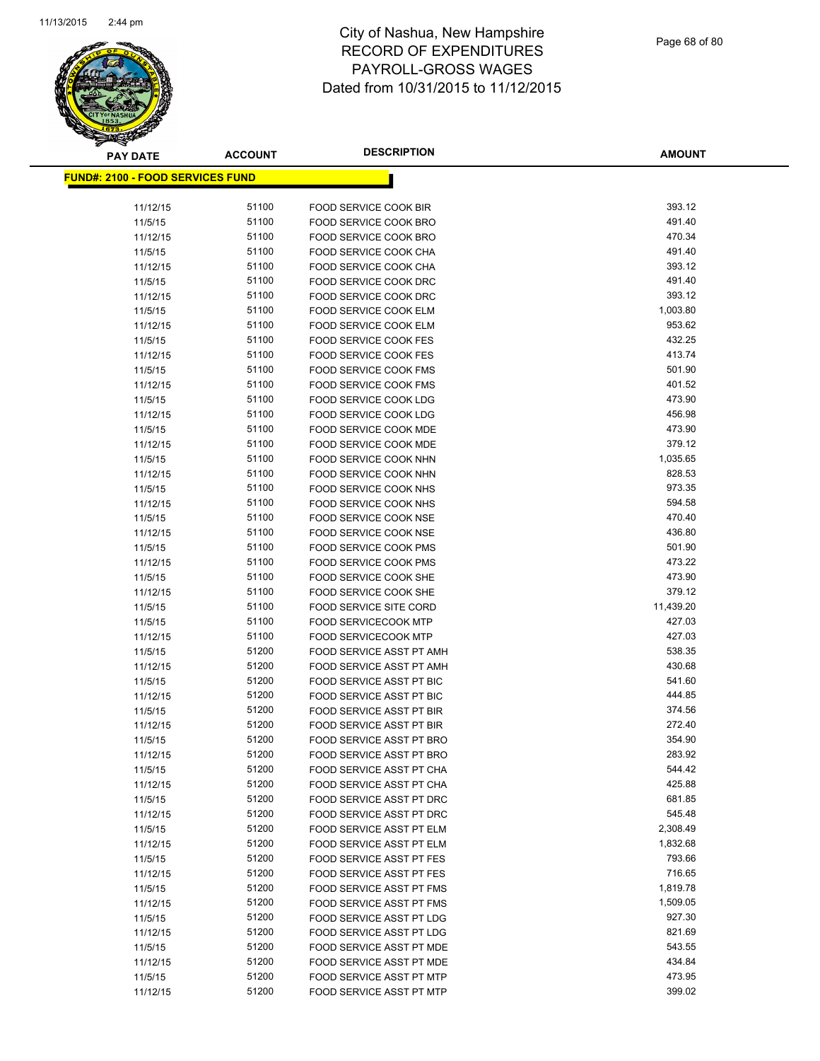# City of Nashua, New Hampshire
# RECORD OF EXPENDITURES
# PAYROLL-GROSS WAGES
# Dated from 10/31/2015 to 11/12/2015

**FUND#: 2100 - FOOD SERVICES FUND**

| PAY DATE | ACCOUNT | DESCRIPTION | AMOUNT |
|---|---|---|---|
| 11/12/15 | 51100 | FOOD SERVICE COOK BIR | 393.12 |
| 11/5/15 | 51100 | FOOD SERVICE COOK BRO | 491.40 |
| 11/12/15 | 51100 | FOOD SERVICE COOK BRO | 470.34 |
| 11/5/15 | 51100 | FOOD SERVICE COOK CHA | 491.40 |
| 11/12/15 | 51100 | FOOD SERVICE COOK CHA | 393.12 |
| 11/5/15 | 51100 | FOOD SERVICE COOK DRC | 491.40 |
| 11/12/15 | 51100 | FOOD SERVICE COOK DRC | 393.12 |
| 11/5/15 | 51100 | FOOD SERVICE COOK ELM | 1,003.80 |
| 11/12/15 | 51100 | FOOD SERVICE COOK ELM | 953.62 |
| 11/5/15 | 51100 | FOOD SERVICE COOK FES | 432.25 |
| 11/12/15 | 51100 | FOOD SERVICE COOK FES | 413.74 |
| 11/5/15 | 51100 | FOOD SERVICE COOK FMS | 501.90 |
| 11/12/15 | 51100 | FOOD SERVICE COOK FMS | 401.52 |
| 11/5/15 | 51100 | FOOD SERVICE COOK LDG | 473.90 |
| 11/12/15 | 51100 | FOOD SERVICE COOK LDG | 456.98 |
| 11/5/15 | 51100 | FOOD SERVICE COOK MDE | 473.90 |
| 11/12/15 | 51100 | FOOD SERVICE COOK MDE | 379.12 |
| 11/5/15 | 51100 | FOOD SERVICE COOK NHN | 1,035.65 |
| 11/12/15 | 51100 | FOOD SERVICE COOK NHN | 828.53 |
| 11/5/15 | 51100 | FOOD SERVICE COOK NHS | 973.35 |
| 11/12/15 | 51100 | FOOD SERVICE COOK NHS | 594.58 |
| 11/5/15 | 51100 | FOOD SERVICE COOK NSE | 470.40 |
| 11/12/15 | 51100 | FOOD SERVICE COOK NSE | 436.80 |
| 11/5/15 | 51100 | FOOD SERVICE COOK PMS | 501.90 |
| 11/12/15 | 51100 | FOOD SERVICE COOK PMS | 473.22 |
| 11/5/15 | 51100 | FOOD SERVICE COOK SHE | 473.90 |
| 11/12/15 | 51100 | FOOD SERVICE COOK SHE | 379.12 |
| 11/5/15 | 51100 | FOOD SERVICE SITE CORD | 11,439.20 |
| 11/5/15 | 51100 | FOOD SERVICECOOK MTP | 427.03 |
| 11/12/15 | 51100 | FOOD SERVICECOOK MTP | 427.03 |
| 11/5/15 | 51200 | FOOD SERVICE ASST PT AMH | 538.35 |
| 11/12/15 | 51200 | FOOD SERVICE ASST PT AMH | 430.68 |
| 11/5/15 | 51200 | FOOD SERVICE ASST PT BIC | 541.60 |
| 11/12/15 | 51200 | FOOD SERVICE ASST PT BIC | 444.85 |
| 11/5/15 | 51200 | FOOD SERVICE ASST PT BIR | 374.56 |
| 11/12/15 | 51200 | FOOD SERVICE ASST PT BIR | 272.40 |
| 11/5/15 | 51200 | FOOD SERVICE ASST PT BRO | 354.90 |
| 11/12/15 | 51200 | FOOD SERVICE ASST PT BRO | 283.92 |
| 11/5/15 | 51200 | FOOD SERVICE ASST PT CHA | 544.42 |
| 11/12/15 | 51200 | FOOD SERVICE ASST PT CHA | 425.88 |
| 11/5/15 | 51200 | FOOD SERVICE ASST PT DRC | 681.85 |
| 11/12/15 | 51200 | FOOD SERVICE ASST PT DRC | 545.48 |
| 11/5/15 | 51200 | FOOD SERVICE ASST PT ELM | 2,308.49 |
| 11/12/15 | 51200 | FOOD SERVICE ASST PT ELM | 1,832.68 |
| 11/5/15 | 51200 | FOOD SERVICE ASST PT FES | 793.66 |
| 11/12/15 | 51200 | FOOD SERVICE ASST PT FES | 716.65 |
| 11/5/15 | 51200 | FOOD SERVICE ASST PT FMS | 1,819.78 |
| 11/12/15 | 51200 | FOOD SERVICE ASST PT FMS | 1,509.05 |
| 11/5/15 | 51200 | FOOD SERVICE ASST PT LDG | 927.30 |
| 11/12/15 | 51200 | FOOD SERVICE ASST PT LDG | 821.69 |
| 11/5/15 | 51200 | FOOD SERVICE ASST PT MDE | 543.55 |
| 11/12/15 | 51200 | FOOD SERVICE ASST PT MDE | 434.84 |
| 11/5/15 | 51200 | FOOD SERVICE ASST PT MTP | 473.95 |
| 11/12/15 | 51200 | FOOD SERVICE ASST PT MTP | 399.02 |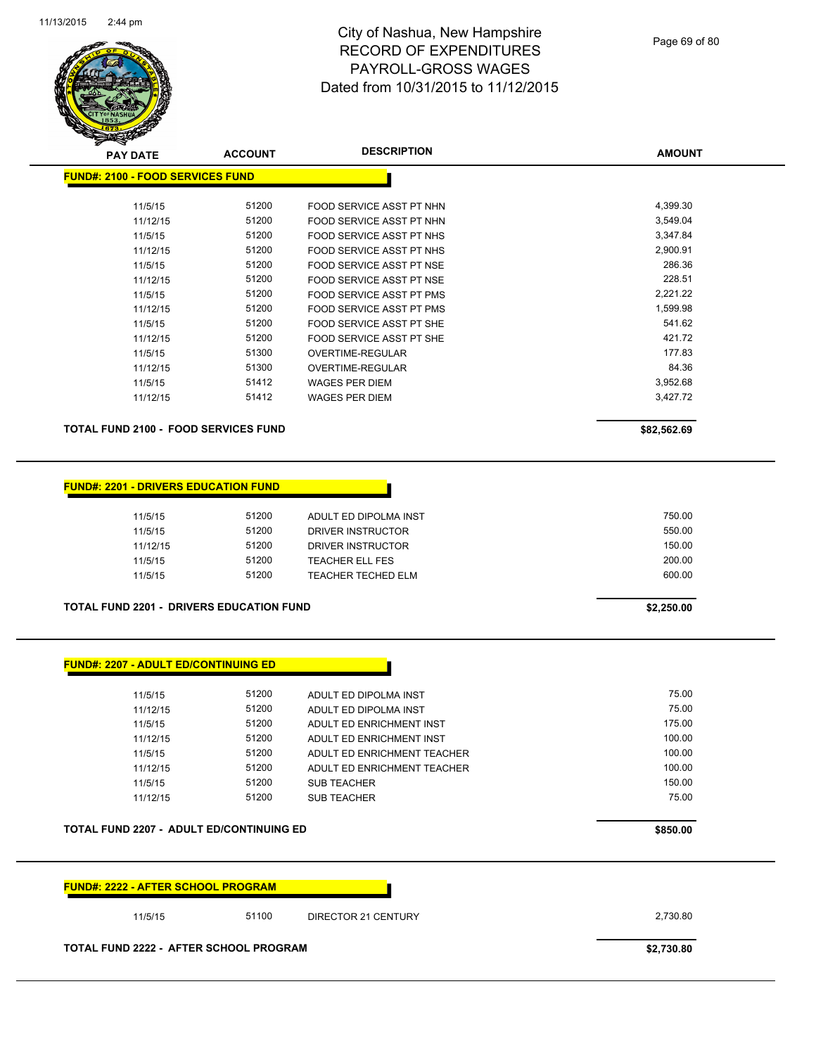# City of Nashua, New Hampshire
## RECORD OF EXPENDITURES
## PAYROLL-GROSS WAGES
## Dated from 10/31/2015 to 11/12/2015

| PAY DATE | ACCOUNT | DESCRIPTION | AMOUNT |
|---|---|---|---|
| **FUND#: 2100 - FOOD SERVICES FUND** | | | |
| 11/5/15 | 51200 | FOOD SERVICE ASST PT NHN | 4,399.30 |
| 11/12/15 | 51200 | FOOD SERVICE ASST PT NHN | 3,549.04 |
| 11/5/15 | 51200 | FOOD SERVICE ASST PT NHS | 3,347.84 |
| 11/12/15 | 51200 | FOOD SERVICE ASST PT NHS | 2,900.91 |
| 11/5/15 | 51200 | FOOD SERVICE ASST PT NSE | 286.36 |
| 11/12/15 | 51200 | FOOD SERVICE ASST PT NSE | 228.51 |
| 11/5/15 | 51200 | FOOD SERVICE ASST PT PMS | 2,221.22 |
| 11/12/15 | 51200 | FOOD SERVICE ASST PT PMS | 1,599.98 |
| 11/5/15 | 51200 | FOOD SERVICE ASST PT SHE | 541.62 |
| 11/12/15 | 51200 | FOOD SERVICE ASST PT SHE | 421.72 |
| 11/5/15 | 51300 | OVERTIME-REGULAR | 177.83 |
| 11/12/15 | 51300 | OVERTIME-REGULAR | 84.36 |
| 11/5/15 | 51412 | WAGES PER DIEM | 3,952.68 |
| 11/12/15 | 51412 | WAGES PER DIEM | 3,427.72 |
| **TOTAL FUND 2100 - FOOD SERVICES FUND** | | | **$82,562.69** |

| PAY DATE | ACCOUNT | DESCRIPTION | AMOUNT |
|---|---|---|---|
| **FUND#: 2201 - DRIVERS EDUCATION FUND** | | | |
| 11/5/15 | 51200 | ADULT ED DIPOLMA INST | 750.00 |
| 11/5/15 | 51200 | DRIVER INSTRUCTOR | 550.00 |
| 11/12/15 | 51200 | DRIVER INSTRUCTOR | 150.00 |
| 11/5/15 | 51200 | TEACHER ELL FES | 200.00 |
| 11/5/15 | 51200 | TEACHER TECHED ELM | 600.00 |
| **TOTAL FUND 2201 - DRIVERS EDUCATION FUND** | | | **$2,250.00** |

| PAY DATE | ACCOUNT | DESCRIPTION | AMOUNT |
|---|---|---|---|
| **FUND#: 2207 - ADULT ED/CONTINUING ED** | | | |
| 11/5/15 | 51200 | ADULT ED DIPOLMA INST | 75.00 |
| 11/12/15 | 51200 | ADULT ED DIPOLMA INST | 75.00 |
| 11/5/15 | 51200 | ADULT ED ENRICHMENT INST | 175.00 |
| 11/12/15 | 51200 | ADULT ED ENRICHMENT INST | 100.00 |
| 11/5/15 | 51200 | ADULT ED ENRICHMENT TEACHER | 100.00 |
| 11/12/15 | 51200 | ADULT ED ENRICHMENT TEACHER | 100.00 |
| 11/5/15 | 51200 | SUB TEACHER | 150.00 |
| 11/12/15 | 51200 | SUB TEACHER | 75.00 |
| **TOTAL FUND 2207 - ADULT ED/CONTINUING ED** | | | **$850.00** |

| PAY DATE | ACCOUNT | DESCRIPTION | AMOUNT |
|---|---|---|---|
| **FUND#: 2222 - AFTER SCHOOL PROGRAM** | | | |
| 11/5/15 | 51100 | DIRECTOR 21 CENTURY | 2,730.80 |
| **TOTAL FUND 2222 - AFTER SCHOOL PROGRAM** | | | **$2,730.80** |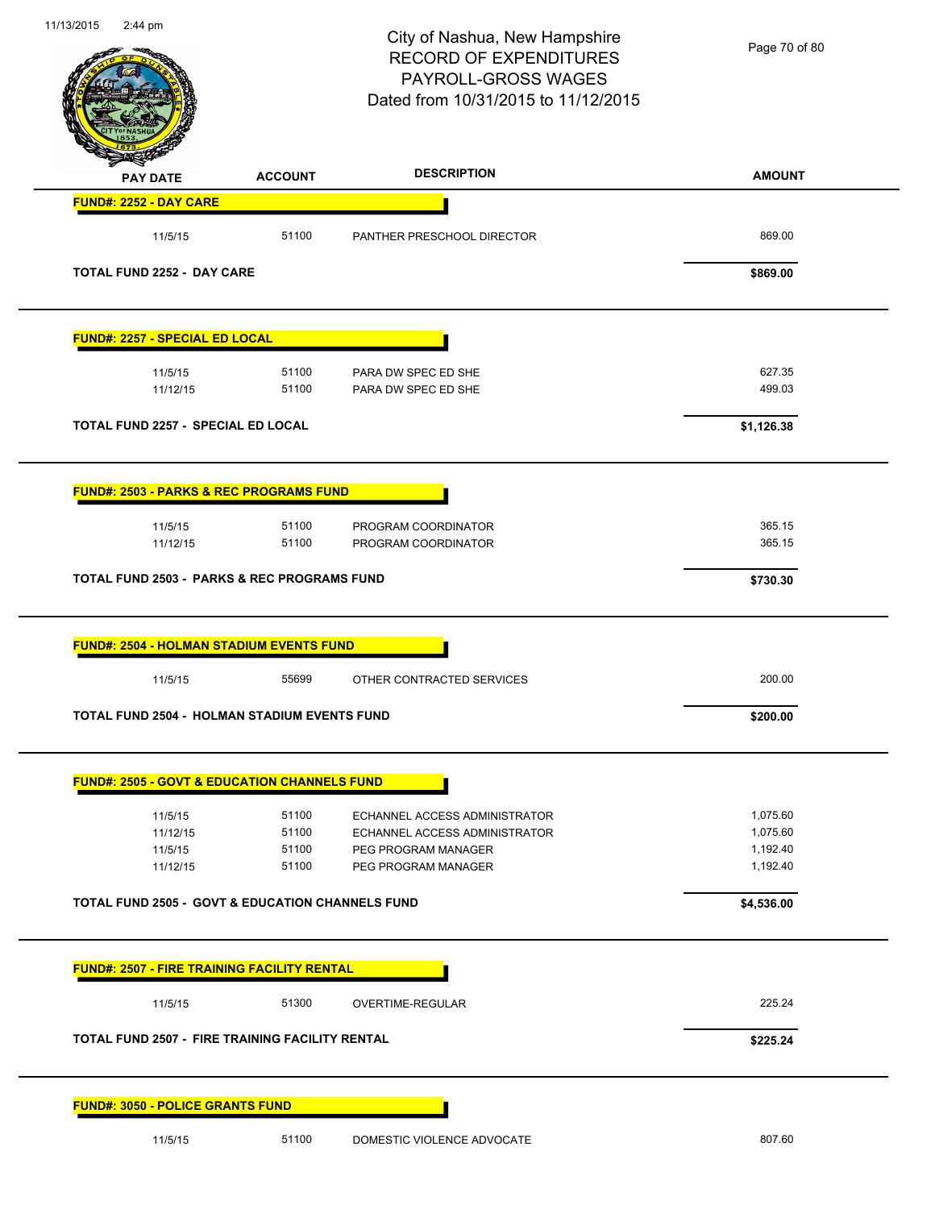# City of Nashua, New Hampshire
## RECORD OF EXPENDITURES
## PAYROLL-GROSS WAGES
## Dated from 10/31/2015 to 11/12/2015

| PAY DATE | ACCOUNT | DESCRIPTION | AMOUNT |
|---|---|---|---|
| **FUND#: 2252 - DAY CARE** | | | |
| 11/5/15 | 51100 | PANTHER PRESCHOOL DIRECTOR | 869.00 |
| **TOTAL FUND 2252 - DAY CARE** | | | **$869.00** |
| **FUND#: 2257 - SPECIAL ED LOCAL** | | | |
| 11/5/15 | 51100 | PARA DW SPEC ED SHE | 627.35 |
| 11/12/15 | 51100 | PARA DW SPEC ED SHE | 499.03 |
| **TOTAL FUND 2257 - SPECIAL ED LOCAL** | | | **$1,126.38** |
| **FUND#: 2503 - PARKS & REC PROGRAMS FUND** | | | |
| 11/5/15 | 51100 | PROGRAM COORDINATOR | 365.15 |
| 11/12/15 | 51100 | PROGRAM COORDINATOR | 365.15 |
| **TOTAL FUND 2503 - PARKS & REC PROGRAMS FUND** | | | **$730.30** |
| **FUND#: 2504 - HOLMAN STADIUM EVENTS FUND** | | | |
| 11/5/15 | 55699 | OTHER CONTRACTED SERVICES | 200.00 |
| **TOTAL FUND 2504 - HOLMAN STADIUM EVENTS FUND** | | | **$200.00** |
| **FUND#: 2505 - GOVT & EDUCATION CHANNELS FUND** | | | |
| 11/5/15 | 51100 | ECHANNEL ACCESS ADMINISTRATOR | 1,075.60 |
| 11/12/15 | 51100 | ECHANNEL ACCESS ADMINISTRATOR | 1,075.60 |
| 11/5/15 | 51100 | PEG PROGRAM MANAGER | 1,192.40 |
| 11/12/15 | 51100 | PEG PROGRAM MANAGER | 1,192.40 |
| **TOTAL FUND 2505 - GOVT & EDUCATION CHANNELS FUND** | | | **$4,536.00** |
| **FUND#: 2507 - FIRE TRAINING FACILITY RENTAL** | | | |
| 11/5/15 | 51300 | OVERTIME-REGULAR | 225.24 |
| **TOTAL FUND 2507 - FIRE TRAINING FACILITY RENTAL** | | | **$225.24** |
| **FUND#: 3050 - POLICE GRANTS FUND** | | | |
| 11/5/15 | 51100 | DOMESTIC VIOLENCE ADVOCATE | 807.60 |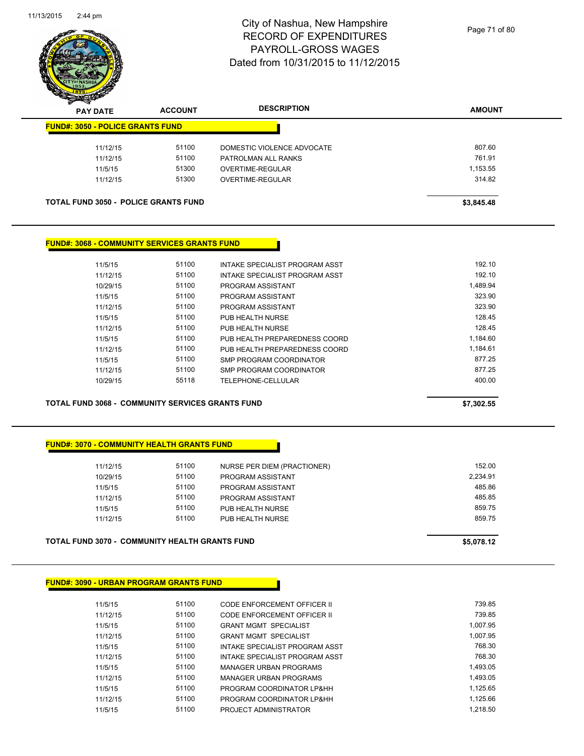# City of Nashua, New Hampshire
# RECORD OF EXPENDITURES
# PAYROLL-GROSS WAGES
# Dated from 10/31/2015 to 11/12/2015

| PAY DATE | ACCOUNT | DESCRIPTION | AMOUNT |
|---|---|---|---|
| **FUND#: 3050 - POLICE GRANTS FUND** | | | |
| 11/12/15 | 51100 | DOMESTIC VIOLENCE ADVOCATE | 807.60 |
| 11/12/15 | 51100 | PATROLMAN ALL RANKS | 761.91 |
| 11/5/15 | 51300 | OVERTIME-REGULAR | 1,153.55 |
| 11/12/15 | 51300 | OVERTIME-REGULAR | 314.82 |
| **TOTAL FUND 3050 - POLICE GRANTS FUND** | | | **$3,845.48** |

| PAY DATE | ACCOUNT | DESCRIPTION | AMOUNT |
|---|---|---|---|
| **FUND#: 3068 - COMMUNITY SERVICES GRANTS FUND** | | | |
| 11/5/15 | 51100 | INTAKE SPECIALIST PROGRAM ASST | 192.10 |
| 11/12/15 | 51100 | INTAKE SPECIALIST PROGRAM ASST | 192.10 |
| 10/29/15 | 51100 | PROGRAM ASSISTANT | 1,489.94 |
| 11/5/15 | 51100 | PROGRAM ASSISTANT | 323.90 |
| 11/12/15 | 51100 | PROGRAM ASSISTANT | 323.90 |
| 11/5/15 | 51100 | PUB HEALTH NURSE | 128.45 |
| 11/12/15 | 51100 | PUB HEALTH NURSE | 128.45 |
| 11/5/15 | 51100 | PUB HEALTH PREPAREDNESS COORD | 1,184.60 |
| 11/12/15 | 51100 | PUB HEALTH PREPAREDNESS COORD | 1,184.61 |
| 11/5/15 | 51100 | SMP PROGRAM COORDINATOR | 877.25 |
| 11/12/15 | 51100 | SMP PROGRAM COORDINATOR | 877.25 |
| 10/29/15 | 55118 | TELEPHONE-CELLULAR | 400.00 |
| **TOTAL FUND 3068 - COMMUNITY SERVICES GRANTS FUND** | | | **$7,302.55** |

| PAY DATE | ACCOUNT | DESCRIPTION | AMOUNT |
|---|---|---|---|
| **FUND#: 3070 - COMMUNITY HEALTH GRANTS FUND** | | | |
| 11/12/15 | 51100 | NURSE PER DIEM (PRACTIONER) | 152.00 |
| 10/29/15 | 51100 | PROGRAM ASSISTANT | 2,234.91 |
| 11/5/15 | 51100 | PROGRAM ASSISTANT | 485.86 |
| 11/12/15 | 51100 | PROGRAM ASSISTANT | 485.85 |
| 11/5/15 | 51100 | PUB HEALTH NURSE | 859.75 |
| 11/12/15 | 51100 | PUB HEALTH NURSE | 859.75 |
| **TOTAL FUND 3070 - COMMUNITY HEALTH GRANTS FUND** | | | **$5,078.12** |

| PAY DATE | ACCOUNT | DESCRIPTION | AMOUNT |
|---|---|---|---|
| **FUND#: 3090 - URBAN PROGRAM GRANTS FUND** | | | |
| 11/5/15 | 51100 | CODE ENFORCEMENT OFFICER II | 739.85 |
| 11/12/15 | 51100 | CODE ENFORCEMENT OFFICER II | 739.85 |
| 11/5/15 | 51100 | GRANT MGMT SPECIALIST | 1,007.95 |
| 11/12/15 | 51100 | GRANT MGMT SPECIALIST | 1,007.95 |
| 11/5/15 | 51100 | INTAKE SPECIALIST PROGRAM ASST | 768.30 |
| 11/12/15 | 51100 | INTAKE SPECIALIST PROGRAM ASST | 768.30 |
| 11/5/15 | 51100 | MANAGER URBAN PROGRAMS | 1,493.05 |
| 11/12/15 | 51100 | MANAGER URBAN PROGRAMS | 1,493.05 |
| 11/5/15 | 51100 | PROGRAM COORDINATOR LP&HH | 1,125.65 |
| 11/12/15 | 51100 | PROGRAM COORDINATOR LP&HH | 1,125.66 |
| 11/5/15 | 51100 | PROJECT ADMINISTRATOR | 1,218.50 |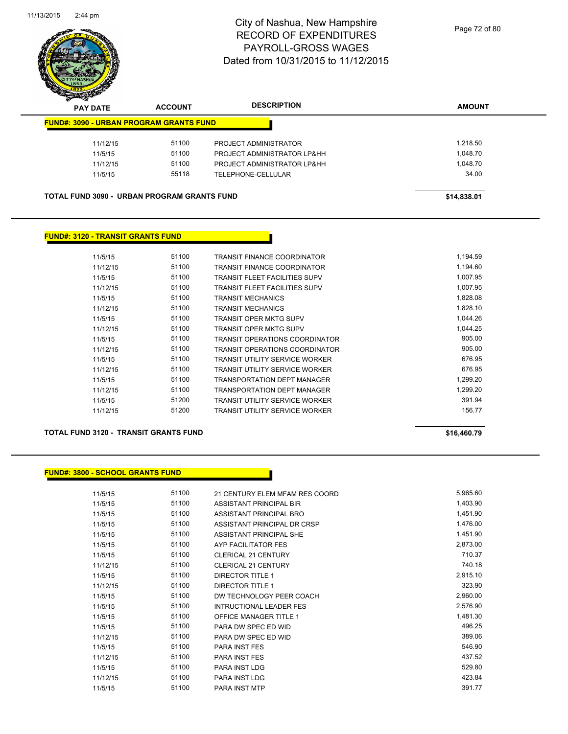# City of Nashua, New Hampshire
## RECORD OF EXPENDITURES
## PAYROLL-GROSS WAGES
## Dated from 10/31/2015 to 11/12/2015

| PAY DATE | ACCOUNT | DESCRIPTION | AMOUNT |
|---|---|---|---|
| **FUND#: 3090 - URBAN PROGRAM GRANTS FUND** | | | |
| 11/12/15 | 51100 | PROJECT ADMINISTRATOR | 1,218.50 |
| 11/5/15 | 51100 | PROJECT ADMINISTRATOR LP&HH | 1,048.70 |
| 11/12/15 | 51100 | PROJECT ADMINISTRATOR LP&HH | 1,048.70 |
| 11/5/15 | 55118 | TELEPHONE-CELLULAR | 34.00 |
| **TOTAL FUND 3090 - URBAN PROGRAM GRANTS FUND** | | | **$14,838.01** |

**FUND#: 3120 - TRANSIT GRANTS FUND**

| PAY DATE | ACCOUNT | DESCRIPTION | AMOUNT |
|---|---|---|---|
| 11/5/15 | 51100 | TRANSIT FINANCE COORDINATOR | 1,194.59 |
| 11/12/15 | 51100 | TRANSIT FINANCE COORDINATOR | 1,194.60 |
| 11/5/15 | 51100 | TRANSIT FLEET FACILITIES SUPV | 1,007.95 |
| 11/12/15 | 51100 | TRANSIT FLEET FACILITIES SUPV | 1,007.95 |
| 11/5/15 | 51100 | TRANSIT MECHANICS | 1,828.08 |
| 11/12/15 | 51100 | TRANSIT MECHANICS | 1,828.10 |
| 11/5/15 | 51100 | TRANSIT OPER MKTG SUPV | 1,044.26 |
| 11/12/15 | 51100 | TRANSIT OPER MKTG SUPV | 1,044.25 |
| 11/5/15 | 51100 | TRANSIT OPERATIONS COORDINATOR | 905.00 |
| 11/12/15 | 51100 | TRANSIT OPERATIONS COORDINATOR | 905.00 |
| 11/5/15 | 51100 | TRANSIT UTILITY SERVICE WORKER | 676.95 |
| 11/12/15 | 51100 | TRANSIT UTILITY SERVICE WORKER | 676.95 |
| 11/5/15 | 51100 | TRANSPORTATION DEPT MANAGER | 1,299.20 |
| 11/12/15 | 51100 | TRANSPORTATION DEPT MANAGER | 1,299.20 |
| 11/5/15 | 51200 | TRANSIT UTILITY SERVICE WORKER | 391.94 |
| 11/12/15 | 51200 | TRANSIT UTILITY SERVICE WORKER | 156.77 |
| **TOTAL FUND 3120 - TRANSIT GRANTS FUND** | | | **$16,460.79** |

**FUND#: 3800 - SCHOOL GRANTS FUND**

| PAY DATE | ACCOUNT | DESCRIPTION | AMOUNT |
|---|---|---|---|
| 11/5/15 | 51100 | 21 CENTURY ELEM MFAM RES COORD | 5,965.60 |
| 11/5/15 | 51100 | ASSISTANT PRINCIPAL BIR | 1,403.90 |
| 11/5/15 | 51100 | ASSISTANT PRINCIPAL BRO | 1,451.90 |
| 11/5/15 | 51100 | ASSISTANT PRINCIPAL DR CRSP | 1,476.00 |
| 11/5/15 | 51100 | ASSISTANT PRINCIPAL SHE | 1,451.90 |
| 11/5/15 | 51100 | AYP FACILITATOR FES | 2,873.00 |
| 11/5/15 | 51100 | CLERICAL 21 CENTURY | 710.37 |
| 11/12/15 | 51100 | CLERICAL 21 CENTURY | 740.18 |
| 11/5/15 | 51100 | DIRECTOR TITLE 1 | 2,915.10 |
| 11/12/15 | 51100 | DIRECTOR TITLE 1 | 323.90 |
| 11/5/15 | 51100 | DW TECHNOLOGY PEER COACH | 2,960.00 |
| 11/5/15 | 51100 | INTRUCTIONAL LEADER FES | 2,576.90 |
| 11/5/15 | 51100 | OFFICE MANAGER TITLE 1 | 1,481.30 |
| 11/5/15 | 51100 | PARA DW SPEC ED WID | 496.25 |
| 11/12/15 | 51100 | PARA DW SPEC ED WID | 389.06 |
| 11/5/15 | 51100 | PARA INST FES | 546.90 |
| 11/12/15 | 51100 | PARA INST FES | 437.52 |
| 11/5/15 | 51100 | PARA INST LDG | 529.80 |
| 11/12/15 | 51100 | PARA INST LDG | 423.84 |
| 11/5/15 | 51100 | PARA INST MTP | 391.77 |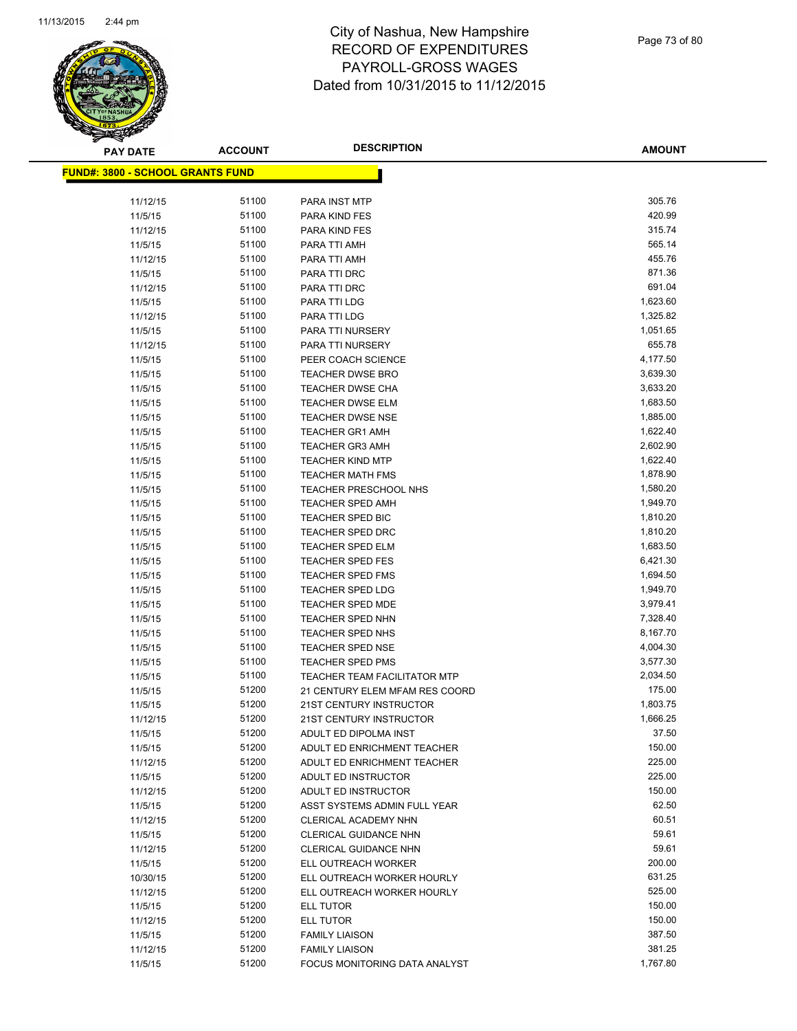# City of Nashua, New Hampshire
## RECORD OF EXPENDITURES
## PAYROLL-GROSS WAGES
## Dated from 10/31/2015 to 11/12/2015

**FUND#: 3800 - SCHOOL GRANTS FUND**

| PAY DATE | ACCOUNT | DESCRIPTION | AMOUNT |
|---|---|---|---|
| 11/12/15 | 51100 | PARA INST MTP | 305.76 |
| 11/5/15 | 51100 | PARA KIND FES | 420.99 |
| 11/12/15 | 51100 | PARA KIND FES | 315.74 |
| 11/5/15 | 51100 | PARA TTI AMH | 565.14 |
| 11/12/15 | 51100 | PARA TTI AMH | 455.76 |
| 11/5/15 | 51100 | PARA TTI DRC | 871.36 |
| 11/12/15 | 51100 | PARA TTI DRC | 691.04 |
| 11/5/15 | 51100 | PARA TTI LDG | 1,623.60 |
| 11/12/15 | 51100 | PARA TTI LDG | 1,325.82 |
| 11/5/15 | 51100 | PARA TTI NURSERY | 1,051.65 |
| 11/12/15 | 51100 | PARA TTI NURSERY | 655.78 |
| 11/5/15 | 51100 | PEER COACH SCIENCE | 4,177.50 |
| 11/5/15 | 51100 | TEACHER DWSE BRO | 3,639.30 |
| 11/5/15 | 51100 | TEACHER DWSE CHA | 3,633.20 |
| 11/5/15 | 51100 | TEACHER DWSE ELM | 1,683.50 |
| 11/5/15 | 51100 | TEACHER DWSE NSE | 1,885.00 |
| 11/5/15 | 51100 | TEACHER GR1 AMH | 1,622.40 |
| 11/5/15 | 51100 | TEACHER GR3 AMH | 2,602.90 |
| 11/5/15 | 51100 | TEACHER KIND MTP | 1,622.40 |
| 11/5/15 | 51100 | TEACHER MATH FMS | 1,878.90 |
| 11/5/15 | 51100 | TEACHER PRESCHOOL NHS | 1,580.20 |
| 11/5/15 | 51100 | TEACHER SPED AMH | 1,949.70 |
| 11/5/15 | 51100 | TEACHER SPED BIC | 1,810.20 |
| 11/5/15 | 51100 | TEACHER SPED DRC | 1,810.20 |
| 11/5/15 | 51100 | TEACHER SPED ELM | 1,683.50 |
| 11/5/15 | 51100 | TEACHER SPED FES | 6,421.30 |
| 11/5/15 | 51100 | TEACHER SPED FMS | 1,694.50 |
| 11/5/15 | 51100 | TEACHER SPED LDG | 1,949.70 |
| 11/5/15 | 51100 | TEACHER SPED MDE | 3,979.41 |
| 11/5/15 | 51100 | TEACHER SPED NHN | 7,328.40 |
| 11/5/15 | 51100 | TEACHER SPED NHS | 8,167.70 |
| 11/5/15 | 51100 | TEACHER SPED NSE | 4,004.30 |
| 11/5/15 | 51100 | TEACHER SPED PMS | 3,577.30 |
| 11/5/15 | 51100 | TEACHER TEAM FACILITATOR MTP | 2,034.50 |
| 11/5/15 | 51200 | 21 CENTURY ELEM MFAM RES COORD | 175.00 |
| 11/5/15 | 51200 | 21ST CENTURY INSTRUCTOR | 1,803.75 |
| 11/12/15 | 51200 | 21ST CENTURY INSTRUCTOR | 1,666.25 |
| 11/5/15 | 51200 | ADULT ED DIPOLMA INST | 37.50 |
| 11/5/15 | 51200 | ADULT ED ENRICHMENT TEACHER | 150.00 |
| 11/12/15 | 51200 | ADULT ED ENRICHMENT TEACHER | 225.00 |
| 11/5/15 | 51200 | ADULT ED INSTRUCTOR | 225.00 |
| 11/12/15 | 51200 | ADULT ED INSTRUCTOR | 150.00 |
| 11/5/15 | 51200 | ASST SYSTEMS ADMIN FULL YEAR | 62.50 |
| 11/12/15 | 51200 | CLERICAL ACADEMY NHN | 60.51 |
| 11/5/15 | 51200 | CLERICAL GUIDANCE NHN | 59.61 |
| 11/12/15 | 51200 | CLERICAL GUIDANCE NHN | 59.61 |
| 11/5/15 | 51200 | ELL OUTREACH WORKER | 200.00 |
| 10/30/15 | 51200 | ELL OUTREACH WORKER HOURLY | 631.25 |
| 11/12/15 | 51200 | ELL OUTREACH WORKER HOURLY | 525.00 |
| 11/5/15 | 51200 | ELL TUTOR | 150.00 |
| 11/12/15 | 51200 | ELL TUTOR | 150.00 |
| 11/5/15 | 51200 | FAMILY LIAISON | 387.50 |
| 11/12/15 | 51200 | FAMILY LIAISON | 381.25 |
| 11/5/15 | 51200 | FOCUS MONITORING DATA ANALYST | 1,767.80 |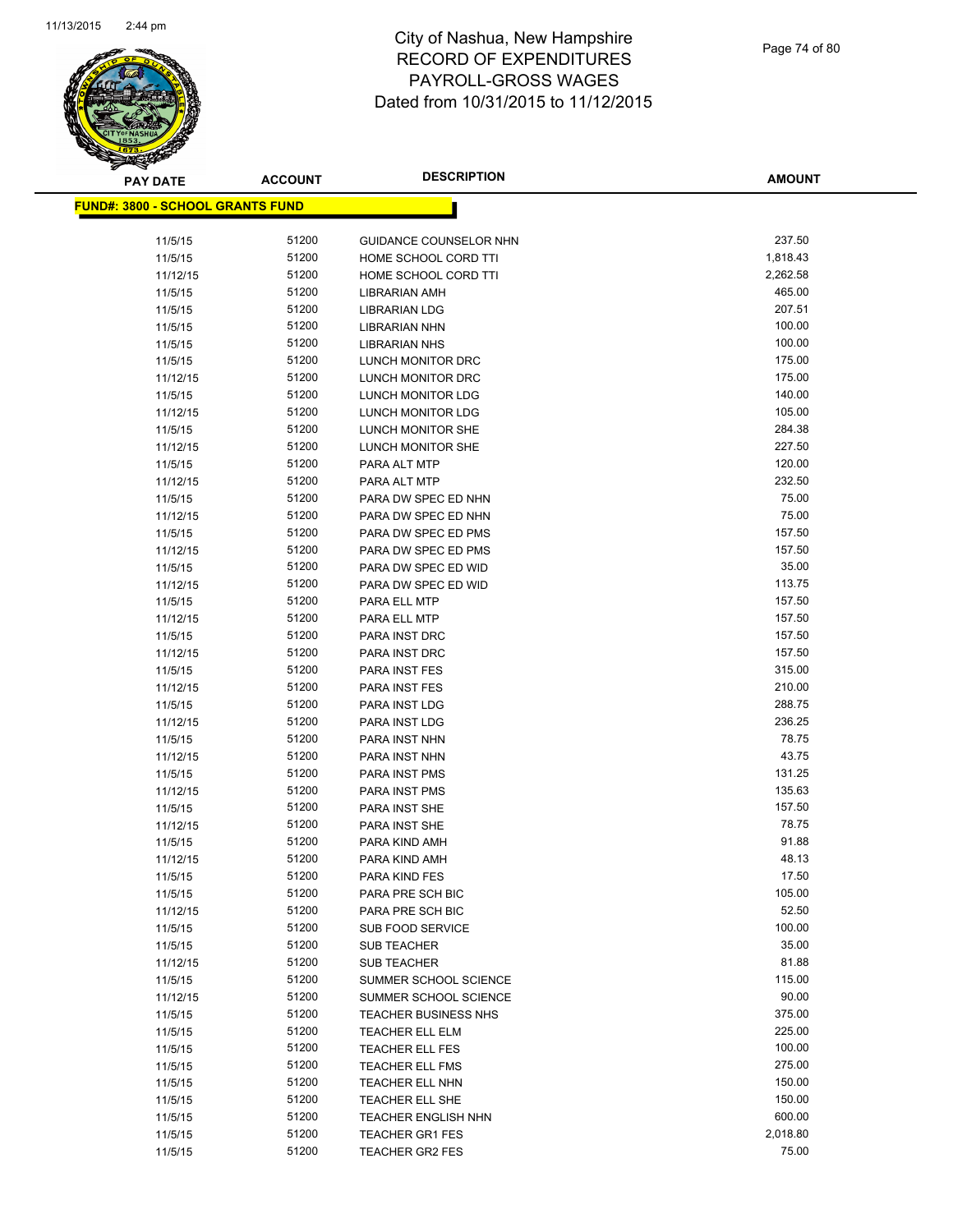# City of Nashua, New Hampshire
## RECORD OF EXPENDITURES
## PAYROLL-GROSS WAGES
## Dated from 10/31/2015 to 11/12/2015

| PAY DATE | ACCOUNT | DESCRIPTION | AMOUNT |
|---|---|---|---|
| **FUND#: 3800 - SCHOOL GRANTS FUND** | | | |
| 11/5/15 | 51200 | GUIDANCE COUNSELOR NHN | 237.50 |
| 11/5/15 | 51200 | HOME SCHOOL CORD TTI | 1,818.43 |
| 11/12/15 | 51200 | HOME SCHOOL CORD TTI | 2,262.58 |
| 11/5/15 | 51200 | LIBRARIAN AMH | 465.00 |
| 11/5/15 | 51200 | LIBRARIAN LDG | 207.51 |
| 11/5/15 | 51200 | LIBRARIAN NHN | 100.00 |
| 11/5/15 | 51200 | LIBRARIAN NHS | 100.00 |
| 11/5/15 | 51200 | LUNCH MONITOR DRC | 175.00 |
| 11/12/15 | 51200 | LUNCH MONITOR DRC | 175.00 |
| 11/5/15 | 51200 | LUNCH MONITOR LDG | 140.00 |
| 11/12/15 | 51200 | LUNCH MONITOR LDG | 105.00 |
| 11/5/15 | 51200 | LUNCH MONITOR SHE | 284.38 |
| 11/12/15 | 51200 | LUNCH MONITOR SHE | 227.50 |
| 11/5/15 | 51200 | PARA ALT MTP | 120.00 |
| 11/12/15 | 51200 | PARA ALT MTP | 232.50 |
| 11/5/15 | 51200 | PARA DW SPEC ED NHN | 75.00 |
| 11/12/15 | 51200 | PARA DW SPEC ED NHN | 75.00 |
| 11/5/15 | 51200 | PARA DW SPEC ED PMS | 157.50 |
| 11/12/15 | 51200 | PARA DW SPEC ED PMS | 157.50 |
| 11/5/15 | 51200 | PARA DW SPEC ED WID | 35.00 |
| 11/12/15 | 51200 | PARA DW SPEC ED WID | 113.75 |
| 11/5/15 | 51200 | PARA ELL MTP | 157.50 |
| 11/12/15 | 51200 | PARA ELL MTP | 157.50 |
| 11/5/15 | 51200 | PARA INST DRC | 157.50 |
| 11/12/15 | 51200 | PARA INST DRC | 157.50 |
| 11/5/15 | 51200 | PARA INST FES | 315.00 |
| 11/12/15 | 51200 | PARA INST FES | 210.00 |
| 11/5/15 | 51200 | PARA INST LDG | 288.75 |
| 11/12/15 | 51200 | PARA INST LDG | 236.25 |
| 11/5/15 | 51200 | PARA INST NHN | 78.75 |
| 11/12/15 | 51200 | PARA INST NHN | 43.75 |
| 11/5/15 | 51200 | PARA INST PMS | 131.25 |
| 11/12/15 | 51200 | PARA INST PMS | 135.63 |
| 11/5/15 | 51200 | PARA INST SHE | 157.50 |
| 11/12/15 | 51200 | PARA INST SHE | 78.75 |
| 11/5/15 | 51200 | PARA KIND AMH | 91.88 |
| 11/12/15 | 51200 | PARA KIND AMH | 48.13 |
| 11/5/15 | 51200 | PARA KIND FES | 17.50 |
| 11/5/15 | 51200 | PARA PRE SCH BIC | 105.00 |
| 11/12/15 | 51200 | PARA PRE SCH BIC | 52.50 |
| 11/5/15 | 51200 | SUB FOOD SERVICE | 100.00 |
| 11/5/15 | 51200 | SUB TEACHER | 35.00 |
| 11/12/15 | 51200 | SUB TEACHER | 81.88 |
| 11/5/15 | 51200 | SUMMER SCHOOL SCIENCE | 115.00 |
| 11/12/15 | 51200 | SUMMER SCHOOL SCIENCE | 90.00 |
| 11/5/15 | 51200 | TEACHER BUSINESS NHS | 375.00 |
| 11/5/15 | 51200 | TEACHER ELL ELM | 225.00 |
| 11/5/15 | 51200 | TEACHER ELL FES | 100.00 |
| 11/5/15 | 51200 | TEACHER ELL FMS | 275.00 |
| 11/5/15 | 51200 | TEACHER ELL NHN | 150.00 |
| 11/5/15 | 51200 | TEACHER ELL SHE | 150.00 |
| 11/5/15 | 51200 | TEACHER ENGLISH NHN | 600.00 |
| 11/5/15 | 51200 | TEACHER GR1 FES | 2,018.80 |
| 11/5/15 | 51200 | TEACHER GR2 FES | 75.00 |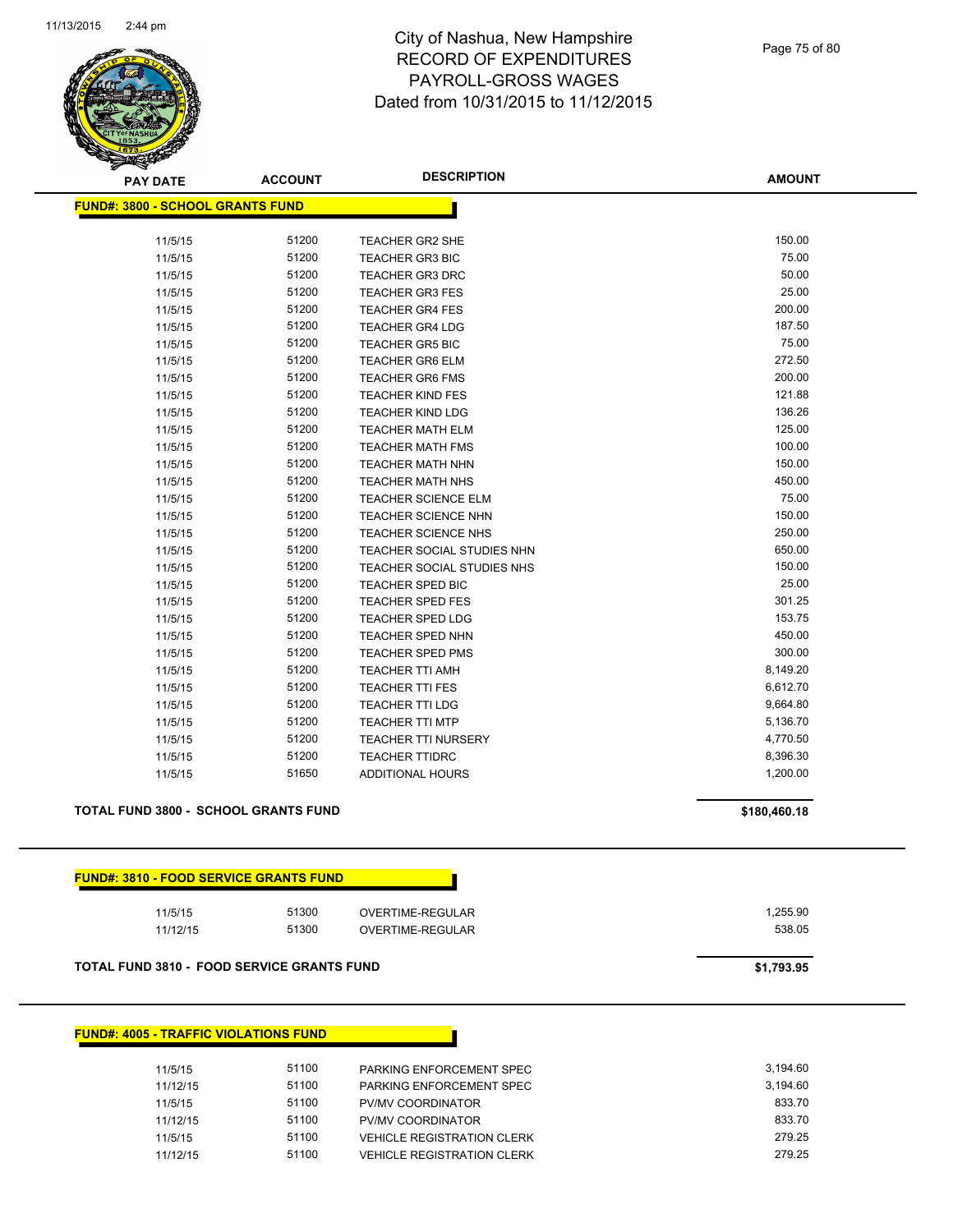# City of Nashua, New Hampshire
# RECORD OF EXPENDITURES
# PAYROLL-GROSS WAGES
# Dated from 10/31/2015 to 11/12/2015

## FUND#: 3800 - SCHOOL GRANTS FUND

| PAY DATE | ACCOUNT | DESCRIPTION | AMOUNT |
|---|---|---|---|
| 11/5/15 | 51200 | TEACHER GR2 SHE | 150.00 |
| 11/5/15 | 51200 | TEACHER GR3 BIC | 75.00 |
| 11/5/15 | 51200 | TEACHER GR3 DRC | 50.00 |
| 11/5/15 | 51200 | TEACHER GR3 FES | 25.00 |
| 11/5/15 | 51200 | TEACHER GR4 FES | 200.00 |
| 11/5/15 | 51200 | TEACHER GR4 LDG | 187.50 |
| 11/5/15 | 51200 | TEACHER GR5 BIC | 75.00 |
| 11/5/15 | 51200 | TEACHER GR6 ELM | 272.50 |
| 11/5/15 | 51200 | TEACHER GR6 FMS | 200.00 |
| 11/5/15 | 51200 | TEACHER KIND FES | 121.88 |
| 11/5/15 | 51200 | TEACHER KIND LDG | 136.26 |
| 11/5/15 | 51200 | TEACHER MATH ELM | 125.00 |
| 11/5/15 | 51200 | TEACHER MATH FMS | 100.00 |
| 11/5/15 | 51200 | TEACHER MATH NHN | 150.00 |
| 11/5/15 | 51200 | TEACHER MATH NHS | 450.00 |
| 11/5/15 | 51200 | TEACHER SCIENCE ELM | 75.00 |
| 11/5/15 | 51200 | TEACHER SCIENCE NHN | 150.00 |
| 11/5/15 | 51200 | TEACHER SCIENCE NHS | 250.00 |
| 11/5/15 | 51200 | TEACHER SOCIAL STUDIES NHN | 650.00 |
| 11/5/15 | 51200 | TEACHER SOCIAL STUDIES NHS | 150.00 |
| 11/5/15 | 51200 | TEACHER SPED BIC | 25.00 |
| 11/5/15 | 51200 | TEACHER SPED FES | 301.25 |
| 11/5/15 | 51200 | TEACHER SPED LDG | 153.75 |
| 11/5/15 | 51200 | TEACHER SPED NHN | 450.00 |
| 11/5/15 | 51200 | TEACHER SPED PMS | 300.00 |
| 11/5/15 | 51200 | TEACHER TTI AMH | 8,149.20 |
| 11/5/15 | 51200 | TEACHER TTI FES | 6,612.70 |
| 11/5/15 | 51200 | TEACHER TTI LDG | 9,664.80 |
| 11/5/15 | 51200 | TEACHER TTI MTP | 5,136.70 |
| 11/5/15 | 51200 | TEACHER TTI NURSERY | 4,770.50 |
| 11/5/15 | 51200 | TEACHER TTIDRC | 8,396.30 |
| 11/5/15 | 51650 | ADDITIONAL HOURS | 1,200.00 |

**TOTAL FUND 3800 - SCHOOL GRANTS FUND** **$180,460.18**

## FUND#: 3810 - FOOD SERVICE GRANTS FUND

| PAY DATE | ACCOUNT | DESCRIPTION | AMOUNT |
|---|---|---|---|
| 11/5/15 | 51300 | OVERTIME-REGULAR | 1,255.90 |
| 11/12/15 | 51300 | OVERTIME-REGULAR | 538.05 |

**TOTAL FUND 3810 - FOOD SERVICE GRANTS FUND** **$1,793.95**

## FUND#: 4005 - TRAFFIC VIOLATIONS FUND

| PAY DATE | ACCOUNT | DESCRIPTION | AMOUNT |
|---|---|---|---|
| 11/5/15 | 51100 | PARKING ENFORCEMENT SPEC | 3,194.60 |
| 11/12/15 | 51100 | PARKING ENFORCEMENT SPEC | 3,194.60 |
| 11/5/15 | 51100 | PV/MV COORDINATOR | 833.70 |
| 11/12/15 | 51100 | PV/MV COORDINATOR | 833.70 |
| 11/5/15 | 51100 | VEHICLE REGISTRATION CLERK | 279.25 |
| 11/12/15 | 51100 | VEHICLE REGISTRATION CLERK | 279.25 |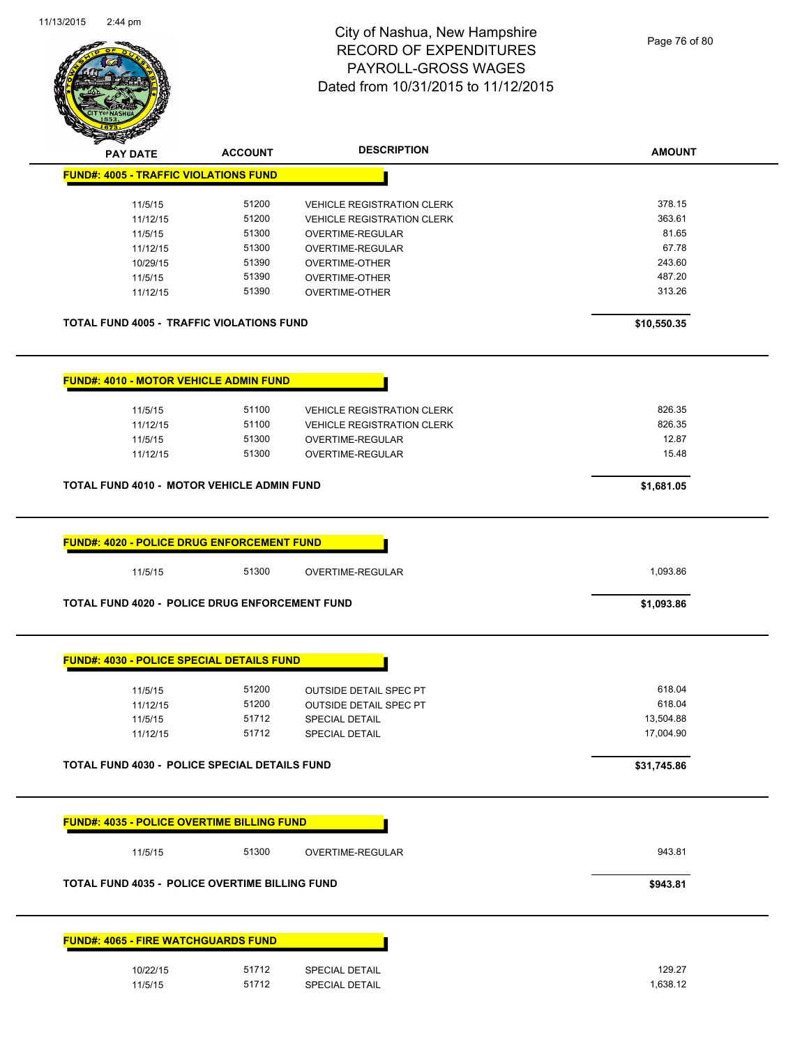# City of Nashua, New Hampshire
## RECORD OF EXPENDITURES
## PAYROLL-GROSS WAGES
## Dated from 10/31/2015 to 11/12/2015

| PAY DATE | ACCOUNT | DESCRIPTION | AMOUNT |
|---|---|---|---|
| **FUND#: 4005 - TRAFFIC VIOLATIONS FUND** | | | |
| 11/5/15 | 51200 | VEHICLE REGISTRATION CLERK | 378.15 |
| 11/12/15 | 51200 | VEHICLE REGISTRATION CLERK | 363.61 |
| 11/5/15 | 51300 | OVERTIME-REGULAR | 81.65 |
| 11/12/15 | 51300 | OVERTIME-REGULAR | 67.78 |
| 10/29/15 | 51390 | OVERTIME-OTHER | 243.60 |
| 11/5/15 | 51390 | OVERTIME-OTHER | 487.20 |
| 11/12/15 | 51390 | OVERTIME-OTHER | 313.26 |
| **TOTAL FUND 4005 - TRAFFIC VIOLATIONS FUND** | | | **$10,550.35** |
| **FUND#: 4010 - MOTOR VEHICLE ADMIN FUND** | | | |
| 11/5/15 | 51100 | VEHICLE REGISTRATION CLERK | 826.35 |
| 11/12/15 | 51100 | VEHICLE REGISTRATION CLERK | 826.35 |
| 11/5/15 | 51300 | OVERTIME-REGULAR | 12.87 |
| 11/12/15 | 51300 | OVERTIME-REGULAR | 15.48 |
| **TOTAL FUND 4010 - MOTOR VEHICLE ADMIN FUND** | | | **$1,681.05** |
| **FUND#: 4020 - POLICE DRUG ENFORCEMENT FUND** | | | |
| 11/5/15 | 51300 | OVERTIME-REGULAR | 1,093.86 |
| **TOTAL FUND 4020 - POLICE DRUG ENFORCEMENT FUND** | | | **$1,093.86** |
| **FUND#: 4030 - POLICE SPECIAL DETAILS FUND** | | | |
| 11/5/15 | 51200 | OUTSIDE DETAIL SPEC PT | 618.04 |
| 11/12/15 | 51200 | OUTSIDE DETAIL SPEC PT | 618.04 |
| 11/5/15 | 51712 | SPECIAL DETAIL | 13,504.88 |
| 11/12/15 | 51712 | SPECIAL DETAIL | 17,004.90 |
| **TOTAL FUND 4030 - POLICE SPECIAL DETAILS FUND** | | | **$31,745.86** |
| **FUND#: 4035 - POLICE OVERTIME BILLING FUND** | | | |
| 11/5/15 | 51300 | OVERTIME-REGULAR | 943.81 |
| **TOTAL FUND 4035 - POLICE OVERTIME BILLING FUND** | | | **$943.81** |
| **FUND#: 4065 - FIRE WATCHGUARDS FUND** | | | |
| 10/22/15 | 51712 | SPECIAL DETAIL | 129.27 |
| 11/5/15 | 51712 | SPECIAL DETAIL | 1,638.12 |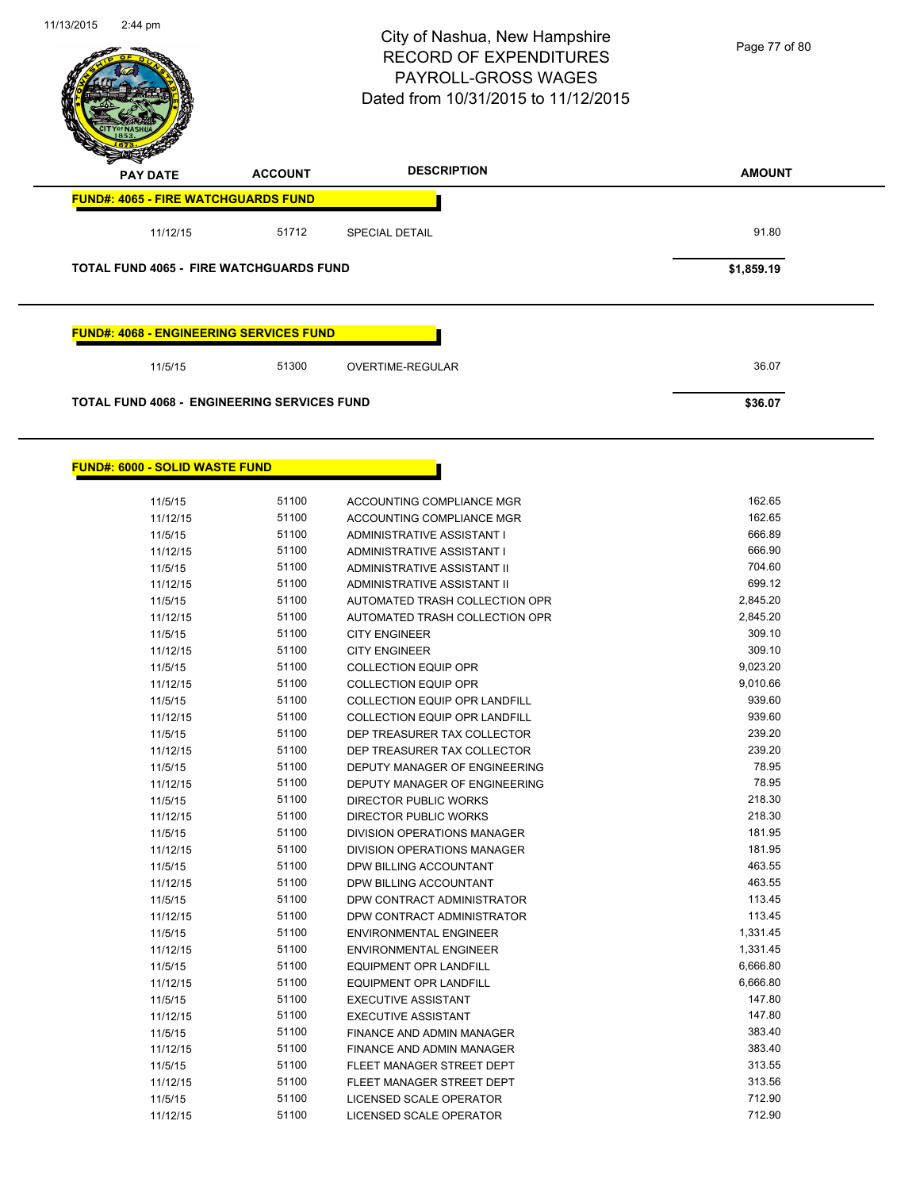# City of Nashua, New Hampshire
## RECORD OF EXPENDITURES
## PAYROLL-GROSS WAGES
## Dated from 10/31/2015 to 11/12/2015

| PAY DATE | ACCOUNT | DESCRIPTION | AMOUNT |
|---|---|---|---|
| **FUND#: 4065 - FIRE WATCHGUARDS FUND** | | | |
| 11/12/15 | 51712 | SPECIAL DETAIL | 91.80 |
| **TOTAL FUND 4065 - FIRE WATCHGUARDS FUND** | | | **$1,859.19** |
| **FUND#: 4068 - ENGINEERING SERVICES FUND** | | | |
| 11/5/15 | 51300 | OVERTIME-REGULAR | 36.07 |
| **TOTAL FUND 4068 - ENGINEERING SERVICES FUND** | | | **$36.07** |
| **FUND#: 6000 - SOLID WASTE FUND** | | | |
| 11/5/15 | 51100 | ACCOUNTING COMPLIANCE MGR | 162.65 |
| 11/12/15 | 51100 | ACCOUNTING COMPLIANCE MGR | 162.65 |
| 11/5/15 | 51100 | ADMINISTRATIVE ASSISTANT I | 666.89 |
| 11/12/15 | 51100 | ADMINISTRATIVE ASSISTANT I | 666.90 |
| 11/5/15 | 51100 | ADMINISTRATIVE ASSISTANT II | 704.60 |
| 11/12/15 | 51100 | ADMINISTRATIVE ASSISTANT II | 699.12 |
| 11/5/15 | 51100 | AUTOMATED TRASH COLLECTION OPR | 2,845.20 |
| 11/12/15 | 51100 | AUTOMATED TRASH COLLECTION OPR | 2,845.20 |
| 11/5/15 | 51100 | CITY ENGINEER | 309.10 |
| 11/12/15 | 51100 | CITY ENGINEER | 309.10 |
| 11/5/15 | 51100 | COLLECTION EQUIP OPR | 9,023.20 |
| 11/12/15 | 51100 | COLLECTION EQUIP OPR | 9,010.66 |
| 11/5/15 | 51100 | COLLECTION EQUIP OPR LANDFILL | 939.60 |
| 11/12/15 | 51100 | COLLECTION EQUIP OPR LANDFILL | 939.60 |
| 11/5/15 | 51100 | DEP TREASURER TAX COLLECTOR | 239.20 |
| 11/12/15 | 51100 | DEP TREASURER TAX COLLECTOR | 239.20 |
| 11/5/15 | 51100 | DEPUTY MANAGER OF ENGINEERING | 78.95 |
| 11/12/15 | 51100 | DEPUTY MANAGER OF ENGINEERING | 78.95 |
| 11/5/15 | 51100 | DIRECTOR PUBLIC WORKS | 218.30 |
| 11/12/15 | 51100 | DIRECTOR PUBLIC WORKS | 218.30 |
| 11/5/15 | 51100 | DIVISION OPERATIONS MANAGER | 181.95 |
| 11/12/15 | 51100 | DIVISION OPERATIONS MANAGER | 181.95 |
| 11/5/15 | 51100 | DPW BILLING ACCOUNTANT | 463.55 |
| 11/12/15 | 51100 | DPW BILLING ACCOUNTANT | 463.55 |
| 11/5/15 | 51100 | DPW CONTRACT ADMINISTRATOR | 113.45 |
| 11/12/15 | 51100 | DPW CONTRACT ADMINISTRATOR | 113.45 |
| 11/5/15 | 51100 | ENVIRONMENTAL ENGINEER | 1,331.45 |
| 11/12/15 | 51100 | ENVIRONMENTAL ENGINEER | 1,331.45 |
| 11/5/15 | 51100 | EQUIPMENT OPR LANDFILL | 6,666.80 |
| 11/12/15 | 51100 | EQUIPMENT OPR LANDFILL | 6,666.80 |
| 11/5/15 | 51100 | EXECUTIVE ASSISTANT | 147.80 |
| 11/12/15 | 51100 | EXECUTIVE ASSISTANT | 147.80 |
| 11/5/15 | 51100 | FINANCE AND ADMIN MANAGER | 383.40 |
| 11/12/15 | 51100 | FINANCE AND ADMIN MANAGER | 383.40 |
| 11/5/15 | 51100 | FLEET MANAGER STREET DEPT | 313.55 |
| 11/12/15 | 51100 | FLEET MANAGER STREET DEPT | 313.56 |
| 11/5/15 | 51100 | LICENSED SCALE OPERATOR | 712.90 |
| 11/12/15 | 51100 | LICENSED SCALE OPERATOR | 712.90 |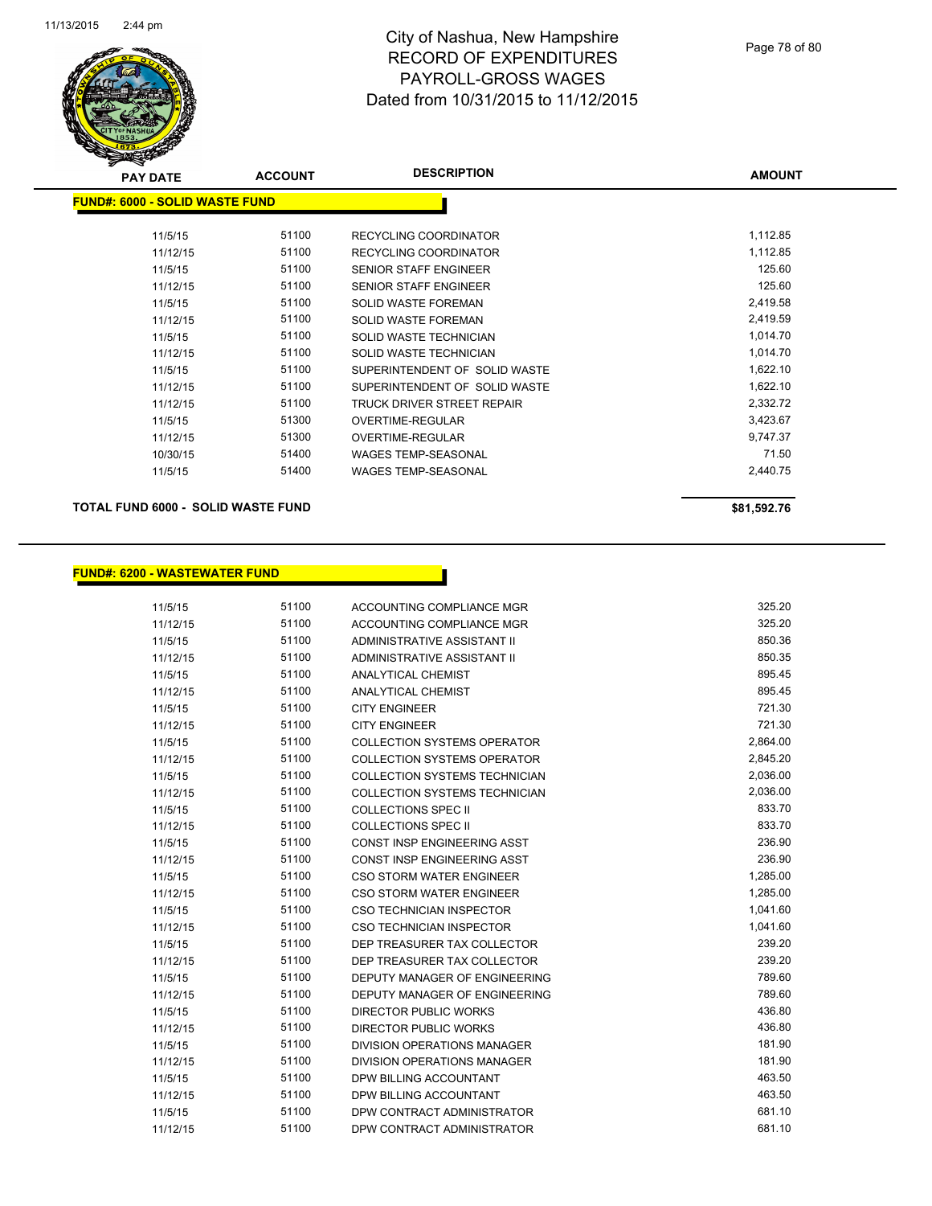# City of Nashua, New Hampshire
## RECORD OF EXPENDITURES
## PAYROLL-GROSS WAGES
## Dated from 10/31/2015 to 11/12/2015

**FUND#: 6000 - SOLID WASTE FUND**

| PAY DATE | ACCOUNT | DESCRIPTION | AMOUNT |
|---|---|---|---|
| 11/5/15 | 51100 | RECYCLING COORDINATOR | 1,112.85 |
| 11/12/15 | 51100 | RECYCLING COORDINATOR | 1,112.85 |
| 11/5/15 | 51100 | SENIOR STAFF ENGINEER | 125.60 |
| 11/12/15 | 51100 | SENIOR STAFF ENGINEER | 125.60 |
| 11/5/15 | 51100 | SOLID WASTE FOREMAN | 2,419.58 |
| 11/12/15 | 51100 | SOLID WASTE FOREMAN | 2,419.59 |
| 11/5/15 | 51100 | SOLID WASTE TECHNICIAN | 1,014.70 |
| 11/12/15 | 51100 | SOLID WASTE TECHNICIAN | 1,014.70 |
| 11/5/15 | 51100 | SUPERINTENDENT OF SOLID WASTE | 1,622.10 |
| 11/12/15 | 51100 | SUPERINTENDENT OF SOLID WASTE | 1,622.10 |
| 11/12/15 | 51100 | TRUCK DRIVER STREET REPAIR | 2,332.72 |
| 11/5/15 | 51300 | OVERTIME-REGULAR | 3,423.67 |
| 11/12/15 | 51300 | OVERTIME-REGULAR | 9,747.37 |
| 10/30/15 | 51400 | WAGES TEMP-SEASONAL | 71.50 |
| 11/5/15 | 51400 | WAGES TEMP-SEASONAL | 2,440.75 |

**TOTAL FUND 6000 - SOLID WASTE FUND** **$81,592.76**

**FUND#: 6200 - WASTEWATER FUND**

| PAY DATE | ACCOUNT | DESCRIPTION | AMOUNT |
|---|---|---|---|
| 11/5/15 | 51100 | ACCOUNTING COMPLIANCE MGR | 325.20 |
| 11/12/15 | 51100 | ACCOUNTING COMPLIANCE MGR | 325.20 |
| 11/5/15 | 51100 | ADMINISTRATIVE ASSISTANT II | 850.36 |
| 11/12/15 | 51100 | ADMINISTRATIVE ASSISTANT II | 850.35 |
| 11/5/15 | 51100 | ANALYTICAL CHEMIST | 895.45 |
| 11/12/15 | 51100 | ANALYTICAL CHEMIST | 895.45 |
| 11/5/15 | 51100 | CITY ENGINEER | 721.30 |
| 11/12/15 | 51100 | CITY ENGINEER | 721.30 |
| 11/5/15 | 51100 | COLLECTION SYSTEMS OPERATOR | 2,864.00 |
| 11/12/15 | 51100 | COLLECTION SYSTEMS OPERATOR | 2,845.20 |
| 11/5/15 | 51100 | COLLECTION SYSTEMS TECHNICIAN | 2,036.00 |
| 11/12/15 | 51100 | COLLECTION SYSTEMS TECHNICIAN | 2,036.00 |
| 11/5/15 | 51100 | COLLECTIONS SPEC II | 833.70 |
| 11/12/15 | 51100 | COLLECTIONS SPEC II | 833.70 |
| 11/5/15 | 51100 | CONST INSP ENGINEERING ASST | 236.90 |
| 11/12/15 | 51100 | CONST INSP ENGINEERING ASST | 236.90 |
| 11/5/15 | 51100 | CSO STORM WATER ENGINEER | 1,285.00 |
| 11/12/15 | 51100 | CSO STORM WATER ENGINEER | 1,285.00 |
| 11/5/15 | 51100 | CSO TECHNICIAN INSPECTOR | 1,041.60 |
| 11/12/15 | 51100 | CSO TECHNICIAN INSPECTOR | 1,041.60 |
| 11/5/15 | 51100 | DEP TREASURER TAX COLLECTOR | 239.20 |
| 11/12/15 | 51100 | DEP TREASURER TAX COLLECTOR | 239.20 |
| 11/5/15 | 51100 | DEPUTY MANAGER OF ENGINEERING | 789.60 |
| 11/12/15 | 51100 | DEPUTY MANAGER OF ENGINEERING | 789.60 |
| 11/5/15 | 51100 | DIRECTOR PUBLIC WORKS | 436.80 |
| 11/12/15 | 51100 | DIRECTOR PUBLIC WORKS | 436.80 |
| 11/5/15 | 51100 | DIVISION OPERATIONS MANAGER | 181.90 |
| 11/12/15 | 51100 | DIVISION OPERATIONS MANAGER | 181.90 |
| 11/5/15 | 51100 | DPW BILLING ACCOUNTANT | 463.50 |
| 11/12/15 | 51100 | DPW BILLING ACCOUNTANT | 463.50 |
| 11/5/15 | 51100 | DPW CONTRACT ADMINISTRATOR | 681.10 |
| 11/12/15 | 51100 | DPW CONTRACT ADMINISTRATOR | 681.10 |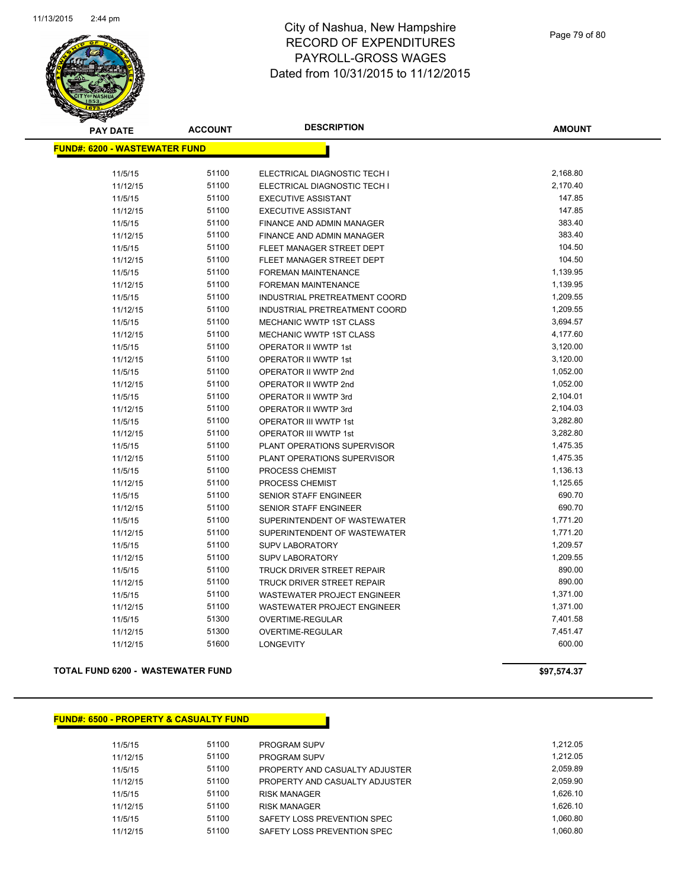# City of Nashua, New Hampshire
## RECORD OF EXPENDITURES
## PAYROLL-GROSS WAGES
## Dated from 10/31/2015 to 11/12/2015

| PAY DATE | ACCOUNT | DESCRIPTION | AMOUNT |
|---|---|---|---|
| **FUND#: 6200 - WASTEWATER FUND** | | | |
| 11/5/15 | 51100 | ELECTRICAL DIAGNOSTIC TECH I | 2,168.80 |
| 11/12/15 | 51100 | ELECTRICAL DIAGNOSTIC TECH I | 2,170.40 |
| 11/5/15 | 51100 | EXECUTIVE ASSISTANT | 147.85 |
| 11/12/15 | 51100 | EXECUTIVE ASSISTANT | 147.85 |
| 11/5/15 | 51100 | FINANCE AND ADMIN MANAGER | 383.40 |
| 11/12/15 | 51100 | FINANCE AND ADMIN MANAGER | 383.40 |
| 11/5/15 | 51100 | FLEET MANAGER STREET DEPT | 104.50 |
| 11/12/15 | 51100 | FLEET MANAGER STREET DEPT | 104.50 |
| 11/5/15 | 51100 | FOREMAN MAINTENANCE | 1,139.95 |
| 11/12/15 | 51100 | FOREMAN MAINTENANCE | 1,139.95 |
| 11/5/15 | 51100 | INDUSTRIAL PRETREATMENT COORD | 1,209.55 |
| 11/12/15 | 51100 | INDUSTRIAL PRETREATMENT COORD | 1,209.55 |
| 11/5/15 | 51100 | MECHANIC WWTP 1ST CLASS | 3,694.57 |
| 11/12/15 | 51100 | MECHANIC WWTP 1ST CLASS | 4,177.60 |
| 11/5/15 | 51100 | OPERATOR II WWTP 1st | 3,120.00 |
| 11/12/15 | 51100 | OPERATOR II WWTP 1st | 3,120.00 |
| 11/5/15 | 51100 | OPERATOR II WWTP 2nd | 1,052.00 |
| 11/12/15 | 51100 | OPERATOR II WWTP 2nd | 1,052.00 |
| 11/5/15 | 51100 | OPERATOR II WWTP 3rd | 2,104.01 |
| 11/12/15 | 51100 | OPERATOR II WWTP 3rd | 2,104.03 |
| 11/5/15 | 51100 | OPERATOR III WWTP 1st | 3,282.80 |
| 11/12/15 | 51100 | OPERATOR III WWTP 1st | 3,282.80 |
| 11/5/15 | 51100 | PLANT OPERATIONS SUPERVISOR | 1,475.35 |
| 11/12/15 | 51100 | PLANT OPERATIONS SUPERVISOR | 1,475.35 |
| 11/5/15 | 51100 | PROCESS CHEMIST | 1,136.13 |
| 11/12/15 | 51100 | PROCESS CHEMIST | 1,125.65 |
| 11/5/15 | 51100 | SENIOR STAFF ENGINEER | 690.70 |
| 11/12/15 | 51100 | SENIOR STAFF ENGINEER | 690.70 |
| 11/5/15 | 51100 | SUPERINTENDENT OF WASTEWATER | 1,771.20 |
| 11/12/15 | 51100 | SUPERINTENDENT OF WASTEWATER | 1,771.20 |
| 11/5/15 | 51100 | SUPV LABORATORY | 1,209.57 |
| 11/12/15 | 51100 | SUPV LABORATORY | 1,209.55 |
| 11/5/15 | 51100 | TRUCK DRIVER STREET REPAIR | 890.00 |
| 11/12/15 | 51100 | TRUCK DRIVER STREET REPAIR | 890.00 |
| 11/5/15 | 51100 | WASTEWATER PROJECT ENGINEER | 1,371.00 |
| 11/12/15 | 51100 | WASTEWATER PROJECT ENGINEER | 1,371.00 |
| 11/5/15 | 51300 | OVERTIME-REGULAR | 7,401.58 |
| 11/12/15 | 51300 | OVERTIME-REGULAR | 7,451.47 |
| 11/12/15 | 51600 | LONGEVITY | 600.00 |
| **TOTAL FUND 6200 - WASTEWATER FUND** | | | **$97,574.37** |

| PAY DATE | ACCOUNT | DESCRIPTION | AMOUNT |
|---|---|---|---|
| **FUND#: 6500 - PROPERTY & CASUALTY FUND** | | | |
| 11/5/15 | 51100 | PROGRAM SUPV | 1,212.05 |
| 11/12/15 | 51100 | PROGRAM SUPV | 1,212.05 |
| 11/5/15 | 51100 | PROPERTY AND CASUALTY ADJUSTER | 2,059.89 |
| 11/12/15 | 51100 | PROPERTY AND CASUALTY ADJUSTER | 2,059.90 |
| 11/5/15 | 51100 | RISK MANAGER | 1,626.10 |
| 11/12/15 | 51100 | RISK MANAGER | 1,626.10 |
| 11/5/15 | 51100 | SAFETY LOSS PREVENTION SPEC | 1,060.80 |
| 11/12/15 | 51100 | SAFETY LOSS PREVENTION SPEC | 1,060.80 |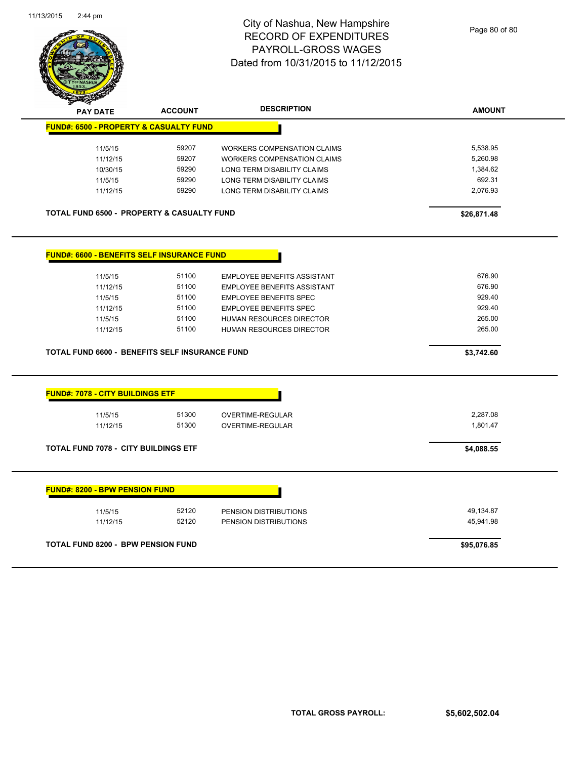# City of Nashua, New Hampshire
# RECORD OF EXPENDITURES
# PAYROLL-GROSS WAGES
# Dated from 10/31/2015 to 11/12/2015

| PAY DATE | ACCOUNT | DESCRIPTION | AMOUNT |
|---|---|---|---|
| **FUND#: 6500 - PROPERTY & CASUALTY FUND** | | | |
| 11/5/15 | 59207 | WORKERS COMPENSATION CLAIMS | 5,538.95 |
| 11/12/15 | 59207 | WORKERS COMPENSATION CLAIMS | 5,260.98 |
| 10/30/15 | 59290 | LONG TERM DISABILITY CLAIMS | 1,384.62 |
| 11/5/15 | 59290 | LONG TERM DISABILITY CLAIMS | 692.31 |
| 11/12/15 | 59290 | LONG TERM DISABILITY CLAIMS | 2,076.93 |
| **TOTAL FUND 6500 - PROPERTY & CASUALTY FUND** | | | **$26,871.48** |
| **FUND#: 6600 - BENEFITS SELF INSURANCE FUND** | | | |
| 11/5/15 | 51100 | EMPLOYEE BENEFITS ASSISTANT | 676.90 |
| 11/12/15 | 51100 | EMPLOYEE BENEFITS ASSISTANT | 676.90 |
| 11/5/15 | 51100 | EMPLOYEE BENEFITS SPEC | 929.40 |
| 11/12/15 | 51100 | EMPLOYEE BENEFITS SPEC | 929.40 |
| 11/5/15 | 51100 | HUMAN RESOURCES DIRECTOR | 265.00 |
| 11/12/15 | 51100 | HUMAN RESOURCES DIRECTOR | 265.00 |
| **TOTAL FUND 6600 - BENEFITS SELF INSURANCE FUND** | | | **$3,742.60** |
| **FUND#: 7078 - CITY BUILDINGS ETF** | | | |
| 11/5/15 | 51300 | OVERTIME-REGULAR | 2,287.08 |
| 11/12/15 | 51300 | OVERTIME-REGULAR | 1,801.47 |
| **TOTAL FUND 7078 - CITY BUILDINGS ETF** | | | **$4,088.55** |
| **FUND#: 8200 - BPW PENSION FUND** | | | |
| 11/5/15 | 52120 | PENSION DISTRIBUTIONS | 49,134.87 |
| 11/12/15 | 52120 | PENSION DISTRIBUTIONS | 45,941.98 |
| **TOTAL FUND 8200 - BPW PENSION FUND** | | | **$95,076.85** |

**TOTAL GROSS PAYROLL: $5,602,502.04**